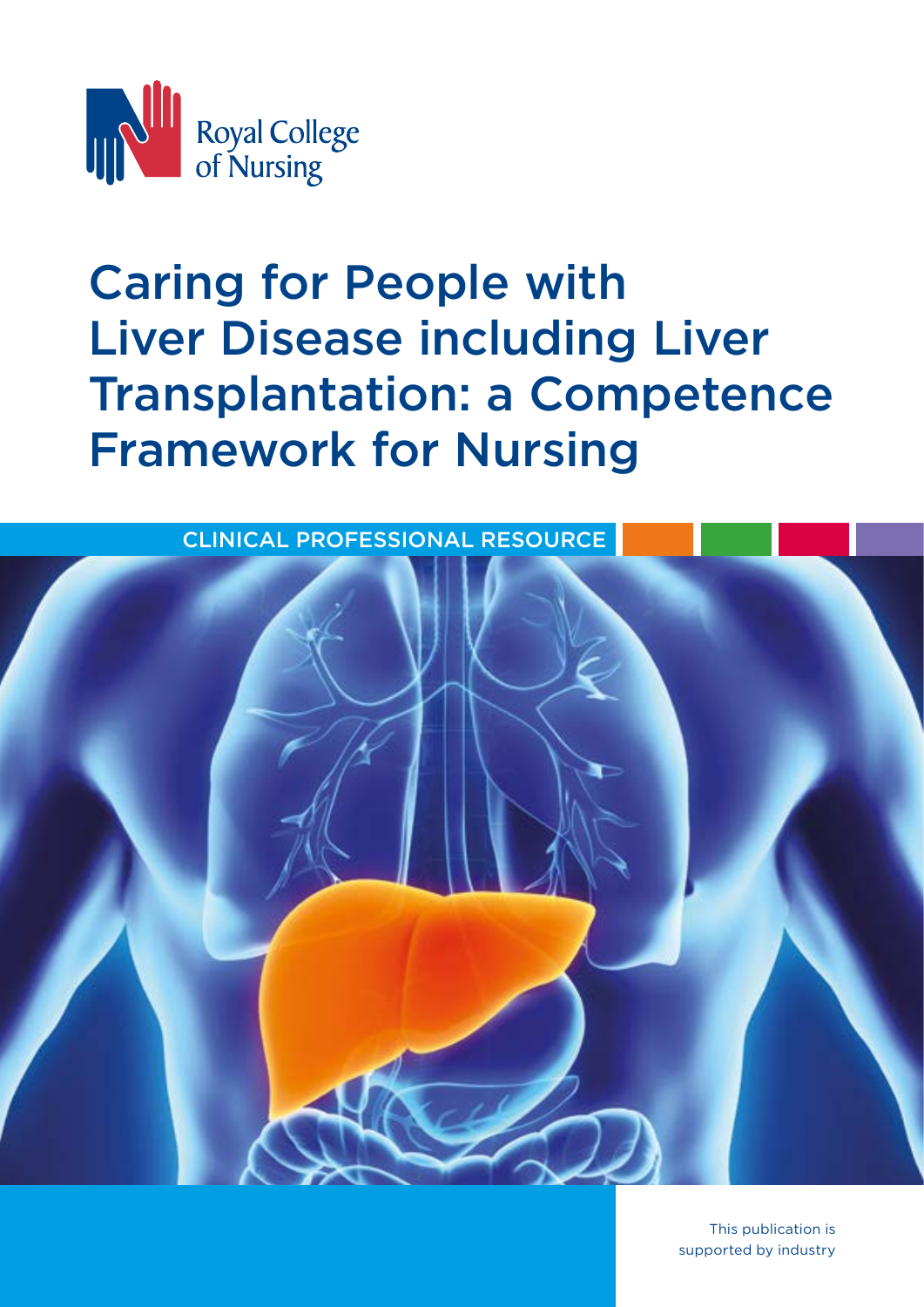Royal College of Nursing

# Caring for People with Liver Disease including Liver Transplantation: a Competence Framework for Nursing

CLINICAL PROFESSIONAL RESOURCE

This publication is supported by industry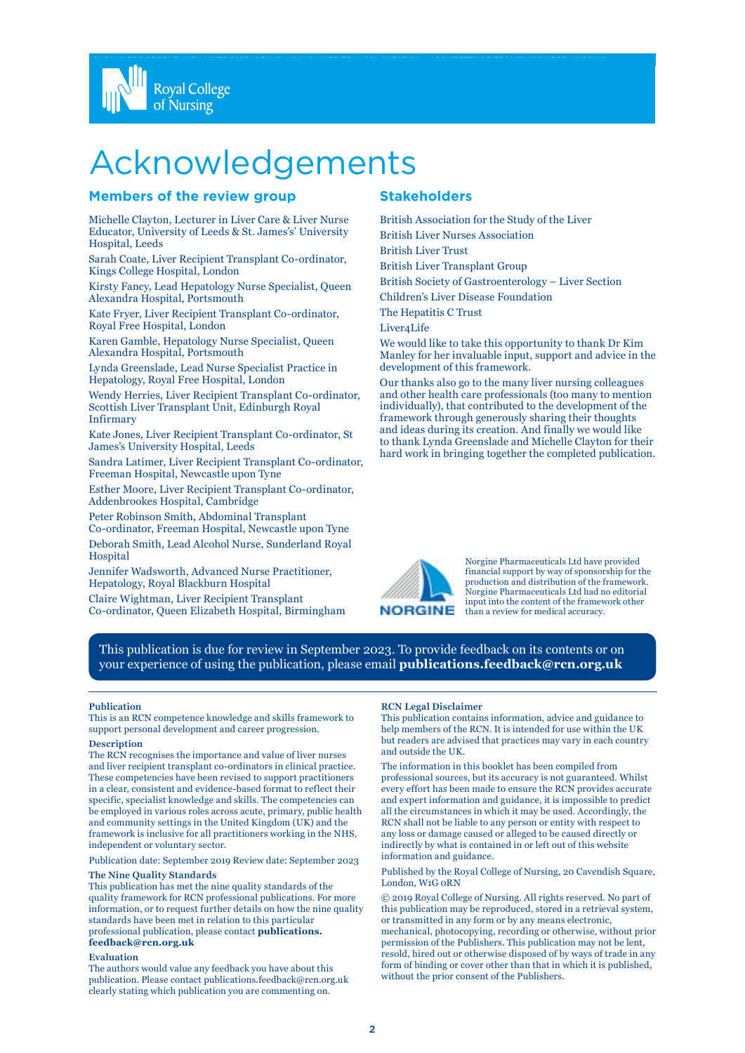# Acknowledgements

## Members of the review group

Michelle Clayton, Lecturer in Liver Care & Liver Nurse Educator, University of Leeds & St. James's' University Hospital, Leeds

Sarah Coate, Liver Recipient Transplant Co-ordinator, Kings College Hospital, London

Kirsty Fancy, Lead Hepatology Nurse Specialist, Queen Alexandra Hospital, Portsmouth

Kate Fryer, Liver Recipient Transplant Co-ordinator, Royal Free Hospital, London

Karen Gamble, Hepatology Nurse Specialist, Queen Alexandra Hospital, Portsmouth

Lynda Greenslade, Lead Nurse Specialist Practice in Hepatology, Royal Free Hospital, London

Wendy Herries, Liver Recipient Transplant Co-ordinator, Scottish Liver Transplant Unit, Edinburgh Royal Infirmary

Kate Jones, Liver Recipient Transplant Co-ordinator, St James's University Hospital, Leeds

Sandra Latimer, Liver Recipient Transplant Co-ordinator, Freeman Hospital, Newcastle upon Tyne

Esther Moore, Liver Recipient Transplant Co-ordinator, Addenbrookes Hospital, Cambridge

Peter Robinson Smith, Abdominal Transplant Co-ordinator, Freeman Hospital, Newcastle upon Tyne

Deborah Smith, Lead Alcohol Nurse, Sunderland Royal Hospital

Jennifer Wadsworth, Advanced Nurse Practitioner, Hepatology, Royal Blackburn Hospital

Claire Wightman, Liver Recipient Transplant Co-ordinator, Queen Elizabeth Hospital, Birmingham

## Stakeholders

British Association for the Study of the Liver

British Liver Nurses Association

British Liver Trust

British Liver Transplant Group

British Society of Gastroenterology – Liver Section

Children's Liver Disease Foundation

The Hepatitis C Trust

Liver4Life

We would like to take this opportunity to thank Dr Kim Manley for her invaluable input, support and advice in the development of this framework.

Our thanks also go to the many liver nursing colleagues and other health care professionals (too many to mention individually), that contributed to the development of the framework through generously sharing their thoughts and ideas during its creation. And finally we would like to thank Lynda Greenslade and Michelle Clayton for their hard work in bringing together the completed publication.

Norgine Pharmaceuticals Ltd have provided financial support by way of sponsorship for the production and distribution of the framework. Norgine Pharmaceuticals Ltd had no editorial input into the content of the framework other than a review for medical accuracy.

This publication is due for review in September 2023. To provide feedback on its contents or on your experience of using the publication, please email **publications.feedback@rcn.org.uk**

**Publication**
This is an RCN competence knowledge and skills framework to support personal development and career progression.

**Description**
The RCN recognises the importance and value of liver nurses and liver recipient transplant co-ordinators in clinical practice. These competencies have been revised to support practitioners in a clear, consistent and evidence-based format to reflect their specific, specialist knowledge and skills. The competencies can be employed in various roles across acute, primary, public health and community settings in the United Kingdom (UK) and the framework is inclusive for all practitioners working in the NHS, independent or voluntary sector.

Publication date: September 2019 Review date: September 2023

**The Nine Quality Standards**
This publication has met the nine quality standards of the quality framework for RCN professional publications. For more information, or to request further details on how the nine quality standards have been met in relation to this particular professional publication, please contact **publications.feedback@rcn.org.uk**

**Evaluation**
The authors would value any feedback you have about this publication. Please contact publications.feedback@rcn.org.uk clearly stating which publication you are commenting on.

**RCN Legal Disclaimer**
This publication contains information, advice and guidance to help members of the RCN. It is intended for use within the UK but readers are advised that practices may vary in each country and outside the UK.

The information in this booklet has been compiled from professional sources, but its accuracy is not guaranteed. Whilst every effort has been made to ensure the RCN provides accurate and expert information and guidance, it is impossible to predict all the circumstances in which it may be used. Accordingly, the RCN shall not be liable to any person or entity with respect to any loss or damage caused or alleged to be caused directly or indirectly by what is contained in or left out of this website information and guidance.

Published by the Royal College of Nursing, 20 Cavendish Square, London, W1G 0RN

© 2019 Royal College of Nursing. All rights reserved. No part of this publication may be reproduced, stored in a retrieval system, or transmitted in any form or by any means electronic, mechanical, photocopying, recording or otherwise, without prior permission of the Publishers. This publication may not be lent, resold, hired out or otherwise disposed of by ways of trade in any form of binding or cover other than that in which it is published, without the prior consent of the Publishers.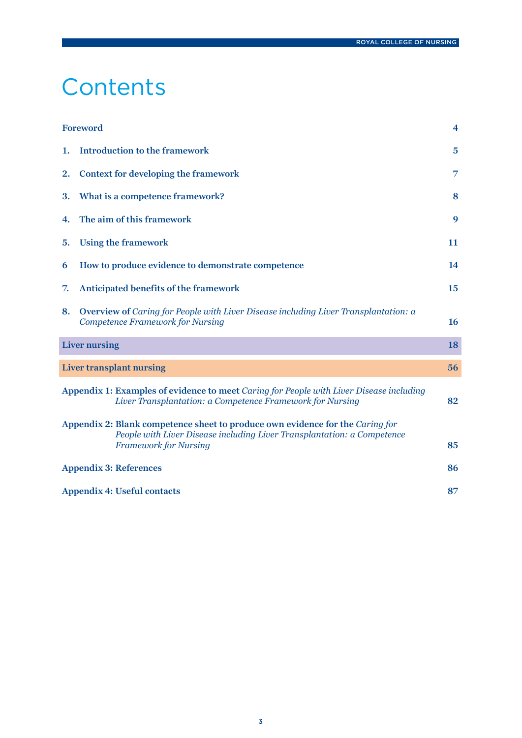# Contents

| | |
|---|---|
| **Foreword** | **4** |
| **1. Introduction to the framework** | **5** |
| **2. Context for developing the framework** | **7** |
| **3. What is a competence framework?** | **8** |
| **4. The aim of this framework** | **9** |
| **5. Using the framework** | **11** |
| **6 How to produce evidence to demonstrate competence** | **14** |
| **7. Anticipated benefits of the framework** | **15** |
| **8. Overview of** ***Caring for People with Liver Disease including Liver Transplantation: a Competence Framework for Nursing*** | **16** |
| **Liver nursing** | **18** |
| **Liver transplant nursing** | **56** |
| **Appendix 1: Examples of evidence to meet** ***Caring for People with Liver Disease including Liver Transplantation: a Competence Framework for Nursing*** | **82** |
| **Appendix 2: Blank competence sheet to produce own evidence for the** ***Caring for People with Liver Disease including Liver Transplantation: a Competence Framework for Nursing*** | **85** |
| **Appendix 3: References** | **86** |
| **Appendix 4: Useful contacts** | **87** |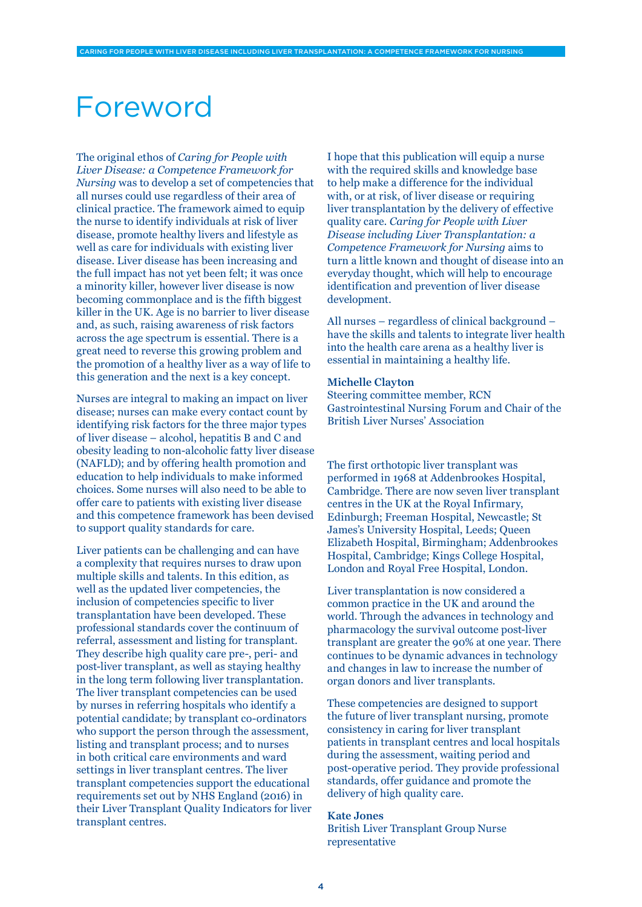# Foreword

The original ethos of *Caring for People with Liver Disease: a Competence Framework for Nursing* was to develop a set of competencies that all nurses could use regardless of their area of clinical practice. The framework aimed to equip the nurse to identify individuals at risk of liver disease, promote healthy livers and lifestyle as well as care for individuals with existing liver disease. Liver disease has been increasing and the full impact has not yet been felt; it was once a minority killer, however liver disease is now becoming commonplace and is the fifth biggest killer in the UK. Age is no barrier to liver disease and, as such, raising awareness of risk factors across the age spectrum is essential. There is a great need to reverse this growing problem and the promotion of a healthy liver as a way of life to this generation and the next is a key concept.

Nurses are integral to making an impact on liver disease; nurses can make every contact count by identifying risk factors for the three major types of liver disease – alcohol, hepatitis B and C and obesity leading to non-alcoholic fatty liver disease (NAFLD); and by offering health promotion and education to help individuals to make informed choices. Some nurses will also need to be able to offer care to patients with existing liver disease and this competence framework has been devised to support quality standards for care.

Liver patients can be challenging and can have a complexity that requires nurses to draw upon multiple skills and talents. In this edition, as well as the updated liver competencies, the inclusion of competencies specific to liver transplantation have been developed. These professional standards cover the continuum of referral, assessment and listing for transplant. They describe high quality care pre-, peri- and post-liver transplant, as well as staying healthy in the long term following liver transplantation. The liver transplant competencies can be used by nurses in referring hospitals who identify a potential candidate; by transplant co-ordinators who support the person through the assessment, listing and transplant process; and to nurses in both critical care environments and ward settings in liver transplant centres. The liver transplant competencies support the educational requirements set out by NHS England (2016) in their Liver Transplant Quality Indicators for liver transplant centres.

I hope that this publication will equip a nurse with the required skills and knowledge base to help make a difference for the individual with, or at risk, of liver disease or requiring liver transplantation by the delivery of effective quality care. *Caring for People with Liver Disease including Liver Transplantation: a Competence Framework for Nursing* aims to turn a little known and thought of disease into an everyday thought, which will help to encourage identification and prevention of liver disease development.

All nurses – regardless of clinical background – have the skills and talents to integrate liver health into the health care arena as a healthy liver is essential in maintaining a healthy life.

**Michelle Clayton**
Steering committee member, RCN Gastrointestinal Nursing Forum and Chair of the British Liver Nurses' Association

The first orthotopic liver transplant was performed in 1968 at Addenbrookes Hospital, Cambridge. There are now seven liver transplant centres in the UK at the Royal Infirmary, Edinburgh; Freeman Hospital, Newcastle; St James's University Hospital, Leeds; Queen Elizabeth Hospital, Birmingham; Addenbrookes Hospital, Cambridge; Kings College Hospital, London and Royal Free Hospital, London.

Liver transplantation is now considered a common practice in the UK and around the world. Through the advances in technology and pharmacology the survival outcome post-liver transplant are greater the 90% at one year. There continues to be dynamic advances in technology and changes in law to increase the number of organ donors and liver transplants.

These competencies are designed to support the future of liver transplant nursing, promote consistency in caring for liver transplant patients in transplant centres and local hospitals during the assessment, waiting period and post-operative period. They provide professional standards, offer guidance and promote the delivery of high quality care.

**Kate Jones**
British Liver Transplant Group Nurse representative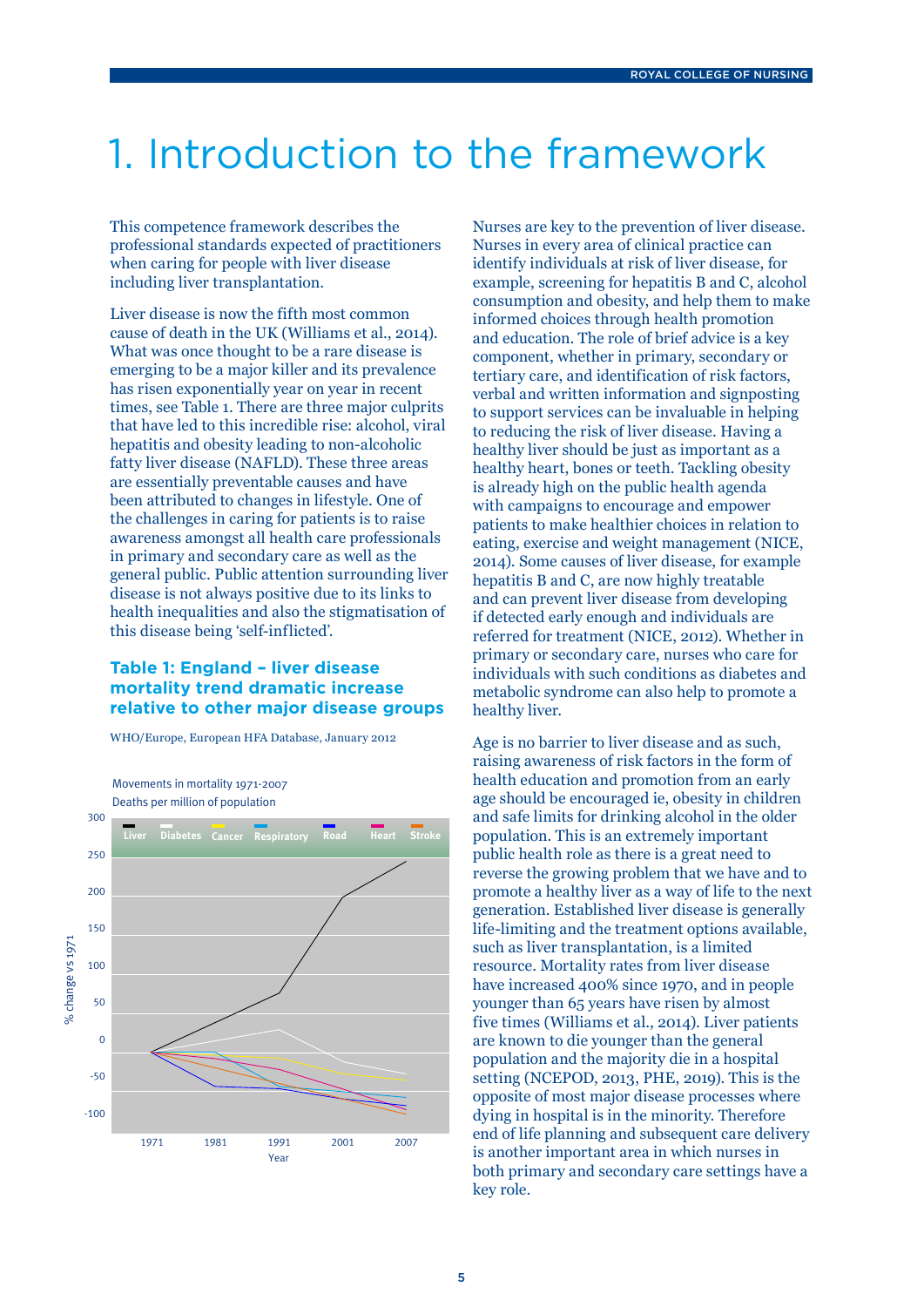# 1. Introduction to the framework

This competence framework describes the professional standards expected of practitioners when caring for people with liver disease including liver transplantation.

Liver disease is now the fifth most common cause of death in the UK (Williams et al., 2014). What was once thought to be a rare disease is emerging to be a major killer and its prevalence has risen exponentially year on year in recent times, see Table 1. There are three major culprits that have led to this incredible rise: alcohol, viral hepatitis and obesity leading to non-alcoholic fatty liver disease (NAFLD). These three areas are essentially preventable causes and have been attributed to changes in lifestyle. One of the challenges in caring for patients is to raise awareness amongst all health care professionals in primary and secondary care as well as the general public. Public attention surrounding liver disease is not always positive due to its links to health inequalities and also the stigmatisation of this disease being 'self-inflicted'.

### Table 1: England – liver disease mortality trend dramatic increase relative to other major disease groups

WHO/Europe, European HFA Database, January 2012

Movements in mortality 1971-2007
Deaths per million of population

Nurses are key to the prevention of liver disease. Nurses in every area of clinical practice can identify individuals at risk of liver disease, for example, screening for hepatitis B and C, alcohol consumption and obesity, and help them to make informed choices through health promotion and education. The role of brief advice is a key component, whether in primary, secondary or tertiary care, and identification of risk factors, verbal and written information and signposting to support services can be invaluable in helping to reducing the risk of liver disease. Having a healthy liver should be just as important as a healthy heart, bones or teeth. Tackling obesity is already high on the public health agenda with campaigns to encourage and empower patients to make healthier choices in relation to eating, exercise and weight management (NICE, 2014). Some causes of liver disease, for example hepatitis B and C, are now highly treatable and can prevent liver disease from developing if detected early enough and individuals are referred for treatment (NICE, 2012). Whether in primary or secondary care, nurses who care for individuals with such conditions as diabetes and metabolic syndrome can also help to promote a healthy liver.

Age is no barrier to liver disease and as such, raising awareness of risk factors in the form of health education and promotion from an early age should be encouraged ie, obesity in children and safe limits for drinking alcohol in the older population. This is an extremely important public health role as there is a great need to reverse the growing problem that we have and to promote a healthy liver as a way of life to the next generation. Established liver disease is generally life-limiting and the treatment options available, such as liver transplantation, is a limited resource. Mortality rates from liver disease have increased 400% since 1970, and in people younger than 65 years have risen by almost five times (Williams et al., 2014). Liver patients are known to die younger than the general population and the majority die in a hospital setting (NCEPOD, 2013, PHE, 2019). This is the opposite of most major disease processes where dying in hospital is in the minority. Therefore end of life planning and subsequent care delivery is another important area in which nurses in both primary and secondary care settings have a key role.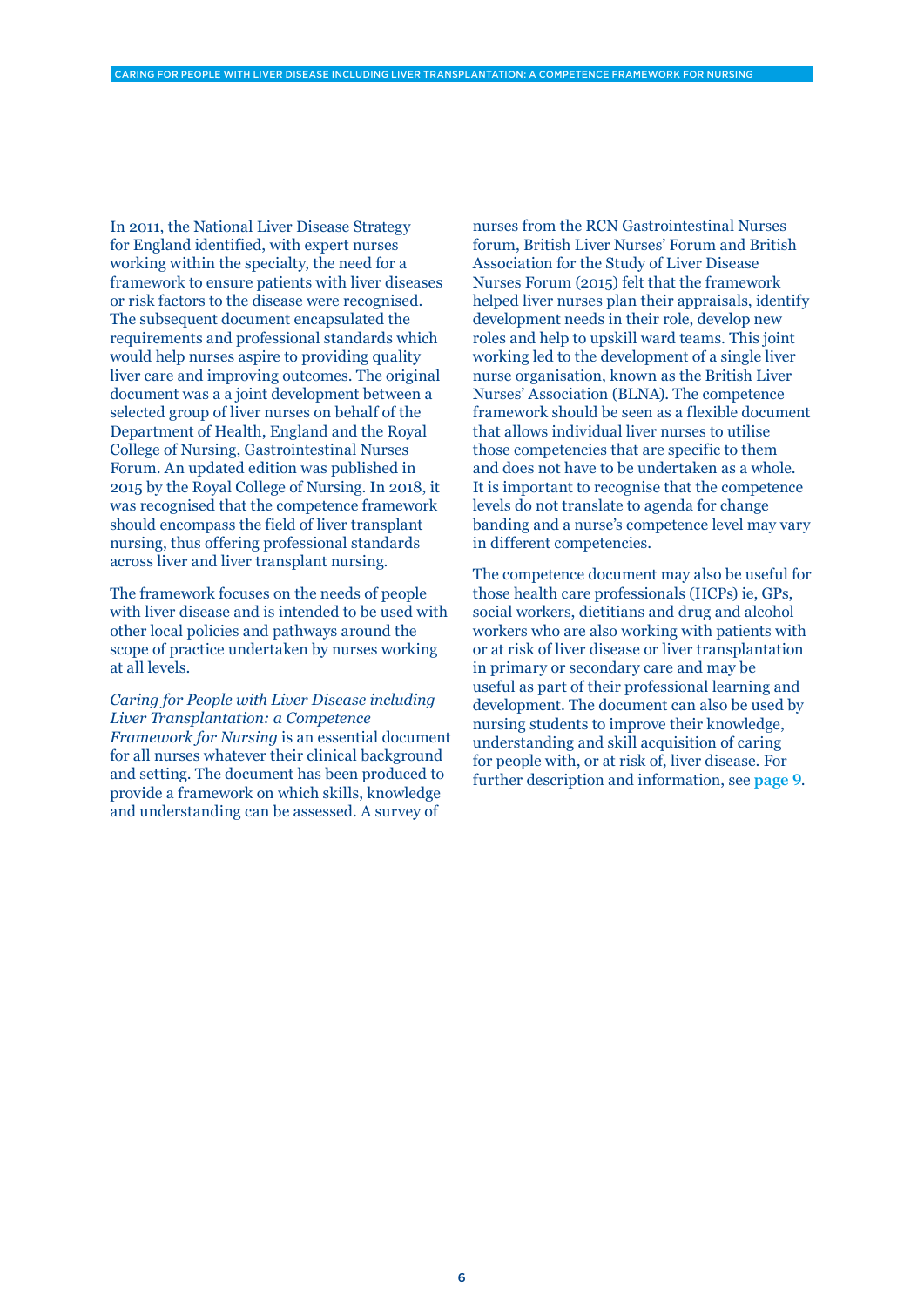In 2011, the National Liver Disease Strategy for England identified, with expert nurses working within the specialty, the need for a framework to ensure patients with liver diseases or risk factors to the disease were recognised. The subsequent document encapsulated the requirements and professional standards which would help nurses aspire to providing quality liver care and improving outcomes. The original document was a a joint development between a selected group of liver nurses on behalf of the Department of Health, England and the Royal College of Nursing, Gastrointestinal Nurses Forum. An updated edition was published in 2015 by the Royal College of Nursing. In 2018, it was recognised that the competence framework should encompass the field of liver transplant nursing, thus offering professional standards across liver and liver transplant nursing.

The framework focuses on the needs of people with liver disease and is intended to be used with other local policies and pathways around the scope of practice undertaken by nurses working at all levels.

*Caring for People with Liver Disease including Liver Transplantation: a Competence Framework for Nursing* is an essential document for all nurses whatever their clinical background and setting. The document has been produced to provide a framework on which skills, knowledge and understanding can be assessed. A survey of nurses from the RCN Gastrointestinal Nurses forum, British Liver Nurses' Forum and British Association for the Study of Liver Disease Nurses Forum (2015) felt that the framework helped liver nurses plan their appraisals, identify development needs in their role, develop new roles and help to upskill ward teams. This joint working led to the development of a single liver nurse organisation, known as the British Liver Nurses' Association (BLNA). The competence framework should be seen as a flexible document that allows individual liver nurses to utilise those competencies that are specific to them and does not have to be undertaken as a whole. It is important to recognise that the competence levels do not translate to agenda for change banding and a nurse's competence level may vary in different competencies.

The competence document may also be useful for those health care professionals (HCPs) ie, GPs, social workers, dietitians and drug and alcohol workers who are also working with patients with or at risk of liver disease or liver transplantation in primary or secondary care and may be useful as part of their professional learning and development. The document can also be used by nursing students to improve their knowledge, understanding and skill acquisition of caring for people with, or at risk of, liver disease. For further description and information, see **page 9**.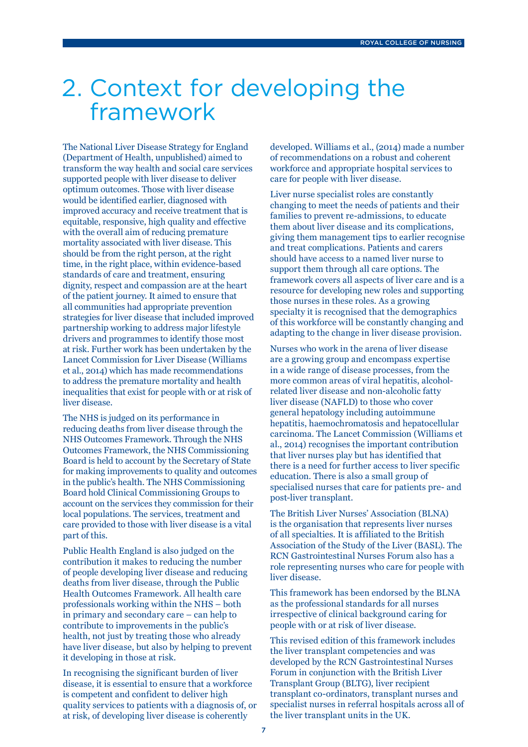// Assistant
# 2. Context for developing the framework

The National Liver Disease Strategy for England (Department of Health, unpublished) aimed to transform the way health and social care services supported people with liver disease to deliver optimum outcomes. Those with liver disease would be identified earlier, diagnosed with improved accuracy and receive treatment that is equitable, responsive, high quality and effective with the overall aim of reducing premature mortality associated with liver disease. This should be from the right person, at the right time, in the right place, within evidence-based standards of care and treatment, ensuring dignity, respect and compassion are at the heart of the patient journey. It aimed to ensure that all communities had appropriate prevention strategies for liver disease that included improved partnership working to address major lifestyle drivers and programmes to identify those most at risk. Further work has been undertaken by the Lancet Commission for Liver Disease (Williams et al., 2014) which has made recommendations to address the premature mortality and health inequalities that exist for people with or at risk of liver disease.

The NHS is judged on its performance in reducing deaths from liver disease through the NHS Outcomes Framework. Through the NHS Outcomes Framework, the NHS Commissioning Board is held to account by the Secretary of State for making improvements to quality and outcomes in the public's health. The NHS Commissioning Board hold Clinical Commissioning Groups to account on the services they commission for their local populations. The services, treatment and care provided to those with liver disease is a vital part of this.

Public Health England is also judged on the contribution it makes to reducing the number of people developing liver disease and reducing deaths from liver disease, through the Public Health Outcomes Framework. All health care professionals working within the NHS – both in primary and secondary care – can help to contribute to improvements in the public's health, not just by treating those who already have liver disease, but also by helping to prevent it developing in those at risk.

In recognising the significant burden of liver disease, it is essential to ensure that a workforce is competent and confident to deliver high quality services to patients with a diagnosis of, or at risk, of developing liver disease is coherently developed. Williams et al., (2014) made a number of recommendations on a robust and coherent workforce and appropriate hospital services to care for people with liver disease.

Liver nurse specialist roles are constantly changing to meet the needs of patients and their families to prevent re-admissions, to educate them about liver disease and its complications, giving them management tips to earlier recognise and treat complications. Patients and carers should have access to a named liver nurse to support them through all care options. The framework covers all aspects of liver care and is a resource for developing new roles and supporting those nurses in these roles. As a growing specialty it is recognised that the demographics of this workforce will be constantly changing and adapting to the change in liver disease provision.

Nurses who work in the arena of liver disease are a growing group and encompass expertise in a wide range of disease processes, from the more common areas of viral hepatitis, alcohol-related liver disease and non-alcoholic fatty liver disease (NAFLD) to those who cover general hepatology including autoimmune hepatitis, haemochromatosis and hepatocellular carcinoma. The Lancet Commission (Williams et al., 2014) recognises the important contribution that liver nurses play but has identified that there is a need for further access to liver specific education. There is also a small group of specialised nurses that care for patients pre- and post-liver transplant.

The British Liver Nurses' Association (BLNA) is the organisation that represents liver nurses of all specialties. It is affiliated to the British Association of the Study of the Liver (BASL). The RCN Gastrointestinal Nurses Forum also has a role representing nurses who care for people with liver disease.

This framework has been endorsed by the BLNA as the professional standards for all nurses irrespective of clinical background caring for people with or at risk of liver disease.

This revised edition of this framework includes the liver transplant competencies and was developed by the RCN Gastrointestinal Nurses Forum in conjunction with the British Liver Transplant Group (BLTG), liver recipient transplant co-ordinators, transplant nurses and specialist nurses in referral hospitals across all of the liver transplant units in the UK.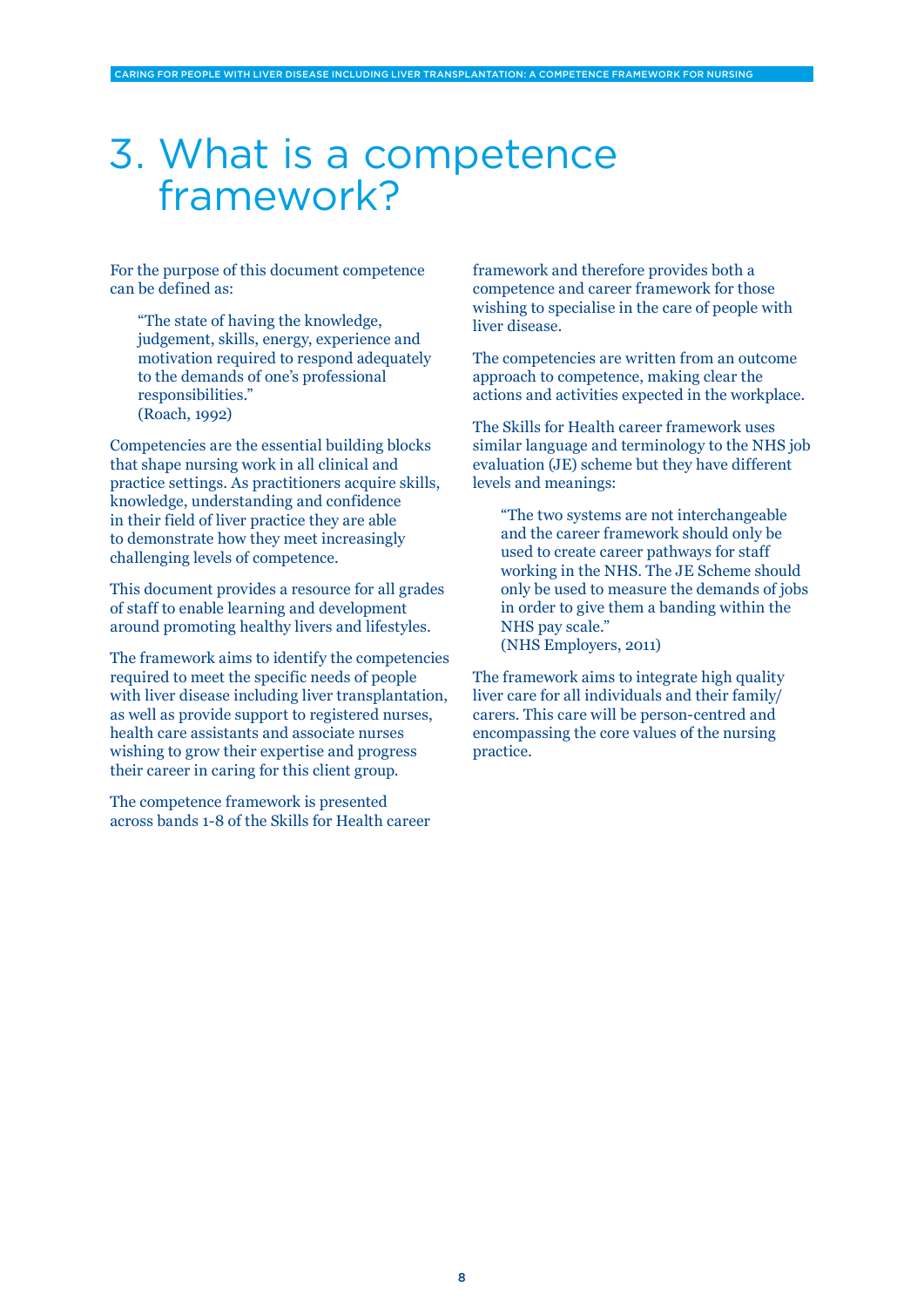# 3. What is a competence framework?

For the purpose of this document competence can be defined as:

> "The state of having the knowledge, judgement, skills, energy, experience and motivation required to respond adequately to the demands of one's professional responsibilities."
> (Roach, 1992)

Competencies are the essential building blocks that shape nursing work in all clinical and practice settings. As practitioners acquire skills, knowledge, understanding and confidence in their field of liver practice they are able to demonstrate how they meet increasingly challenging levels of competence.

This document provides a resource for all grades of staff to enable learning and development around promoting healthy livers and lifestyles.

The framework aims to identify the competencies required to meet the specific needs of people with liver disease including liver transplantation, as well as provide support to registered nurses, health care assistants and associate nurses wishing to grow their expertise and progress their career in caring for this client group.

The competence framework is presented across bands 1-8 of the Skills for Health career framework and therefore provides both a competence and career framework for those wishing to specialise in the care of people with liver disease.

The competencies are written from an outcome approach to competence, making clear the actions and activities expected in the workplace.

The Skills for Health career framework uses similar language and terminology to the NHS job evaluation (JE) scheme but they have different levels and meanings:

> "The two systems are not interchangeable and the career framework should only be used to create career pathways for staff working in the NHS. The JE Scheme should only be used to measure the demands of jobs in order to give them a banding within the NHS pay scale."
> (NHS Employers, 2011)

The framework aims to integrate high quality liver care for all individuals and their family/carers. This care will be person-centred and encompassing the core values of the nursing practice.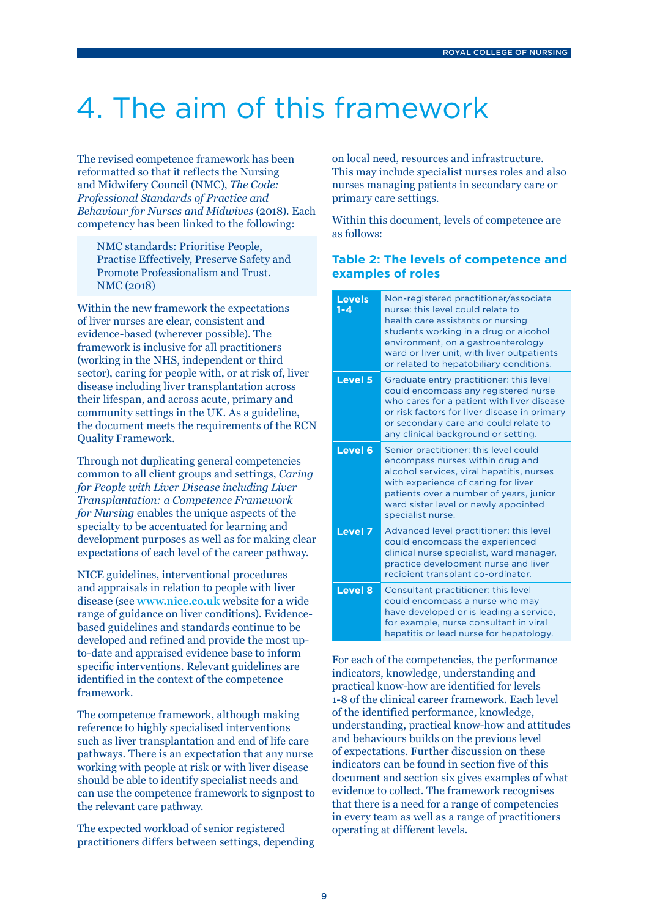# 4. The aim of this framework

The revised competence framework has been reformatted so that it reflects the Nursing and Midwifery Council (NMC), *The Code: Professional Standards of Practice and Behaviour for Nurses and Midwives* (2018). Each competency has been linked to the following:

> NMC standards: Prioritise People, Practise Effectively, Preserve Safety and Promote Professionalism and Trust. NMC (2018)

Within the new framework the expectations of liver nurses are clear, consistent and evidence-based (wherever possible). The framework is inclusive for all practitioners (working in the NHS, independent or third sector), caring for people with, or at risk of, liver disease including liver transplantation across their lifespan, and across acute, primary and community settings in the UK. As a guideline, the document meets the requirements of the RCN Quality Framework.

Through not duplicating general competencies common to all client groups and settings, *Caring for People with Liver Disease including Liver Transplantation: a Competence Framework for Nursing* enables the unique aspects of the specialty to be accentuated for learning and development purposes as well as for making clear expectations of each level of the career pathway.

NICE guidelines, interventional procedures and appraisals in relation to people with liver disease (see **www.nice.co.uk** website for a wide range of guidance on liver conditions). Evidence-based guidelines and standards continue to be developed and refined and provide the most up-to-date and appraised evidence base to inform specific interventions. Relevant guidelines are identified in the context of the competence framework.

The competence framework, although making reference to highly specialised interventions such as liver transplantation and end of life care pathways. There is an expectation that any nurse working with people at risk or with liver disease should be able to identify specialist needs and can use the competence framework to signpost to the relevant care pathway.

The expected workload of senior registered practitioners differs between settings, depending on local need, resources and infrastructure. This may include specialist nurses roles and also nurses managing patients in secondary care or primary care settings.

Within this document, levels of competence are as follows:

### Table 2: The levels of competence and examples of roles

| Level | Description |
|---|---|
| **Levels 1-4** | Non-registered practitioner/associate nurse: this level could relate to health care assistants or nursing students working in a drug or alcohol environment, on a gastroenterology ward or liver unit, with liver outpatients or related to hepatobiliary conditions. |
| **Level 5** | Graduate entry practitioner: this level could encompass any registered nurse who cares for a patient with liver disease or risk factors for liver disease in primary or secondary care and could relate to any clinical background or setting. |
| **Level 6** | Senior practitioner: this level could encompass nurses within drug and alcohol services, viral hepatitis, nurses with experience of caring for liver patients over a number of years, junior ward sister level or newly appointed specialist nurse. |
| **Level 7** | Advanced level practitioner: this level could encompass the experienced clinical nurse specialist, ward manager, practice development nurse and liver recipient transplant co-ordinator. |
| **Level 8** | Consultant practitioner: this level could encompass a nurse who may have developed or is leading a service, for example, nurse consultant in viral hepatitis or lead nurse for hepatology. |

For each of the competencies, the performance indicators, knowledge, understanding and practical know-how are identified for levels 1-8 of the clinical career framework. Each level of the identified performance, knowledge, understanding, practical know-how and attitudes and behaviours builds on the previous level of expectations. Further discussion on these indicators can be found in section five of this document and section six gives examples of what evidence to collect. The framework recognises that there is a need for a range of competencies in every team as well as a range of practitioners operating at different levels.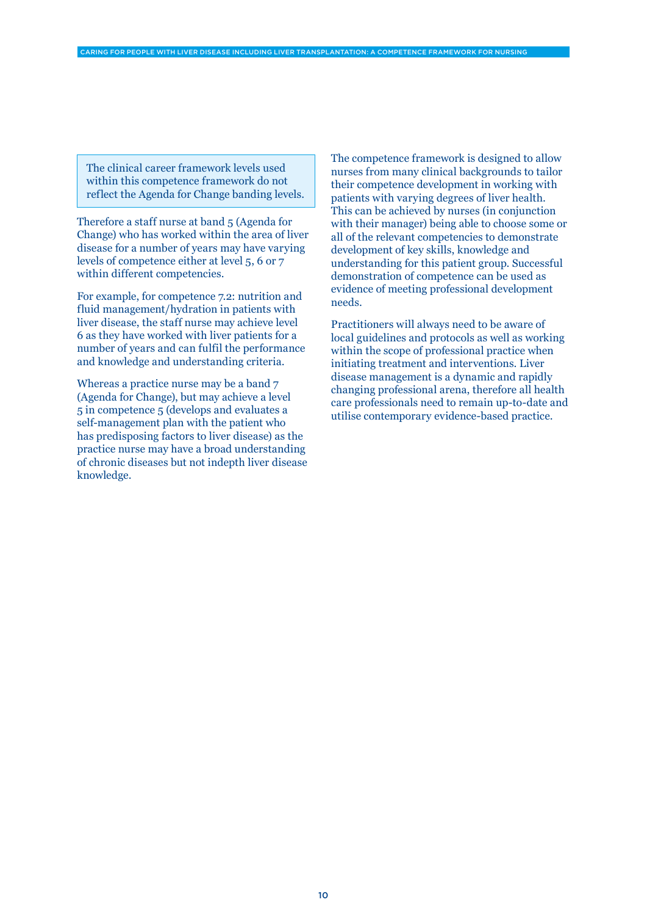The clinical career framework levels used within this competence framework do not reflect the Agenda for Change banding levels.

Therefore a staff nurse at band 5 (Agenda for Change) who has worked within the area of liver disease for a number of years may have varying levels of competence either at level 5, 6 or 7 within different competencies.

For example, for competence 7.2: nutrition and fluid management/hydration in patients with liver disease, the staff nurse may achieve level 6 as they have worked with liver patients for a number of years and can fulfil the performance and knowledge and understanding criteria.

Whereas a practice nurse may be a band 7 (Agenda for Change), but may achieve a level 5 in competence 5 (develops and evaluates a self-management plan with the patient who has predisposing factors to liver disease) as the practice nurse may have a broad understanding of chronic diseases but not indepth liver disease knowledge.

The competence framework is designed to allow nurses from many clinical backgrounds to tailor their competence development in working with patients with varying degrees of liver health. This can be achieved by nurses (in conjunction with their manager) being able to choose some or all of the relevant competencies to demonstrate development of key skills, knowledge and understanding for this patient group. Successful demonstration of competence can be used as evidence of meeting professional development needs.

Practitioners will always need to be aware of local guidelines and protocols as well as working within the scope of professional practice when initiating treatment and interventions. Liver disease management is a dynamic and rapidly changing professional arena, therefore all health care professionals need to remain up-to-date and utilise contemporary evidence-based practice.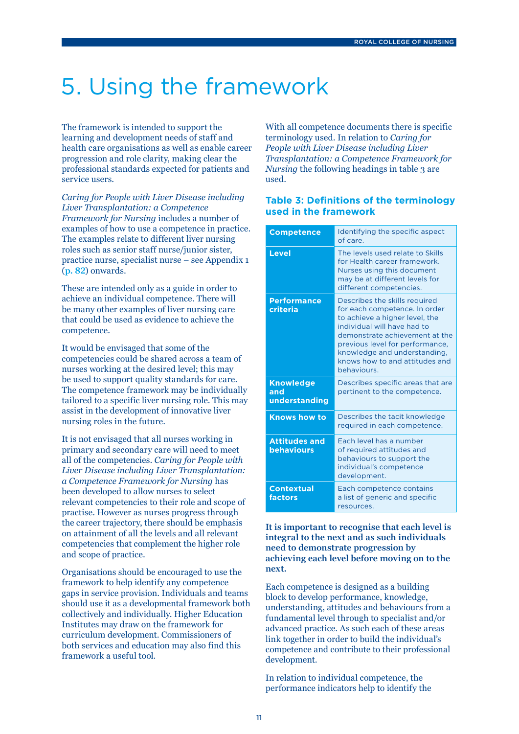# 5. Using the framework

The framework is intended to support the learning and development needs of staff and health care organisations as well as enable career progression and role clarity, making clear the professional standards expected for patients and service users.

*Caring for People with Liver Disease including Liver Transplantation: a Competence Framework for Nursing* includes a number of examples of how to use a competence in practice. The examples relate to different liver nursing roles such as senior staff nurse/junior sister, practice nurse, specialist nurse – see Appendix 1 (**p. 82**) onwards.

These are intended only as a guide in order to achieve an individual competence. There will be many other examples of liver nursing care that could be used as evidence to achieve the competence.

It would be envisaged that some of the competencies could be shared across a team of nurses working at the desired level; this may be used to support quality standards for care. The competence framework may be individually tailored to a specific liver nursing role. This may assist in the development of innovative liver nursing roles in the future.

It is not envisaged that all nurses working in primary and secondary care will need to meet all of the competencies. *Caring for People with Liver Disease including Liver Transplantation: a Competence Framework for Nursing* has been developed to allow nurses to select relevant competencies to their role and scope of practise. However as nurses progress through the career trajectory, there should be emphasis on attainment of all the levels and all relevant competencies that complement the higher role and scope of practice.

Organisations should be encouraged to use the framework to help identify any competence gaps in service provision. Individuals and teams should use it as a developmental framework both collectively and individually. Higher Education Institutes may draw on the framework for curriculum development. Commissioners of both services and education may also find this framework a useful tool.

With all competence documents there is specific terminology used. In relation to *Caring for People with Liver Disease including Liver Transplantation: a Competence Framework for Nursing* the following headings in table 3 are used.

### Table 3: Definitions of the terminology used in the framework

| | |
|---|---|
| **Competence** | Identifying the specific aspect of care. |
| **Level** | The levels used relate to Skills for Health career framework. Nurses using this document may be at different levels for different competencies. |
| **Performance criteria** | Describes the skills required for each competence. In order to achieve a higher level, the individual will have had to demonstrate achievement at the previous level for performance, knowledge and understanding, knows how to and attitudes and behaviours. |
| **Knowledge and understanding** | Describes specific areas that are pertinent to the competence. |
| **Knows how to** | Describes the tacit knowledge required in each competence. |
| **Attitudes and behaviours** | Each level has a number of required attitudes and behaviours to support the individual's competence development. |
| **Contextual factors** | Each competence contains a list of generic and specific resources. |

**It is important to recognise that each level is integral to the next and as such individuals need to demonstrate progression by achieving each level before moving on to the next.**

Each competence is designed as a building block to develop performance, knowledge, understanding, attitudes and behaviours from a fundamental level through to specialist and/or advanced practice. As such each of these areas link together in order to build the individual's competence and contribute to their professional development.

In relation to individual competence, the performance indicators help to identify the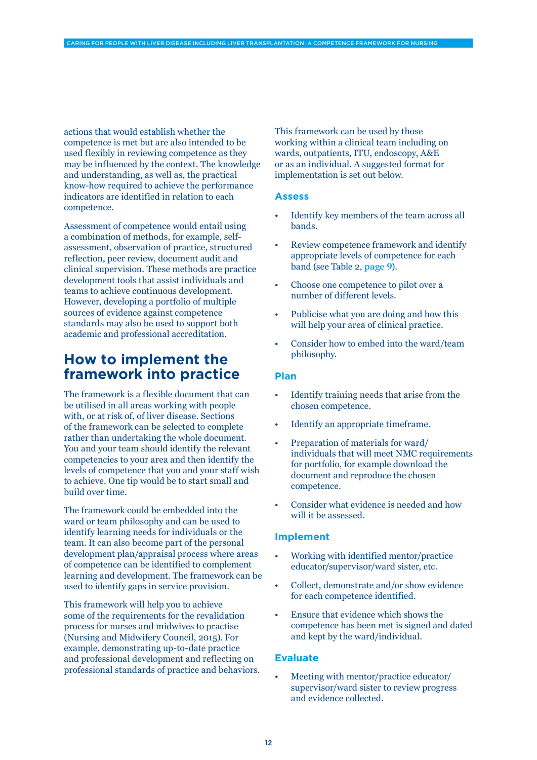actions that would establish whether the competence is met but are also intended to be used flexibly in reviewing competence as they may be influenced by the context. The knowledge and understanding, as well as, the practical know-how required to achieve the performance indicators are identified in relation to each competence.

Assessment of competence would entail using a combination of methods, for example, self-assessment, observation of practice, structured reflection, peer review, document audit and clinical supervision. These methods are practice development tools that assist individuals and teams to achieve continuous development. However, developing a portfolio of multiple sources of evidence against competence standards may also be used to support both academic and professional accreditation.

## How to implement the framework into practice

The framework is a flexible document that can be utilised in all areas working with people with, or at risk of, of liver disease. Sections of the framework can be selected to complete rather than undertaking the whole document. You and your team should identify the relevant competencies to your area and then identify the levels of competence that you and your staff wish to achieve. One tip would be to start small and build over time.

The framework could be embedded into the ward or team philosophy and can be used to identify learning needs for individuals or the team. It can also become part of the personal development plan/appraisal process where areas of competence can be identified to complement learning and development. The framework can be used to identify gaps in service provision.

This framework will help you to achieve some of the requirements for the revalidation process for nurses and midwives to practise (Nursing and Midwifery Council, 2015). For example, demonstrating up-to-date practice and professional development and reflecting on professional standards of practice and behaviors.

This framework can be used by those working within a clinical team including on wards, outpatients, ITU, endoscopy, A&E or as an individual. A suggested format for implementation is set out below.

### Assess

- Identify key members of the team across all bands.
- Review competence framework and identify appropriate levels of competence for each band (see Table 2, page 9).
- Choose one competence to pilot over a number of different levels.
- Publicise what you are doing and how this will help your area of clinical practice.
- Consider how to embed into the ward/team philosophy.

### Plan

- Identify training needs that arise from the chosen competence.
- Identify an appropriate timeframe.
- Preparation of materials for ward/individuals that will meet NMC requirements for portfolio, for example download the document and reproduce the chosen competence.
- Consider what evidence is needed and how will it be assessed.

### Implement

- Working with identified mentor/practice educator/supervisor/ward sister, etc.
- Collect, demonstrate and/or show evidence for each competence identified.
- Ensure that evidence which shows the competence has been met is signed and dated and kept by the ward/individual.

### Evaluate

- Meeting with mentor/practice educator/supervisor/ward sister to review progress and evidence collected.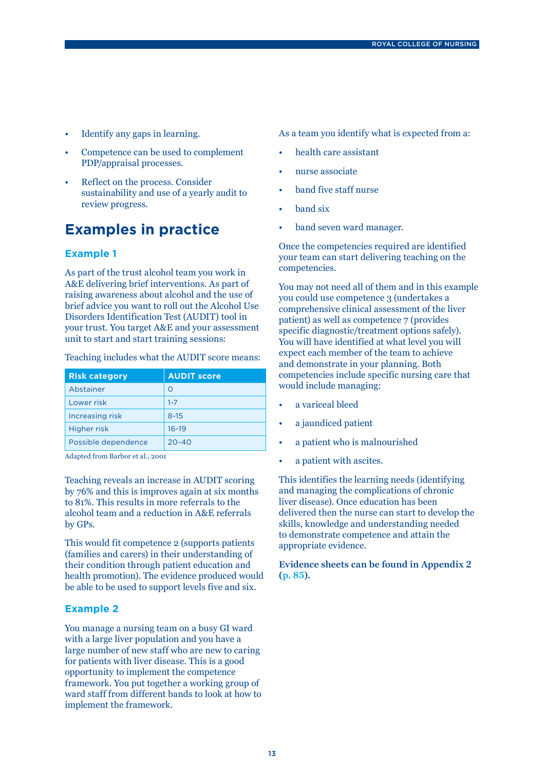- Identify any gaps in learning.
- Competence can be used to complement PDP/appraisal processes.
- Reflect on the process. Consider sustainability and use of a yearly audit to review progress.

## Examples in practice

### Example 1

As part of the trust alcohol team you work in A&E delivering brief interventions. As part of raising awareness about alcohol and the use of brief advice you want to roll out the Alcohol Use Disorders Identification Test (AUDIT) tool in your trust. You target A&E and your assessment unit to start and start training sessions:

Teaching includes what the AUDIT score means:

| Risk category | AUDIT score |
|---|---|
| Abstainer | 0 |
| Lower risk | 1-7 |
| Increasing risk | 8-15 |
| Higher risk | 16-19 |
| Possible dependence | 20-40 |

Adapted from Barbor et al., 2001

Teaching reveals an increase in AUDIT scoring by 76% and this is improves again at six months to 81%. This results in more referrals to the alcohol team and a reduction in A&E referrals by GPs.

This would fit competence 2 (supports patients (families and carers) in their understanding of their condition through patient education and health promotion). The evidence produced would be able to be used to support levels five and six.

### Example 2

You manage a nursing team on a busy GI ward with a large liver population and you have a large number of new staff who are new to caring for patients with liver disease. This is a good opportunity to implement the competence framework. You put together a working group of ward staff from different bands to look at how to implement the framework.

As a team you identify what is expected from a:

- health care assistant
- nurse associate
- band five staff nurse
- band six
- band seven ward manager.

Once the competencies required are identified your team can start delivering teaching on the competencies.

You may not need all of them and in this example you could use competence 3 (undertakes a comprehensive clinical assessment of the liver patient) as well as competence 7 (provides specific diagnostic/treatment options safely). You will have identified at what level you will expect each member of the team to achieve and demonstrate in your planning. Both competencies include specific nursing care that would include managing:

- a variceal bleed
- a jaundiced patient
- a patient who is malnourished
- a patient with ascites.

This identifies the learning needs (identifying and managing the complications of chronic liver disease). Once education has been delivered then the nurse can start to develop the skills, knowledge and understanding needed to demonstrate competence and attain the appropriate evidence.

**Evidence sheets can be found in Appendix 2 (p. 85).**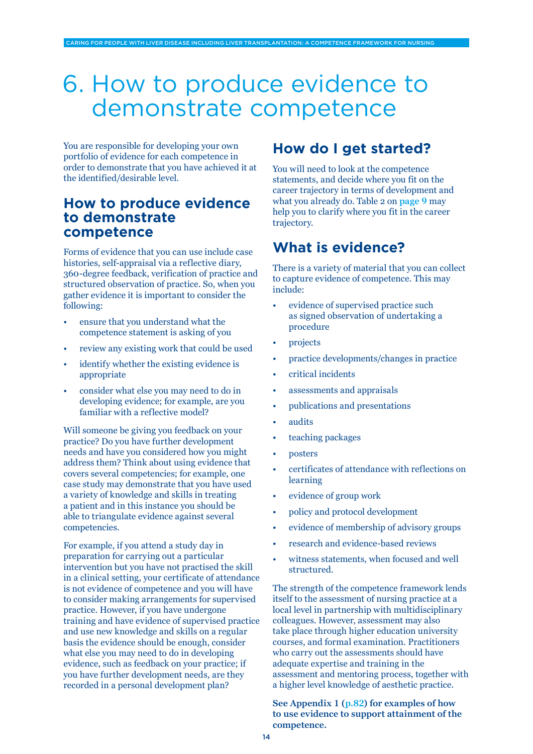# 6. How to produce evidence to demonstrate competence

You are responsible for developing your own portfolio of evidence for each competence in order to demonstrate that you have achieved it at the identified/desirable level.

## How to produce evidence to demonstrate competence

Forms of evidence that you can use include case histories, self-appraisal via a reflective diary, 360-degree feedback, verification of practice and structured observation of practice. So, when you gather evidence it is important to consider the following:

- ensure that you understand what the competence statement is asking of you
- review any existing work that could be used
- identify whether the existing evidence is appropriate
- consider what else you may need to do in developing evidence; for example, are you familiar with a reflective model?

Will someone be giving you feedback on your practice? Do you have further development needs and have you considered how you might address them? Think about using evidence that covers several competencies; for example, one case study may demonstrate that you have used a variety of knowledge and skills in treating a patient and in this instance you should be able to triangulate evidence against several competencies.

For example, if you attend a study day in preparation for carrying out a particular intervention but you have not practised the skill in a clinical setting, your certificate of attendance is not evidence of competence and you will have to consider making arrangements for supervised practice. However, if you have undergone training and have evidence of supervised practice and use new knowledge and skills on a regular basis the evidence should be enough, consider what else you may need to do in developing evidence, such as feedback on your practice; if you have further development needs, are they recorded in a personal development plan?

## How do I get started?

You will need to look at the competence statements, and decide where you fit on the career trajectory in terms of development and what you already do. Table 2 on **page 9** may help you to clarify where you fit in the career trajectory.

## What is evidence?

There is a variety of material that you can collect to capture evidence of competence. This may include:

- evidence of supervised practice such as signed observation of undertaking a procedure
- projects
- practice developments/changes in practice
- critical incidents
- assessments and appraisals
- publications and presentations
- audits
- teaching packages
- posters
- certificates of attendance with reflections on learning
- evidence of group work
- policy and protocol development
- evidence of membership of advisory groups
- research and evidence-based reviews
- witness statements, when focused and well structured.

The strength of the competence framework lends itself to the assessment of nursing practice at a local level in partnership with multidisciplinary colleagues. However, assessment may also take place through higher education university courses, and formal examination. Practitioners who carry out the assessments should have adequate expertise and training in the assessment and mentoring process, together with a higher level knowledge of aesthetic practice.

**See Appendix 1 (p.82) for examples of how to use evidence to support attainment of the competence.**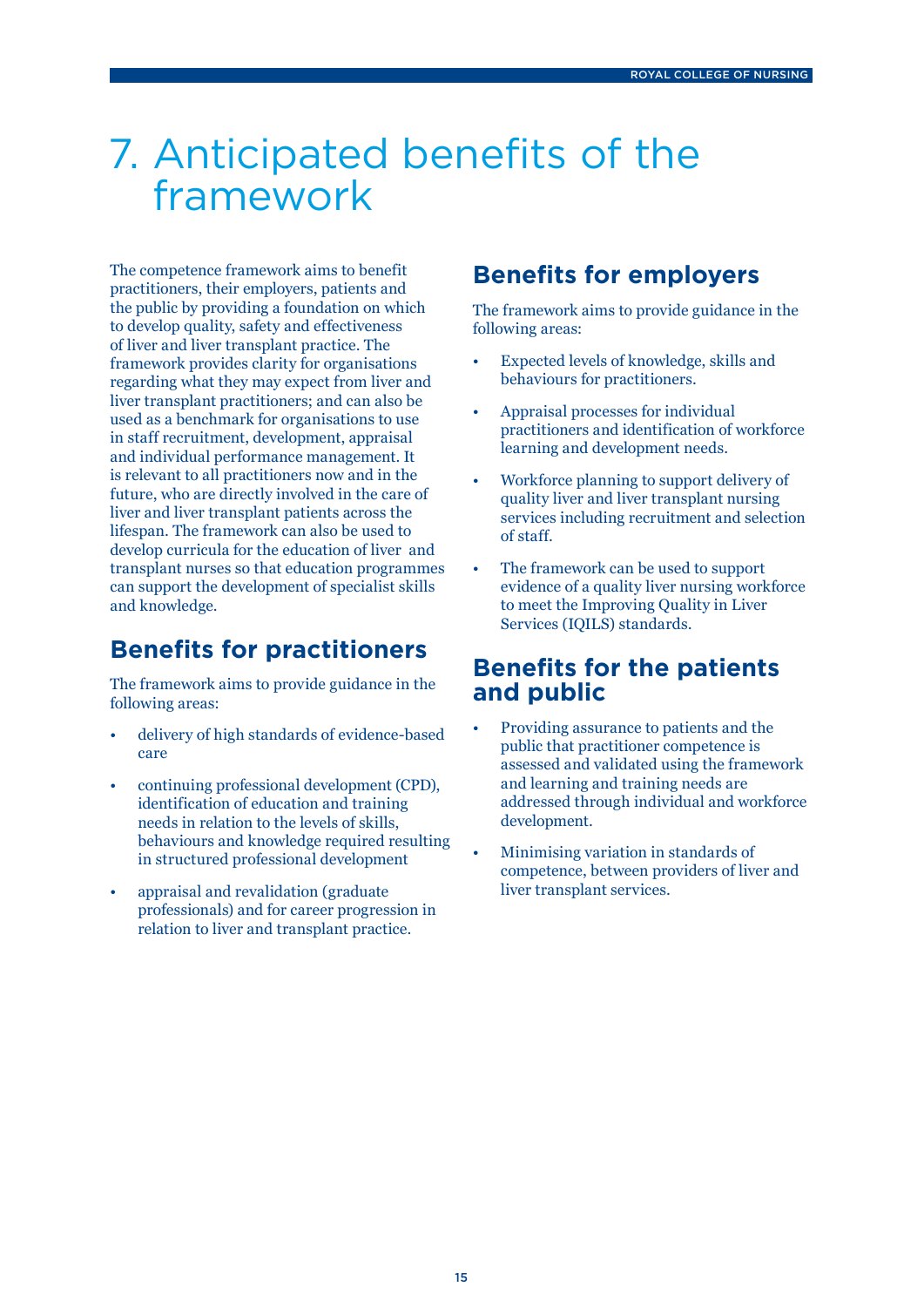# 7. Anticipated benefits of the framework

The competence framework aims to benefit practitioners, their employers, patients and the public by providing a foundation on which to develop quality, safety and effectiveness of liver and liver transplant practice. The framework provides clarity for organisations regarding what they may expect from liver and liver transplant practitioners; and can also be used as a benchmark for organisations to use in staff recruitment, development, appraisal and individual performance management. It is relevant to all practitioners now and in the future, who are directly involved in the care of liver and liver transplant patients across the lifespan. The framework can also be used to develop curricula for the education of liver and transplant nurses so that education programmes can support the development of specialist skills and knowledge.

## Benefits for practitioners

The framework aims to provide guidance in the following areas:

- delivery of high standards of evidence-based care
- continuing professional development (CPD), identification of education and training needs in relation to the levels of skills, behaviours and knowledge required resulting in structured professional development
- appraisal and revalidation (graduate professionals) and for career progression in relation to liver and transplant practice.

## Benefits for employers

The framework aims to provide guidance in the following areas:

- Expected levels of knowledge, skills and behaviours for practitioners.
- Appraisal processes for individual practitioners and identification of workforce learning and development needs.
- Workforce planning to support delivery of quality liver and liver transplant nursing services including recruitment and selection of staff.
- The framework can be used to support evidence of a quality liver nursing workforce to meet the Improving Quality in Liver Services (IQILS) standards.

## Benefits for the patients and public

- Providing assurance to patients and the public that practitioner competence is assessed and validated using the framework and learning and training needs are addressed through individual and workforce development.
- Minimising variation in standards of competence, between providers of liver and liver transplant services.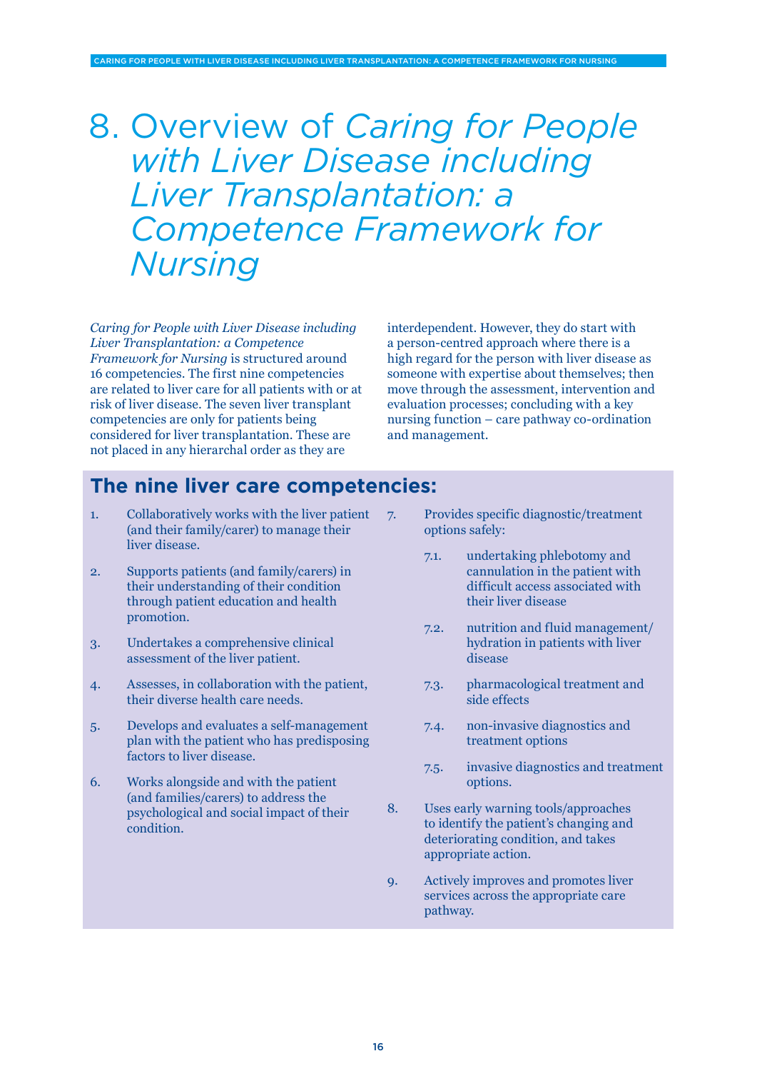# 8. Overview of *Caring for People with Liver Disease including Liver Transplantation: a Competence Framework for Nursing*

*Caring for People with Liver Disease including Liver Transplantation: a Competence Framework for Nursing* is structured around 16 competencies. The first nine competencies are related to liver care for all patients with or at risk of liver disease. The seven liver transplant competencies are only for patients being considered for liver transplantation. These are not placed in any hierarchal order as they are interdependent. However, they do start with a person-centred approach where there is a high regard for the person with liver disease as someone with expertise about themselves; then move through the assessment, intervention and evaluation processes; concluding with a key nursing function – care pathway co-ordination and management.

## The nine liver care competencies:

1. Collaboratively works with the liver patient (and their family/carer) to manage their liver disease.
2. Supports patients (and family/carers) in their understanding of their condition through patient education and health promotion.
3. Undertakes a comprehensive clinical assessment of the liver patient.
4. Assesses, in collaboration with the patient, their diverse health care needs.
5. Develops and evaluates a self-management plan with the patient who has predisposing factors to liver disease.
6. Works alongside and with the patient (and families/carers) to address the psychological and social impact of their condition.
7. Provides specific diagnostic/treatment options safely:
   - 7.1. undertaking phlebotomy and cannulation in the patient with difficult access associated with their liver disease
   - 7.2. nutrition and fluid management/hydration in patients with liver disease
   - 7.3. pharmacological treatment and side effects
   - 7.4. non-invasive diagnostics and treatment options
   - 7.5. invasive diagnostics and treatment options.
8. Uses early warning tools/approaches to identify the patient's changing and deteriorating condition, and takes appropriate action.
9. Actively improves and promotes liver services across the appropriate care pathway.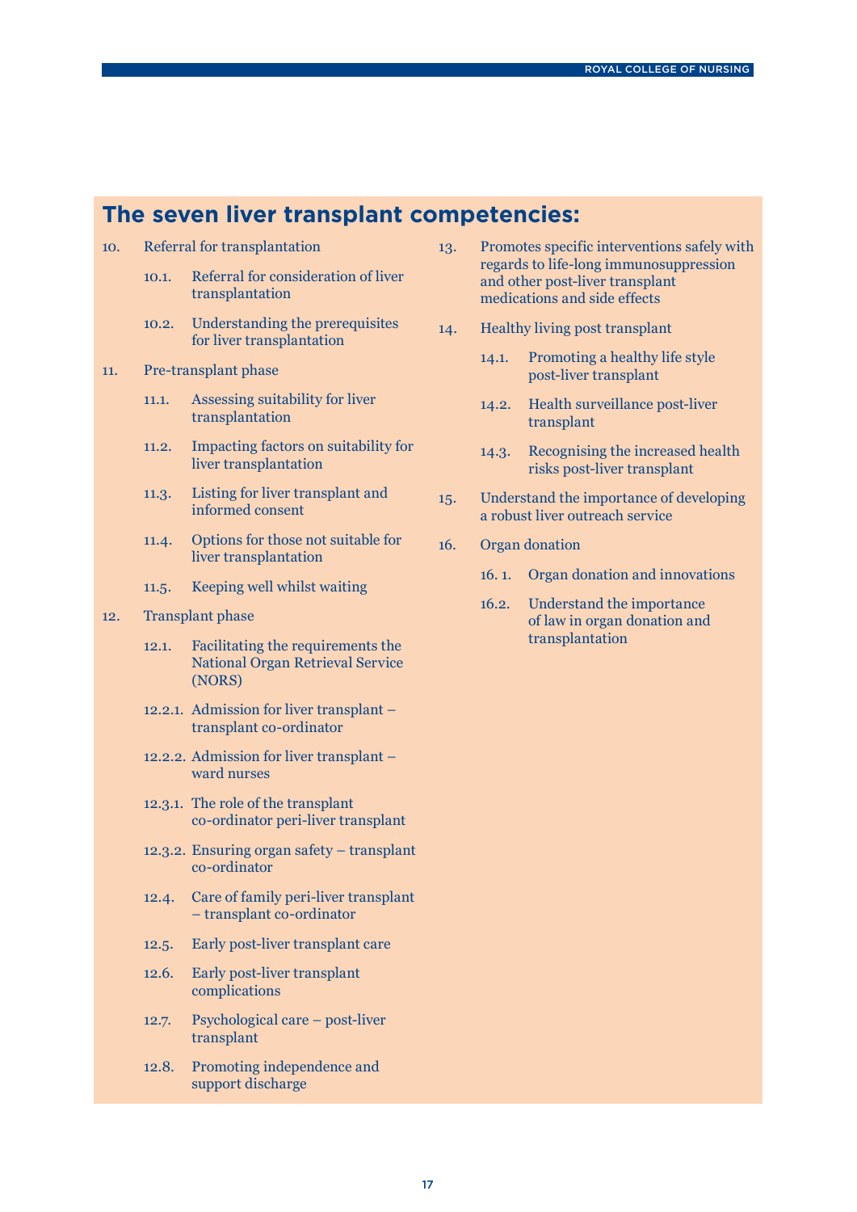## The seven liver transplant competencies:

10. Referral for transplantation
    - 10.1. Referral for consideration of liver transplantation
    - 10.2. Understanding the prerequisites for liver transplantation
11. Pre-transplant phase
    - 11.1. Assessing suitability for liver transplantation
    - 11.2. Impacting factors on suitability for liver transplantation
    - 11.3. Listing for liver transplant and informed consent
    - 11.4. Options for those not suitable for liver transplantation
    - 11.5. Keeping well whilst waiting
12. Transplant phase
    - 12.1. Facilitating the requirements the National Organ Retrieval Service (NORS)
    - 12.2.1. Admission for liver transplant – transplant co-ordinator
    - 12.2.2. Admission for liver transplant – ward nurses
    - 12.3.1. The role of the transplant co-ordinator peri-liver transplant
    - 12.3.2. Ensuring organ safety – transplant co-ordinator
    - 12.4. Care of family peri-liver transplant – transplant co-ordinator
    - 12.5. Early post-liver transplant care
    - 12.6. Early post-liver transplant complications
    - 12.7. Psychological care – post-liver transplant
    - 12.8. Promoting independence and support discharge
13. Promotes specific interventions safely with regards to life-long immunosuppression and other post-liver transplant medications and side effects
14. Healthy living post transplant
    - 14.1. Promoting a healthy life style post-liver transplant
    - 14.2. Health surveillance post-liver transplant
    - 14.3. Recognising the increased health risks post-liver transplant
15. Understand the importance of developing a robust liver outreach service
16. Organ donation
    - 16. 1. Organ donation and innovations
    - 16.2. Understand the importance of law in organ donation and transplantation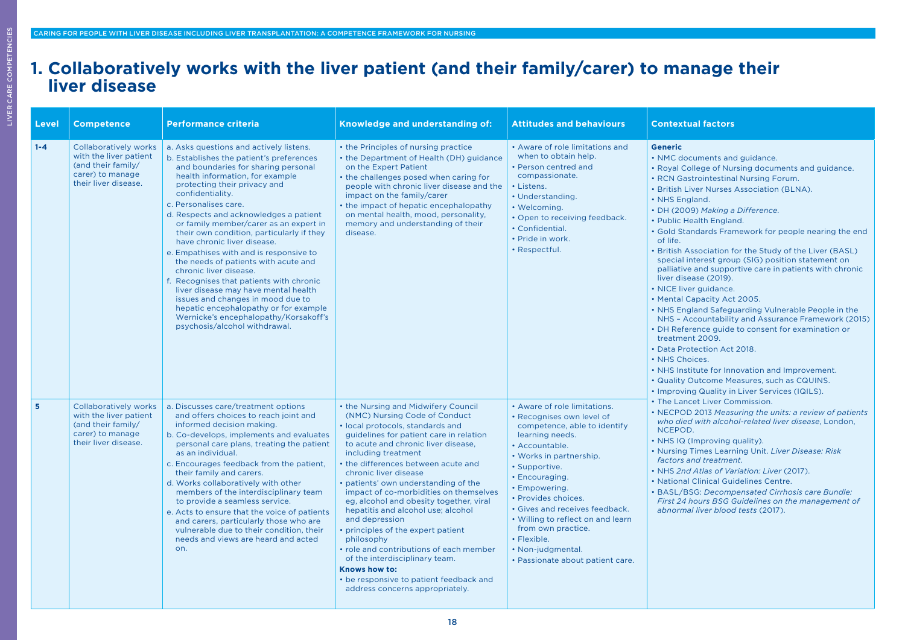## 1. Collaboratively works with the liver patient (and their family/carer) to manage their liver disease

| Level | Competence | Performance criteria | Knowledge and understanding of: | Attitudes and behaviours | Contextual factors |
|---|---|---|---|---|---|
| 1-4 | Collaboratively works with the liver patient (and their family/ carer) to manage their liver disease. | a. Asks questions and actively listens.<br>b. Establishes the patient's preferences and boundaries for sharing personal health information, for example protecting their privacy and confidentiality.<br>c. Personalises care.<br>d. Respects and acknowledges a patient or family member/carer as an expert in their own condition, particularly if they have chronic liver disease.<br>e. Empathises with and is responsive to the needs of patients with acute and chronic liver disease.<br>f. Recognises that patients with chronic liver disease may have mental health issues and changes in mood due to hepatic encephalopathy or for example Wernicke's encephalopathy/Korsakoff's psychosis/alcohol withdrawal. | • the Principles of nursing practice<br>• the Department of Health (DH) guidance on the Expert Patient<br>• the challenges posed when caring for people with chronic liver disease and the impact on the family/carer<br>• the impact of hepatic encephalopathy on mental health, mood, personality, memory and understanding of their disease. | • Aware of role limitations and when to obtain help.<br>• Person centred and compassionate.<br>• Listens.<br>• Understanding.<br>• Welcoming.<br>• Open to receiving feedback.<br>• Confidential.<br>• Pride in work.<br>• Respectful. | **Generic**<br>• NMC documents and guidance.<br>• Royal College of Nursing documents and guidance.<br>• RCN Gastrointestinal Nursing Forum.<br>• British Liver Nurses Association (BLNA).<br>• NHS England.<br>• DH (2009) *Making a Difference.*<br>• Public Health England.<br>• Gold Standards Framework for people nearing the end of life.<br>• British Association for the Study of the Liver (BASL) special interest group (SIG) position statement on palliative and supportive care in patients with chronic liver disease (2019).<br>• NICE liver guidance.<br>• Mental Capacity Act 2005.<br>• NHS England Safeguarding Vulnerable People in the NHS – Accountability and Assurance Framework (2015)<br>• DH Reference guide to consent for examination or treatment 2009.<br>• Data Protection Act 2018.<br>• NHS Choices.<br>• NHS Institute for Innovation and Improvement.<br>• Quality Outcome Measures, such as CQUINS.<br>• Improving Quality in Liver Services (IQILS).<br>• The Lancet Liver Commission.<br>• NECPOD 2013 *Measuring the units: a review of patients who died with alcohol-related liver disease*, London, NCEPOD.<br>• NHS IQ (Improving quality).<br>• Nursing Times Learning Unit. *Liver Disease: Risk factors and treatment.*<br>• NHS *2nd Atlas of Variation: Liver* (2017).<br>• National Clinical Guidelines Centre.<br>• BASL/BSG: *Decompensated Cirrhosis care Bundle: First 24 hours BSG Guidelines on the management of abnormal liver blood tests* (2017). |
| 5 | Collaboratively works with the liver patient (and their family/ carer) to manage their liver disease. | a. Discusses care/treatment options and offers choices to reach joint and informed decision making.<br>b. Co-develops, implements and evaluates personal care plans, treating the patient as an individual.<br>c. Encourages feedback from the patient, their family and carers.<br>d. Works collaboratively with other members of the interdisciplinary team to provide a seamless service.<br>e. Acts to ensure that the voice of patients and carers, particularly those who are vulnerable due to their condition, their needs and views are heard and acted on. | • the Nursing and Midwifery Council (NMC) Nursing Code of Conduct<br>• local protocols, standards and guidelines for patient care in relation to acute and chronic liver disease, including treatment<br>• the differences between acute and chronic liver disease<br>• patients' own understanding of the impact of co-morbidities on themselves eg, alcohol and obesity together, viral hepatitis and alcohol use; alcohol and depression<br>• principles of the expert patient philosophy<br>• role and contributions of each member of the interdisciplinary team.<br>**Knows how to:**<br>• be responsive to patient feedback and address concerns appropriately. | • Aware of role limitations.<br>• Recognises own level of competence, able to identify learning needs.<br>• Accountable.<br>• Works in partnership.<br>• Supportive.<br>• Encouraging.<br>• Empowering.<br>• Provides choices.<br>• Gives and receives feedback.<br>• Willing to reflect on and learn from own practice.<br>• Flexible.<br>• Non-judgmental.<br>• Passionate about patient care. | |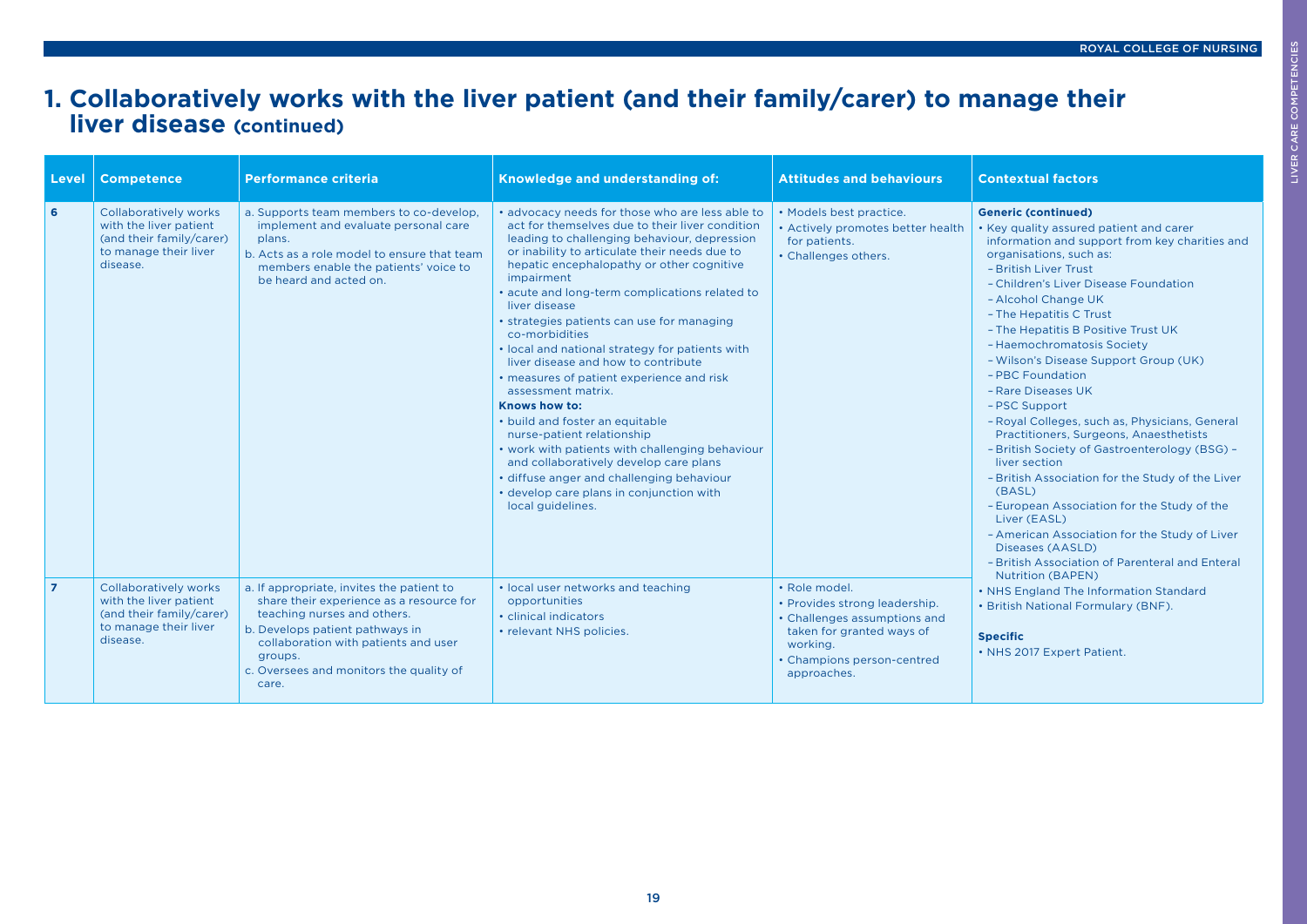# 1. Collaboratively works with the liver patient (and their family/carer) to manage their liver disease (continued)

| Level | Competence | Performance criteria | Knowledge and understanding of: | Attitudes and behaviours | Contextual factors |
|---|---|---|---|---|---|
| 6 | Collaboratively works with the liver patient (and their family/carer) to manage their liver disease. | a. Supports team members to co-develop, implement and evaluate personal care plans.<br>b. Acts as a role model to ensure that team members enable the patients' voice to be heard and acted on. | • advocacy needs for those who are less able to act for themselves due to their liver condition leading to challenging behaviour, depression or inability to articulate their needs due to hepatic encephalopathy or other cognitive impairment<br>• acute and long-term complications related to liver disease<br>• strategies patients can use for managing co-morbidities<br>• local and national strategy for patients with liver disease and how to contribute<br>• measures of patient experience and risk assessment matrix.<br>**Knows how to:**<br>• build and foster an equitable nurse-patient relationship<br>• work with patients with challenging behaviour and collaboratively develop care plans<br>• diffuse anger and challenging behaviour<br>• develop care plans in conjunction with local guidelines. | • Models best practice.<br>• Actively promotes better health for patients.<br>• Challenges others. | **Generic (continued)**<br>• Key quality assured patient and carer information and support from key charities and organisations, such as:<br>– British Liver Trust<br>– Children's Liver Disease Foundation<br>– Alcohol Change UK<br>– The Hepatitis C Trust<br>– The Hepatitis B Positive Trust UK<br>– Haemochromatosis Society<br>– Wilson's Disease Support Group (UK)<br>– PBC Foundation<br>– Rare Diseases UK<br>– PSC Support<br>– Royal Colleges, such as, Physicians, General Practitioners, Surgeons, Anaesthetists<br>– British Society of Gastroenterology (BSG) – liver section<br>– British Association for the Study of the Liver (BASL)<br>– European Association for the Study of the Liver (EASL)<br>– American Association for the Study of Liver Diseases (AASLD)<br>– British Association of Parenteral and Enteral Nutrition (BAPEN)<br>• NHS England The Information Standard<br>• British National Formulary (BNF).<br><br>**Specific**<br>• NHS 2017 Expert Patient. |
| 7 | Collaboratively works with the liver patient (and their family/carer) to manage their liver disease. | a. If appropriate, invites the patient to share their experience as a resource for teaching nurses and others.<br>b. Develops patient pathways in collaboration with patients and user groups.<br>c. Oversees and monitors the quality of care. | • local user networks and teaching opportunities<br>• clinical indicators<br>• relevant NHS policies. | • Role model.<br>• Provides strong leadership.<br>• Challenges assumptions and taken for granted ways of working.<br>• Champions person-centred approaches. | |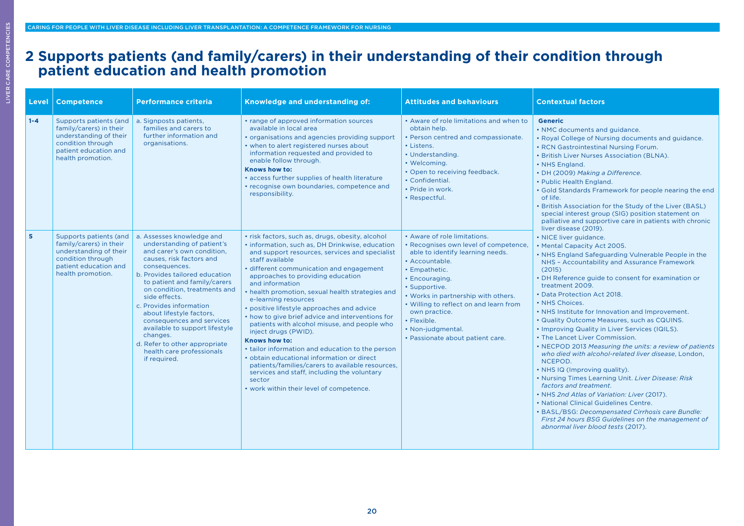# 2 Supports patients (and family/carers) in their understanding of their condition through patient education and health promotion

| Level | Competence | Performance criteria | Knowledge and understanding of: | Attitudes and behaviours | Contextual factors |
|---|---|---|---|---|---|
| 1-4 | Supports patients (and family/carers) in their understanding of their condition through patient education and health promotion. | a. Signposts patients, families and carers to further information and organisations. | • range of approved information sources available in local area<br>• organisations and agencies providing support<br>• when to alert registered nurses about information requested and provided to enable follow through.<br>**Knows how to:**<br>• access further supplies of health literature<br>• recognise own boundaries, competence and responsibility. | • Aware of role limitations and when to obtain help.<br>• Person centred and compassionate.<br>• Listens.<br>• Understanding.<br>• Welcoming.<br>• Open to receiving feedback.<br>• Confidential.<br>• Pride in work.<br>• Respectful. | **Generic**<br>• NMC documents and guidance.<br>• Royal College of Nursing documents and guidance.<br>• RCN Gastrointestinal Nursing Forum.<br>• British Liver Nurses Association (BLNA).<br>• NHS England.<br>• DH (2009) *Making a Difference*.<br>• Public Health England.<br>• Gold Standards Framework for people nearing the end of life.<br>• British Association for the Study of the Liver (BASL) special interest group (SIG) position statement on palliative and supportive care in patients with chronic liver disease (2019).<br>• NICE liver guidance.<br>• Mental Capacity Act 2005.<br>• NHS England Safeguarding Vulnerable People in the NHS – Accountability and Assurance Framework (2015)<br>• DH Reference guide to consent for examination or treatment 2009.<br>• Data Protection Act 2018.<br>• NHS Choices.<br>• NHS Institute for Innovation and Improvement.<br>• Quality Outcome Measures, such as CQUINS.<br>• Improving Quality in Liver Services (IQILS).<br>• The Lancet Liver Commission.<br>• NECPOD 2013 *Measuring the units: a review of patients who died with alcohol-related liver disease*, London, NCEPOD.<br>• NHS IQ (Improving quality).<br>• Nursing Times Learning Unit. *Liver Disease: Risk factors and treatment*.<br>• NHS *2nd Atlas of Variation: Liver* (2017).<br>• National Clinical Guidelines Centre.<br>• BASL/BSG: *Decompensated Cirrhosis care Bundle: First 24 hours BSG Guidelines on the management of abnormal liver blood tests* (2017). |
| 5 | Supports patients (and family/carers) in their understanding of their condition through patient education and health promotion. | a. Assesses knowledge and understanding of patient's and carer's own condition, causes, risk factors and consequences.<br>b. Provides tailored education to patient and family/carers on condition, treatments and side effects.<br>c. Provides information about lifestyle factors, consequences and services available to support lifestyle changes.<br>d. Refer to other appropriate health care professionals if required. | • risk factors, such as, drugs, obesity, alcohol<br>• information, such as, DH Drinkwise, education and support resources, services and specialist staff available<br>• different communication and engagement approaches to providing education and information<br>• health promotion, sexual health strategies and e-learning resources<br>• positive lifestyle approaches and advice<br>• how to give brief advice and interventions for patients with alcohol misuse, and people who inject drugs (PWID).<br>**Knows how to:**<br>• tailor information and education to the person<br>• obtain educational information or direct patients/families/carers to available resources, services and staff, including the voluntary sector<br>• work within their level of competence. | • Aware of role limitations.<br>• Recognises own level of competence, able to identify learning needs.<br>• Accountable.<br>• Empathetic.<br>• Encouraging.<br>• Supportive.<br>• Works in partnership with others.<br>• Willing to reflect on and learn from own practice.<br>• Flexible.<br>• Non-judgmental.<br>• Passionate about patient care. | |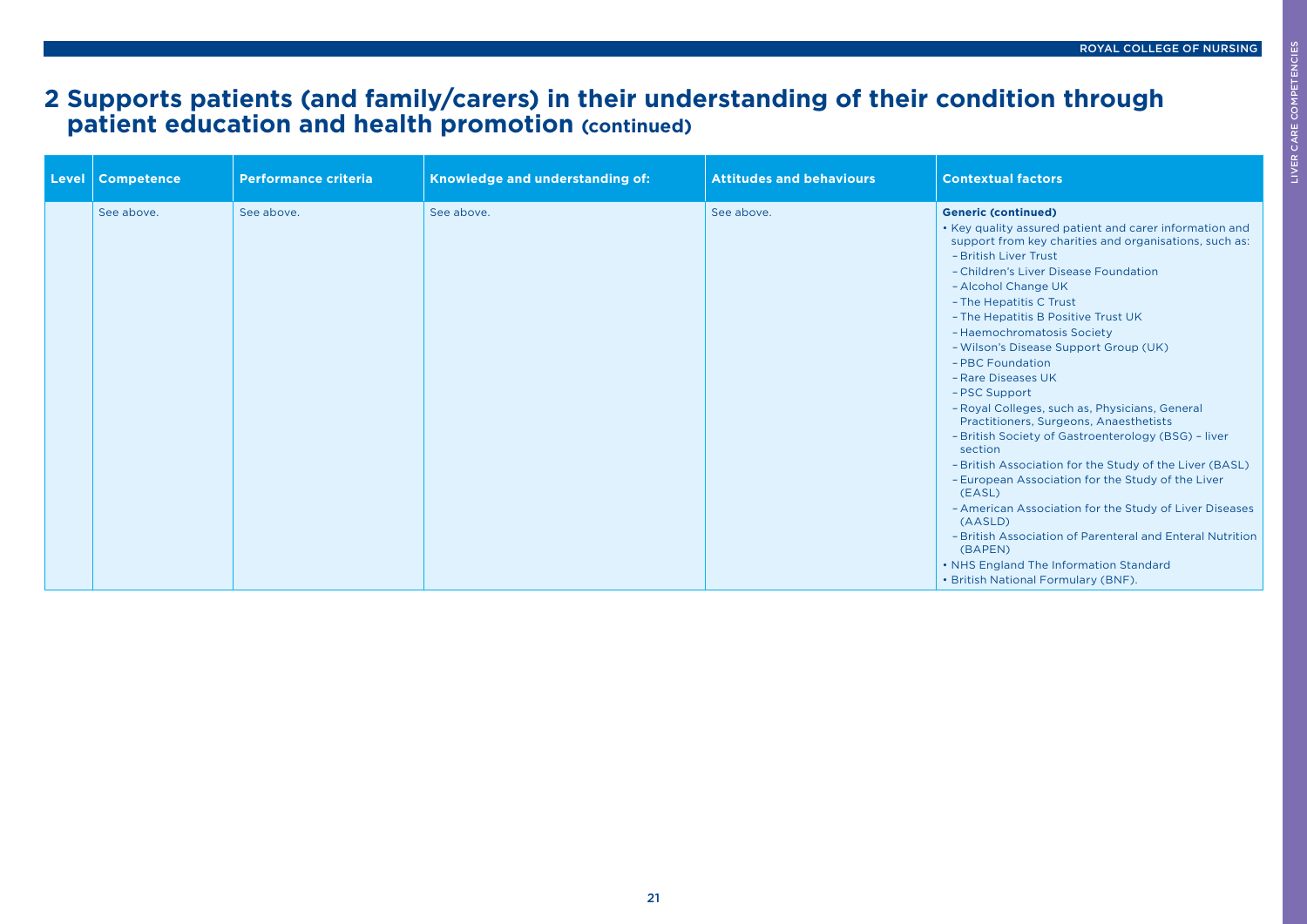## 2 Supports patients (and family/carers) in their understanding of their condition through patient education and health promotion (continued)

| Level | Competence | Performance criteria | Knowledge and understanding of: | Attitudes and behaviours | Contextual factors |
|---|---|---|---|---|---|
| | See above. | See above. | See above. | See above. | **Generic (continued)**<br>• Key quality assured patient and carer information and support from key charities and organisations, such as:<br>– British Liver Trust<br>– Children's Liver Disease Foundation<br>– Alcohol Change UK<br>– The Hepatitis C Trust<br>– The Hepatitis B Positive Trust UK<br>– Haemochromatosis Society<br>– Wilson's Disease Support Group (UK)<br>– PBC Foundation<br>– Rare Diseases UK<br>– PSC Support<br>– Royal Colleges, such as, Physicians, General Practitioners, Surgeons, Anaesthetists<br>– British Society of Gastroenterology (BSG) – liver section<br>– British Association for the Study of the Liver (BASL)<br>– European Association for the Study of the Liver (EASL)<br>– American Association for the Study of Liver Diseases (AASLD)<br>– British Association of Parenteral and Enteral Nutrition (BAPEN)<br>• NHS England The Information Standard<br>• British National Formulary (BNF). |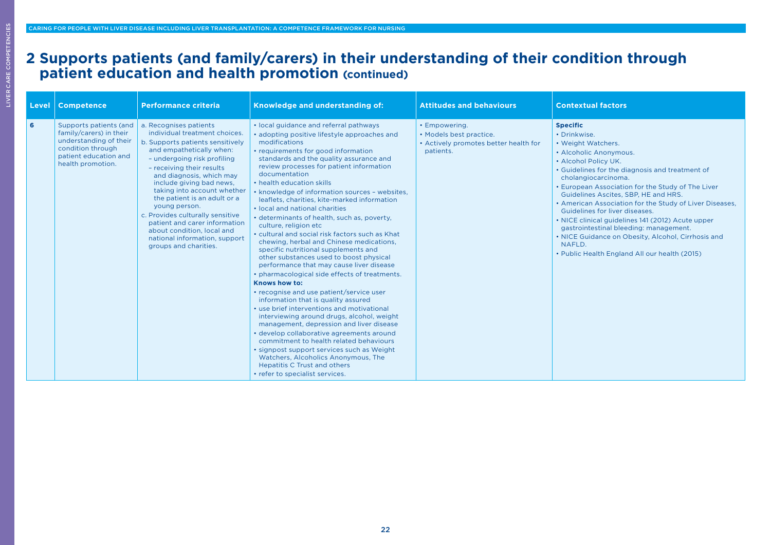# 2 Supports patients (and family/carers) in their understanding of their condition through patient education and health promotion (continued)

| Level | Competence | Performance criteria | Knowledge and understanding of: | Attitudes and behaviours | Contextual factors |
|---|---|---|---|---|---|
| **6** | Supports patients (and family/carers) in their understanding of their condition through patient education and health promotion. | a. Recognises patients individual treatment choices.<br>b. Supports patients sensitively and empathetically when:<br>– undergoing risk profiling<br>– receiving their results and diagnosis, which may include giving bad news, taking into account whether the patient is an adult or a young person.<br>c. Provides culturally sensitive patient and carer information about condition, local and national information, support groups and charities. | • local guidance and referral pathways<br>• adopting positive lifestyle approaches and modifications<br>• requirements for good information standards and the quality assurance and review processes for patient information documentation<br>• health education skills<br>• knowledge of information sources – websites, leaflets, charities, kite-marked information<br>• local and national charities<br>• determinants of health, such as, poverty, culture, religion etc<br>• cultural and social risk factors such as Khat chewing, herbal and Chinese medications, specific nutritional supplements and other substances used to boost physical performance that may cause liver disease<br>• pharmacological side effects of treatments.<br>**Knows how to:**<br>• recognise and use patient/service user information that is quality assured<br>• use brief interventions and motivational interviewing around drugs, alcohol, weight management, depression and liver disease<br>• develop collaborative agreements around commitment to health related behaviours<br>• signpost support services such as Weight Watchers, Alcoholics Anonymous, The Hepatitis C Trust and others<br>• refer to specialist services. | • Empowering.<br>• Models best practice.<br>• Actively promotes better health for patients. | **Specific**<br>• Drinkwise.<br>• Weight Watchers.<br>• Alcoholic Anonymous.<br>• Alcohol Policy UK.<br>• Guidelines for the diagnosis and treatment of cholangiocarcinoma.<br>• European Association for the Study of The Liver Guidelines Ascites, SBP, HE and HRS.<br>• American Association for the Study of Liver Diseases, Guidelines for liver diseases.<br>• NICE clinical guidelines 141 (2012) Acute upper gastrointestinal bleeding: management.<br>• NICE Guidance on Obesity, Alcohol, Cirrhosis and NAFLD.<br>• Public Health England All our health (2015) |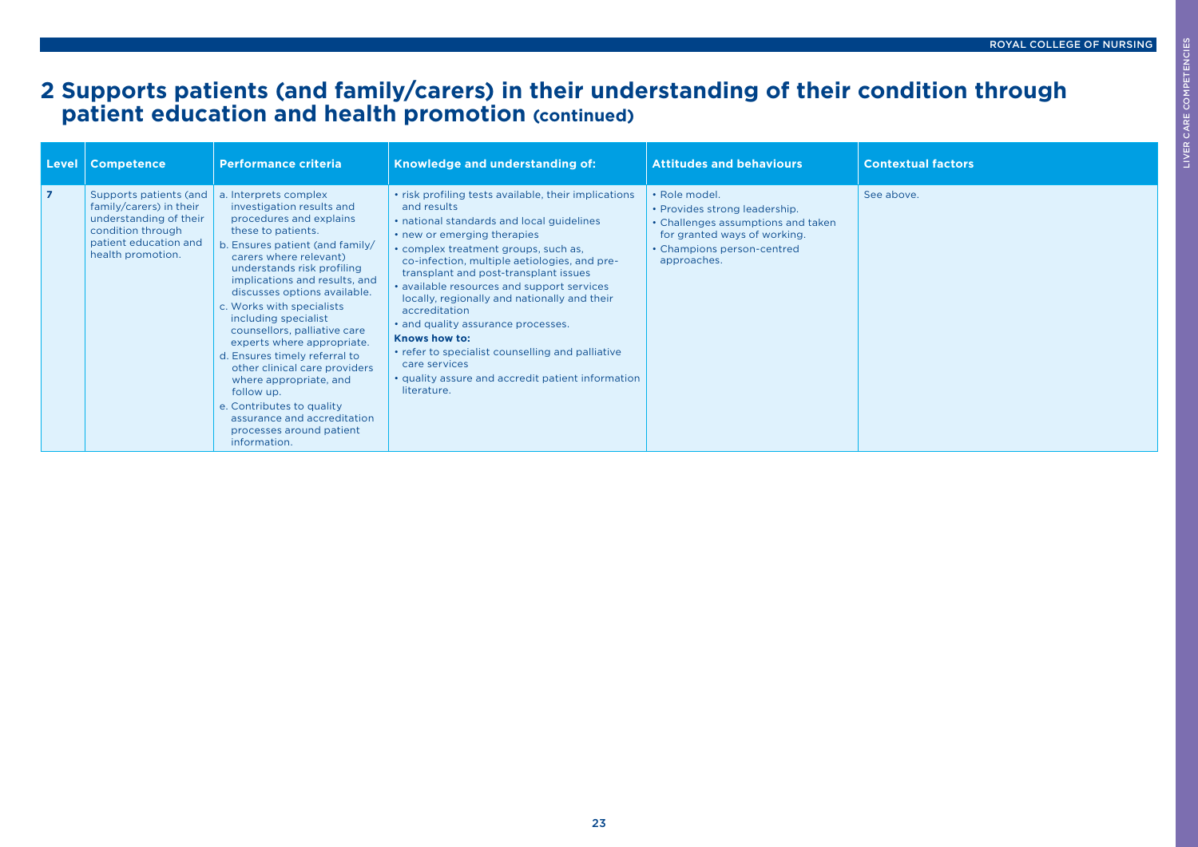# 2 Supports patients (and family/carers) in their understanding of their condition through patient education and health promotion (continued)

| Level | Competence | Performance criteria | Knowledge and understanding of: | Attitudes and behaviours | Contextual factors |
|---|---|---|---|---|---|
| 7 | Supports patients (and family/carers) in their understanding of their condition through patient education and health promotion. | a. Interprets complex investigation results and procedures and explains these to patients.<br>b. Ensures patient (and family/carers where relevant) understands risk profiling implications and results, and discusses options available.<br>c. Works with specialists including specialist counsellors, palliative care experts where appropriate.<br>d. Ensures timely referral to other clinical care providers where appropriate, and follow up.<br>e. Contributes to quality assurance and accreditation processes around patient information. | • risk profiling tests available, their implications and results<br>• national standards and local guidelines<br>• new or emerging therapies<br>• complex treatment groups, such as, co-infection, multiple aetiologies, and pre-transplant and post-transplant issues<br>• available resources and support services locally, regionally and nationally and their accreditation<br>• and quality assurance processes.<br>**Knows how to:**<br>• refer to specialist counselling and palliative care services<br>• quality assure and accredit patient information literature. | • Role model.<br>• Provides strong leadership.<br>• Challenges assumptions and taken for granted ways of working.<br>• Champions person-centred approaches. | See above. |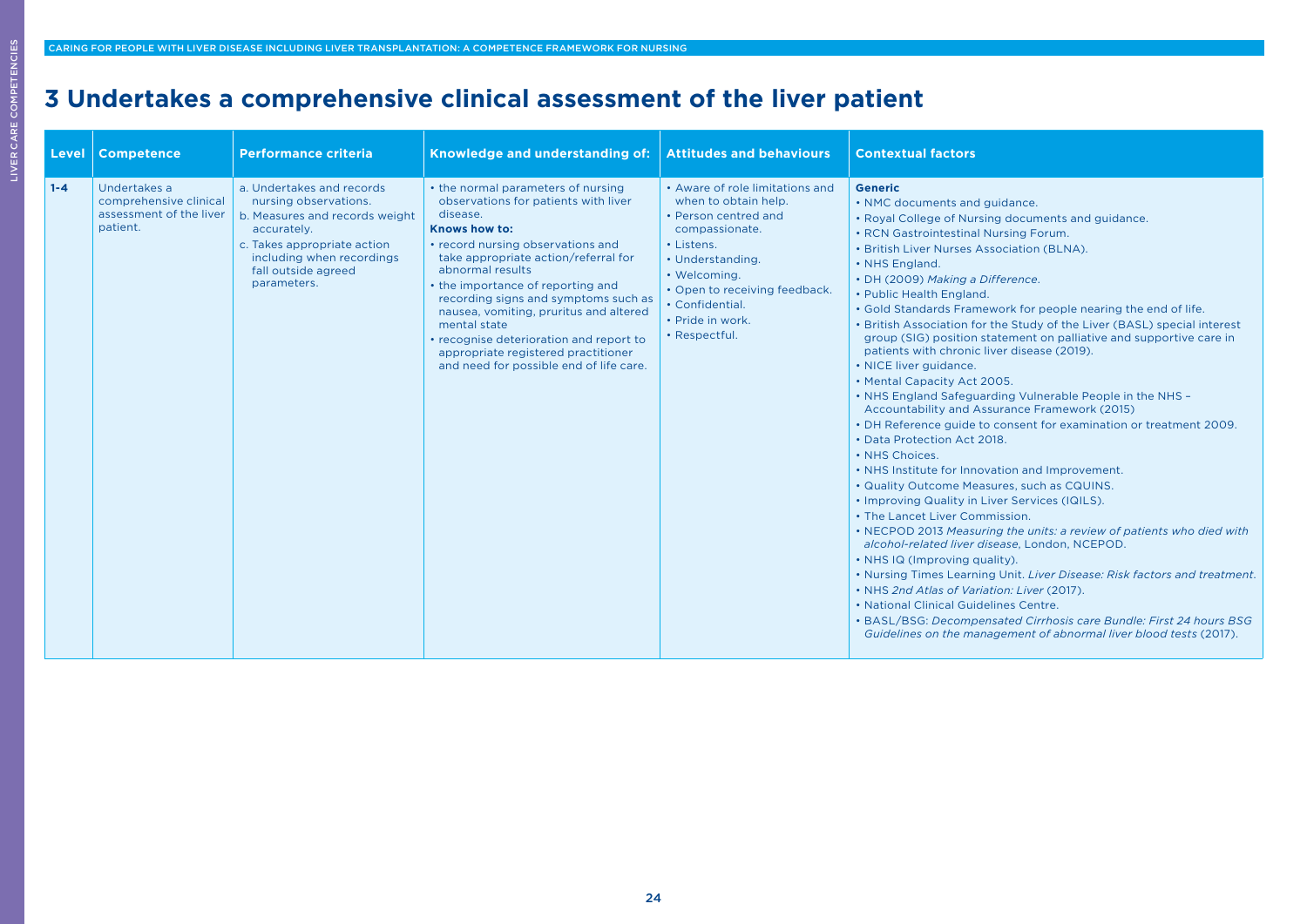# 3 Undertakes a comprehensive clinical assessment of the liver patient

| Level | Competence | Performance criteria | Knowledge and understanding of: | Attitudes and behaviours | Contextual factors |
|---|---|---|---|---|---|
| 1-4 | Undertakes a comprehensive clinical assessment of the liver patient. | a. Undertakes and records nursing observations.<br>b. Measures and records weight accurately.<br>c. Takes appropriate action including when recordings fall outside agreed parameters. | • the normal parameters of nursing observations for patients with liver disease.<br>**Knows how to:**<br>• record nursing observations and take appropriate action/referral for abnormal results<br>• the importance of reporting and recording signs and symptoms such as nausea, vomiting, pruritus and altered mental state<br>• recognise deterioration and report to appropriate registered practitioner and need for possible end of life care. | • Aware of role limitations and when to obtain help.<br>• Person centred and compassionate.<br>• Listens.<br>• Understanding.<br>• Welcoming.<br>• Open to receiving feedback.<br>• Confidential.<br>• Pride in work.<br>• Respectful. | **Generic**<br>• NMC documents and guidance.<br>• Royal College of Nursing documents and guidance.<br>• RCN Gastrointestinal Nursing Forum.<br>• British Liver Nurses Association (BLNA).<br>• NHS England.<br>• DH (2009) *Making a Difference*.<br>• Public Health England.<br>• Gold Standards Framework for people nearing the end of life.<br>• British Association for the Study of the Liver (BASL) special interest group (SIG) position statement on palliative and supportive care in patients with chronic liver disease (2019).<br>• NICE liver guidance.<br>• Mental Capacity Act 2005.<br>• NHS England Safeguarding Vulnerable People in the NHS – Accountability and Assurance Framework (2015)<br>• DH Reference guide to consent for examination or treatment 2009.<br>• Data Protection Act 2018.<br>• NHS Choices.<br>• NHS Institute for Innovation and Improvement.<br>• Quality Outcome Measures, such as CQUINS.<br>• Improving Quality in Liver Services (IQILS).<br>• The Lancet Liver Commission.<br>• NECPOD 2013 *Measuring the units: a review of patients who died with alcohol-related liver disease*, London, NCEPOD.<br>• NHS IQ (Improving quality).<br>• Nursing Times Learning Unit. *Liver Disease: Risk factors and treatment*.<br>• NHS *2nd Atlas of Variation: Liver* (2017).<br>• National Clinical Guidelines Centre.<br>• BASL/BSG: *Decompensated Cirrhosis care Bundle: First 24 hours BSG Guidelines on the management of abnormal liver blood tests* (2017). |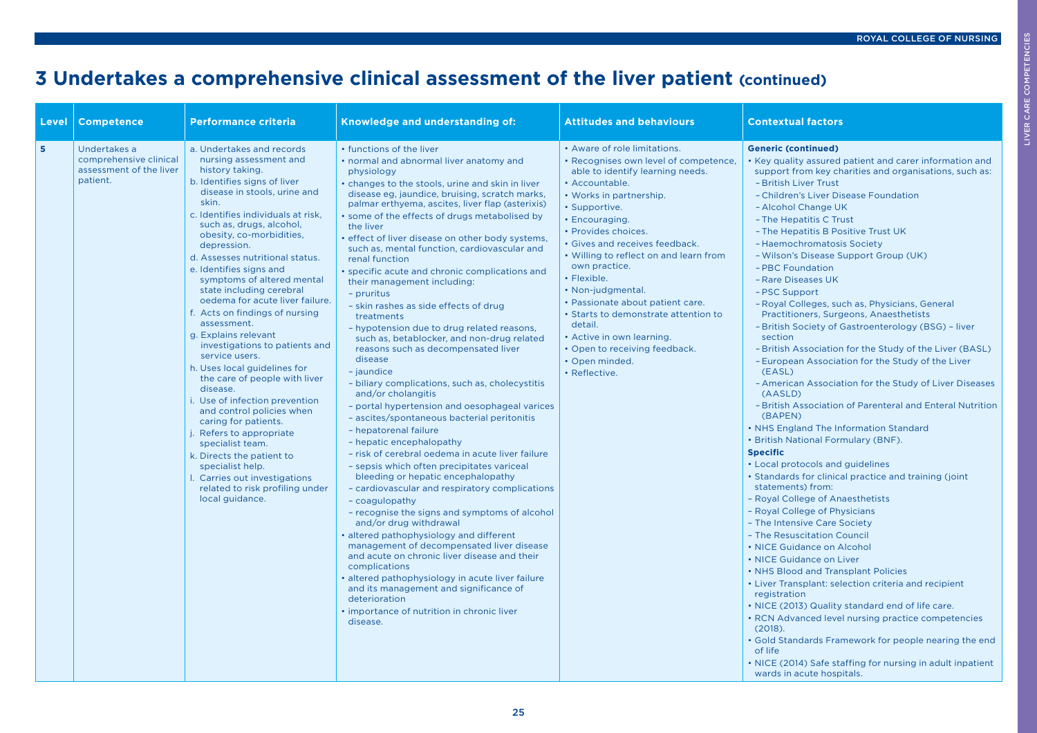# 3 Undertakes a comprehensive clinical assessment of the liver patient (continued)

| Level | Competence | Performance criteria | Knowledge and understanding of: | Attitudes and behaviours | Contextual factors |
|---|---|---|---|---|---|
| 5 | Undertakes a comprehensive clinical assessment of the liver patient. | a. Undertakes and records nursing assessment and history taking.<br>b. Identifies signs of liver disease in stools, urine and skin.<br>c. Identifies individuals at risk, such as, drugs, alcohol, obesity, co-morbidities, depression.<br>d. Assesses nutritional status.<br>e. Identifies signs and symptoms of altered mental state including cerebral oedema for acute liver failure.<br>f. Acts on findings of nursing assessment.<br>g. Explains relevant investigations to patients and service users.<br>h. Uses local guidelines for the care of people with liver disease.<br>i. Use of infection prevention and control policies when caring for patients.<br>j. Refers to appropriate specialist team.<br>k. Directs the patient to specialist help.<br>l. Carries out investigations related to risk profiling under local guidance. | • functions of the liver<br>• normal and abnormal liver anatomy and physiology<br>• changes to the stools, urine and skin in liver disease eg, jaundice, bruising, scratch marks, palmar erthyema, ascites, liver flap (asterixis)<br>• some of the effects of drugs metabolised by the liver<br>• effect of liver disease on other body systems, such as, mental function, cardiovascular and renal function<br>• specific acute and chronic complications and their management including:<br>– pruritus<br>– skin rashes as side effects of drug treatments<br>– hypotension due to drug related reasons, such as, betablocker, and non-drug related reasons such as decompensated liver disease<br>– jaundice<br>– biliary complications, such as, cholecystitis and/or cholangitis<br>– portal hypertension and oesophageal varices<br>– ascites/spontaneous bacterial peritonitis<br>– hepatorenal failure<br>– hepatic encephalopathy<br>– risk of cerebral oedema in acute liver failure<br>– sepsis which often precipitates variceal bleeding or hepatic encephalopathy<br>– cardiovascular and respiratory complications<br>– coagulopathy<br>– recognise the signs and symptoms of alcohol and/or drug withdrawal<br>• altered pathophysiology and different management of decompensated liver disease and acute on chronic liver disease and their complications<br>• altered pathophysiology in acute liver failure and its management and significance of deterioration<br>• importance of nutrition in chronic liver disease. | • Aware of role limitations.<br>• Recognises own level of competence, able to identify learning needs.<br>• Accountable.<br>• Works in partnership.<br>• Supportive.<br>• Encouraging.<br>• Provides choices.<br>• Gives and receives feedback.<br>• Willing to reflect on and learn from own practice.<br>• Flexible.<br>• Non-judgmental.<br>• Passionate about patient care.<br>• Starts to demonstrate attention to detail.<br>• Active in own learning.<br>• Open to receiving feedback.<br>• Open minded.<br>• Reflective. | **Generic (continued)**<br>• Key quality assured patient and carer information and support from key charities and organisations, such as:<br>– British Liver Trust<br>– Children's Liver Disease Foundation<br>– Alcohol Change UK<br>– The Hepatitis C Trust<br>– The Hepatitis B Positive Trust UK<br>– Haemochromatosis Society<br>– Wilson's Disease Support Group (UK)<br>– PBC Foundation<br>– Rare Diseases UK<br>– PSC Support<br>– Royal Colleges, such as, Physicians, General Practitioners, Surgeons, Anaesthetists<br>– British Society of Gastroenterology (BSG) – liver section<br>– British Association for the Study of the Liver (BASL)<br>– European Association for the Study of the Liver (EASL)<br>– American Association for the Study of Liver Diseases (AASLD)<br>– British Association of Parenteral and Enteral Nutrition (BAPEN)<br>• NHS England The Information Standard<br>• British National Formulary (BNF).<br>**Specific**<br>• Local protocols and guidelines<br>• Standards for clinical practice and training (joint statements) from:<br>– Royal College of Anaesthetists<br>– Royal College of Physicians<br>– The Intensive Care Society<br>– The Resuscitation Council<br>• NICE Guidance on Alcohol<br>• NICE Guidance on Liver<br>• NHS Blood and Transplant Policies<br>• Liver Transplant: selection criteria and recipient registration<br>• NICE (2013) Quality standard end of life care.<br>• RCN Advanced level nursing practice competencies (2018).<br>• Gold Standards Framework for people nearing the end of life<br>• NICE (2014) Safe staffing for nursing in adult inpatient wards in acute hospitals. |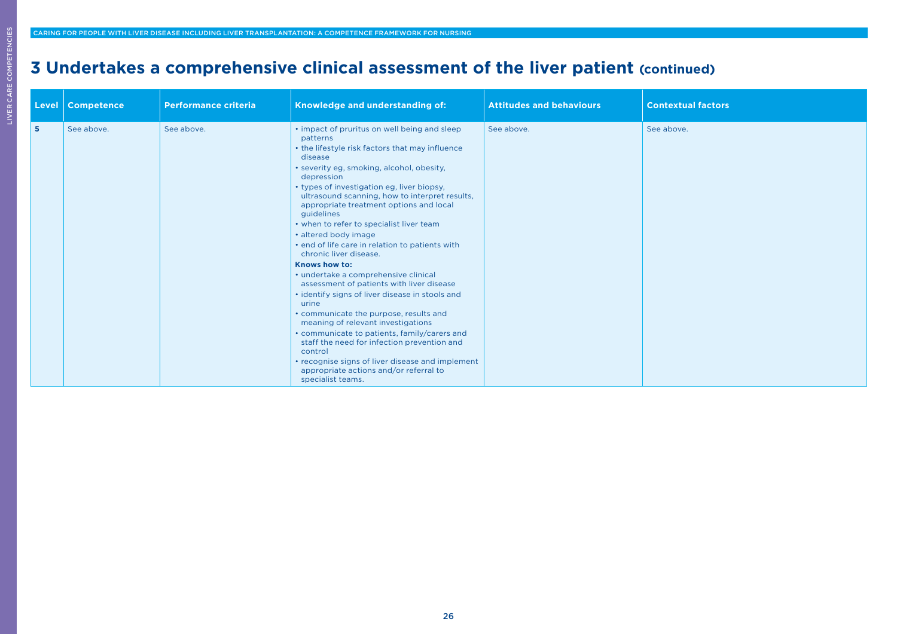# 3 Undertakes a comprehensive clinical assessment of the liver patient (continued)

| Level | Competence | Performance criteria | Knowledge and understanding of: | Attitudes and behaviours | Contextual factors |
|---|---|---|---|---|---|
| **5** | See above. | See above. | • impact of pruritus on well being and sleep patterns<br>• the lifestyle risk factors that may influence disease<br>• severity eg, smoking, alcohol, obesity, depression<br>• types of investigation eg, liver biopsy, ultrasound scanning, how to interpret results, appropriate treatment options and local guidelines<br>• when to refer to specialist liver team<br>• altered body image<br>• end of life care in relation to patients with chronic liver disease.<br>**Knows how to:**<br>• undertake a comprehensive clinical assessment of patients with liver disease<br>• identify signs of liver disease in stools and urine<br>• communicate the purpose, results and meaning of relevant investigations<br>• communicate to patients, family/carers and staff the need for infection prevention and control<br>• recognise signs of liver disease and implement appropriate actions and/or referral to specialist teams. | See above. | See above. |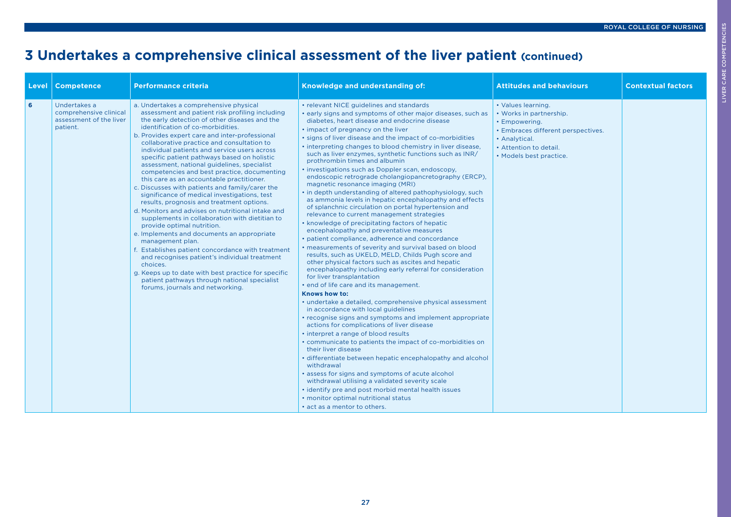# 3 Undertakes a comprehensive clinical assessment of the liver patient (continued)

| Level | Competence | Performance criteria | Knowledge and understanding of: | Attitudes and behaviours | Contextual factors |
|---|---|---|---|---|---|
| 6 | Undertakes a comprehensive clinical assessment of the liver patient. | a. Undertakes a comprehensive physical assessment and patient risk profiling including the early detection of other diseases and the identification of co-morbidities.<br>b. Provides expert care and inter-professional collaborative practice and consultation to individual patients and service users across specific patient pathways based on holistic assessment, national guidelines, specialist competencies and best practice, documenting this care as an accountable practitioner.<br>c. Discusses with patients and family/carer the significance of medical investigations, test results, prognosis and treatment options.<br>d. Monitors and advises on nutritional intake and supplements in collaboration with dietitian to provide optimal nutrition.<br>e. Implements and documents an appropriate management plan.<br>f. Establishes patient concordance with treatment and recognises patient's individual treatment choices.<br>g. Keeps up to date with best practice for specific patient pathways through national specialist forums, journals and networking. | • relevant NICE guidelines and standards<br>• early signs and symptoms of other major diseases, such as diabetes, heart disease and endocrine disease<br>• impact of pregnancy on the liver<br>• signs of liver disease and the impact of co-morbidities<br>• interpreting changes to blood chemistry in liver disease, such as liver enzymes, synthetic functions such as INR/ prothrombin times and albumin<br>• investigations such as Doppler scan, endoscopy, endoscopic retrograde cholangiopancretography (ERCP), magnetic resonance imaging (MRI)<br>• in depth understanding of altered pathophysiology, such as ammonia levels in hepatic encephalopathy and effects of splanchnic circulation on portal hypertension and relevance to current management strategies<br>• knowledge of precipitating factors of hepatic encephalopathy and preventative measures<br>• patient compliance, adherence and concordance<br>• measurements of severity and survival based on blood results, such as UKELD, MELD, Childs Pugh score and other physical factors such as ascites and hepatic encephalopathy including early referral for consideration for liver transplantation<br>• end of life care and its management.<br>**Knows how to:**<br>• undertake a detailed, comprehensive physical assessment in accordance with local guidelines<br>• recognise signs and symptoms and implement appropriate actions for complications of liver disease<br>• interpret a range of blood results<br>• communicate to patients the impact of co-morbidities on their liver disease<br>• differentiate between hepatic encephalopathy and alcohol withdrawal<br>• assess for signs and symptoms of acute alcohol withdrawal utilising a validated severity scale<br>• identify pre and post morbid mental health issues<br>• monitor optimal nutritional status<br>• act as a mentor to others. | • Values learning.<br>• Works in partnership.<br>• Empowering.<br>• Embraces different perspectives.<br>• Analytical.<br>• Attention to detail.<br>• Models best practice. | |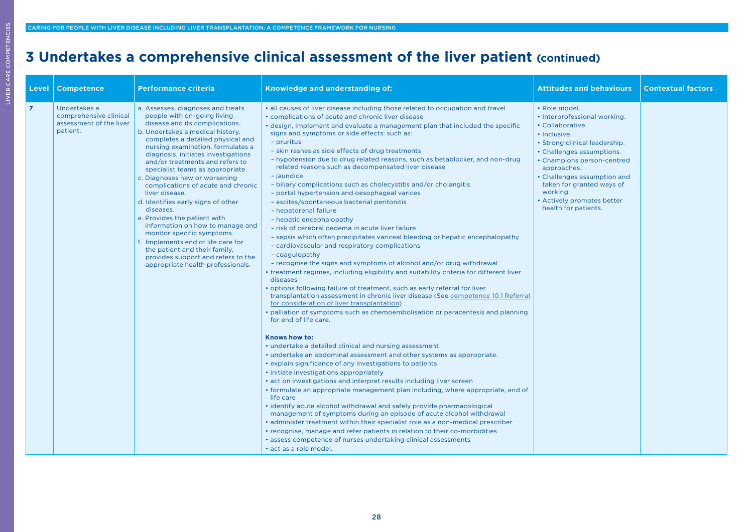# 3 Undertakes a comprehensive clinical assessment of the liver patient (continued)

| Level | Competence | Performance criteria | Knowledge and understanding of: | Attitudes and behaviours | Contextual factors |
|---|---|---|---|---|---|
| 7 | Undertakes a comprehensive clinical assessment of the liver patient. | a. Assesses, diagnoses and treats people with on-going living disease and its complications.<br>b. Undertakes a medical history, completes a detailed physical and nursing examination, formulates a diagnosis, initiates investigations and/or treatments and refers to specialist teams as appropriate.<br>c. Diagnoses new or worsening complications of acute and chronic liver disease.<br>d. Identifies early signs of other diseases.<br>e. Provides the patient with information on how to manage and monitor specific symptoms.<br>f. Implements end of life care for the patient and their family, provides support and refers to the appropriate health professionals. | • all causes of liver disease including those related to occupation and travel<br>• complications of acute and chronic liver disease<br>• design, implement and evaluate a management plan that included the specific signs and symptoms or side effects: such as:<br>– pruritus<br>– skin rashes as side effects of drug treatments<br>– hypotension due to drug related reasons, such as betablocker, and non-drug related reasons such as decompensated liver disease<br>– jaundice<br>– biliary complications such as cholecystitis and/or cholangitis<br>– portal hypertension and oesophageal varices<br>– ascites/spontaneous bacterial peritonitis<br>– hepatorenal failure<br>– hepatic encephalopathy<br>– risk of cerebral oedema in acute liver failure<br>– sepsis which often precipitates variceal bleeding or hepatic encephalopathy<br>– cardiovascular and respiratory complications<br>– coagulopathy<br>– recognise the signs and symptoms of alcohol and/or drug withdrawal<br>• treatment regimes, including eligibility and suitability criteria for different liver diseases<br>• options following failure of treatment, such as early referral for liver transplantation assessment in chronic liver disease (See competence 10.1 Referral for consideration of liver transplantation)<br>• palliation of symptoms such as chemoembolisation or paracentesis and planning for end of life care.<br><br>**Knows how to:**<br>• undertake a detailed clinical and nursing assessment<br>• undertake an abdominal assessment and other systems as appropriate.<br>• explain significance of any investigations to patients<br>• initiate investigations appropriately<br>• act on investigations and interpret results including liver screen<br>• formulate an appropriate management plan including, where appropriate, end of life care<br>• identify acute alcohol withdrawal and safely provide pharmacological management of symptoms during an episode of acute alcohol withdrawal<br>• administer treatment within their specialist role as a non-medical prescriber<br>• recognise, manage and refer patients in relation to their co-morbidities<br>• assess competence of nurses undertaking clinical assessments<br>• act as a role model. | • Role model.<br>• Interprofessional working.<br>• Collaborative.<br>• Inclusive.<br>• Strong clinical leadership.<br>• Challenges assumptions.<br>• Champions person-centred approaches.<br>• Challenges assumption and taken for granted ways of working.<br>• Actively promotes better health for patients. | |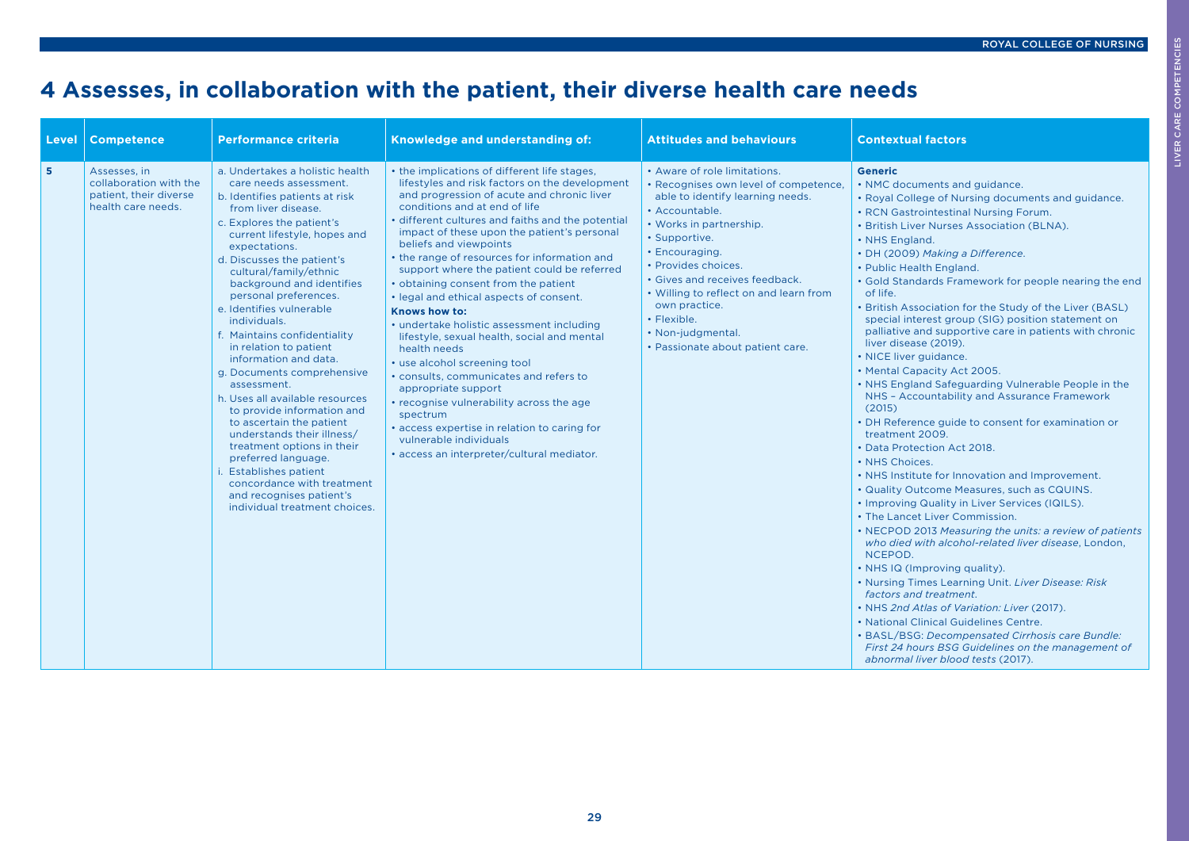# 4 Assesses, in collaboration with the patient, their diverse health care needs

| Level | Competence | Performance criteria | Knowledge and understanding of: | Attitudes and behaviours | Contextual factors |
|---|---|---|---|---|---|
| **5** | Assesses, in collaboration with the patient, their diverse health care needs. | a. Undertakes a holistic health care needs assessment.<br>b. Identifies patients at risk from liver disease.<br>c. Explores the patient's current lifestyle, hopes and expectations.<br>d. Discusses the patient's cultural/family/ethnic background and identifies personal preferences.<br>e. Identifies vulnerable individuals.<br>f. Maintains confidentiality in relation to patient information and data.<br>g. Documents comprehensive assessment.<br>h. Uses all available resources to provide information and to ascertain the patient understands their illness/ treatment options in their preferred language.<br>i. Establishes patient concordance with treatment and recognises patient's individual treatment choices. | • the implications of different life stages, lifestyles and risk factors on the development and progression of acute and chronic liver conditions and at end of life<br>• different cultures and faiths and the potential impact of these upon the patient's personal beliefs and viewpoints<br>• the range of resources for information and support where the patient could be referred<br>• obtaining consent from the patient<br>• legal and ethical aspects of consent.<br>**Knows how to:**<br>• undertake holistic assessment including lifestyle, sexual health, social and mental health needs<br>• use alcohol screening tool<br>• consults, communicates and refers to appropriate support<br>• recognise vulnerability across the age spectrum<br>• access expertise in relation to caring for vulnerable individuals<br>• access an interpreter/cultural mediator. | • Aware of role limitations.<br>• Recognises own level of competence, able to identify learning needs.<br>• Accountable.<br>• Works in partnership.<br>• Supportive.<br>• Encouraging.<br>• Provides choices.<br>• Gives and receives feedback.<br>• Willing to reflect on and learn from own practice.<br>• Flexible.<br>• Non-judgmental.<br>• Passionate about patient care. | **Generic**<br>• NMC documents and guidance.<br>• Royal College of Nursing documents and guidance.<br>• RCN Gastrointestinal Nursing Forum.<br>• British Liver Nurses Association (BLNA).<br>• NHS England.<br>• DH (2009) *Making a Difference*.<br>• Public Health England.<br>• Gold Standards Framework for people nearing the end of life.<br>• British Association for the Study of the Liver (BASL) special interest group (SIG) position statement on palliative and supportive care in patients with chronic liver disease (2019).<br>• NICE liver guidance.<br>• Mental Capacity Act 2005.<br>• NHS England Safeguarding Vulnerable People in the NHS – Accountability and Assurance Framework (2015)<br>• DH Reference guide to consent for examination or treatment 2009.<br>• Data Protection Act 2018.<br>• NHS Choices.<br>• NHS Institute for Innovation and Improvement.<br>• Quality Outcome Measures, such as CQUINS.<br>• Improving Quality in Liver Services (IQILS).<br>• The Lancet Liver Commission.<br>• NECPOD 2013 *Measuring the units: a review of patients who died with alcohol-related liver disease*, London, NCEPOD.<br>• NHS IQ (Improving quality).<br>• Nursing Times Learning Unit. *Liver Disease: Risk factors and treatment*.<br>• NHS *2nd Atlas of Variation: Liver* (2017).<br>• National Clinical Guidelines Centre.<br>• BASL/BSG: *Decompensated Cirrhosis care Bundle: First 24 hours BSG Guidelines on the management of abnormal liver blood tests* (2017). |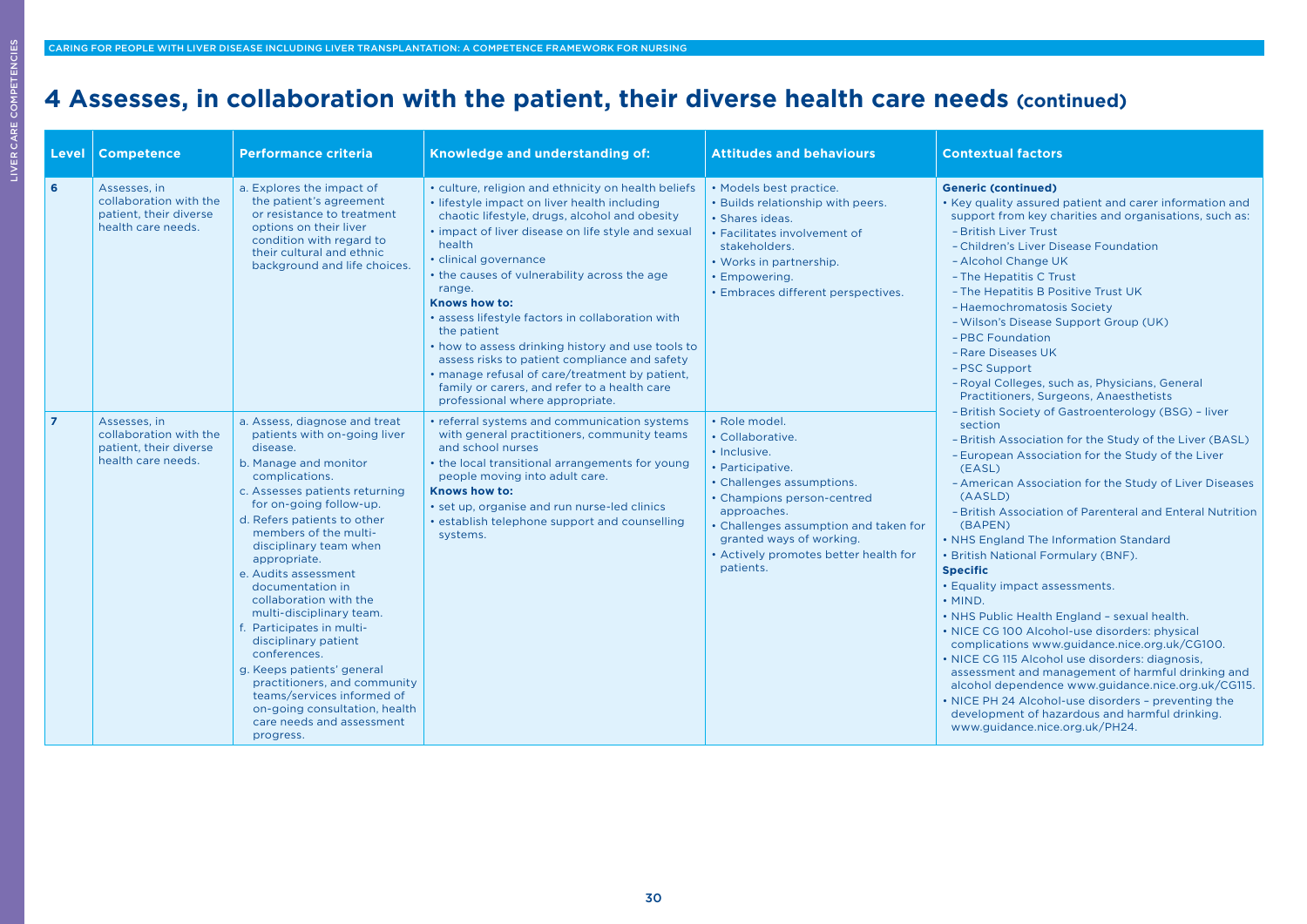# 4 Assesses, in collaboration with the patient, their diverse health care needs (continued)

| Level | Competence | Performance criteria | Knowledge and understanding of: | Attitudes and behaviours | Contextual factors |
|---|---|---|---|---|---|
| 6 | Assesses, in collaboration with the patient, their diverse health care needs. | a. Explores the impact of the patient's agreement or resistance to treatment options on their liver condition with regard to their cultural and ethnic background and life choices. | • culture, religion and ethnicity on health beliefs<br>• lifestyle impact on liver health including chaotic lifestyle, drugs, alcohol and obesity<br>• impact of liver disease on life style and sexual health<br>• clinical governance<br>• the causes of vulnerability across the age range.<br>**Knows how to:**<br>• assess lifestyle factors in collaboration with the patient<br>• how to assess drinking history and use tools to assess risks to patient compliance and safety<br>• manage refusal of care/treatment by patient, family or carers, and refer to a health care professional where appropriate. | • Models best practice.<br>• Builds relationship with peers.<br>• Shares ideas.<br>• Facilitates involvement of stakeholders.<br>• Works in partnership.<br>• Empowering.<br>• Embraces different perspectives. | **Generic (continued)**<br>• Key quality assured patient and carer information and support from key charities and organisations, such as:<br>– British Liver Trust<br>– Children's Liver Disease Foundation<br>– Alcohol Change UK<br>– The Hepatitis C Trust<br>– The Hepatitis B Positive Trust UK<br>– Haemochromatosis Society<br>– Wilson's Disease Support Group (UK)<br>– PBC Foundation<br>– Rare Diseases UK<br>– PSC Support<br>– Royal Colleges, such as, Physicians, General Practitioners, Surgeons, Anaesthetists<br>– British Society of Gastroenterology (BSG) – liver section<br>– British Association for the Study of the Liver (BASL)<br>– European Association for the Study of the Liver (EASL)<br>– American Association for the Study of Liver Diseases (AASLD)<br>– British Association of Parenteral and Enteral Nutrition (BAPEN)<br>• NHS England The Information Standard<br>• British National Formulary (BNF).<br>**Specific**<br>• Equality impact assessments.<br>• MIND.<br>• NHS Public Health England – sexual health.<br>• NICE CG 100 Alcohol-use disorders: physical complications www.guidance.nice.org.uk/CG100.<br>• NICE CG 115 Alcohol use disorders: diagnosis, assessment and management of harmful drinking and alcohol dependence www.guidance.nice.org.uk/CG115.<br>• NICE PH 24 Alcohol-use disorders – preventing the development of hazardous and harmful drinking. www.guidance.nice.org.uk/PH24. |
| 7 | Assesses, in collaboration with the patient, their diverse health care needs. | a. Assess, diagnose and treat patients with on-going liver disease.<br>b. Manage and monitor complications.<br>c. Assesses patients returning for on-going follow-up.<br>d. Refers patients to other members of the multi-disciplinary team when appropriate.<br>e. Audits assessment documentation in collaboration with the multi-disciplinary team.<br>f. Participates in multi-disciplinary patient conferences.<br>g. Keeps patients' general practitioners, and community teams/services informed of on-going consultation, health care needs and assessment progress. | • referral systems and communication systems with general practitioners, community teams and school nurses<br>• the local transitional arrangements for young people moving into adult care.<br>**Knows how to:**<br>• set up, organise and run nurse-led clinics<br>• establish telephone support and counselling systems. | • Role model.<br>• Collaborative.<br>• Inclusive.<br>• Participative.<br>• Challenges assumptions.<br>• Champions person-centred approaches.<br>• Challenges assumption and taken for granted ways of working.<br>• Actively promotes better health for patients. | |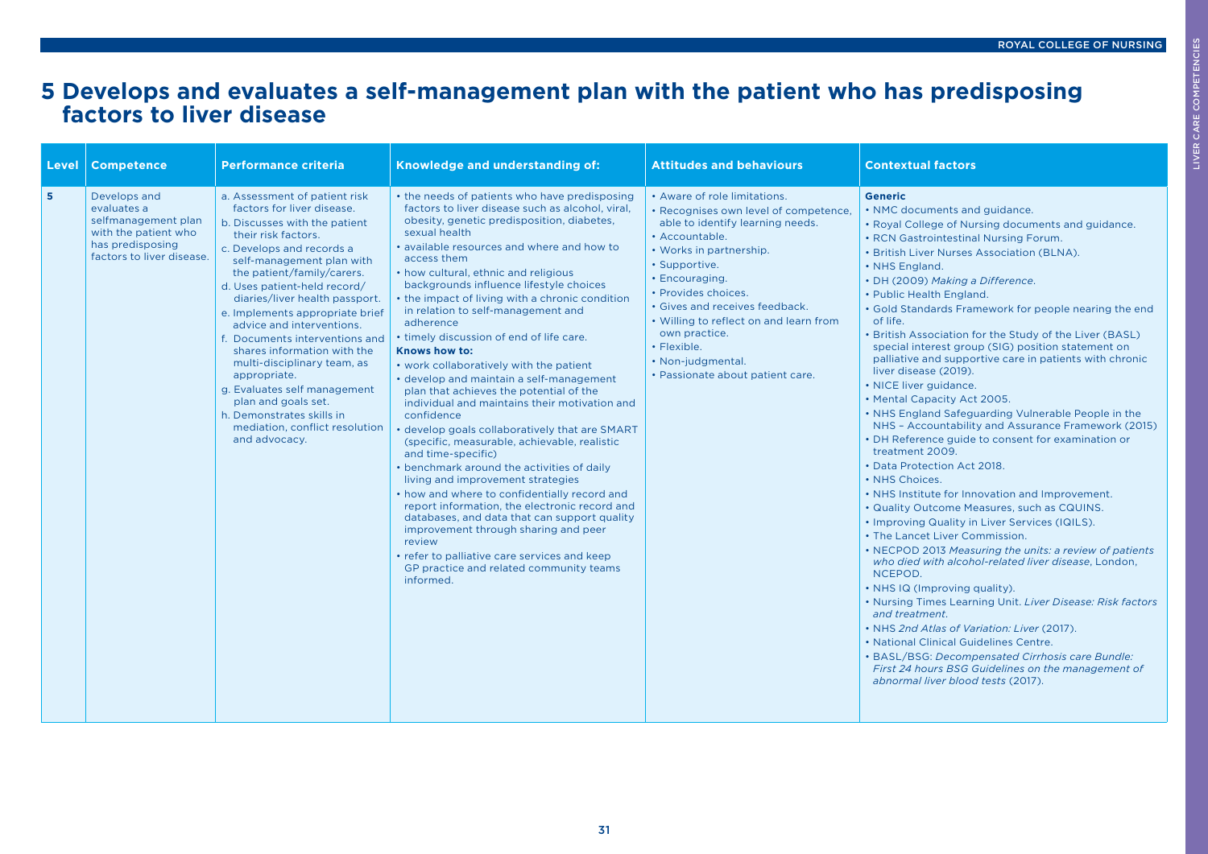# 5 Develops and evaluates a self-management plan with the patient who has predisposing factors to liver disease

| Level | Competence | Performance criteria | Knowledge and understanding of: | Attitudes and behaviours | Contextual factors |
|---|---|---|---|---|---|
| 5 | Develops and evaluates a selfmanagement plan with the patient who has predisposing factors to liver disease. | a. Assessment of patient risk factors for liver disease.<br>b. Discusses with the patient their risk factors.<br>c. Develops and records a self-management plan with the patient/family/carers.<br>d. Uses patient-held record/ diaries/liver health passport.<br>e. Implements appropriate brief advice and interventions.<br>f. Documents interventions and shares information with the multi-disciplinary team, as appropriate.<br>g. Evaluates self management plan and goals set.<br>h. Demonstrates skills in mediation, conflict resolution and advocacy. | • the needs of patients who have predisposing factors to liver disease such as alcohol, viral, obesity, genetic predisposition, diabetes, sexual health<br>• available resources and where and how to access them<br>• how cultural, ethnic and religious backgrounds influence lifestyle choices<br>• the impact of living with a chronic condition in relation to self-management and adherence<br>• timely discussion of end of life care.<br>**Knows how to:**<br>• work collaboratively with the patient<br>• develop and maintain a self-management plan that achieves the potential of the individual and maintains their motivation and confidence<br>• develop goals collaboratively that are SMART (specific, measurable, achievable, realistic and time-specific)<br>• benchmark around the activities of daily living and improvement strategies<br>• how and where to confidentially record and report information, the electronic record and databases, and data that can support quality improvement through sharing and peer review<br>• refer to palliative care services and keep GP practice and related community teams informed. | • Aware of role limitations.<br>• Recognises own level of competence, able to identify learning needs.<br>• Accountable.<br>• Works in partnership.<br>• Supportive.<br>• Encouraging.<br>• Provides choices.<br>• Gives and receives feedback.<br>• Willing to reflect on and learn from own practice.<br>• Flexible.<br>• Non-judgmental.<br>• Passionate about patient care. | **Generic**<br>• NMC documents and guidance.<br>• Royal College of Nursing documents and guidance.<br>• RCN Gastrointestinal Nursing Forum.<br>• British Liver Nurses Association (BLNA).<br>• NHS England.<br>• DH (2009) *Making a Difference*.<br>• Public Health England.<br>• Gold Standards Framework for people nearing the end of life.<br>• British Association for the Study of the Liver (BASL) special interest group (SIG) position statement on palliative and supportive care in patients with chronic liver disease (2019).<br>• NICE liver guidance.<br>• Mental Capacity Act 2005.<br>• NHS England Safeguarding Vulnerable People in the NHS – Accountability and Assurance Framework (2015)<br>• DH Reference guide to consent for examination or treatment 2009.<br>• Data Protection Act 2018.<br>• NHS Choices.<br>• NHS Institute for Innovation and Improvement.<br>• Quality Outcome Measures, such as CQUINS.<br>• Improving Quality in Liver Services (IQILS).<br>• The Lancet Liver Commission.<br>• NECPOD 2013 *Measuring the units: a review of patients who died with alcohol-related liver disease*, London, NCEPOD.<br>• NHS IQ (Improving quality).<br>• Nursing Times Learning Unit. *Liver Disease: Risk factors and treatment*.<br>• NHS *2nd Atlas of Variation: Liver* (2017).<br>• National Clinical Guidelines Centre.<br>• BASL/BSG: *Decompensated Cirrhosis care Bundle: First 24 hours BSG Guidelines on the management of abnormal liver blood tests* (2017). |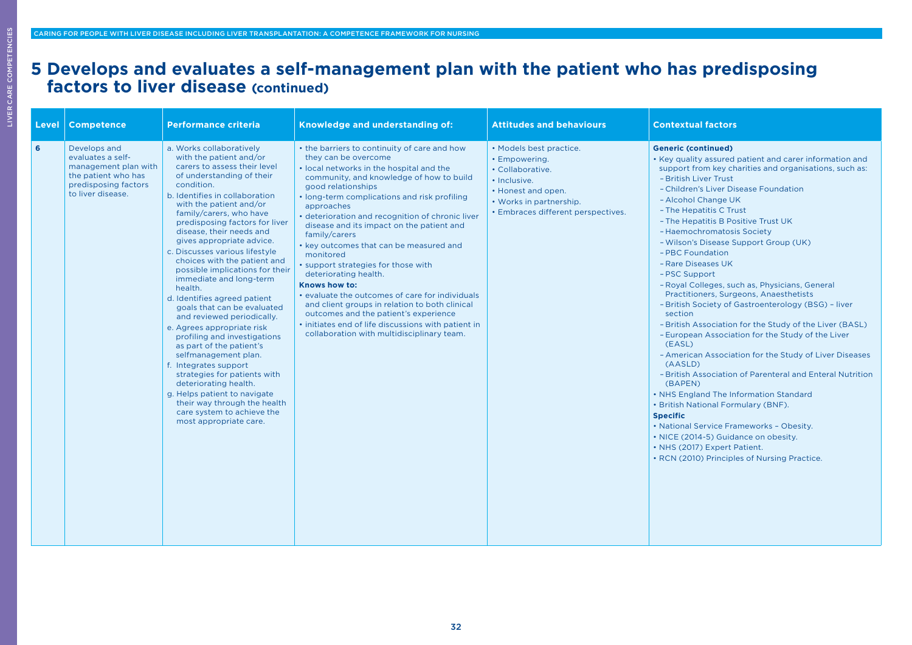# 5 Develops and evaluates a self-management plan with the patient who has predisposing factors to liver disease (continued)

| Level | Competence | Performance criteria | Knowledge and understanding of: | Attitudes and behaviours | Contextual factors |
|---|---|---|---|---|---|
| 6 | Develops and evaluates a self-management plan with the patient who has predisposing factors to liver disease. | a. Works collaboratively with the patient and/or carers to assess their level of understanding of their condition.<br>b. Identifies in collaboration with the patient and/or family/carers, who have predisposing factors for liver disease, their needs and gives appropriate advice.<br>c. Discusses various lifestyle choices with the patient and possible implications for their immediate and long-term health.<br>d. Identifies agreed patient goals that can be evaluated and reviewed periodically.<br>e. Agrees appropriate risk profiling and investigations as part of the patient's selfmanagement plan.<br>f. Integrates support strategies for patients with deteriorating health.<br>g. Helps patient to navigate their way through the health care system to achieve the most appropriate care. | • the barriers to continuity of care and how they can be overcome<br>• local networks in the hospital and the community, and knowledge of how to build good relationships<br>• long-term complications and risk profiling approaches<br>• deterioration and recognition of chronic liver disease and its impact on the patient and family/carers<br>• key outcomes that can be measured and monitored<br>• support strategies for those with deteriorating health.<br>**Knows how to:**<br>• evaluate the outcomes of care for individuals and client groups in relation to both clinical outcomes and the patient's experience<br>• initiates end of life discussions with patient in collaboration with multidisciplinary team. | • Models best practice.<br>• Empowering.<br>• Collaborative.<br>• Inclusive.<br>• Honest and open.<br>• Works in partnership.<br>• Embraces different perspectives. | **Generic (continued)**<br>• Key quality assured patient and carer information and support from key charities and organisations, such as:<br>– British Liver Trust<br>– Children's Liver Disease Foundation<br>– Alcohol Change UK<br>– The Hepatitis C Trust<br>– The Hepatitis B Positive Trust UK<br>– Haemochromatosis Society<br>– Wilson's Disease Support Group (UK)<br>– PBC Foundation<br>– Rare Diseases UK<br>– PSC Support<br>– Royal Colleges, such as, Physicians, General Practitioners, Surgeons, Anaesthetists<br>– British Society of Gastroenterology (BSG) – liver section<br>– British Association for the Study of the Liver (BASL)<br>– European Association for the Study of the Liver (EASL)<br>– American Association for the Study of Liver Diseases (AASLD)<br>– British Association of Parenteral and Enteral Nutrition (BAPEN)<br>• NHS England The Information Standard<br>• British National Formulary (BNF).<br>**Specific**<br>• National Service Frameworks – Obesity.<br>• NICE (2014-5) Guidance on obesity.<br>• NHS (2017) Expert Patient.<br>• RCN (2010) Principles of Nursing Practice. |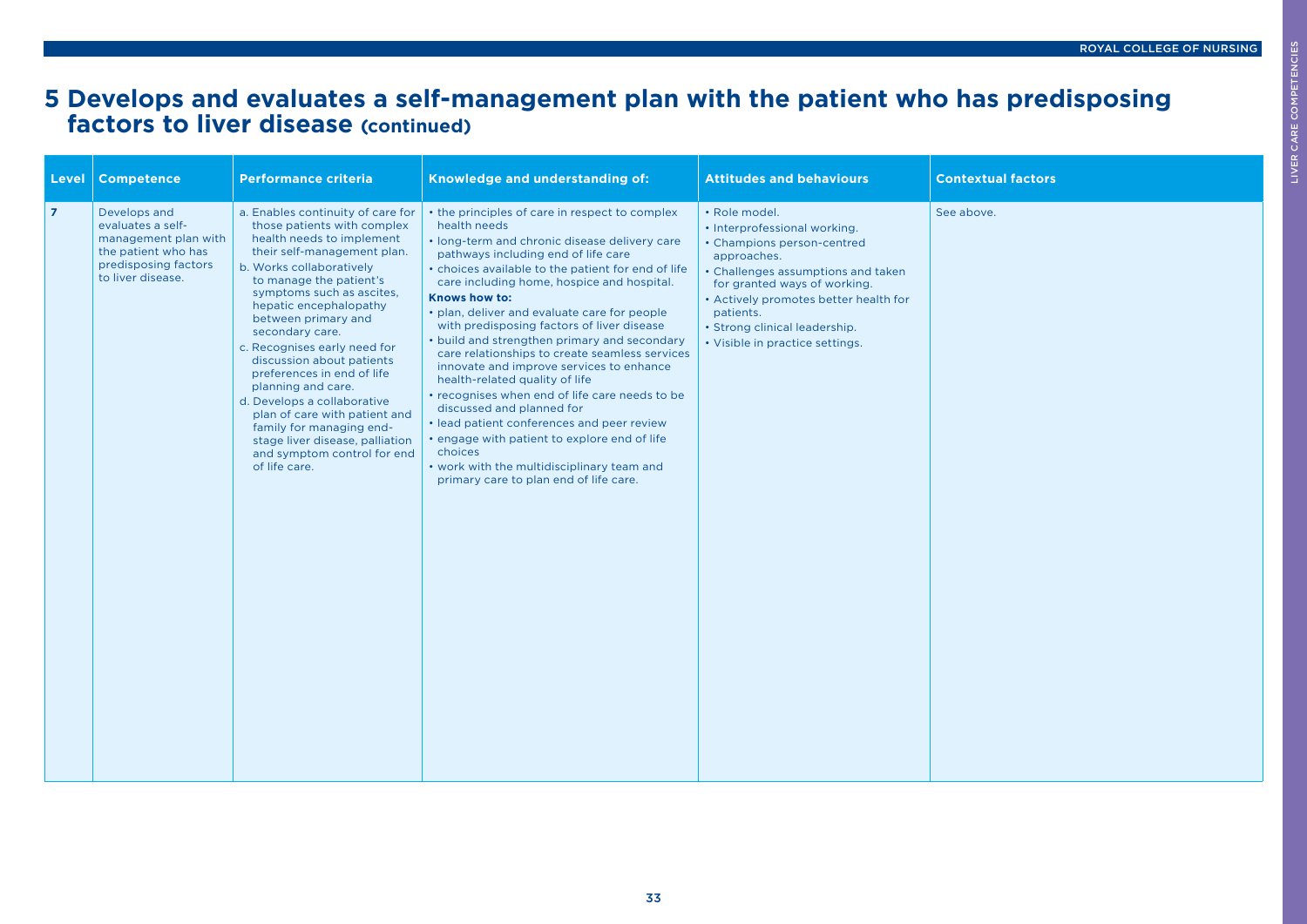# 5 Develops and evaluates a self-management plan with the patient who has predisposing factors to liver disease (continued)

| Level | Competence | Performance criteria | Knowledge and understanding of: | Attitudes and behaviours | Contextual factors |
|---|---|---|---|---|---|
| **7** | Develops and evaluates a self-management plan with the patient who has predisposing factors to liver disease. | a. Enables continuity of care for those patients with complex health needs to implement their self-management plan.<br>b. Works collaboratively to manage the patient's symptoms such as ascites, hepatic encephalopathy between primary and secondary care.<br>c. Recognises early need for discussion about patients preferences in end of life planning and care.<br>d. Develops a collaborative plan of care with patient and family for managing end-stage liver disease, palliation and symptom control for end of life care. | • the principles of care in respect to complex health needs<br>• long-term and chronic disease delivery care pathways including end of life care<br>• choices available to the patient for end of life care including home, hospice and hospital.<br>**Knows how to:**<br>• plan, deliver and evaluate care for people with predisposing factors of liver disease<br>• build and strengthen primary and secondary care relationships to create seamless services innovate and improve services to enhance health-related quality of life<br>• recognises when end of life care needs to be discussed and planned for<br>• lead patient conferences and peer review<br>• engage with patient to explore end of life choices<br>• work with the multidisciplinary team and primary care to plan end of life care. | • Role model.<br>• Interprofessional working.<br>• Champions person-centred approaches.<br>• Challenges assumptions and taken for granted ways of working.<br>• Actively promotes better health for patients.<br>• Strong clinical leadership.<br>• Visible in practice settings. | See above. |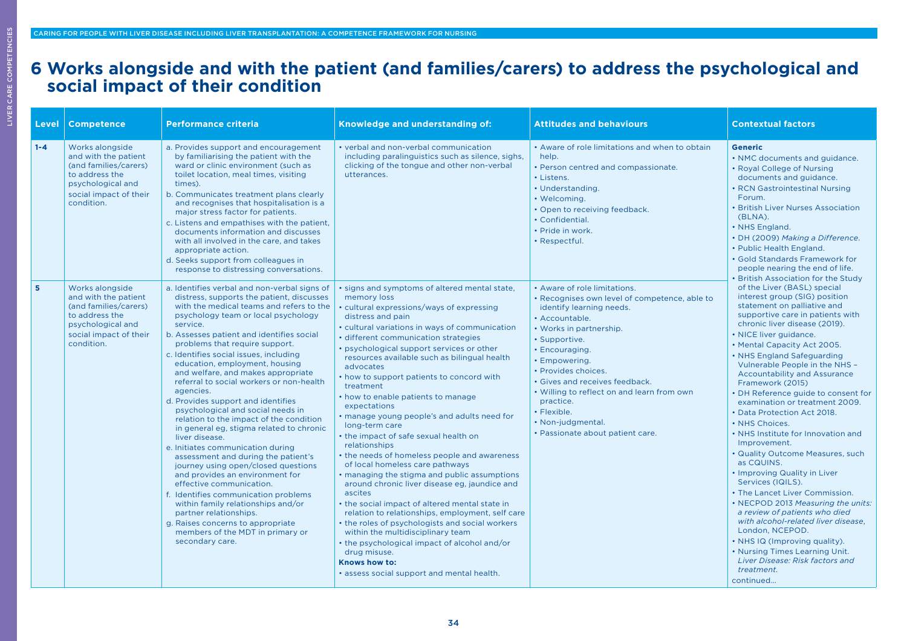# 6 Works alongside and with the patient (and families/carers) to address the psychological and social impact of their condition

| Level | Competence | Performance criteria | Knowledge and understanding of: | Attitudes and behaviours | Contextual factors |
|---|---|---|---|---|---|
| 1-4 | Works alongside and with the patient (and families/carers) to address the psychological and social impact of their condition. | a. Provides support and encouragement by familiarising the patient with the ward or clinic environment (such as toilet location, meal times, visiting times).<br>b. Communicates treatment plans clearly and recognises that hospitalisation is a major stress factor for patients.<br>c. Listens and empathises with the patient, documents information and discusses with all involved in the care, and takes appropriate action.<br>d. Seeks support from colleagues in response to distressing conversations. | • verbal and non-verbal communication including paralinguistics such as silence, sighs, clicking of the tongue and other non-verbal utterances. | • Aware of role limitations and when to obtain help.<br>• Person centred and compassionate.<br>• Listens.<br>• Understanding.<br>• Welcoming.<br>• Open to receiving feedback.<br>• Confidential.<br>• Pride in work.<br>• Respectful. | **Generic**<br>• NMC documents and guidance.<br>• Royal College of Nursing documents and guidance.<br>• RCN Gastrointestinal Nursing Forum.<br>• British Liver Nurses Association (BLNA).<br>• NHS England.<br>• DH (2009) *Making a Difference*.<br>• Public Health England.<br>• Gold Standards Framework for people nearing the end of life.<br>• British Association for the Study of the Liver (BASL) special interest group (SIG) position statement on palliative and supportive care in patients with chronic liver disease (2019).<br>• NICE liver guidance.<br>• Mental Capacity Act 2005.<br>• NHS England Safeguarding Vulnerable People in the NHS – Accountability and Assurance Framework (2015)<br>• DH Reference guide to consent for examination or treatment 2009.<br>• Data Protection Act 2018.<br>• NHS Choices.<br>• NHS Institute for Innovation and Improvement.<br>• Quality Outcome Measures, such as CQUINS.<br>• Improving Quality in Liver Services (IQILS).<br>• The Lancet Liver Commission.<br>• NECPOD 2013 *Measuring the units: a review of patients who died with alcohol-related liver disease*, London, NCEPOD.<br>• NHS IQ (Improving quality).<br>• Nursing Times Learning Unit. *Liver Disease: Risk factors and treatment.*<br>continued... |
| 5 | Works alongside and with the patient (and families/carers) to address the psychological and social impact of their condition. | a. Identifies verbal and non-verbal signs of distress, supports the patient, discusses with the medical teams and refers to the psychology team or local psychology service.<br>b. Assesses patient and identifies social problems that require support.<br>c. Identifies social issues, including education, employment, housing and welfare, and makes appropriate referral to social workers or non-health agencies.<br>d. Provides support and identifies psychological and social needs in relation to the impact of the condition in general eg, stigma related to chronic liver disease.<br>e. Initiates communication during assessment and during the patient's journey using open/closed questions and provides an environment for effective communication.<br>f. Identifies communication problems within family relationships and/or partner relationships.<br>g. Raises concerns to appropriate members of the MDT in primary or secondary care. | • signs and symptoms of altered mental state, memory loss<br>• cultural expressions/ways of expressing distress and pain<br>• cultural variations in ways of communication<br>• different communication strategies<br>• psychological support services or other resources available such as bilingual health advocates<br>• how to support patients to concord with treatment<br>• how to enable patients to manage expectations<br>• manage young people's and adults need for long-term care<br>• the impact of safe sexual health on relationships<br>• the needs of homeless people and awareness of local homeless care pathways<br>• managing the stigma and public assumptions around chronic liver disease eg, jaundice and ascites<br>• the social impact of altered mental state in relation to relationships, employment, self care<br>• the roles of psychologists and social workers within the multidisciplinary team<br>• the psychological impact of alcohol and/or drug misuse.<br>**Knows how to:**<br>• assess social support and mental health. | • Aware of role limitations.<br>• Recognises own level of competence, able to identify learning needs.<br>• Accountable.<br>• Works in partnership.<br>• Supportive.<br>• Encouraging.<br>• Empowering.<br>• Provides choices.<br>• Gives and receives feedback.<br>• Willing to reflect on and learn from own practice.<br>• Flexible.<br>• Non-judgmental.<br>• Passionate about patient care. | |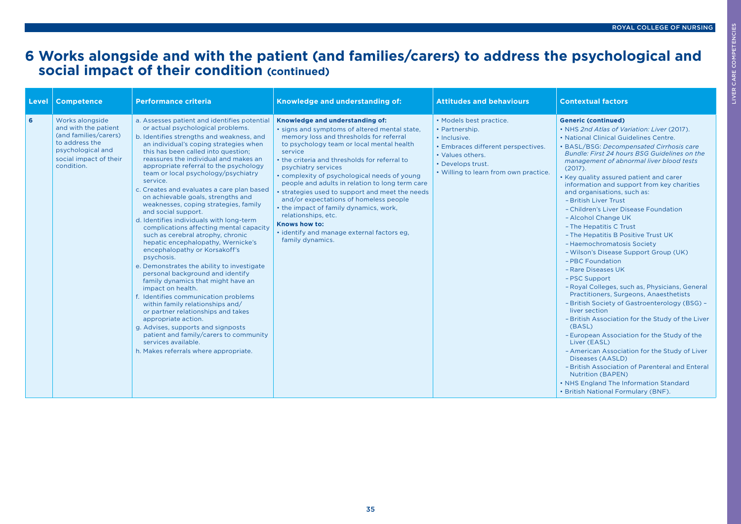# 6 Works alongside and with the patient (and families/carers) to address the psychological and social impact of their condition (continued)

| Level | Competence | Performance criteria | Knowledge and understanding of: | Attitudes and behaviours | Contextual factors |
|---|---|---|---|---|---|
| 6 | Works alongside and with the patient (and families/carers) to address the psychological and social impact of their condition. | a. Assesses patient and identifies potential or actual psychological problems.<br>b. Identifies strengths and weakness, and an individual's coping strategies when this has been called into question; reassures the individual and makes an appropriate referral to the psychology team or local psychology/psychiatry service.<br>c. Creates and evaluates a care plan based on achievable goals, strengths and weaknesses, coping strategies, family and social support.<br>d. Identifies individuals with long-term complications affecting mental capacity such as cerebral atrophy, chronic hepatic encephalopathy, Wernicke's encephalopathy or Korsakoff's psychosis.<br>e. Demonstrates the ability to investigate personal background and identify family dynamics that might have an impact on health.<br>f. Identifies communication problems within family relationships and/ or partner relationships and takes appropriate action.<br>g. Advises, supports and signposts patient and family/carers to community services available.<br>h. Makes referrals where appropriate. | **Knowledge and understanding of:**<br>• signs and symptoms of altered mental state, memory loss and thresholds for referral to psychology team or local mental health service<br>• the criteria and thresholds for referral to psychiatry services<br>• complexity of psychological needs of young people and adults in relation to long term care<br>• strategies used to support and meet the needs and/or expectations of homeless people<br>• the impact of family dynamics, work, relationships, etc.<br>**Knows how to:**<br>• identify and manage external factors eg, family dynamics. | • Models best practice.<br>• Partnership.<br>• Inclusive.<br>• Embraces different perspectives.<br>• Values others.<br>• Develops trust.<br>• Willing to learn from own practice. | **Generic (continued)**<br>• NHS *2nd Atlas of Variation: Liver* (2017).<br>• National Clinical Guidelines Centre.<br>• BASL/BSG: *Decompensated Cirrhosis care Bundle: First 24 hours BSG Guidelines on the management of abnormal liver blood tests* (2017).<br>• Key quality assured patient and carer information and support from key charities and organisations, such as:<br>– British Liver Trust<br>– Children's Liver Disease Foundation<br>– Alcohol Change UK<br>– The Hepatitis C Trust<br>– The Hepatitis B Positive Trust UK<br>– Haemochromatosis Society<br>– Wilson's Disease Support Group (UK)<br>– PBC Foundation<br>– Rare Diseases UK<br>– PSC Support<br>– Royal Colleges, such as, Physicians, General Practitioners, Surgeons, Anaesthetists<br>– British Society of Gastroenterology (BSG) – liver section<br>– British Association for the Study of the Liver (BASL)<br>– European Association for the Study of the Liver (EASL)<br>– American Association for the Study of Liver Diseases (AASLD)<br>– British Association of Parenteral and Enteral Nutrition (BAPEN)<br>• NHS England The Information Standard<br>• British National Formulary (BNF). |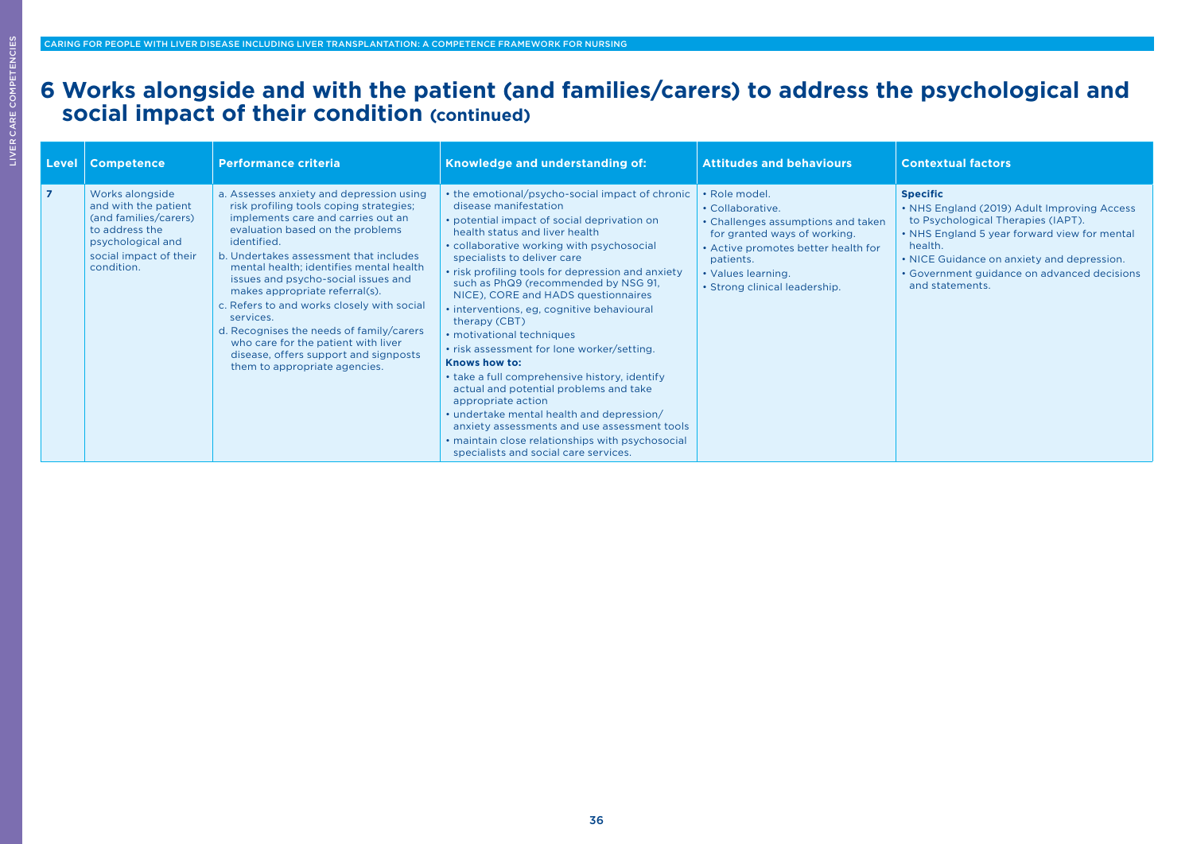# 6 Works alongside and with the patient (and families/carers) to address the psychological and social impact of their condition (continued)

| Level | Competence | Performance criteria | Knowledge and understanding of: | Attitudes and behaviours | Contextual factors |
|---|---|---|---|---|---|
| 7 | Works alongside and with the patient (and families/carers) to address the psychological and social impact of their condition. | a. Assesses anxiety and depression using risk profiling tools coping strategies; implements care and carries out an evaluation based on the problems identified.<br>b. Undertakes assessment that includes mental health; identifies mental health issues and psycho-social issues and makes appropriate referral(s).<br>c. Refers to and works closely with social services.<br>d. Recognises the needs of family/carers who care for the patient with liver disease, offers support and signposts them to appropriate agencies. | • the emotional/psycho-social impact of chronic disease manifestation<br>• potential impact of social deprivation on health status and liver health<br>• collaborative working with psychosocial specialists to deliver care<br>• risk profiling tools for depression and anxiety such as PhQ9 (recommended by NSG 91, NICE), CORE and HADS questionnaires<br>• interventions, eg, cognitive behavioural therapy (CBT)<br>• motivational techniques<br>• risk assessment for lone worker/setting.<br>**Knows how to:**<br>• take a full comprehensive history, identify actual and potential problems and take appropriate action<br>• undertake mental health and depression/anxiety assessments and use assessment tools<br>• maintain close relationships with psychosocial specialists and social care services. | • Role model.<br>• Collaborative.<br>• Challenges assumptions and taken for granted ways of working.<br>• Active promotes better health for patients.<br>• Values learning.<br>• Strong clinical leadership. | **Specific**<br>• NHS England (2019) Adult Improving Access to Psychological Therapies (IAPT).<br>• NHS England 5 year forward view for mental health.<br>• NICE Guidance on anxiety and depression.<br>• Government guidance on advanced decisions and statements. |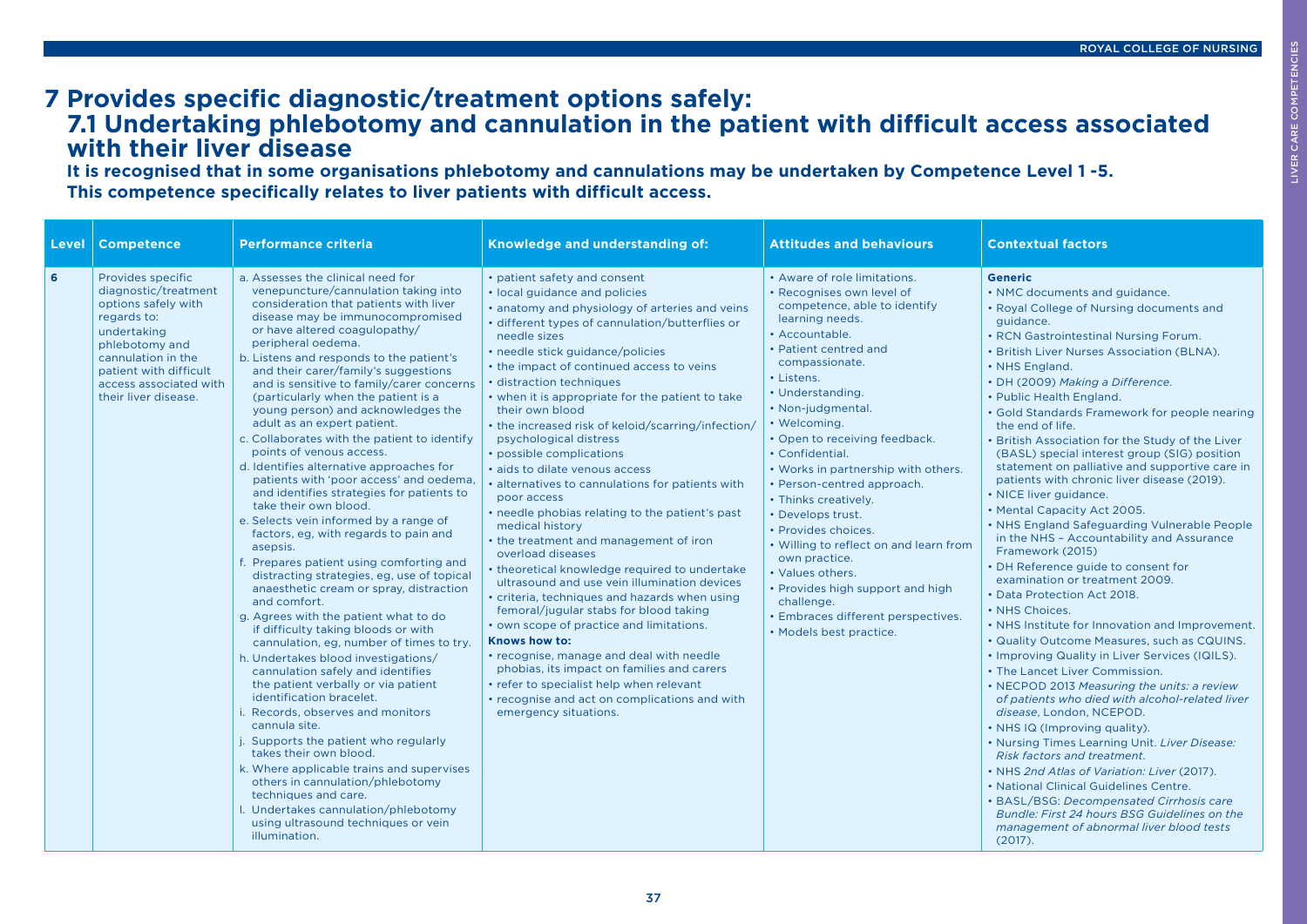# 7 Provides specific diagnostic/treatment options safely:

## 7.1 Undertaking phlebotomy and cannulation in the patient with difficult access associated with their liver disease

**It is recognised that in some organisations phlebotomy and cannulations may be undertaken by Competence Level 1 -5. This competence specifically relates to liver patients with difficult access.**

| Level | Competence | Performance criteria | Knowledge and understanding of: | Attitudes and behaviours | Contextual factors |
|---|---|---|---|---|---|
| **6** | Provides specific diagnostic/treatment options safely with regards to: undertaking phlebotomy and cannulation in the patient with difficult access associated with their liver disease. | a. Assesses the clinical need for venepuncture/cannulation taking into consideration that patients with liver disease may be immunocompromised or have altered coagulopathy/ peripheral oedema.<br>b. Listens and responds to the patient's and their carer/family's suggestions and is sensitive to family/carer concerns (particularly when the patient is a young person) and acknowledges the adult as an expert patient.<br>c. Collaborates with the patient to identify points of venous access.<br>d. Identifies alternative approaches for patients with 'poor access' and oedema, and identifies strategies for patients to take their own blood.<br>e. Selects vein informed by a range of factors, eg, with regards to pain and asepsis.<br>f. Prepares patient using comforting and distracting strategies, eg, use of topical anaesthetic cream or spray, distraction and comfort.<br>g. Agrees with the patient what to do if difficulty taking bloods or with cannulation, eg, number of times to try.<br>h. Undertakes blood investigations/ cannulation safely and identifies the patient verbally or via patient identification bracelet.<br>i. Records, observes and monitors cannula site.<br>j. Supports the patient who regularly takes their own blood.<br>k. Where applicable trains and supervises others in cannulation/phlebotomy techniques and care.<br>l. Undertakes cannulation/phlebotomy using ultrasound techniques or vein illumination. | • patient safety and consent<br>• local guidance and policies<br>• anatomy and physiology of arteries and veins<br>• different types of cannulation/butterflies or needle sizes<br>• needle stick guidance/policies<br>• the impact of continued access to veins<br>• distraction techniques<br>• when it is appropriate for the patient to take their own blood<br>• the increased risk of keloid/scarring/infection/ psychological distress<br>• possible complications<br>• aids to dilate venous access<br>• alternatives to cannulations for patients with poor access<br>• needle phobias relating to the patient's past medical history<br>• the treatment and management of iron overload diseases<br>• theoretical knowledge required to undertake ultrasound and use vein illumination devices<br>• criteria, techniques and hazards when using femoral/jugular stabs for blood taking<br>• own scope of practice and limitations.<br>**Knows how to:**<br>• recognise, manage and deal with needle phobias, its impact on families and carers<br>• refer to specialist help when relevant<br>• recognise and act on complications and with emergency situations. | • Aware of role limitations.<br>• Recognises own level of competence, able to identify learning needs.<br>• Accountable.<br>• Patient centred and compassionate.<br>• Listens.<br>• Understanding.<br>• Non-judgmental.<br>• Welcoming.<br>• Open to receiving feedback.<br>• Confidential.<br>• Works in partnership with others.<br>• Person-centred approach.<br>• Thinks creatively.<br>• Develops trust.<br>• Provides choices.<br>• Willing to reflect on and learn from own practice.<br>• Values others.<br>• Provides high support and high challenge.<br>• Embraces different perspectives.<br>• Models best practice. | **Generic**<br>• NMC documents and guidance.<br>• Royal College of Nursing documents and guidance.<br>• RCN Gastrointestinal Nursing Forum.<br>• British Liver Nurses Association (BLNA).<br>• NHS England.<br>• DH (2009) *Making a Difference*.<br>• Public Health England.<br>• Gold Standards Framework for people nearing the end of life.<br>• British Association for the Study of the Liver (BASL) special interest group (SIG) position statement on palliative and supportive care in patients with chronic liver disease (2019).<br>• NICE liver guidance.<br>• Mental Capacity Act 2005.<br>• NHS England Safeguarding Vulnerable People in the NHS – Accountability and Assurance Framework (2015)<br>• DH Reference guide to consent for examination or treatment 2009.<br>• Data Protection Act 2018.<br>• NHS Choices.<br>• NHS Institute for Innovation and Improvement.<br>• Quality Outcome Measures, such as CQUINS.<br>• Improving Quality in Liver Services (IQILS).<br>• The Lancet Liver Commission.<br>• NECPOD 2013 *Measuring the units: a review of patients who died with alcohol-related liver disease*, London, NCEPOD.<br>• NHS IQ (Improving quality).<br>• Nursing Times Learning Unit. *Liver Disease: Risk factors and treatment*.<br>• NHS *2nd Atlas of Variation: Liver* (2017).<br>• National Clinical Guidelines Centre.<br>• BASL/BSG: *Decompensated Cirrhosis care Bundle: First 24 hours BSG Guidelines on the management of abnormal liver blood tests* (2017). |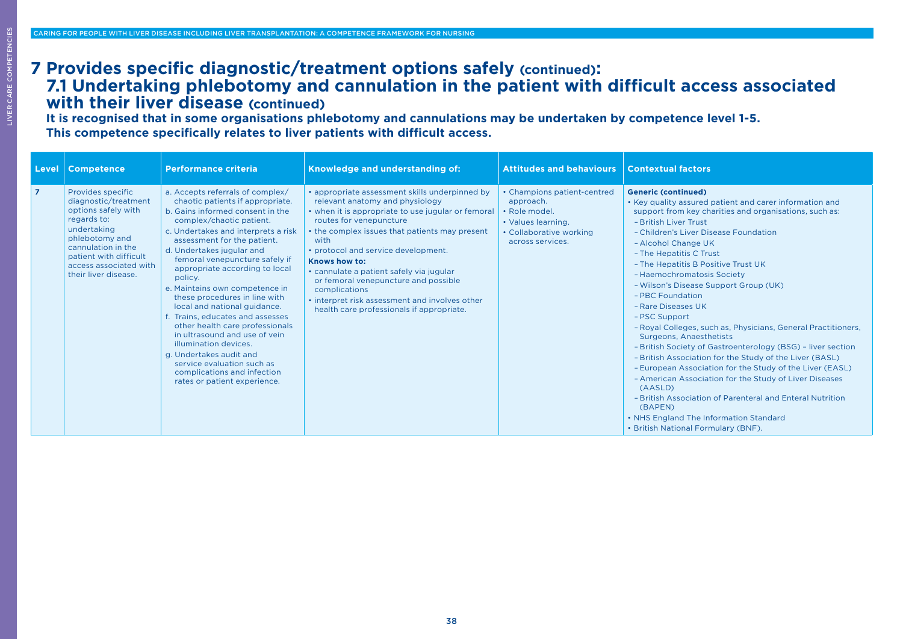# 7 Provides specific diagnostic/treatment options safely (continued):

## 7.1 Undertaking phlebotomy and cannulation in the patient with difficult access associated with their liver disease (continued)

**It is recognised that in some organisations phlebotomy and cannulations may be undertaken by competence level 1-5.**
**This competence specifically relates to liver patients with difficult access.**

| Level | Competence | Performance criteria | Knowledge and understanding of: | Attitudes and behaviours | Contextual factors |
|---|---|---|---|---|---|
| 7 | Provides specific diagnostic/treatment options safely with regards to: undertaking phlebotomy and cannulation in the patient with difficult access associated with their liver disease. | a. Accepts referrals of complex/chaotic patients if appropriate.<br>b. Gains informed consent in the complex/chaotic patient.<br>c. Undertakes and interprets a risk assessment for the patient.<br>d. Undertakes jugular and femoral venepuncture safely if appropriate according to local policy.<br>e. Maintains own competence in these procedures in line with local and national guidance.<br>f. Trains, educates and assesses other health care professionals in ultrasound and use of vein illumination devices.<br>g. Undertakes audit and service evaluation such as complications and infection rates or patient experience. | • appropriate assessment skills underpinned by relevant anatomy and physiology<br>• when it is appropriate to use jugular or femoral routes for venepuncture<br>• the complex issues that patients may present with<br>• protocol and service development.<br>**Knows how to:**<br>• cannulate a patient safely via jugular or femoral venepuncture and possible complications<br>• interpret risk assessment and involves other health care professionals if appropriate. | • Champions patient-centred approach.<br>• Role model.<br>• Values learning.<br>• Collaborative working across services. | **Generic (continued)**<br>• Key quality assured patient and carer information and support from key charities and organisations, such as:<br>– British Liver Trust<br>– Children's Liver Disease Foundation<br>– Alcohol Change UK<br>– The Hepatitis C Trust<br>– The Hepatitis B Positive Trust UK<br>– Haemochromatosis Society<br>– Wilson's Disease Support Group (UK)<br>– PBC Foundation<br>– Rare Diseases UK<br>– PSC Support<br>– Royal Colleges, such as, Physicians, General Practitioners, Surgeons, Anaesthetists<br>– British Society of Gastroenterology (BSG) – liver section<br>– British Association for the Study of the Liver (BASL)<br>– European Association for the Study of the Liver (EASL)<br>– American Association for the Study of Liver Diseases (AASLD)<br>– British Association of Parenteral and Enteral Nutrition (BAPEN)<br>• NHS England The Information Standard<br>• British National Formulary (BNF). |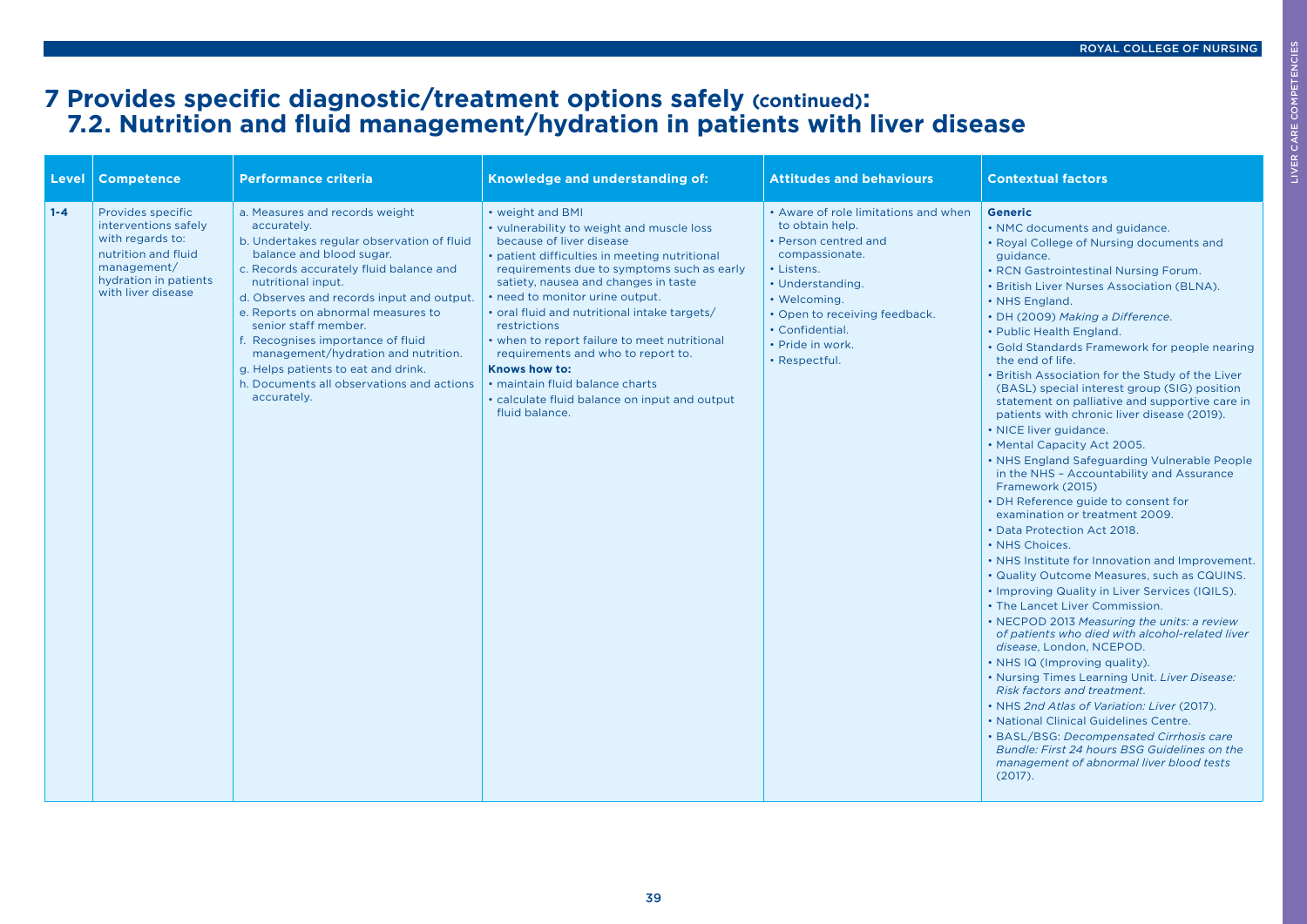# 7 Provides specific diagnostic/treatment options safely (continued):
## 7.2. Nutrition and fluid management/hydration in patients with liver disease

| Level | Competence | Performance criteria | Knowledge and understanding of: | Attitudes and behaviours | Contextual factors |
|---|---|---|---|---|---|
| 1-4 | Provides specific interventions safely with regards to: nutrition and fluid management/ hydration in patients with liver disease | a. Measures and records weight accurately.<br>b. Undertakes regular observation of fluid balance and blood sugar.<br>c. Records accurately fluid balance and nutritional input.<br>d. Observes and records input and output.<br>e. Reports on abnormal measures to senior staff member.<br>f. Recognises importance of fluid management/hydration and nutrition.<br>g. Helps patients to eat and drink.<br>h. Documents all observations and actions accurately. | • weight and BMI<br>• vulnerability to weight and muscle loss because of liver disease<br>• patient difficulties in meeting nutritional requirements due to symptoms such as early satiety, nausea and changes in taste<br>• need to monitor urine output.<br>• oral fluid and nutritional intake targets/ restrictions<br>• when to report failure to meet nutritional requirements and who to report to.<br>**Knows how to:**<br>• maintain fluid balance charts<br>• calculate fluid balance on input and output fluid balance. | • Aware of role limitations and when to obtain help.<br>• Person centred and compassionate.<br>• Listens.<br>• Understanding.<br>• Welcoming.<br>• Open to receiving feedback.<br>• Confidential.<br>• Pride in work.<br>• Respectful. | **Generic**<br>• NMC documents and guidance.<br>• Royal College of Nursing documents and guidance.<br>• RCN Gastrointestinal Nursing Forum.<br>• British Liver Nurses Association (BLNA).<br>• NHS England.<br>• DH (2009) *Making a Difference*.<br>• Public Health England.<br>• Gold Standards Framework for people nearing the end of life.<br>• British Association for the Study of the Liver (BASL) special interest group (SIG) position statement on palliative and supportive care in patients with chronic liver disease (2019).<br>• NICE liver guidance.<br>• Mental Capacity Act 2005.<br>• NHS England Safeguarding Vulnerable People in the NHS – Accountability and Assurance Framework (2015)<br>• DH Reference guide to consent for examination or treatment 2009.<br>• Data Protection Act 2018.<br>• NHS Choices.<br>• NHS Institute for Innovation and Improvement.<br>• Quality Outcome Measures, such as CQUINS.<br>• Improving Quality in Liver Services (IQILS).<br>• The Lancet Liver Commission.<br>• NECPOD 2013 *Measuring the units: a review of patients who died with alcohol-related liver disease*, London, NCEPOD.<br>• NHS IQ (Improving quality).<br>• Nursing Times Learning Unit. *Liver Disease: Risk factors and treatment*.<br>• NHS *2nd Atlas of Variation: Liver* (2017).<br>• National Clinical Guidelines Centre.<br>• BASL/BSG: *Decompensated Cirrhosis care Bundle: First 24 hours BSG Guidelines on the management of abnormal liver blood tests* (2017). |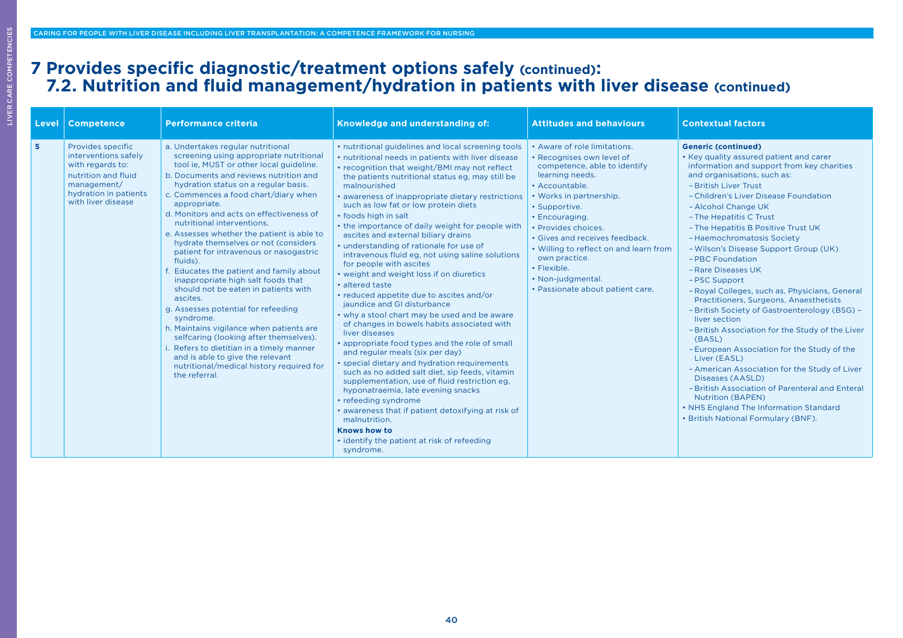# 7 Provides specific diagnostic/treatment options safely (continued): 7.2. Nutrition and fluid management/hydration in patients with liver disease (continued)

| Level | Competence | Performance criteria | Knowledge and understanding of: | Attitudes and behaviours | Contextual factors |
|---|---|---|---|---|---|
| 5 | Provides specific interventions safely with regards to: nutrition and fluid management/ hydration in patients with liver disease | a. Undertakes regular nutritional screening using appropriate nutritional tool ie, MUST or other local guideline.<br>b. Documents and reviews nutrition and hydration status on a regular basis.<br>c. Commences a food chart/diary when appropriate.<br>d. Monitors and acts on effectiveness of nutritional interventions.<br>e. Assesses whether the patient is able to hydrate themselves or not (considers patient for intravenous or nasogastric fluids).<br>f. Educates the patient and family about inappropriate high salt foods that should not be eaten in patients with ascites.<br>g. Assesses potential for refeeding syndrome.<br>h. Maintains vigilance when patients are selfcaring (looking after themselves).<br>i. Refers to dietitian in a timely manner and is able to give the relevant nutritional/medical history required for the referral. | • nutritional guidelines and local screening tools<br>• nutritional needs in patients with liver disease<br>• recognition that weight/BMI may not reflect the patients nutritional status eg, may still be malnourished<br>• awareness of inappropriate dietary restrictions such as low fat or low protein diets<br>• foods high in salt<br>• the importance of daily weight for people with ascites and external biliary drains<br>• understanding of rationale for use of intravenous fluid eg, not using saline solutions for people with ascites<br>• weight and weight loss if on diuretics<br>• altered taste<br>• reduced appetite due to ascites and/or jaundice and GI disturbance<br>• why a stool chart may be used and be aware of changes in bowels habits associated with liver diseases<br>• appropriate food types and the role of small and regular meals (six per day)<br>• special dietary and hydration requirements such as no added salt diet, sip feeds, vitamin supplementation, use of fluid restriction eg, hyponatraemia, late evening snacks<br>• refeeding syndrome<br>• awareness that if patient detoxifying at risk of malnutrition.<br>**Knows how to**<br>• identify the patient at risk of refeeding syndrome. | • Aware of role limitations.<br>• Recognises own level of competence, able to identify learning needs.<br>• Accountable.<br>• Works in partnership.<br>• Supportive.<br>• Encouraging.<br>• Provides choices.<br>• Gives and receives feedback.<br>• Willing to reflect on and learn from own practice.<br>• Flexible.<br>• Non-judgmental.<br>• Passionate about patient care. | **Generic (continued)**<br>• Key quality assured patient and carer information and support from key charities and organisations, such as:<br>– British Liver Trust<br>– Children's Liver Disease Foundation<br>– Alcohol Change UK<br>– The Hepatitis C Trust<br>– The Hepatitis B Positive Trust UK<br>– Haemochromatosis Society<br>– Wilson's Disease Support Group (UK)<br>– PBC Foundation<br>– Rare Diseases UK<br>– PSC Support<br>– Royal Colleges, such as, Physicians, General Practitioners, Surgeons, Anaesthetists<br>– British Society of Gastroenterology (BSG) – liver section<br>– British Association for the Study of the Liver (BASL)<br>– European Association for the Study of the Liver (EASL)<br>– American Association for the Study of Liver Diseases (AASLD)<br>– British Association of Parenteral and Enteral Nutrition (BAPEN)<br>• NHS England The Information Standard<br>• British National Formulary (BNF). |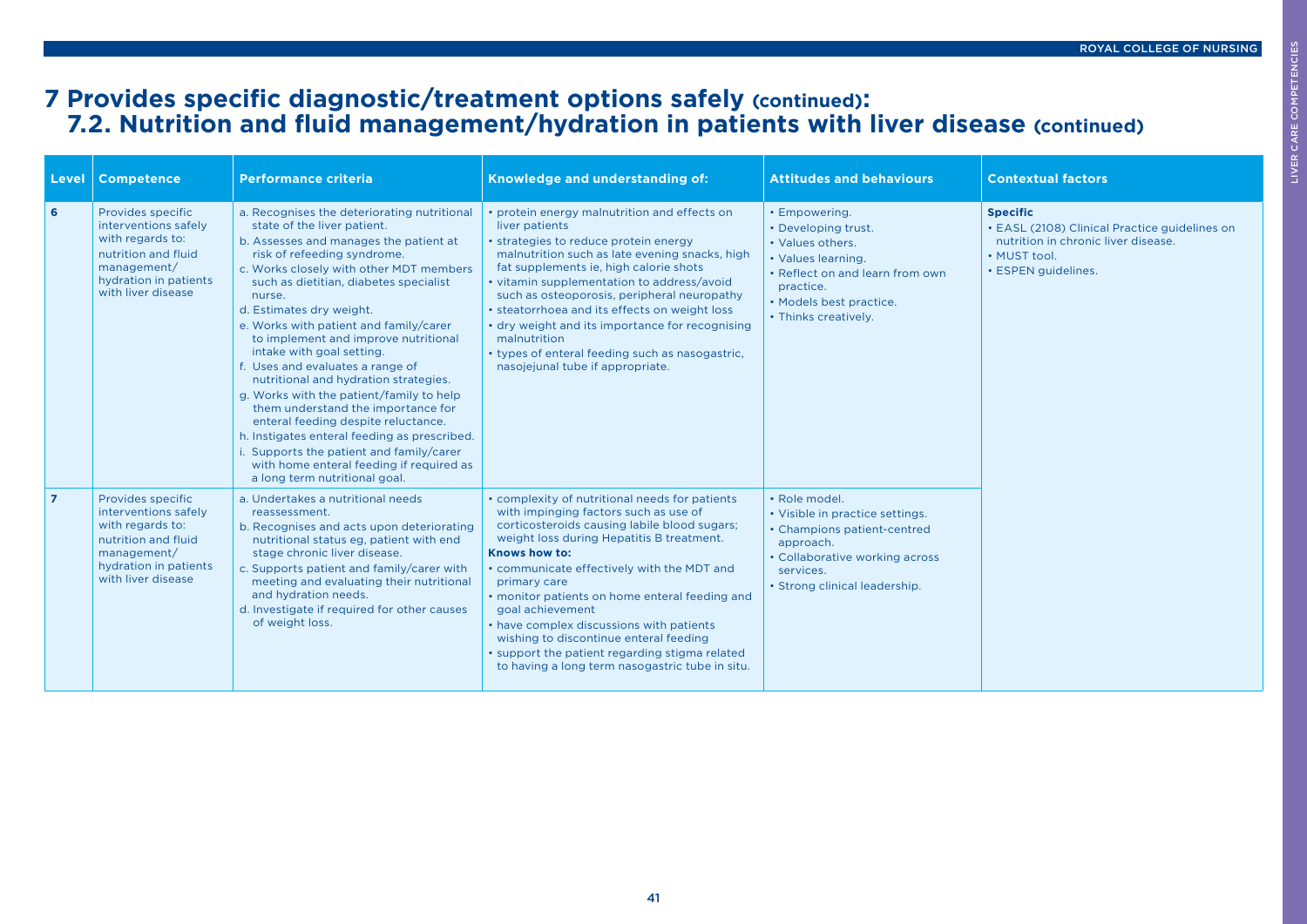# 7 Provides specific diagnostic/treatment options safely (continued):
## 7.2. Nutrition and fluid management/hydration in patients with liver disease (continued)

| Level | Competence | Performance criteria | Knowledge and understanding of: | Attitudes and behaviours | Contextual factors |
|---|---|---|---|---|---|
| 6 | Provides specific interventions safely with regards to: nutrition and fluid management/ hydration in patients with liver disease | a. Recognises the deteriorating nutritional state of the liver patient.<br>b. Assesses and manages the patient at risk of refeeding syndrome.<br>c. Works closely with other MDT members such as dietitian, diabetes specialist nurse.<br>d. Estimates dry weight.<br>e. Works with patient and family/carer to implement and improve nutritional intake with goal setting.<br>f. Uses and evaluates a range of nutritional and hydration strategies.<br>g. Works with the patient/family to help them understand the importance for enteral feeding despite reluctance.<br>h. Instigates enteral feeding as prescribed.<br>i. Supports the patient and family/carer with home enteral feeding if required as a long term nutritional goal. | • protein energy malnutrition and effects on liver patients<br>• strategies to reduce protein energy malnutrition such as late evening snacks, high fat supplements ie, high calorie shots<br>• vitamin supplementation to address/avoid such as osteoporosis, peripheral neuropathy<br>• steatorrhoea and its effects on weight loss<br>• dry weight and its importance for recognising malnutrition<br>• types of enteral feeding such as nasogastric, nasojejunal tube if appropriate. | • Empowering.<br>• Developing trust.<br>• Values others.<br>• Values learning.<br>• Reflect on and learn from own practice.<br>• Models best practice.<br>• Thinks creatively. | **Specific**<br>• EASL (2108) Clinical Practice guidelines on nutrition in chronic liver disease.<br>• MUST tool.<br>• ESPEN guidelines. |
| 7 | Provides specific interventions safely with regards to: nutrition and fluid management/ hydration in patients with liver disease | a. Undertakes a nutritional needs reassessment.<br>b. Recognises and acts upon deteriorating nutritional status eg, patient with end stage chronic liver disease.<br>c. Supports patient and family/carer with meeting and evaluating their nutritional and hydration needs.<br>d. Investigate if required for other causes of weight loss. | • complexity of nutritional needs for patients with impinging factors such as use of corticosteroids causing labile blood sugars; weight loss during Hepatitis B treatment.<br>**Knows how to:**<br>• communicate effectively with the MDT and primary care<br>• monitor patients on home enteral feeding and goal achievement<br>• have complex discussions with patients wishing to discontinue enteral feeding<br>• support the patient regarding stigma related to having a long term nasogastric tube in situ. | • Role model.<br>• Visible in practice settings.<br>• Champions patient-centred approach.<br>• Collaborative working across services.<br>• Strong clinical leadership. | |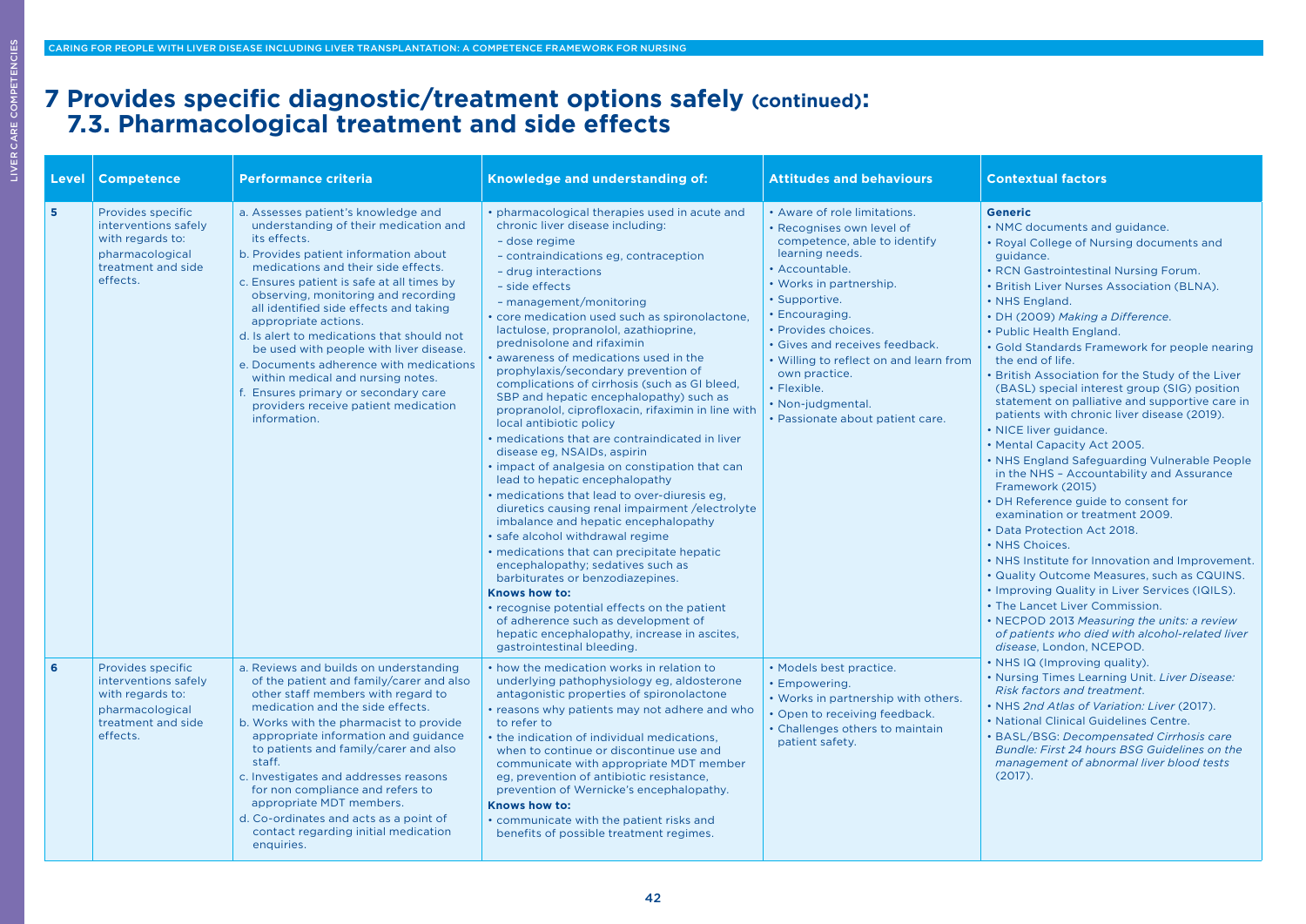# 7 Provides specific diagnostic/treatment options safely (continued):
## 7.3. Pharmacological treatment and side effects

| Level | Competence | Performance criteria | Knowledge and understanding of: | Attitudes and behaviours | Contextual factors |
|---|---|---|---|---|---|
| 5 | Provides specific interventions safely with regards to: pharmacological treatment and side effects. | a. Assesses patient's knowledge and understanding of their medication and its effects.<br>b. Provides patient information about medications and their side effects.<br>c. Ensures patient is safe at all times by observing, monitoring and recording all identified side effects and taking appropriate actions.<br>d. Is alert to medications that should not be used with people with liver disease.<br>e. Documents adherence with medications within medical and nursing notes.<br>f. Ensures primary or secondary care providers receive patient medication information. | • pharmacological therapies used in acute and chronic liver disease including:<br>– dose regime<br>– contraindications eg, contraception<br>– drug interactions<br>– side effects<br>– management/monitoring<br>• core medication used such as spironolactone, lactulose, propranolol, azathioprine, prednisolone and rifaximin<br>• awareness of medications used in the prophylaxis/secondary prevention of complications of cirrhosis (such as GI bleed, SBP and hepatic encephalopathy) such as propranolol, ciprofloxacin, rifaximin in line with local antibiotic policy<br>• medications that are contraindicated in liver disease eg, NSAIDs, aspirin<br>• impact of analgesia on constipation that can lead to hepatic encephalopathy<br>• medications that lead to over-diuresis eg, diuretics causing renal impairment /electrolyte imbalance and hepatic encephalopathy<br>• safe alcohol withdrawal regime<br>• medications that can precipitate hepatic encephalopathy; sedatives such as barbiturates or benzodiazepines.<br>**Knows how to:**<br>• recognise potential effects on the patient of adherence such as development of hepatic encephalopathy, increase in ascites, gastrointestinal bleeding. | • Aware of role limitations.<br>• Recognises own level of competence, able to identify learning needs.<br>• Accountable.<br>• Works in partnership.<br>• Supportive.<br>• Encouraging.<br>• Provides choices.<br>• Gives and receives feedback.<br>• Willing to reflect on and learn from own practice.<br>• Flexible.<br>• Non-judgmental.<br>• Passionate about patient care. | **Generic**<br>• NMC documents and guidance.<br>• Royal College of Nursing documents and guidance.<br>• RCN Gastrointestinal Nursing Forum.<br>• British Liver Nurses Association (BLNA).<br>• NHS England.<br>• DH (2009) *Making a Difference*.<br>• Public Health England.<br>• Gold Standards Framework for people nearing the end of life.<br>• British Association for the Study of the Liver (BASL) special interest group (SIG) position statement on palliative and supportive care in patients with chronic liver disease (2019).<br>• NICE liver guidance.<br>• Mental Capacity Act 2005.<br>• NHS England Safeguarding Vulnerable People in the NHS – Accountability and Assurance Framework (2015)<br>• DH Reference guide to consent for examination or treatment 2009.<br>• Data Protection Act 2018.<br>• NHS Choices.<br>• NHS Institute for Innovation and Improvement.<br>• Quality Outcome Measures, such as CQUINS.<br>• Improving Quality in Liver Services (IQILS).<br>• The Lancet Liver Commission.<br>• NECPOD 2013 *Measuring the units: a review of patients who died with alcohol-related liver disease*, London, NCEPOD.<br>• NHS IQ (Improving quality).<br>• Nursing Times Learning Unit. *Liver Disease: Risk factors and treatment*.<br>• NHS *2nd Atlas of Variation: Liver* (2017).<br>• National Clinical Guidelines Centre.<br>• BASL/BSG: *Decompensated Cirrhosis care Bundle: First 24 hours BSG Guidelines on the management of abnormal liver blood tests* (2017). |
| 6 | Provides specific interventions safely with regards to: pharmacological treatment and side effects. | a. Reviews and builds on understanding of the patient and family/carer and also other staff members with regard to medication and the side effects.<br>b. Works with the pharmacist to provide appropriate information and guidance to patients and family/carer and also staff.<br>c. Investigates and addresses reasons for non compliance and refers to appropriate MDT members.<br>d. Co-ordinates and acts as a point of contact regarding initial medication enquiries. | • how the medication works in relation to underlying pathophysiology eg, aldosterone antagonistic properties of spironolactone<br>• reasons why patients may not adhere and who to refer to<br>• the indication of individual medications, when to continue or discontinue use and communicate with appropriate MDT member eg, prevention of antibiotic resistance, prevention of Wernicke's encephalopathy.<br>**Knows how to:**<br>• communicate with the patient risks and benefits of possible treatment regimes. | • Models best practice.<br>• Empowering.<br>• Works in partnership with others.<br>• Open to receiving feedback.<br>• Challenges others to maintain patient safety. | |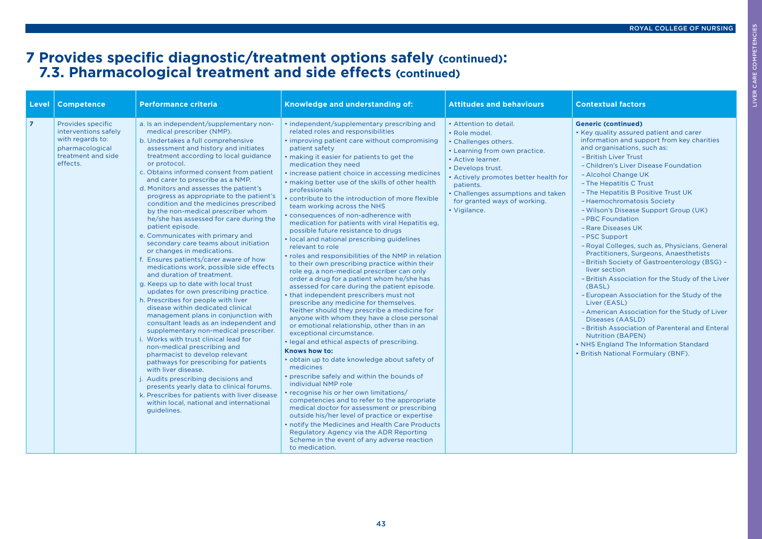# 7 Provides specific diagnostic/treatment options safely (continued): 7.3. Pharmacological treatment and side effects (continued)

| Level | Competence | Performance criteria | Knowledge and understanding of: | Attitudes and behaviours | Contextual factors |
|---|---|---|---|---|---|
| 7 | Provides specific interventions safely with regards to: pharmacological treatment and side effects. | a. Is an independent/supplementary non-medical prescriber (NMP).<br>b. Undertakes a full comprehensive assessment and history and initiates treatment according to local guidance or protocol.<br>c. Obtains informed consent from patient and carer to prescribe as a NMP.<br>d. Monitors and assesses the patient's progress as appropriate to the patient's condition and the medicines prescribed by the non-medical prescriber whom he/she has assessed for care during the patient episode.<br>e. Communicates with primary and secondary care teams about initiation or changes in medications.<br>f. Ensures patients/carer aware of how medications work, possible side effects and duration of treatment.<br>g. Keeps up to date with local trust updates for own prescribing practice.<br>h. Prescribes for people with liver disease within dedicated clinical management plans in conjunction with consultant leads as an independent and supplementary non-medical prescriber.<br>i. Works with trust clinical lead for non-medical prescribing and pharmacist to develop relevant pathways for prescribing for patients with liver disease.<br>j. Audits prescribing decisions and presents yearly data to clinical forums.<br>k. Prescribes for patients with liver disease within local, national and international guidelines. | • independent/supplementary prescribing and related roles and responsibilities<br>• improving patient care without compromising patient safety<br>• making it easier for patients to get the medication they need<br>• increase patient choice in accessing medicines<br>• making better use of the skills of other health professionals<br>• contribute to the introduction of more flexible team working across the NHS<br>• consequences of non-adherence with medication for patients with viral Hepatitis eg, possible future resistance to drugs<br>• local and national prescribing guidelines relevant to role<br>• roles and responsibilities of the NMP in relation to their own prescribing practice within their role eg, a non-medical prescriber can only order a drug for a patient whom he/she has assessed for care during the patient episode.<br>• that independent prescribers must not prescribe any medicine for themselves. Neither should they prescribe a medicine for anyone with whom they have a close personal or emotional relationship, other than in an exceptional circumstance.<br>• legal and ethical aspects of prescribing.<br>**Knows how to:**<br>• obtain up to date knowledge about safety of medicines<br>• prescribe safely and within the bounds of individual NMP role<br>• recognise his or her own limitations/ competencies and to refer to the appropriate medical doctor for assessment or prescribing outside his/her level of practice or expertise<br>• notify the Medicines and Health Care Products Regulatory Agency via the ADR Reporting Scheme in the event of any adverse reaction to medication. | • Attention to detail.<br>• Role model.<br>• Challenges others.<br>• Learning from own practice.<br>• Active learner.<br>• Develops trust.<br>• Actively promotes better health for patients.<br>• Challenges assumptions and taken for granted ways of working.<br>• Vigilance. | **Generic (continued)**<br>• Key quality assured patient and carer information and support from key charities and organisations, such as:<br>– British Liver Trust<br>– Children's Liver Disease Foundation<br>– Alcohol Change UK<br>– The Hepatitis C Trust<br>– The Hepatitis B Positive Trust UK<br>– Haemochromatosis Society<br>– Wilson's Disease Support Group (UK)<br>– PBC Foundation<br>– Rare Diseases UK<br>– PSC Support<br>– Royal Colleges, such as, Physicians, General Practitioners, Surgeons, Anaesthetists<br>– British Society of Gastroenterology (BSG) – liver section<br>– British Association for the Study of the Liver (BASL)<br>– European Association for the Study of the Liver (EASL)<br>– American Association for the Study of Liver Diseases (AASLD)<br>– British Association of Parenteral and Enteral Nutrition (BAPEN)<br>• NHS England The Information Standard<br>• British National Formulary (BNF). |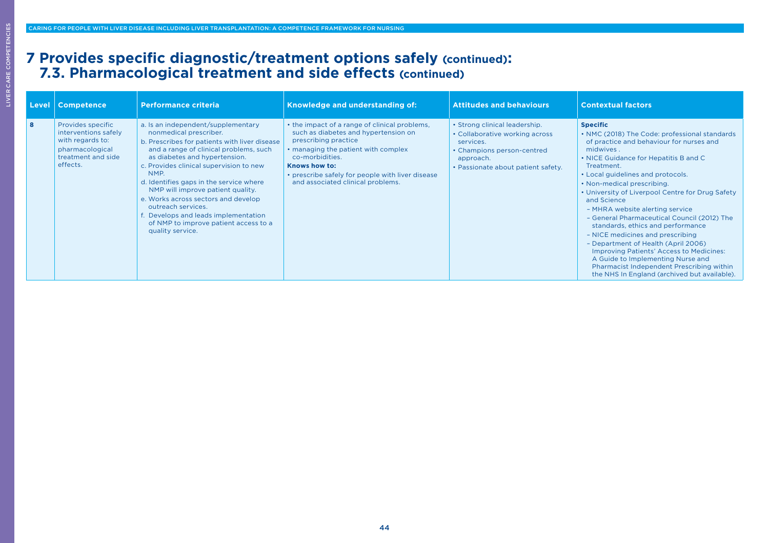# 7 Provides specific diagnostic/treatment options safely (continued):
## 7.3. Pharmacological treatment and side effects (continued)

| Level | Competence | Performance criteria | Knowledge and understanding of: | Attitudes and behaviours | Contextual factors |
|---|---|---|---|---|---|
| 8 | Provides specific interventions safely with regards to: pharmacological treatment and side effects. | a. Is an independent/supplementary nonmedical prescriber.<br>b. Prescribes for patients with liver disease and a range of clinical problems, such as diabetes and hypertension.<br>c. Provides clinical supervision to new NMP.<br>d. Identifies gaps in the service where NMP will improve patient quality.<br>e. Works across sectors and develop outreach services.<br>f. Develops and leads implementation of NMP to improve patient access to a quality service. | • the impact of a range of clinical problems, such as diabetes and hypertension on prescribing practice<br>• managing the patient with complex co-morbidities.<br>**Knows how to:**<br>• prescribe safely for people with liver disease and associated clinical problems. | • Strong clinical leadership.<br>• Collaborative working across services.<br>• Champions person-centred approach.<br>• Passionate about patient safety. | **Specific**<br>• NMC (2018) The Code: professional standards of practice and behaviour for nurses and midwives .<br>• NICE Guidance for Hepatitis B and C Treatment.<br>• Local guidelines and protocols.<br>• Non-medical prescribing.<br>• University of Liverpool Centre for Drug Safety and Science<br>– MHRA website alerting service<br>– General Pharmaceutical Council (2012) The standards, ethics and performance<br>– NICE medicines and prescribing<br>– Department of Health (April 2006) Improving Patients' Access to Medicines: A Guide to Implementing Nurse and Pharmacist Independent Prescribing within the NHS In England (archived but available). |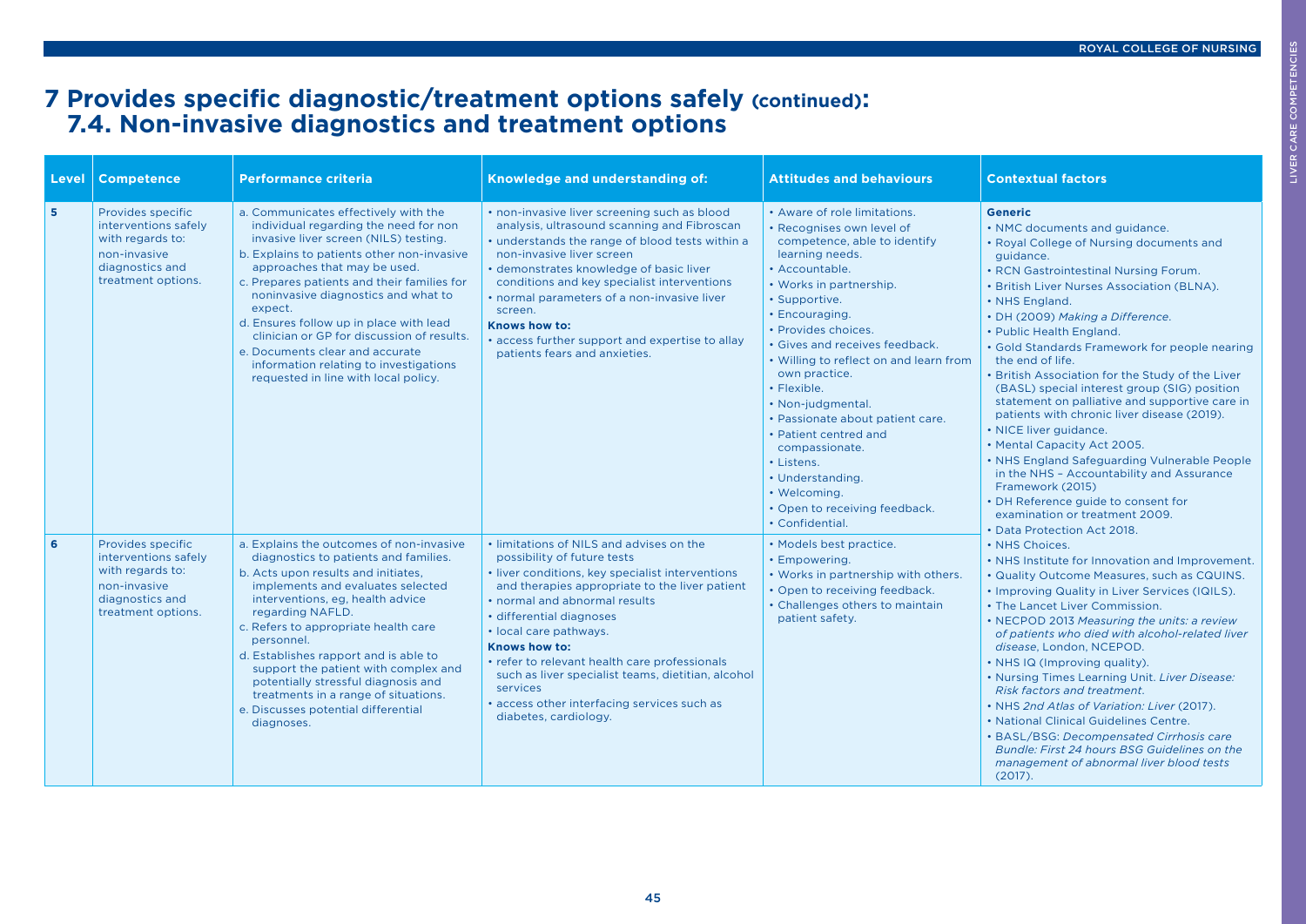# 7 Provides specific diagnostic/treatment options safely (continued): 7.4. Non-invasive diagnostics and treatment options

| Level | Competence | Performance criteria | Knowledge and understanding of: | Attitudes and behaviours | Contextual factors |
|---|---|---|---|---|---|
| 5 | Provides specific interventions safely with regards to: non-invasive diagnostics and treatment options. | a. Communicates effectively with the individual regarding the need for non invasive liver screen (NILS) testing.<br>b. Explains to patients other non-invasive approaches that may be used.<br>c. Prepares patients and their families for noninvasive diagnostics and what to expect.<br>d. Ensures follow up in place with lead clinician or GP for discussion of results.<br>e. Documents clear and accurate information relating to investigations requested in line with local policy. | • non-invasive liver screening such as blood analysis, ultrasound scanning and Fibroscan<br>• understands the range of blood tests within a non-invasive liver screen<br>• demonstrates knowledge of basic liver conditions and key specialist interventions<br>• normal parameters of a non-invasive liver screen.<br>**Knows how to:**<br>• access further support and expertise to allay patients fears and anxieties. | • Aware of role limitations.<br>• Recognises own level of competence, able to identify learning needs.<br>• Accountable.<br>• Works in partnership.<br>• Supportive.<br>• Encouraging.<br>• Provides choices.<br>• Gives and receives feedback.<br>• Willing to reflect on and learn from own practice.<br>• Flexible.<br>• Non-judgmental.<br>• Passionate about patient care.<br>• Patient centred and compassionate.<br>• Listens.<br>• Understanding.<br>• Welcoming.<br>• Open to receiving feedback.<br>• Confidential. | **Generic**<br>• NMC documents and guidance.<br>• Royal College of Nursing documents and guidance.<br>• RCN Gastrointestinal Nursing Forum.<br>• British Liver Nurses Association (BLNA).<br>• NHS England.<br>• DH (2009) *Making a Difference*.<br>• Public Health England.<br>• Gold Standards Framework for people nearing the end of life.<br>• British Association for the Study of the Liver (BASL) special interest group (SIG) position statement on palliative and supportive care in patients with chronic liver disease (2019).<br>• NICE liver guidance.<br>• Mental Capacity Act 2005.<br>• NHS England Safeguarding Vulnerable People in the NHS – Accountability and Assurance Framework (2015)<br>• DH Reference guide to consent for examination or treatment 2009.<br>• Data Protection Act 2018.<br>• NHS Choices.<br>• NHS Institute for Innovation and Improvement.<br>• Quality Outcome Measures, such as CQUINS.<br>• Improving Quality in Liver Services (IQILS).<br>• The Lancet Liver Commission.<br>• NECPOD 2013 *Measuring the units: a review of patients who died with alcohol-related liver disease*, London, NCEPOD.<br>• NHS IQ (Improving quality).<br>• Nursing Times Learning Unit. *Liver Disease: Risk factors and treatment*.<br>• NHS *2nd Atlas of Variation: Liver* (2017).<br>• National Clinical Guidelines Centre.<br>• BASL/BSG: *Decompensated Cirrhosis care Bundle: First 24 hours BSG Guidelines on the management of abnormal liver blood tests* (2017). |
| 6 | Provides specific interventions safely with regards to: non-invasive diagnostics and treatment options. | a. Explains the outcomes of non-invasive diagnostics to patients and families.<br>b. Acts upon results and initiates, implements and evaluates selected interventions, eg, health advice regarding NAFLD.<br>c. Refers to appropriate health care personnel.<br>d. Establishes rapport and is able to support the patient with complex and potentially stressful diagnosis and treatments in a range of situations.<br>e. Discusses potential differential diagnoses. | • limitations of NILS and advises on the possibility of future tests<br>• liver conditions, key specialist interventions and therapies appropriate to the liver patient<br>• normal and abnormal results<br>• differential diagnoses<br>• local care pathways.<br>**Knows how to:**<br>• refer to relevant health care professionals such as liver specialist teams, dietitian, alcohol services<br>• access other interfacing services such as diabetes, cardiology. | • Models best practice.<br>• Empowering.<br>• Works in partnership with others.<br>• Open to receiving feedback.<br>• Challenges others to maintain patient safety. | |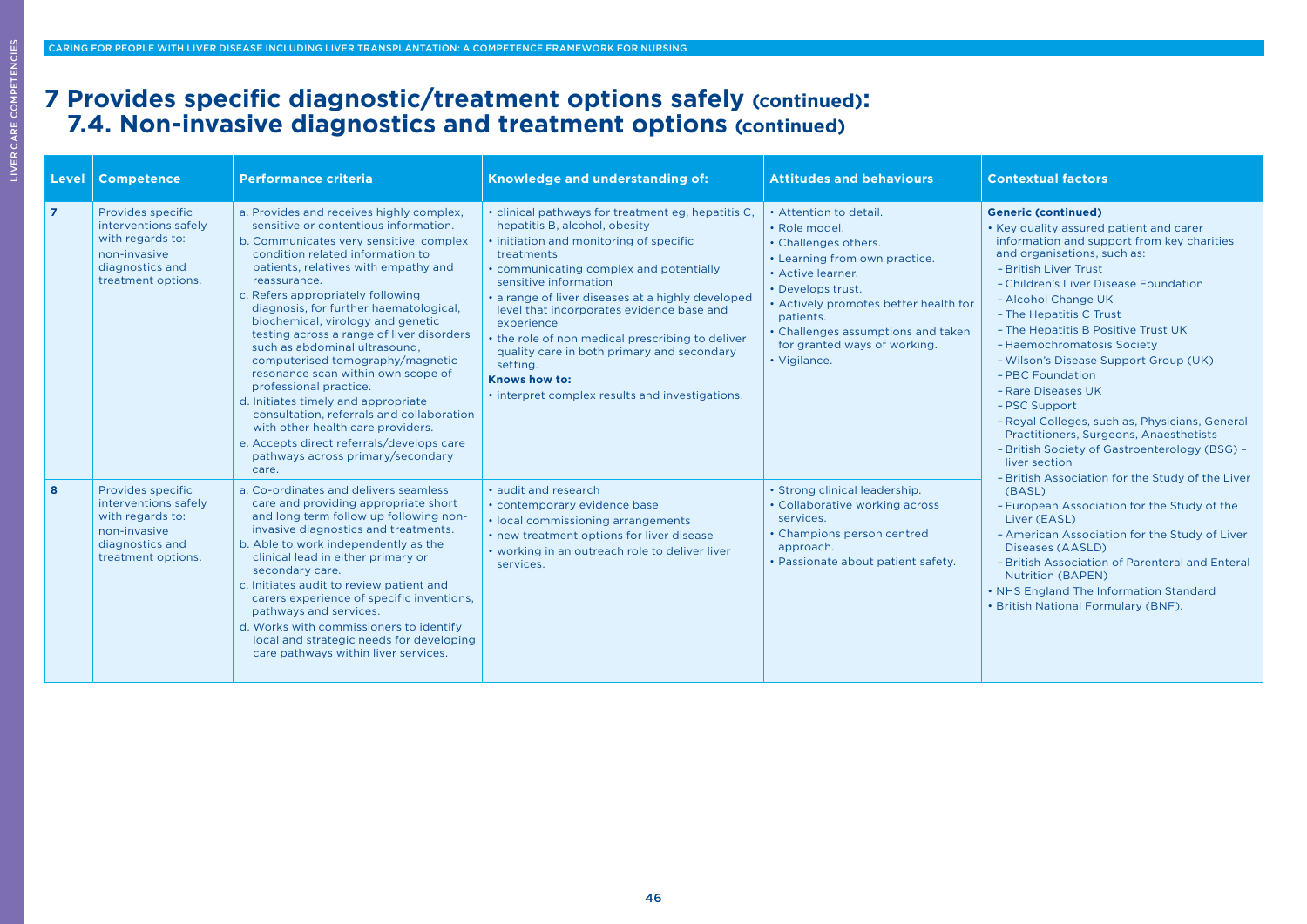# 7 Provides specific diagnostic/treatment options safely (continued): 7.4. Non-invasive diagnostics and treatment options (continued)

| Level | Competence | Performance criteria | Knowledge and understanding of: | Attitudes and behaviours | Contextual factors |
|---|---|---|---|---|---|
| 7 | Provides specific interventions safely with regards to: non-invasive diagnostics and treatment options. | a. Provides and receives highly complex, sensitive or contentious information.<br>b. Communicates very sensitive, complex condition related information to patients, relatives with empathy and reassurance.<br>c. Refers appropriately following diagnosis, for further haematological, biochemical, virology and genetic testing across a range of liver disorders such as abdominal ultrasound, computerised tomography/magnetic resonance scan within own scope of professional practice.<br>d. Initiates timely and appropriate consultation, referrals and collaboration with other health care providers.<br>e. Accepts direct referrals/develops care pathways across primary/secondary care. | • clinical pathways for treatment eg, hepatitis C, hepatitis B, alcohol, obesity<br>• initiation and monitoring of specific treatments<br>• communicating complex and potentially sensitive information<br>• a range of liver diseases at a highly developed level that incorporates evidence base and experience<br>• the role of non medical prescribing to deliver quality care in both primary and secondary setting.<br>**Knows how to:**<br>• interpret complex results and investigations. | • Attention to detail.<br>• Role model.<br>• Challenges others.<br>• Learning from own practice.<br>• Active learner.<br>• Develops trust.<br>• Actively promotes better health for patients.<br>• Challenges assumptions and taken for granted ways of working.<br>• Vigilance. | **Generic (continued)**<br>• Key quality assured patient and carer information and support from key charities and organisations, such as:<br>– British Liver Trust<br>– Children's Liver Disease Foundation<br>– Alcohol Change UK<br>– The Hepatitis C Trust<br>– The Hepatitis B Positive Trust UK<br>– Haemochromatosis Society<br>– Wilson's Disease Support Group (UK)<br>– PBC Foundation<br>– Rare Diseases UK<br>– PSC Support<br>– Royal Colleges, such as, Physicians, General Practitioners, Surgeons, Anaesthetists<br>– British Society of Gastroenterology (BSG) – liver section<br>– British Association for the Study of the Liver (BASL)<br>– European Association for the Study of the Liver (EASL)<br>– American Association for the Study of Liver Diseases (AASLD)<br>– British Association of Parenteral and Enteral Nutrition (BAPEN)<br>• NHS England The Information Standard<br>• British National Formulary (BNF). |
| 8 | Provides specific interventions safely with regards to: non-invasive diagnostics and treatment options. | a. Co-ordinates and delivers seamless care and providing appropriate short and long term follow up following non-invasive diagnostics and treatments.<br>b. Able to work independently as the clinical lead in either primary or secondary care.<br>c. Initiates audit to review patient and carers experience of specific inventions, pathways and services.<br>d. Works with commissioners to identify local and strategic needs for developing care pathways within liver services. | • audit and research<br>• contemporary evidence base<br>• local commissioning arrangements<br>• new treatment options for liver disease<br>• working in an outreach role to deliver liver services. | • Strong clinical leadership.<br>• Collaborative working across services.<br>• Champions person centred approach.<br>• Passionate about patient safety. | |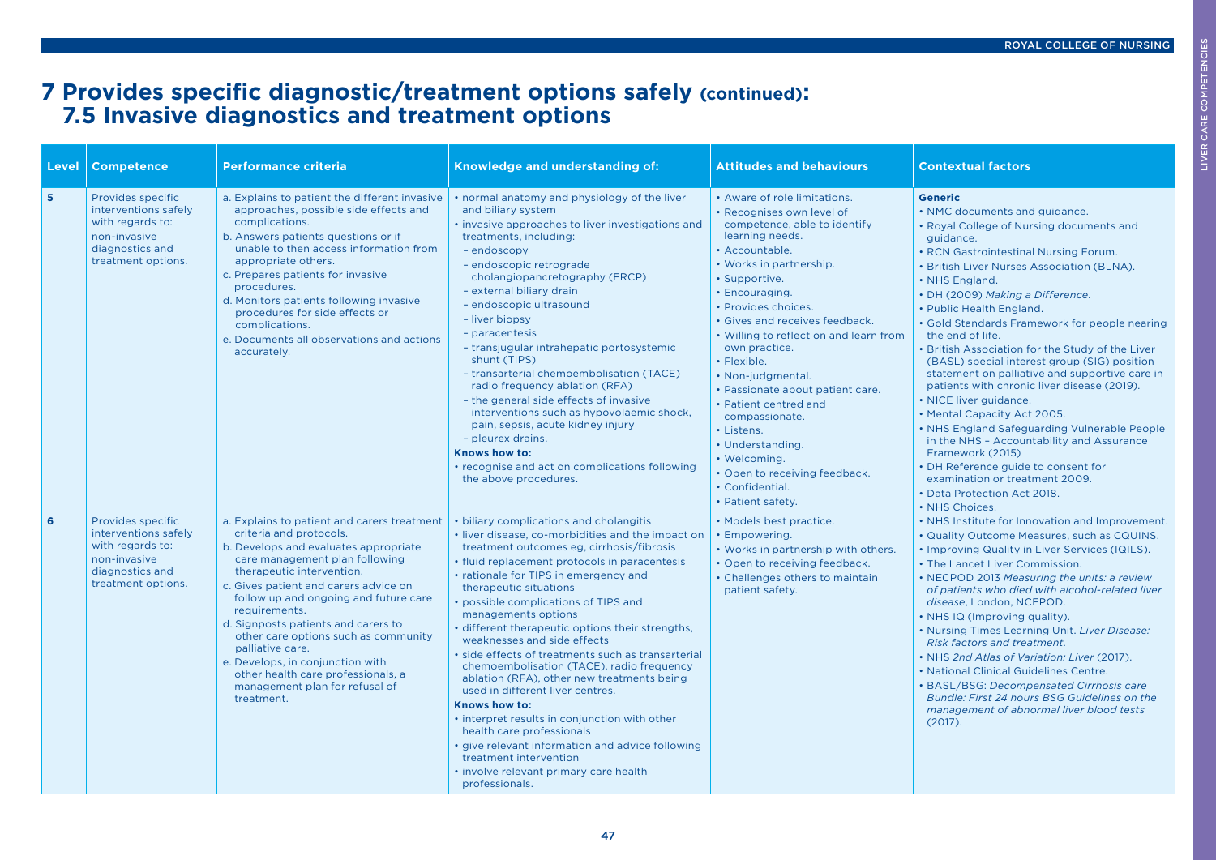# 7 Provides specific diagnostic/treatment options safely (continued): 7.5 Invasive diagnostics and treatment options

| Level | Competence | Performance criteria | Knowledge and understanding of: | Attitudes and behaviours | Contextual factors |
|---|---|---|---|---|---|
| 5 | Provides specific interventions safely with regards to: non-invasive diagnostics and treatment options. | a. Explains to patient the different invasive approaches, possible side effects and complications.<br>b. Answers patients questions or if unable to then access information from appropriate others.<br>c. Prepares patients for invasive procedures.<br>d. Monitors patients following invasive procedures for side effects or complications.<br>e. Documents all observations and actions accurately. | • normal anatomy and physiology of the liver and biliary system<br>• invasive approaches to liver investigations and treatments, including:<br>– endoscopy<br>– endoscopic retrograde cholangiopancretography (ERCP)<br>– external biliary drain<br>– endoscopic ultrasound<br>– liver biopsy<br>– paracentesis<br>– transjugular intrahepatic portosystemic shunt (TIPS)<br>– transarterial chemoembolisation (TACE) radio frequency ablation (RFA)<br>– the general side effects of invasive interventions such as hypovolaemic shock, pain, sepsis, acute kidney injury<br>– pleurex drains.<br>**Knows how to:**<br>• recognise and act on complications following the above procedures. | • Aware of role limitations.<br>• Recognises own level of competence, able to identify learning needs.<br>• Accountable.<br>• Works in partnership.<br>• Supportive.<br>• Encouraging.<br>• Provides choices.<br>• Gives and receives feedback.<br>• Willing to reflect on and learn from own practice.<br>• Flexible.<br>• Non-judgmental.<br>• Passionate about patient care.<br>• Patient centred and compassionate.<br>• Listens.<br>• Understanding.<br>• Welcoming.<br>• Open to receiving feedback.<br>• Confidential.<br>• Patient safety. | **Generic**<br>• NMC documents and guidance.<br>• Royal College of Nursing documents and guidance.<br>• RCN Gastrointestinal Nursing Forum.<br>• British Liver Nurses Association (BLNA).<br>• NHS England.<br>• DH (2009) *Making a Difference*.<br>• Public Health England.<br>• Gold Standards Framework for people nearing the end of life.<br>• British Association for the Study of the Liver (BASL) special interest group (SIG) position statement on palliative and supportive care in patients with chronic liver disease (2019).<br>• NICE liver guidance.<br>• Mental Capacity Act 2005.<br>• NHS England Safeguarding Vulnerable People in the NHS – Accountability and Assurance Framework (2015)<br>• DH Reference guide to consent for examination or treatment 2009.<br>• Data Protection Act 2018.<br>• NHS Choices.<br>• NHS Institute for Innovation and Improvement.<br>• Quality Outcome Measures, such as CQUINS.<br>• Improving Quality in Liver Services (IQILS).<br>• The Lancet Liver Commission.<br>• NECPOD 2013 *Measuring the units: a review of patients who died with alcohol-related liver disease*, London, NCEPOD.<br>• NHS IQ (Improving quality).<br>• Nursing Times Learning Unit. *Liver Disease: Risk factors and treatment.*<br>• NHS *2nd Atlas of Variation: Liver* (2017).<br>• National Clinical Guidelines Centre.<br>• BASL/BSG: *Decompensated Cirrhosis care Bundle: First 24 hours BSG Guidelines on the management of abnormal liver blood tests* (2017). |
| 6 | Provides specific interventions safely with regards to: non-invasive diagnostics and treatment options. | a. Explains to patient and carers treatment criteria and protocols.<br>b. Develops and evaluates appropriate care management plan following therapeutic intervention.<br>c. Gives patient and carers advice on follow up and ongoing and future care requirements.<br>d. Signposts patients and carers to other care options such as community palliative care.<br>e. Develops, in conjunction with other health care professionals, a management plan for refusal of treatment. | • biliary complications and cholangitis<br>• liver disease, co-morbidities and the impact on treatment outcomes eg, cirrhosis/fibrosis<br>• fluid replacement protocols in paracentesis<br>• rationale for TIPS in emergency and therapeutic situations<br>• possible complications of TIPS and managements options<br>• different therapeutic options their strengths, weaknesses and side effects<br>• side effects of treatments such as transarterial chemoembolisation (TACE), radio frequency ablation (RFA), other new treatments being used in different liver centres.<br>**Knows how to:**<br>• interpret results in conjunction with other health care professionals<br>• give relevant information and advice following treatment intervention<br>• involve relevant primary care health professionals. | • Models best practice.<br>• Empowering.<br>• Works in partnership with others.<br>• Open to receiving feedback.<br>• Challenges others to maintain patient safety. | |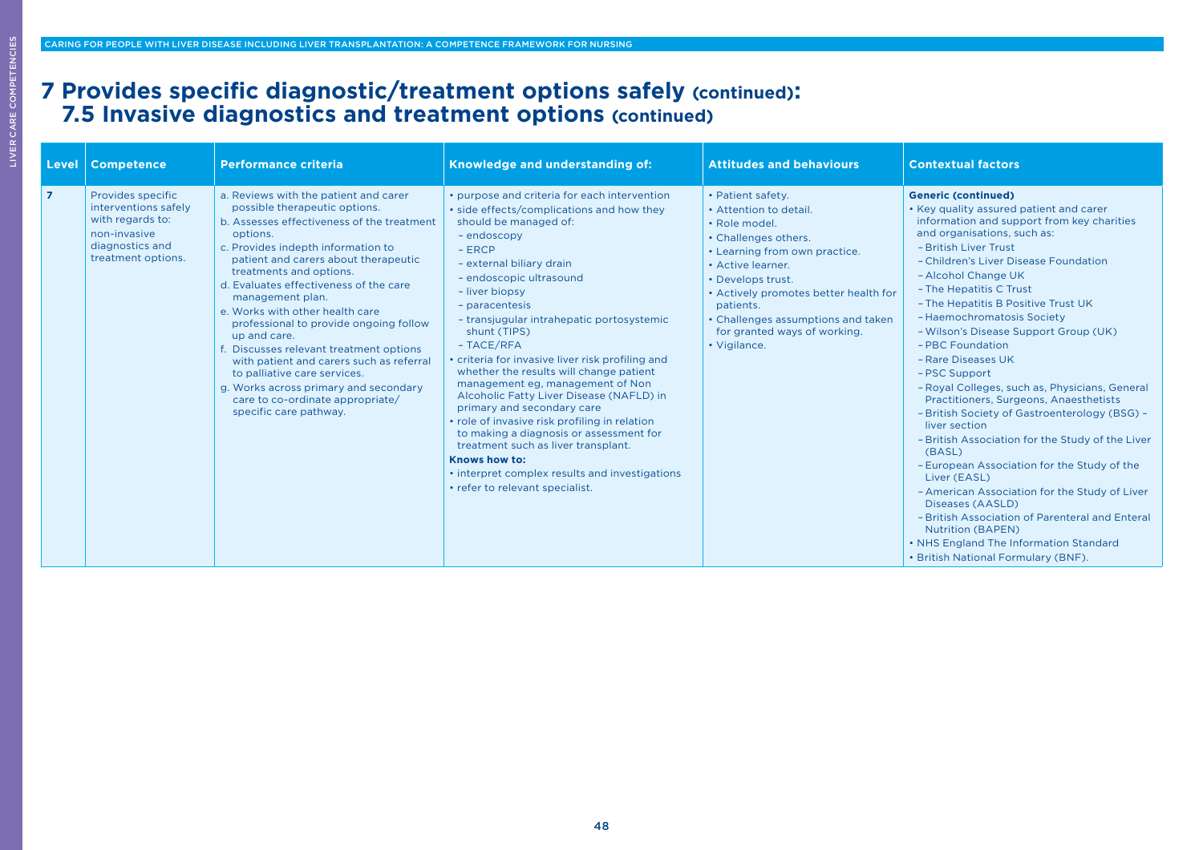# 7 Provides specific diagnostic/treatment options safely (continued):
## 7.5 Invasive diagnostics and treatment options (continued)

| Level | Competence | Performance criteria | Knowledge and understanding of: | Attitudes and behaviours | Contextual factors |
|---|---|---|---|---|---|
| 7 | Provides specific interventions safely with regards to: non-invasive diagnostics and treatment options. | a. Reviews with the patient and carer possible therapeutic options.<br>b. Assesses effectiveness of the treatment options.<br>c. Provides indepth information to patient and carers about therapeutic treatments and options.<br>d. Evaluates effectiveness of the care management plan.<br>e. Works with other health care professional to provide ongoing follow up and care.<br>f. Discusses relevant treatment options with patient and carers such as referral to palliative care services.<br>g. Works across primary and secondary care to co-ordinate appropriate/specific care pathway. | • purpose and criteria for each intervention<br>• side effects/complications and how they should be managed of:<br>– endoscopy<br>– ERCP<br>– external biliary drain<br>– endoscopic ultrasound<br>– liver biopsy<br>– paracentesis<br>– transjugular intrahepatic portosystemic shunt (TIPS)<br>– TACE/RFA<br>• criteria for invasive liver risk profiling and whether the results will change patient management eg, management of Non Alcoholic Fatty Liver Disease (NAFLD) in primary and secondary care<br>• role of invasive risk profiling in relation to making a diagnosis or assessment for treatment such as liver transplant.<br>**Knows how to:**<br>• interpret complex results and investigations<br>• refer to relevant specialist. | • Patient safety.<br>• Attention to detail.<br>• Role model.<br>• Challenges others.<br>• Learning from own practice.<br>• Active learner.<br>• Develops trust.<br>• Actively promotes better health for patients.<br>• Challenges assumptions and taken for granted ways of working.<br>• Vigilance. | **Generic (continued)**<br>• Key quality assured patient and carer information and support from key charities and organisations, such as:<br>– British Liver Trust<br>– Children's Liver Disease Foundation<br>– Alcohol Change UK<br>– The Hepatitis C Trust<br>– The Hepatitis B Positive Trust UK<br>– Haemochromatosis Society<br>– Wilson's Disease Support Group (UK)<br>– PBC Foundation<br>– Rare Diseases UK<br>– PSC Support<br>– Royal Colleges, such as, Physicians, General Practitioners, Surgeons, Anaesthetists<br>– British Society of Gastroenterology (BSG) – liver section<br>– British Association for the Study of the Liver (BASL)<br>– European Association for the Study of the Liver (EASL)<br>– American Association for the Study of Liver Diseases (AASLD)<br>– British Association of Parenteral and Enteral Nutrition (BAPEN)<br>• NHS England The Information Standard<br>• British National Formulary (BNF). |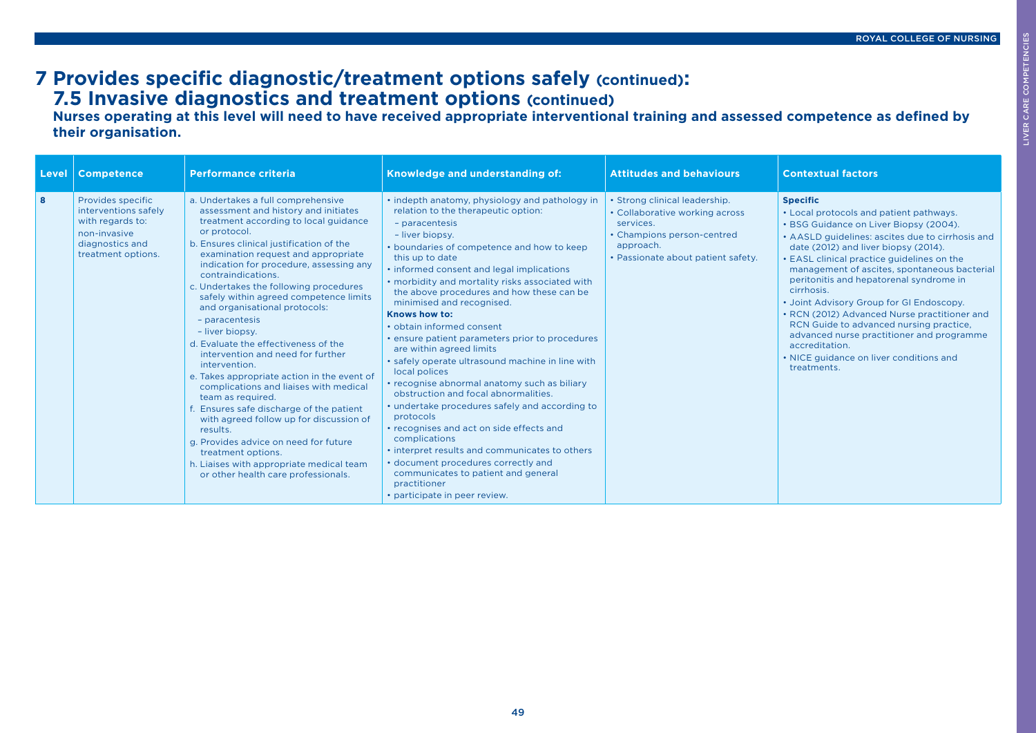# 7 Provides specific diagnostic/treatment options safely (continued):

## 7.5 Invasive diagnostics and treatment options (continued)

**Nurses operating at this level will need to have received appropriate interventional training and assessed competence as defined by their organisation.**

| Level | Competence | Performance criteria | Knowledge and understanding of: | Attitudes and behaviours | Contextual factors |
|---|---|---|---|---|---|
| 8 | Provides specific interventions safely with regards to: non-invasive diagnostics and treatment options. | a. Undertakes a full comprehensive assessment and history and initiates treatment according to local guidance or protocol.<br>b. Ensures clinical justification of the examination request and appropriate indication for procedure, assessing any contraindications.<br>c. Undertakes the following procedures safely within agreed competence limits and organisational protocols:<br>– paracentesis<br>– liver biopsy.<br>d. Evaluate the effectiveness of the intervention and need for further intervention.<br>e. Takes appropriate action in the event of complications and liaises with medical team as required.<br>f. Ensures safe discharge of the patient with agreed follow up for discussion of results.<br>g. Provides advice on need for future treatment options.<br>h. Liaises with appropriate medical team or other health care professionals. | • indepth anatomy, physiology and pathology in relation to the therapeutic option:<br>– paracentesis<br>– liver biopsy.<br>• boundaries of competence and how to keep this up to date<br>• informed consent and legal implications<br>• morbidity and mortality risks associated with the above procedures and how these can be minimised and recognised.<br>**Knows how to:**<br>• obtain informed consent<br>• ensure patient parameters prior to procedures are within agreed limits<br>• safely operate ultrasound machine in line with local polices<br>• recognise abnormal anatomy such as biliary obstruction and focal abnormalities.<br>• undertake procedures safely and according to protocols<br>• recognises and act on side effects and complications<br>• interpret results and communicates to others<br>• document procedures correctly and communicates to patient and general practitioner<br>• participate in peer review. | • Strong clinical leadership.<br>• Collaborative working across services.<br>• Champions person-centred approach.<br>• Passionate about patient safety. | **Specific**<br>• Local protocols and patient pathways.<br>• BSG Guidance on Liver Biopsy (2004).<br>• AASLD guidelines: ascites due to cirrhosis and date (2012) and liver biopsy (2014).<br>• EASL clinical practice guidelines on the management of ascites, spontaneous bacterial peritonitis and hepatorenal syndrome in cirrhosis.<br>• Joint Advisory Group for GI Endoscopy.<br>• RCN (2012) Advanced Nurse practitioner and RCN Guide to advanced nursing practice, advanced nurse practitioner and programme accreditation.<br>• NICE guidance on liver conditions and treatments. |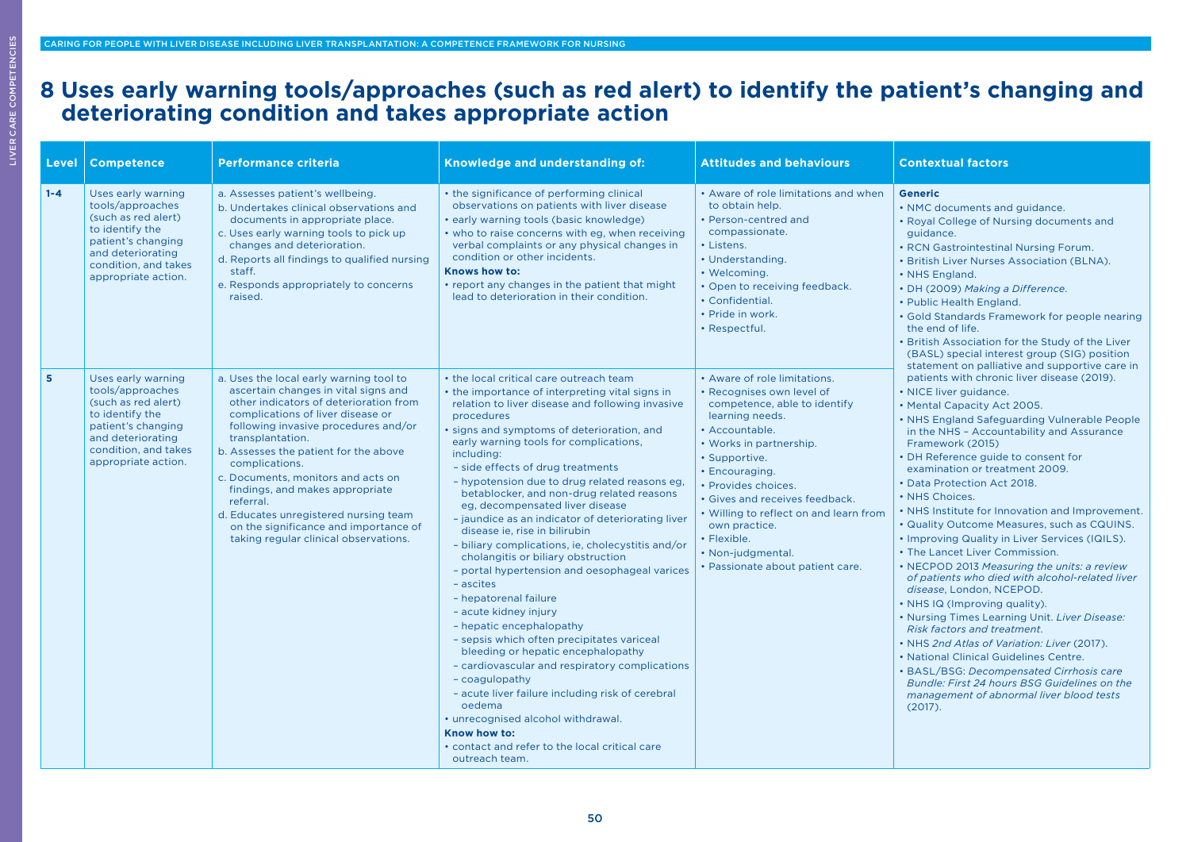# 8 Uses early warning tools/approaches (such as red alert) to identify the patient's changing and deteriorating condition and takes appropriate action

| Level | Competence | Performance criteria | Knowledge and understanding of: | Attitudes and behaviours | Contextual factors |
|---|---|---|---|---|---|
| 1-4 | Uses early warning tools/approaches (such as red alert) to identify the patient's changing and deteriorating condition, and takes appropriate action. | a. Assesses patient's wellbeing.<br>b. Undertakes clinical observations and documents in appropriate place.<br>c. Uses early warning tools to pick up changes and deterioration.<br>d. Reports all findings to qualified nursing staff.<br>e. Responds appropriately to concerns raised. | • the significance of performing clinical observations on patients with liver disease<br>• early warning tools (basic knowledge)<br>• who to raise concerns with eg, when receiving verbal complaints or any physical changes in condition or other incidents.<br>**Knows how to:**<br>• report any changes in the patient that might lead to deterioration in their condition. | • Aware of role limitations and when to obtain help.<br>• Person-centred and compassionate.<br>• Listens.<br>• Understanding.<br>• Welcoming.<br>• Open to receiving feedback.<br>• Confidential.<br>• Pride in work.<br>• Respectful. | **Generic**<br>• NMC documents and guidance.<br>• Royal College of Nursing documents and guidance.<br>• RCN Gastrointestinal Nursing Forum.<br>• British Liver Nurses Association (BLNA).<br>• NHS England.<br>• DH (2009) *Making a Difference*.<br>• Public Health England.<br>• Gold Standards Framework for people nearing the end of life.<br>• British Association for the Study of the Liver (BASL) special interest group (SIG) position statement on palliative and supportive care in patients with chronic liver disease (2019).<br>• NICE liver guidance.<br>• Mental Capacity Act 2005.<br>• NHS England Safeguarding Vulnerable People in the NHS – Accountability and Assurance Framework (2015)<br>• DH Reference guide to consent for examination or treatment 2009.<br>• Data Protection Act 2018.<br>• NHS Choices.<br>• NHS Institute for Innovation and Improvement.<br>• Quality Outcome Measures, such as CQUINS.<br>• Improving Quality in Liver Services (IQILS).<br>• The Lancet Liver Commission.<br>• NECPOD 2013 *Measuring the units: a review of patients who died with alcohol-related liver disease*, London, NCEPOD.<br>• NHS IQ (Improving quality).<br>• Nursing Times Learning Unit. *Liver Disease: Risk factors and treatment*.<br>• NHS *2nd Atlas of Variation: Liver* (2017).<br>• National Clinical Guidelines Centre.<br>• BASL/BSG: *Decompensated Cirrhosis care Bundle: First 24 hours BSG Guidelines on the management of abnormal liver blood tests* (2017). |
| 5 | Uses early warning tools/approaches (such as red alert) to identify the patient's changing and deteriorating condition, and takes appropriate action. | a. Uses the local early warning tool to ascertain changes in vital signs and other indicators of deterioration from complications of liver disease or following invasive procedures and/or transplantation.<br>b. Assesses the patient for the above complications.<br>c. Documents, monitors and acts on findings, and makes appropriate referral.<br>d. Educates unregistered nursing team on the significance and importance of taking regular clinical observations. | • the local critical care outreach team<br>• the importance of interpreting vital signs in relation to liver disease and following invasive procedures<br>• signs and symptoms of deterioration, and early warning tools for complications, including:<br>– side effects of drug treatments<br>– hypotension due to drug related reasons eg, betablocker, and non-drug related reasons eg, decompensated liver disease<br>– jaundice as an indicator of deteriorating liver disease ie, rise in bilirubin<br>– biliary complications, ie, cholecystitis and/or cholangitis or biliary obstruction<br>– portal hypertension and oesophageal varices<br>– ascites<br>– hepatorenal failure<br>– acute kidney injury<br>– hepatic encephalopathy<br>– sepsis which often precipitates variceal bleeding or hepatic encephalopathy<br>– cardiovascular and respiratory complications<br>– coagulopathy<br>– acute liver failure including risk of cerebral oedema<br>• unrecognised alcohol withdrawal.<br>**Know how to:**<br>• contact and refer to the local critical care outreach team. | • Aware of role limitations.<br>• Recognises own level of competence, able to identify learning needs.<br>• Accountable.<br>• Works in partnership.<br>• Supportive.<br>• Encouraging.<br>• Provides choices.<br>• Gives and receives feedback.<br>• Willing to reflect on and learn from own practice.<br>• Flexible.<br>• Non-judgmental.<br>• Passionate about patient care. | |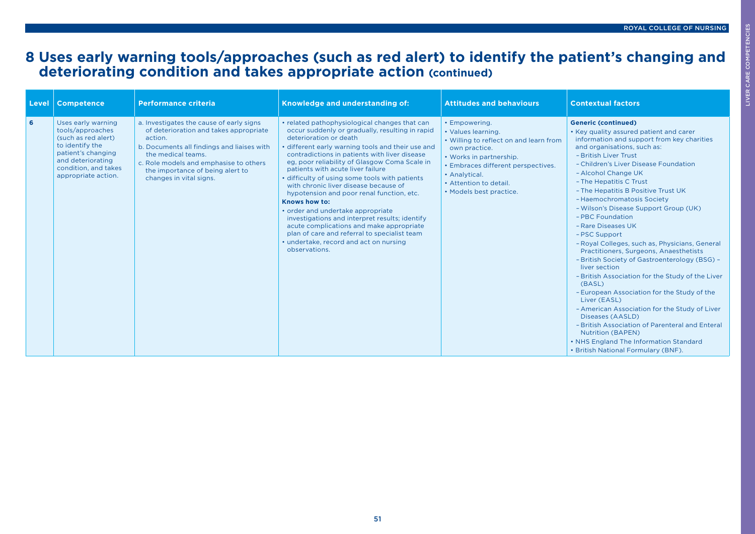# 8 Uses early warning tools/approaches (such as red alert) to identify the patient's changing and deteriorating condition and takes appropriate action (continued)

| Level | Competence | Performance criteria | Knowledge and understanding of: | Attitudes and behaviours | Contextual factors |
|---|---|---|---|---|---|
| 6 | Uses early warning tools/approaches (such as red alert) to identify the patient's changing and deteriorating condition, and takes appropriate action. | a. Investigates the cause of early signs of deterioration and takes appropriate action.<br>b. Documents all findings and liaises with the medical teams.<br>c. Role models and emphasise to others the importance of being alert to changes in vital signs. | • related pathophysiological changes that can occur suddenly or gradually, resulting in rapid deterioration or death<br>• different early warning tools and their use and contradictions in patients with liver disease eg, poor reliability of Glasgow Coma Scale in patients with acute liver failure<br>• difficulty of using some tools with patients with chronic liver disease because of hypotension and poor renal function, etc.<br>**Knows how to:**<br>• order and undertake appropriate investigations and interpret results; identify acute complications and make appropriate plan of care and referral to specialist team<br>• undertake, record and act on nursing observations. | • Empowering.<br>• Values learning.<br>• Willing to reflect on and learn from own practice.<br>• Works in partnership.<br>• Embraces different perspectives.<br>• Analytical.<br>• Attention to detail.<br>• Models best practice. | **Generic (continued)**<br>• Key quality assured patient and carer information and support from key charities and organisations, such as:<br>– British Liver Trust<br>– Children's Liver Disease Foundation<br>– Alcohol Change UK<br>– The Hepatitis C Trust<br>– The Hepatitis B Positive Trust UK<br>– Haemochromatosis Society<br>– Wilson's Disease Support Group (UK)<br>– PBC Foundation<br>– Rare Diseases UK<br>– PSC Support<br>– Royal Colleges, such as, Physicians, General Practitioners, Surgeons, Anaesthetists<br>– British Society of Gastroenterology (BSG) – liver section<br>– British Association for the Study of the Liver (BASL)<br>– European Association for the Study of the Liver (EASL)<br>– American Association for the Study of Liver Diseases (AASLD)<br>– British Association of Parenteral and Enteral Nutrition (BAPEN)<br>• NHS England The Information Standard<br>• British National Formulary (BNF). |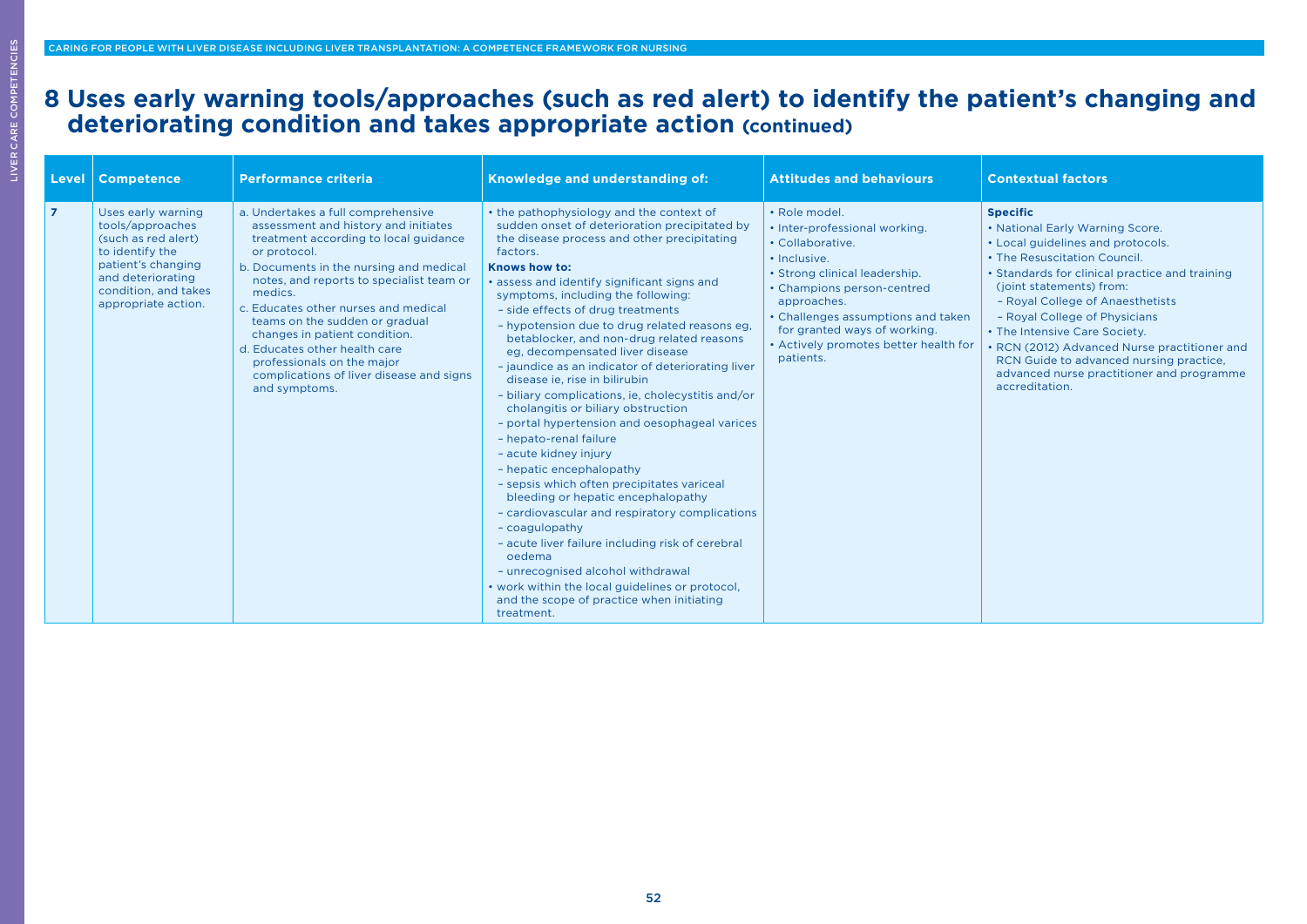# 8 Uses early warning tools/approaches (such as red alert) to identify the patient's changing and deteriorating condition and takes appropriate action (continued)

| Level | Competence | Performance criteria | Knowledge and understanding of: | Attitudes and behaviours | Contextual factors |
|---|---|---|---|---|---|
| 7 | Uses early warning tools/approaches (such as red alert) to identify the patient's changing and deteriorating condition, and takes appropriate action. | a. Undertakes a full comprehensive assessment and history and initiates treatment according to local guidance or protocol.<br>b. Documents in the nursing and medical notes, and reports to specialist team or medics.<br>c. Educates other nurses and medical teams on the sudden or gradual changes in patient condition.<br>d. Educates other health care professionals on the major complications of liver disease and signs and symptoms. | • the pathophysiology and the context of sudden onset of deterioration precipitated by the disease process and other precipitating factors.<br>**Knows how to:**<br>• assess and identify significant signs and symptoms, including the following:<br>– side effects of drug treatments<br>– hypotension due to drug related reasons eg, betablocker, and non-drug related reasons eg, decompensated liver disease<br>– jaundice as an indicator of deteriorating liver disease ie, rise in bilirubin<br>– biliary complications, ie, cholecystitis and/or cholangitis or biliary obstruction<br>– portal hypertension and oesophageal varices<br>– hepato-renal failure<br>– acute kidney injury<br>– hepatic encephalopathy<br>– sepsis which often precipitates variceal bleeding or hepatic encephalopathy<br>– cardiovascular and respiratory complications<br>– coagulopathy<br>– acute liver failure including risk of cerebral oedema<br>– unrecognised alcohol withdrawal<br>• work within the local guidelines or protocol, and the scope of practice when initiating treatment. | • Role model.<br>• Inter-professional working.<br>• Collaborative.<br>• Inclusive.<br>• Strong clinical leadership.<br>• Champions person-centred approaches.<br>• Challenges assumptions and taken for granted ways of working.<br>• Actively promotes better health for patients. | **Specific**<br>• National Early Warning Score.<br>• Local guidelines and protocols.<br>• The Resuscitation Council.<br>• Standards for clinical practice and training (joint statements) from:<br>– Royal College of Anaesthetists<br>– Royal College of Physicians<br>• The Intensive Care Society.<br>• RCN (2012) Advanced Nurse practitioner and RCN Guide to advanced nursing practice, advanced nurse practitioner and programme accreditation. |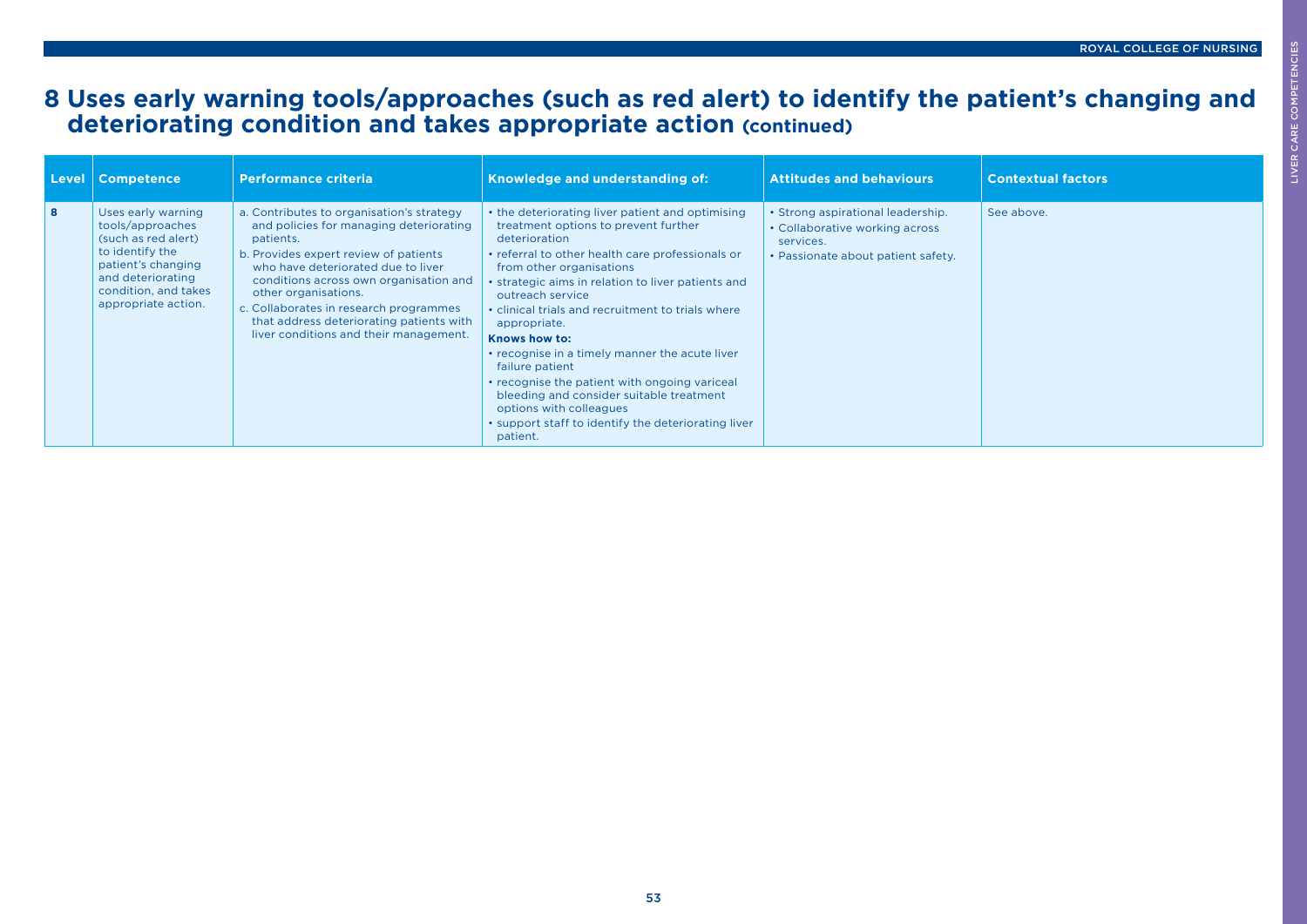# 8 Uses early warning tools/approaches (such as red alert) to identify the patient's changing and deteriorating condition and takes appropriate action (continued)

| Level | Competence | Performance criteria | Knowledge and understanding of: | Attitudes and behaviours | Contextual factors |
|---|---|---|---|---|---|
| 8 | Uses early warning tools/approaches (such as red alert) to identify the patient's changing and deteriorating condition, and takes appropriate action. | a. Contributes to organisation's strategy and policies for managing deteriorating patients.<br>b. Provides expert review of patients who have deteriorated due to liver conditions across own organisation and other organisations.<br>c. Collaborates in research programmes that address deteriorating patients with liver conditions and their management. | • the deteriorating liver patient and optimising treatment options to prevent further deterioration<br>• referral to other health care professionals or from other organisations<br>• strategic aims in relation to liver patients and outreach service<br>• clinical trials and recruitment to trials where appropriate.<br>**Knows how to:**<br>• recognise in a timely manner the acute liver failure patient<br>• recognise the patient with ongoing variceal bleeding and consider suitable treatment options with colleagues<br>• support staff to identify the deteriorating liver patient. | • Strong aspirational leadership.<br>• Collaborative working across services.<br>• Passionate about patient safety. | See above. |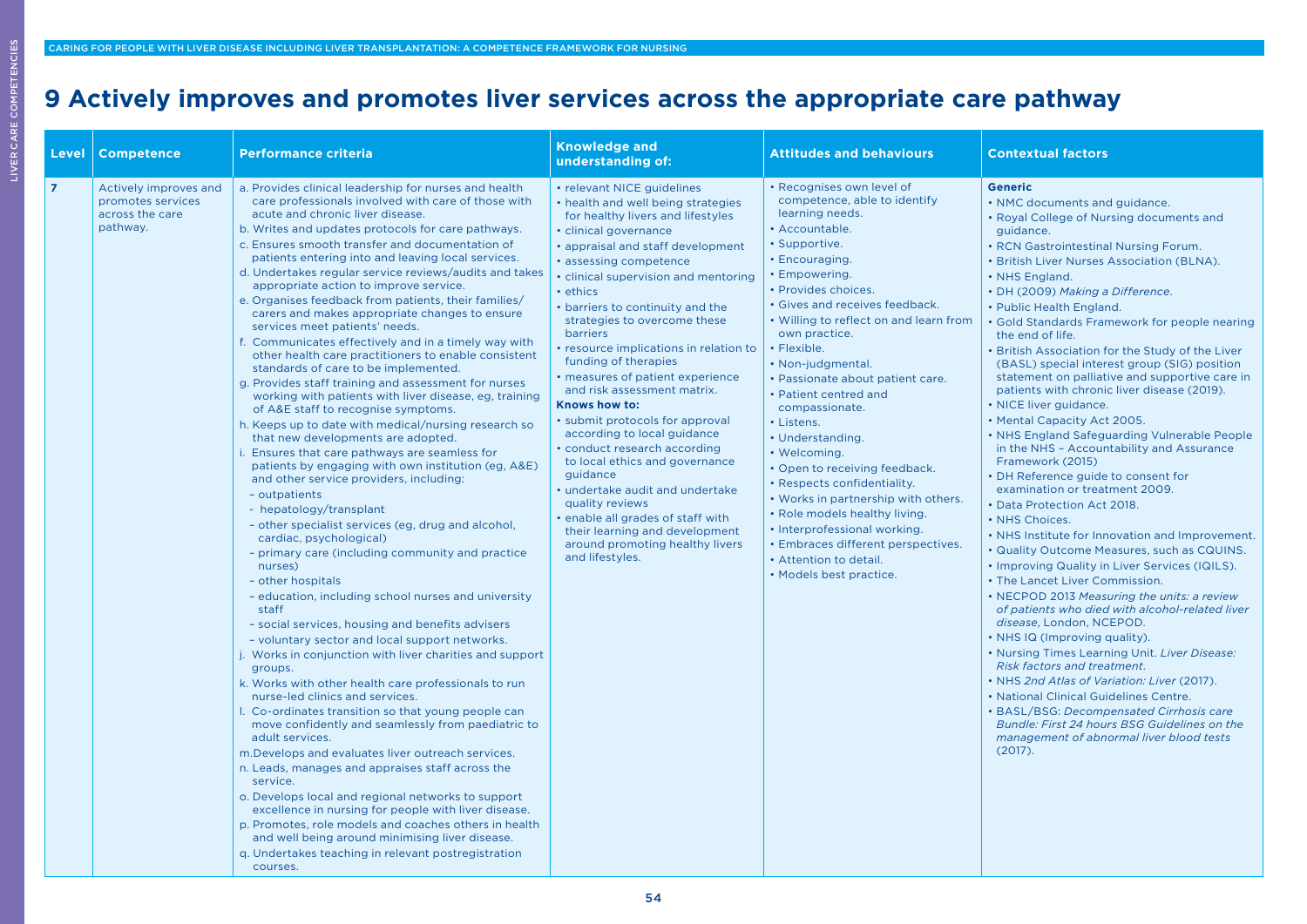# 9 Actively improves and promotes liver services across the appropriate care pathway

| Level | Competence | Performance criteria | Knowledge and understanding of: | Attitudes and behaviours | Contextual factors |
|---|---|---|---|---|---|
| 7 | Actively improves and promotes services across the care pathway. | a. Provides clinical leadership for nurses and health care professionals involved with care of those with acute and chronic liver disease.<br>b. Writes and updates protocols for care pathways.<br>c. Ensures smooth transfer and documentation of patients entering into and leaving local services.<br>d. Undertakes regular service reviews/audits and takes appropriate action to improve service.<br>e. Organises feedback from patients, their families/carers and makes appropriate changes to ensure services meet patients' needs.<br>f. Communicates effectively and in a timely way with other health care practitioners to enable consistent standards of care to be implemented.<br>g. Provides staff training and assessment for nurses working with patients with liver disease, eg, training of A&E staff to recognise symptoms.<br>h. Keeps up to date with medical/nursing research so that new developments are adopted.<br>i. Ensures that care pathways are seamless for patients by engaging with own institution (eg, A&E) and other service providers, including:<br>– outpatients<br>- hepatology/transplant<br>– other specialist services (eg, drug and alcohol, cardiac, psychological)<br>– primary care (including community and practice nurses)<br>– other hospitals<br>– education, including school nurses and university staff<br>– social services, housing and benefits advisers<br>– voluntary sector and local support networks.<br>j. Works in conjunction with liver charities and support groups.<br>k. Works with other health care professionals to run nurse-led clinics and services.<br>l. Co-ordinates transition so that young people can move confidently and seamlessly from paediatric to adult services.<br>m. Develops and evaluates liver outreach services.<br>n. Leads, manages and appraises staff across the service.<br>o. Develops local and regional networks to support excellence in nursing for people with liver disease.<br>p. Promotes, role models and coaches others in health and well being around minimising liver disease.<br>q. Undertakes teaching in relevant postregistration courses. | • relevant NICE guidelines<br>• health and well being strategies for healthy livers and lifestyles<br>• clinical governance<br>• appraisal and staff development<br>• assessing competence<br>• clinical supervision and mentoring<br>• ethics<br>• barriers to continuity and the strategies to overcome these barriers<br>• resource implications in relation to funding of therapies<br>• measures of patient experience and risk assessment matrix.<br>**Knows how to:**<br>• submit protocols for approval according to local guidance<br>• conduct research according to local ethics and governance guidance<br>• undertake audit and undertake quality reviews<br>• enable all grades of staff with their learning and development around promoting healthy livers and lifestyles. | • Recognises own level of competence, able to identify learning needs.<br>• Accountable.<br>• Supportive.<br>• Encouraging.<br>• Empowering.<br>• Provides choices.<br>• Gives and receives feedback.<br>• Willing to reflect on and learn from own practice.<br>• Non-judgmental.<br>• Passionate about patient care.<br>• Patient centred and compassionate.<br>• Listens.<br>• Flexible.<br>• Understanding.<br>• Welcoming.<br>• Open to receiving feedback.<br>• Respects confidentiality.<br>• Works in partnership with others.<br>• Role models healthy living.<br>• Interprofessional working.<br>• Embraces different perspectives.<br>• Attention to detail.<br>• Models best practice. | **Generic**<br>• NMC documents and guidance.<br>• Royal College of Nursing documents and guidance.<br>• RCN Gastrointestinal Nursing Forum.<br>• British Liver Nurses Association (BLNA).<br>• NHS England.<br>• DH (2009) *Making a Difference*.<br>• Public Health England.<br>• Gold Standards Framework for people nearing the end of life.<br>• British Association for the Study of the Liver (BASL) special interest group (SIG) position statement on palliative and supportive care in patients with chronic liver disease (2019).<br>• NICE liver guidance.<br>• Mental Capacity Act 2005.<br>• NHS England Safeguarding Vulnerable People in the NHS – Accountability and Assurance Framework (2015)<br>• DH Reference guide to consent for examination or treatment 2009.<br>• Data Protection Act 2018.<br>• NHS Choices.<br>• NHS Institute for Innovation and Improvement.<br>• Quality Outcome Measures, such as CQUINS.<br>• Improving Quality in Liver Services (IQILS).<br>• The Lancet Liver Commission.<br>• NECPOD 2013 *Measuring the units: a review of patients who died with alcohol-related liver disease*, London, NCEPOD.<br>• NHS IQ (Improving quality).<br>• Nursing Times Learning Unit. *Liver Disease: Risk factors and treatment*.<br>• NHS *2nd Atlas of Variation: Liver* (2017).<br>• National Clinical Guidelines Centre.<br>• BASL/BSG: *Decompensated Cirrhosis care Bundle: First 24 hours BSG Guidelines on the management of abnormal liver blood tests* (2017). |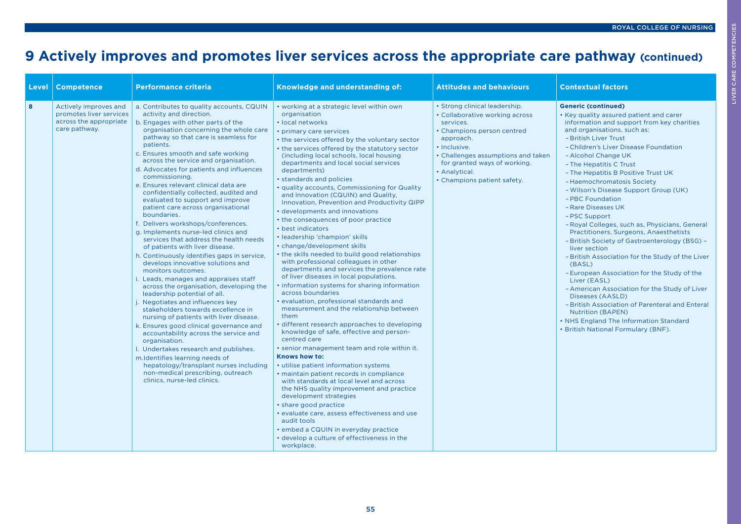# 9 Actively improves and promotes liver services across the appropriate care pathway (continued)

| Level | Competence | Performance criteria | Knowledge and understanding of: | Attitudes and behaviours | Contextual factors |
|---|---|---|---|---|---|
| 8 | Actively improves and promotes liver services across the appropriate care pathway. | a. Contributes to quality accounts, CQUIN activity and direction.<br>b. Engages with other parts of the organisation concerning the whole care pathway so that care is seamless for patients.<br>c. Ensures smooth and safe working across the service and organisation.<br>d. Advocates for patients and influences commissioning.<br>e. Ensures relevant clinical data are confidentially collected, audited and evaluated to support and improve patient care across organisational boundaries.<br>f. Delivers workshops/conferences.<br>g. Implements nurse-led clinics and services that address the health needs of patients with liver disease.<br>h. Continuously identifies gaps in service, develops innovative solutions and monitors outcomes.<br>i. Leads, manages and appraises staff across the organisation, developing the leadership potential of all.<br>j. Negotiates and influences key stakeholders towards excellence in nursing of patients with liver disease.<br>k. Ensures good clinical governance and accountability across the service and organisation.<br>l. Undertakes research and publishes.<br>m. Identifies learning needs of hepatology/transplant nurses including non-medical prescribing, outreach clinics, nurse-led clinics. | • working at a strategic level within own organisation<br>• local networks<br>• primary care services<br>• the services offered by the voluntary sector<br>• the services offered by the statutory sector (including local schools, local housing departments and local social services departments)<br>• standards and policies<br>• quality accounts, Commissioning for Quality and Innovation (CQUIN) and Quality, Innovation, Prevention and Productivity QIPP<br>• developments and innovations<br>• the consequences of poor practice<br>• best indicators<br>• leadership 'champion' skills<br>• change/development skills<br>• the skills needed to build good relationships with professional colleagues in other departments and services the prevalence rate of liver diseases in local populations.<br>• information systems for sharing information across boundaries<br>• evaluation, professional standards and measurement and the relationship between them<br>• different research approaches to developing knowledge of safe, effective and person-centred care<br>• senior management team and role within it.<br>**Knows how to:**<br>• utilise patient information systems<br>• maintain patient records in compliance with standards at local level and across the NHS quality improvement and practice development strategies<br>• share good practice<br>• evaluate care, assess effectiveness and use audit tools<br>• embed a CQUIN in everyday practice<br>• develop a culture of effectiveness in the workplace. | • Strong clinical leadership.<br>• Collaborative working across services.<br>• Champions person centred approach.<br>• Inclusive.<br>• Challenges assumptions and taken for granted ways of working.<br>• Analytical.<br>• Champions patient safety. | **Generic (continued)**<br>• Key quality assured patient and carer information and support from key charities and organisations, such as:<br>– British Liver Trust<br>– Children's Liver Disease Foundation<br>– Alcohol Change UK<br>– The Hepatitis C Trust<br>– The Hepatitis B Positive Trust UK<br>– Haemochromatosis Society<br>– Wilson's Disease Support Group (UK)<br>– PBC Foundation<br>– Rare Diseases UK<br>– PSC Support<br>– Royal Colleges, such as, Physicians, General Practitioners, Surgeons, Anaesthetists<br>– British Society of Gastroenterology (BSG) – liver section<br>– British Association for the Study of the Liver (BASL)<br>– European Association for the Study of the Liver (EASL)<br>– American Association for the Study of Liver Diseases (AASLD)<br>– British Association of Parenteral and Enteral Nutrition (BAPEN)<br>• NHS England The Information Standard<br>• British National Formulary (BNF). |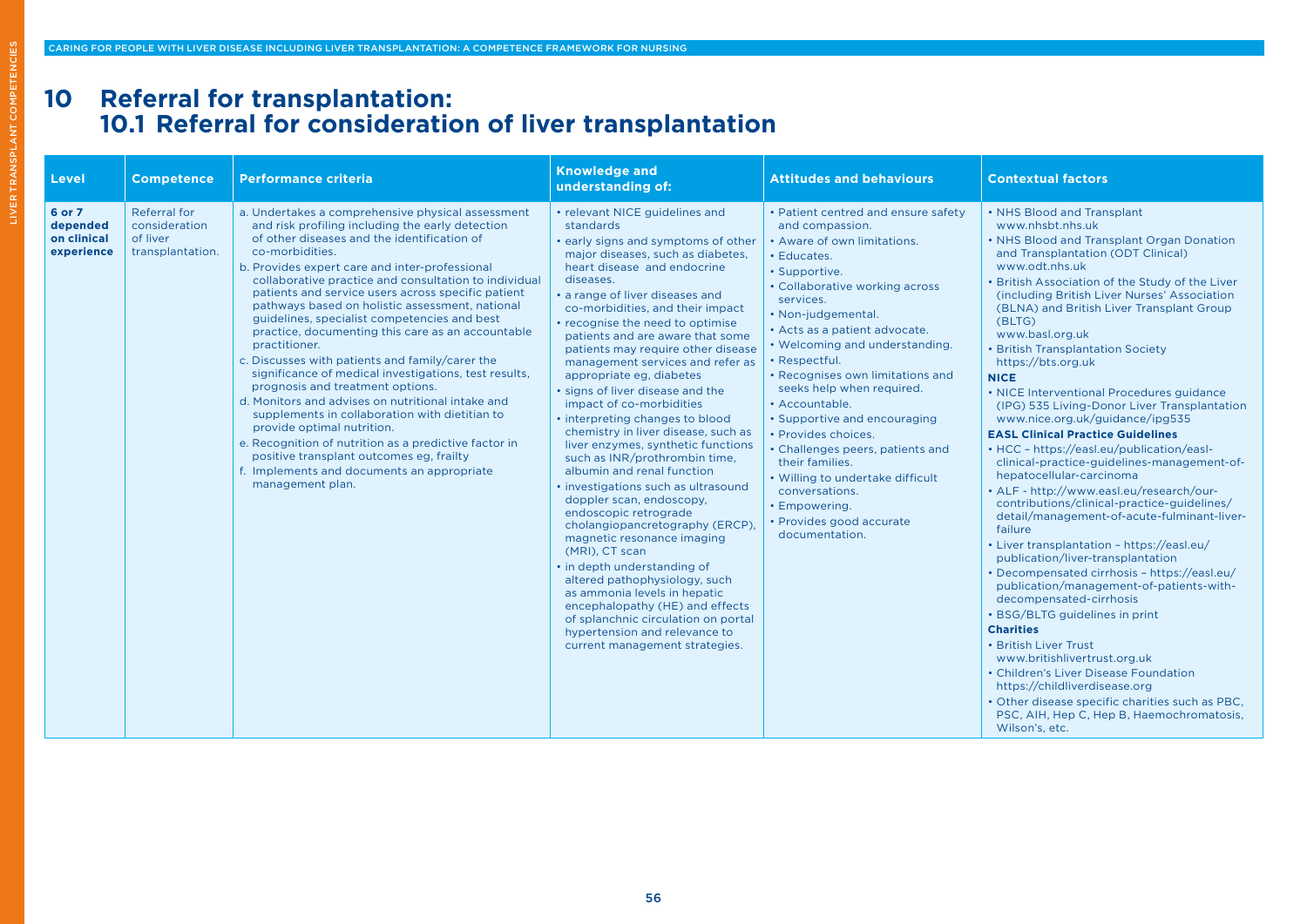# 10 Referral for transplantation:
## 10.1 Referral for consideration of liver transplantation

| Level | Competence | Performance criteria | Knowledge and understanding of: | Attitudes and behaviours | Contextual factors |
|---|---|---|---|---|---|
| **6 or 7 depended on clinical experience** | Referral for consideration of liver transplantation. | a. Undertakes a comprehensive physical assessment and risk profiling including the early detection of other diseases and the identification of co-morbidities.<br>b. Provides expert care and inter-professional collaborative practice and consultation to individual patients and service users across specific patient pathways based on holistic assessment, national guidelines, specialist competencies and best practice, documenting this care as an accountable practitioner.<br>c. Discusses with patients and family/carer the significance of medical investigations, test results, prognosis and treatment options.<br>d. Monitors and advises on nutritional intake and supplements in collaboration with dietitian to provide optimal nutrition.<br>e. Recognition of nutrition as a predictive factor in positive transplant outcomes eg, frailty<br>f. Implements and documents an appropriate management plan. | • relevant NICE guidelines and standards<br>• early signs and symptoms of other major diseases, such as diabetes, heart disease and endocrine diseases.<br>• a range of liver diseases and co-morbidities, and their impact<br>• recognise the need to optimise patients and are aware that some patients may require other disease management services and refer as appropriate eg, diabetes<br>• signs of liver disease and the impact of co-morbidities<br>• interpreting changes to blood chemistry in liver disease, such as liver enzymes, synthetic functions such as INR/prothrombin time, albumin and renal function<br>• investigations such as ultrasound doppler scan, endoscopy, endoscopic retrograde cholangiopancretography (ERCP), magnetic resonance imaging (MRI), CT scan<br>• in depth understanding of altered pathophysiology, such as ammonia levels in hepatic encephalopathy (HE) and effects of splanchnic circulation on portal hypertension and relevance to current management strategies. | • Patient centred and ensure safety and compassion.<br>• Aware of own limitations.<br>• Educates.<br>• Supportive.<br>• Collaborative working across services.<br>• Non-judgemental.<br>• Acts as a patient advocate.<br>• Welcoming and understanding.<br>• Respectful.<br>• Recognises own limitations and seeks help when required.<br>• Accountable.<br>• Supportive and encouraging<br>• Provides choices.<br>• Challenges peers, patients and their families.<br>• Willing to undertake difficult conversations.<br>• Empowering.<br>• Provides good accurate documentation. | • NHS Blood and Transplant www.nhsbt.nhs.uk<br>• NHS Blood and Transplant Organ Donation and Transplantation (ODT Clinical) www.odt.nhs.uk<br>• British Association of the Study of the Liver (including British Liver Nurses' Association (BLNA) and British Liver Transplant Group (BLTG) www.basl.org.uk<br>• British Transplantation Society https://bts.org.uk<br>**NICE**<br>• NICE Interventional Procedures guidance (IPG) 535 Living-Donor Liver Transplantation www.nice.org.uk/guidance/ipg535<br>**EASL Clinical Practice Guidelines**<br>• HCC – https://easl.eu/publication/easl-clinical-practice-guidelines-management-of-hepatocellular-carcinoma<br>• ALF - http://www.easl.eu/research/our-contributions/clinical-practice-guidelines/detail/management-of-acute-fulminant-liver-failure<br>• Liver transplantation – https://easl.eu/publication/liver-transplantation<br>• Decompensated cirrhosis – https://easl.eu/publication/management-of-patients-with-decompensated-cirrhosis<br>• BSG/BLTG guidelines in print<br>**Charities**<br>• British Liver Trust www.britishlivertrust.org.uk<br>• Children's Liver Disease Foundation https://childliverdisease.org<br>• Other disease specific charities such as PBC, PSC, AIH, Hep C, Hep B, Haemochromatosis, Wilson's, etc. |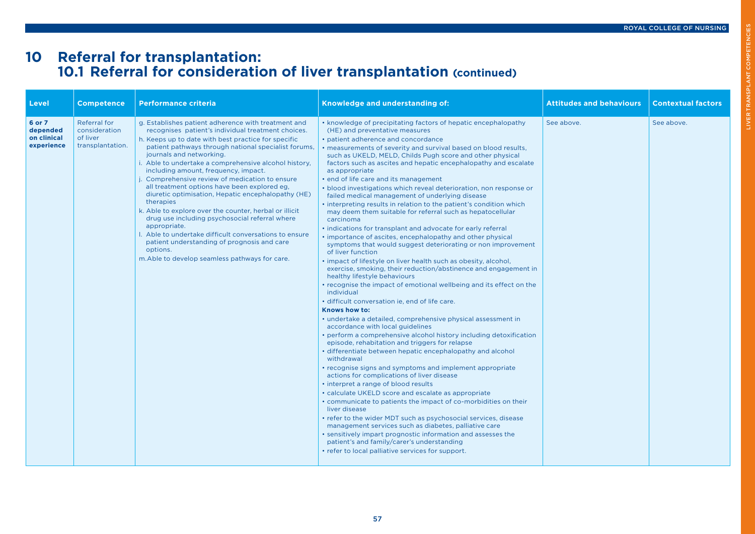# 10 Referral for transplantation:
## 10.1 Referral for consideration of liver transplantation (continued)

| Level | Competence | Performance criteria | Knowledge and understanding of: | Attitudes and behaviours | Contextual factors |
|---|---|---|---|---|---|
| **6 or 7 depended on clinical experience** | Referral for consideration of liver transplantation. | g. Establishes patient adherence with treatment and recognises patient's individual treatment choices.<br>h. Keeps up to date with best practice for specific patient pathways through national specialist forums, journals and networking.<br>i. Able to undertake a comprehensive alcohol history, including amount, frequency, impact.<br>j. Comprehensive review of medication to ensure all treatment options have been explored eg, diuretic optimisation, Hepatic encephalopathy (HE) therapies<br>k. Able to explore over the counter, herbal or illicit drug use including psychosocial referral where appropriate.<br>l. Able to undertake difficult conversations to ensure patient understanding of prognosis and care options.<br>m. Able to develop seamless pathways for care. | • knowledge of precipitating factors of hepatic encephalopathy (HE) and preventative measures<br>• patient adherence and concordance<br>• measurements of severity and survival based on blood results, such as UKELD, MELD, Childs Pugh score and other physical factors such as ascites and hepatic encephalopathy and escalate as appropriate<br>• end of life care and its management<br>• blood investigations which reveal deterioration, non response or failed medical management of underlying disease<br>• interpreting results in relation to the patient's condition which may deem them suitable for referral such as hepatocellular carcinoma<br>• indications for transplant and advocate for early referral<br>• importance of ascites, encephalopathy and other physical symptoms that would suggest deteriorating or non improvement of liver function<br>• impact of lifestyle on liver health such as obesity, alcohol, exercise, smoking, their reduction/abstinence and engagement in healthy lifestyle behaviours<br>• recognise the impact of emotional wellbeing and its effect on the individual<br>• difficult conversation ie, end of life care.<br>**Knows how to:**<br>• undertake a detailed, comprehensive physical assessment in accordance with local guidelines<br>• perform a comprehensive alcohol history including detoxification episode, rehabitation and triggers for relapse<br>• differentiate between hepatic encephalopathy and alcohol withdrawal<br>• recognise signs and symptoms and implement appropriate actions for complications of liver disease<br>• interpret a range of blood results<br>• calculate UKELD score and escalate as appropriate<br>• communicate to patients the impact of co-morbidities on their liver disease<br>• refer to the wider MDT such as psychosocial services, disease management services such as diabetes, palliative care<br>• sensitively impart prognostic information and assesses the patient's and family/carer's understanding<br>• refer to local palliative services for support. | See above. | See above. |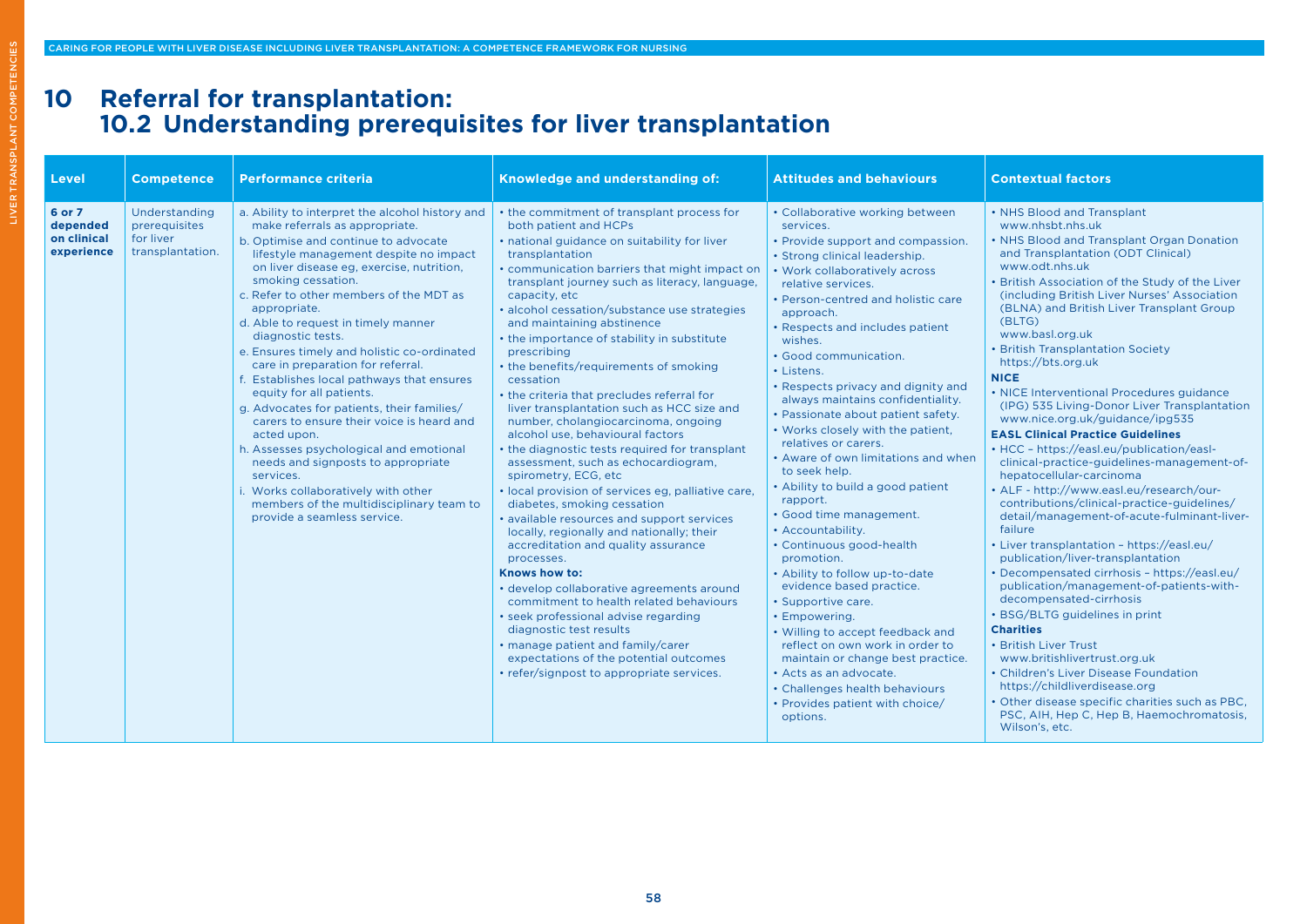# 10 Referral for transplantation: 10.2 Understanding prerequisites for liver transplantation

| Level | Competence | Performance criteria | Knowledge and understanding of: | Attitudes and behaviours | Contextual factors |
|---|---|---|---|---|---|
| **6 or 7 depended on clinical experience** | Understanding prerequisites for liver transplantation. | a. Ability to interpret the alcohol history and make referrals as appropriate.<br>b. Optimise and continue to advocate lifestyle management despite no impact on liver disease eg, exercise, nutrition, smoking cessation.<br>c. Refer to other members of the MDT as appropriate.<br>d. Able to request in timely manner diagnostic tests.<br>e. Ensures timely and holistic co-ordinated care in preparation for referral.<br>f. Establishes local pathways that ensures equity for all patients.<br>g. Advocates for patients, their families/carers to ensure their voice is heard and acted upon.<br>h. Assesses psychological and emotional needs and signposts to appropriate services.<br>i. Works collaboratively with other members of the multidisciplinary team to provide a seamless service. | • the commitment of transplant process for both patient and HCPs<br>• national guidance on suitability for liver transplantation<br>• communication barriers that might impact on transplant journey such as literacy, language, capacity, etc<br>• alcohol cessation/substance use strategies and maintaining abstinence<br>• the importance of stability in substitute prescribing<br>• the benefits/requirements of smoking cessation<br>• the criteria that precludes referral for liver transplantation such as HCC size and number, cholangiocarcinoma, ongoing alcohol use, behavioural factors<br>• the diagnostic tests required for transplant assessment, such as echocardiogram, spirometry, ECG, etc<br>• local provision of services eg, palliative care, diabetes, smoking cessation<br>• available resources and support services locally, regionally and nationally; their accreditation and quality assurance processes.<br>**Knows how to:**<br>• develop collaborative agreements around commitment to health related behaviours<br>• seek professional advise regarding diagnostic test results<br>• manage patient and family/carer expectations of the potential outcomes<br>• refer/signpost to appropriate services. | • Collaborative working between services.<br>• Provide support and compassion.<br>• Strong clinical leadership.<br>• Work collaboratively across relative services.<br>• Person-centred and holistic care approach.<br>• Respects and includes patient wishes.<br>• Good communication.<br>• Listens.<br>• Respects privacy and dignity and always maintains confidentiality.<br>• Passionate about patient safety.<br>• Works closely with the patient, relatives or carers.<br>• Aware of own limitations and when to seek help.<br>• Ability to build a good patient rapport.<br>• Good time management.<br>• Accountability.<br>• Continuous good-health promotion.<br>• Ability to follow up-to-date evidence based practice.<br>• Supportive care.<br>• Empowering.<br>• Willing to accept feedback and reflect on own work in order to maintain or change best practice.<br>• Acts as an advocate.<br>• Challenges health behaviours<br>• Provides patient with choice/options. | • NHS Blood and Transplant www.nhsbt.nhs.uk<br>• NHS Blood and Transplant Organ Donation and Transplantation (ODT Clinical) www.odt.nhs.uk<br>• British Association of the Study of the Liver (including British Liver Nurses' Association (BLNA) and British Liver Transplant Group (BLTG) www.basl.org.uk<br>• British Transplantation Society https://bts.org.uk<br>**NICE**<br>• NICE Interventional Procedures guidance (IPG) 535 Living-Donor Liver Transplantation www.nice.org.uk/guidance/ipg535<br>**EASL Clinical Practice Guidelines**<br>• HCC – https://easl.eu/publication/easl-clinical-practice-guidelines-management-of-hepatocellular-carcinoma<br>• ALF - http://www.easl.eu/research/our-contributions/clinical-practice-guidelines/detail/management-of-acute-fulminant-liver-failure<br>• Liver transplantation – https://easl.eu/publication/liver-transplantation<br>• Decompensated cirrhosis – https://easl.eu/publication/management-of-patients-with-decompensated-cirrhosis<br>• BSG/BLTG guidelines in print<br>**Charities**<br>• British Liver Trust www.britishlivertrust.org.uk<br>• Children's Liver Disease Foundation https://childliverdisease.org<br>• Other disease specific charities such as PBC, PSC, AIH, Hep C, Hep B, Haemochromatosis, Wilson's, etc. |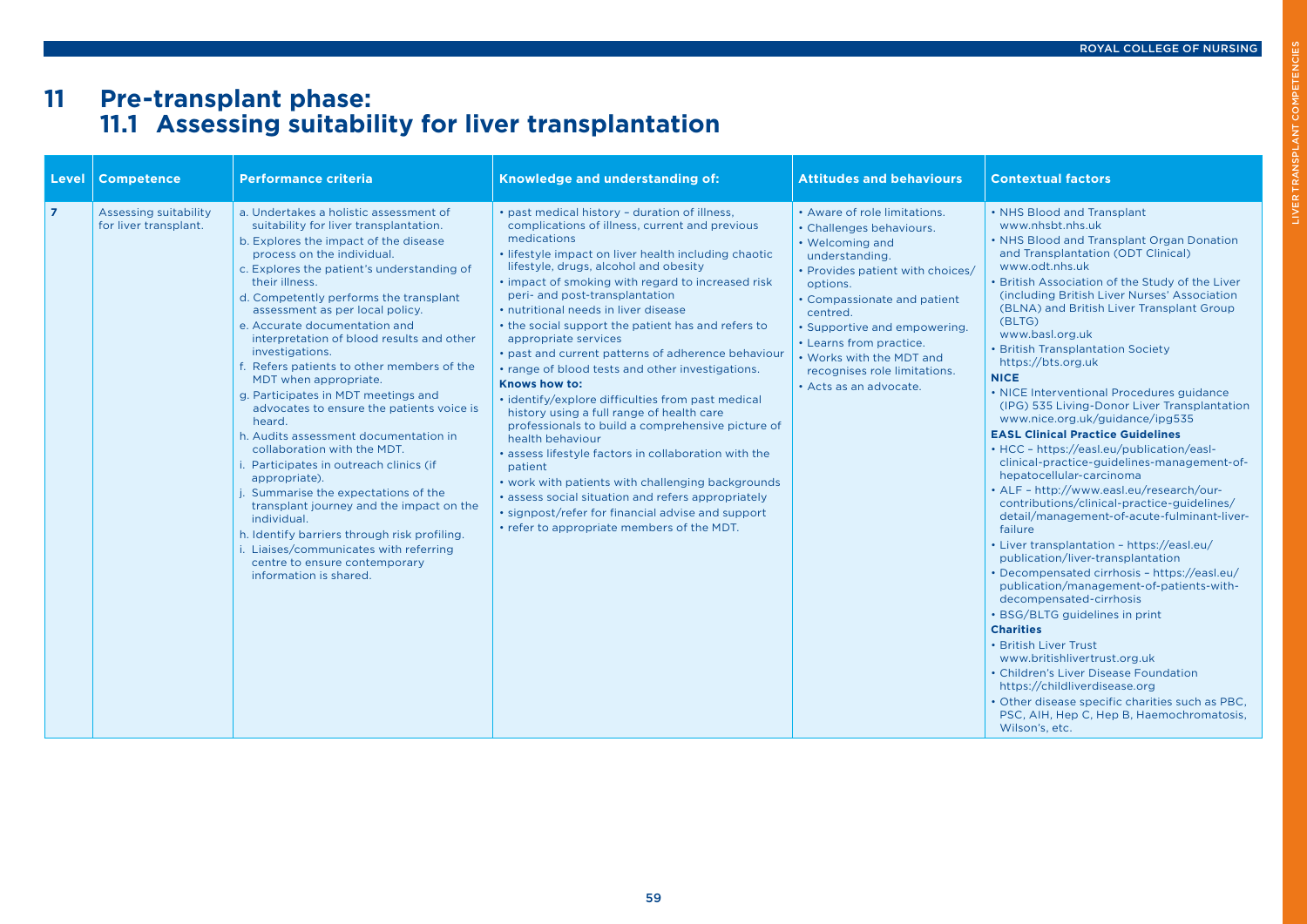# 11 Pre-transplant phase:
## 11.1 Assessing suitability for liver transplantation

| Level | Competence | Performance criteria | Knowledge and understanding of: | Attitudes and behaviours | Contextual factors |
|---|---|---|---|---|---|
| 7 | Assessing suitability for liver transplant. | a. Undertakes a holistic assessment of suitability for liver transplantation.<br>b. Explores the impact of the disease process on the individual.<br>c. Explores the patient's understanding of their illness.<br>d. Competently performs the transplant assessment as per local policy.<br>e. Accurate documentation and interpretation of blood results and other investigations.<br>f. Refers patients to other members of the MDT when appropriate.<br>g. Participates in MDT meetings and advocates to ensure the patients voice is heard.<br>h. Audits assessment documentation in collaboration with the MDT.<br>i. Participates in outreach clinics (if appropriate).<br>j. Summarise the expectations of the transplant journey and the impact on the individual.<br>h. Identify barriers through risk profiling.<br>i. Liaises/communicates with referring centre to ensure contemporary information is shared. | • past medical history – duration of illness, complications of illness, current and previous medications<br>• lifestyle impact on liver health including chaotic lifestyle, drugs, alcohol and obesity<br>• impact of smoking with regard to increased risk peri- and post-transplantation<br>• nutritional needs in liver disease<br>• the social support the patient has and refers to appropriate services<br>• past and current patterns of adherence behaviour<br>• range of blood tests and other investigations.<br>**Knows how to:**<br>• identify/explore difficulties from past medical history using a full range of health care professionals to build a comprehensive picture of health behaviour<br>• assess lifestyle factors in collaboration with the patient<br>• work with patients with challenging backgrounds<br>• assess social situation and refers appropriately<br>• signpost/refer for financial advise and support<br>• refer to appropriate members of the MDT. | • Aware of role limitations.<br>• Challenges behaviours.<br>• Welcoming and understanding.<br>• Provides patient with choices/ options.<br>• Compassionate and patient centred.<br>• Supportive and empowering.<br>• Learns from practice.<br>• Works with the MDT and recognises role limitations.<br>• Acts as an advocate. | • NHS Blood and Transplant www.nhsbt.nhs.uk<br>• NHS Blood and Transplant Organ Donation and Transplantation (ODT Clinical) www.odt.nhs.uk<br>• British Association of the Study of the Liver (including British Liver Nurses' Association (BLNA) and British Liver Transplant Group (BLTG) www.basl.org.uk<br>• British Transplantation Society https://bts.org.uk<br>**NICE**<br>• NICE Interventional Procedures guidance (IPG) 535 Living-Donor Liver Transplantation www.nice.org.uk/guidance/ipg535<br>**EASL Clinical Practice Guidelines**<br>• HCC – https://easl.eu/publication/easl-clinical-practice-guidelines-management-of-hepatocellular-carcinoma<br>• ALF – http://www.easl.eu/research/our-contributions/clinical-practice-guidelines/detail/management-of-acute-fulminant-liver-failure<br>• Liver transplantation – https://easl.eu/publication/liver-transplantation<br>• Decompensated cirrhosis – https://easl.eu/publication/management-of-patients-with-decompensated-cirrhosis<br>• BSG/BLTG guidelines in print<br>**Charities**<br>• British Liver Trust www.britishlivertrust.org.uk<br>• Children's Liver Disease Foundation https://childliverdisease.org<br>• Other disease specific charities such as PBC, PSC, AIH, Hep C, Hep B, Haemochromatosis, Wilson's, etc. |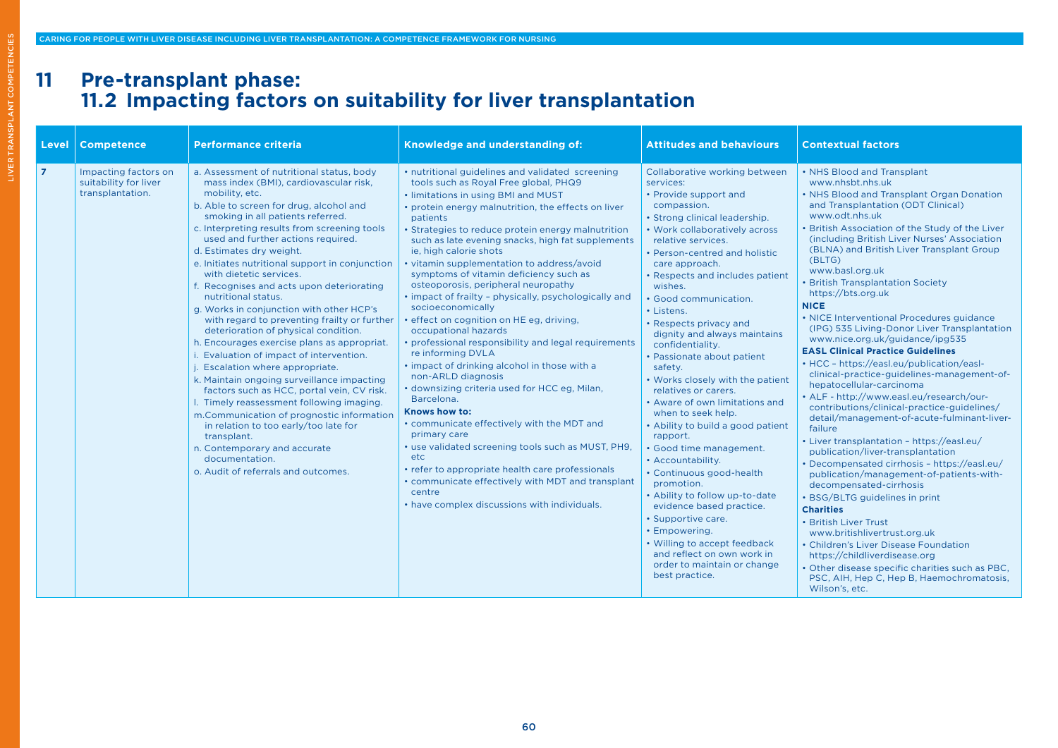# 11 Pre-transplant phase:
## 11.2 Impacting factors on suitability for liver transplantation

| Level | Competence | Performance criteria | Knowledge and understanding of: | Attitudes and behaviours | Contextual factors |
|---|---|---|---|---|---|
| 7 | Impacting factors on suitability for liver transplantation. | a. Assessment of nutritional status, body mass index (BMI), cardiovascular risk, mobility, etc.<br>b. Able to screen for drug, alcohol and smoking in all patients referred.<br>c. Interpreting results from screening tools used and further actions required.<br>d. Estimates dry weight.<br>e. Initiates nutritional support in conjunction with dietetic services.<br>f. Recognises and acts upon deteriorating nutritional status.<br>g. Works in conjunction with other HCP's with regard to preventing frailty or further deterioration of physical condition.<br>h. Encourages exercise plans as appropriat.<br>i. Evaluation of impact of intervention.<br>j. Escalation where appropriate.<br>k. Maintain ongoing surveillance impacting factors such as HCC, portal vein, CV risk.<br>l. Timely reassessment following imaging.<br>m. Communication of prognostic information in relation to too early/too late for transplant.<br>n. Contemporary and accurate documentation.<br>o. Audit of referrals and outcomes. | • nutritional guidelines and validated screening tools such as Royal Free global, PHQ9<br>• limitations in using BMI and MUST<br>• protein energy malnutrition, the effects on liver patients<br>• Strategies to reduce protein energy malnutrition such as late evening snacks, high fat supplements ie, high calorie shots<br>• vitamin supplementation to address/avoid symptoms of vitamin deficiency such as osteoporosis, peripheral neuropathy<br>• impact of frailty – physically, psychologically and socioeconomically<br>• effect on cognition on HE eg, driving, occupational hazards<br>• professional responsibility and legal requirements re informing DVLA<br>• impact of drinking alcohol in those with a non-ARLD diagnosis<br>• downsizing criteria used for HCC eg, Milan, Barcelona.<br>**Knows how to:**<br>• communicate effectively with the MDT and primary care<br>• use validated screening tools such as MUST, PH9, etc<br>• refer to appropriate health care professionals<br>• communicate effectively with MDT and transplant centre<br>• have complex discussions with individuals. | Collaborative working between services:<br>• Provide support and compassion.<br>• Strong clinical leadership.<br>• Work collaboratively across relative services.<br>• Person-centred and holistic care approach.<br>• Respects and includes patient wishes.<br>• Good communication.<br>• Listens.<br>• Respects privacy and dignity and always maintains confidentiality.<br>• Passionate about patient safety.<br>• Works closely with the patient relatives or carers.<br>• Aware of own limitations and when to seek help.<br>• Ability to build a good patient rapport.<br>• Good time management.<br>• Accountability.<br>• Continuous good-health promotion.<br>• Ability to follow up-to-date evidence based practice.<br>• Supportive care.<br>• Empowering.<br>• Willing to accept feedback and reflect on own work in order to maintain or change best practice. | • NHS Blood and Transplant www.nhsbt.nhs.uk<br>• NHS Blood and Transplant Organ Donation and Transplantation (ODT Clinical) www.odt.nhs.uk<br>• British Association of the Study of the Liver (including British Liver Nurses' Association (BLNA) and British Liver Transplant Group (BLTG) www.basl.org.uk<br>• British Transplantation Society https://bts.org.uk<br>**NICE**<br>• NICE Interventional Procedures guidance (IPG) 535 Living-Donor Liver Transplantation www.nice.org.uk/guidance/ipg535<br>**EASL Clinical Practice Guidelines**<br>• HCC – https://easl.eu/publication/easl-clinical-practice-guidelines-management-of-hepatocellular-carcinoma<br>• ALF - http://www.easl.eu/research/our-contributions/clinical-practice-guidelines/detail/management-of-acute-fulminant-liver-failure<br>• Liver transplantation – https://easl.eu/publication/liver-transplantation<br>• Decompensated cirrhosis – https://easl.eu/publication/management-of-patients-with-decompensated-cirrhosis<br>• BSG/BLTG guidelines in print<br>**Charities**<br>• British Liver Trust www.britishlivertrust.org.uk<br>• Children's Liver Disease Foundation https://childliverdisease.org<br>• Other disease specific charities such as PBC, PSC, AIH, Hep C, Hep B, Haemochromatosis, Wilson's, etc. |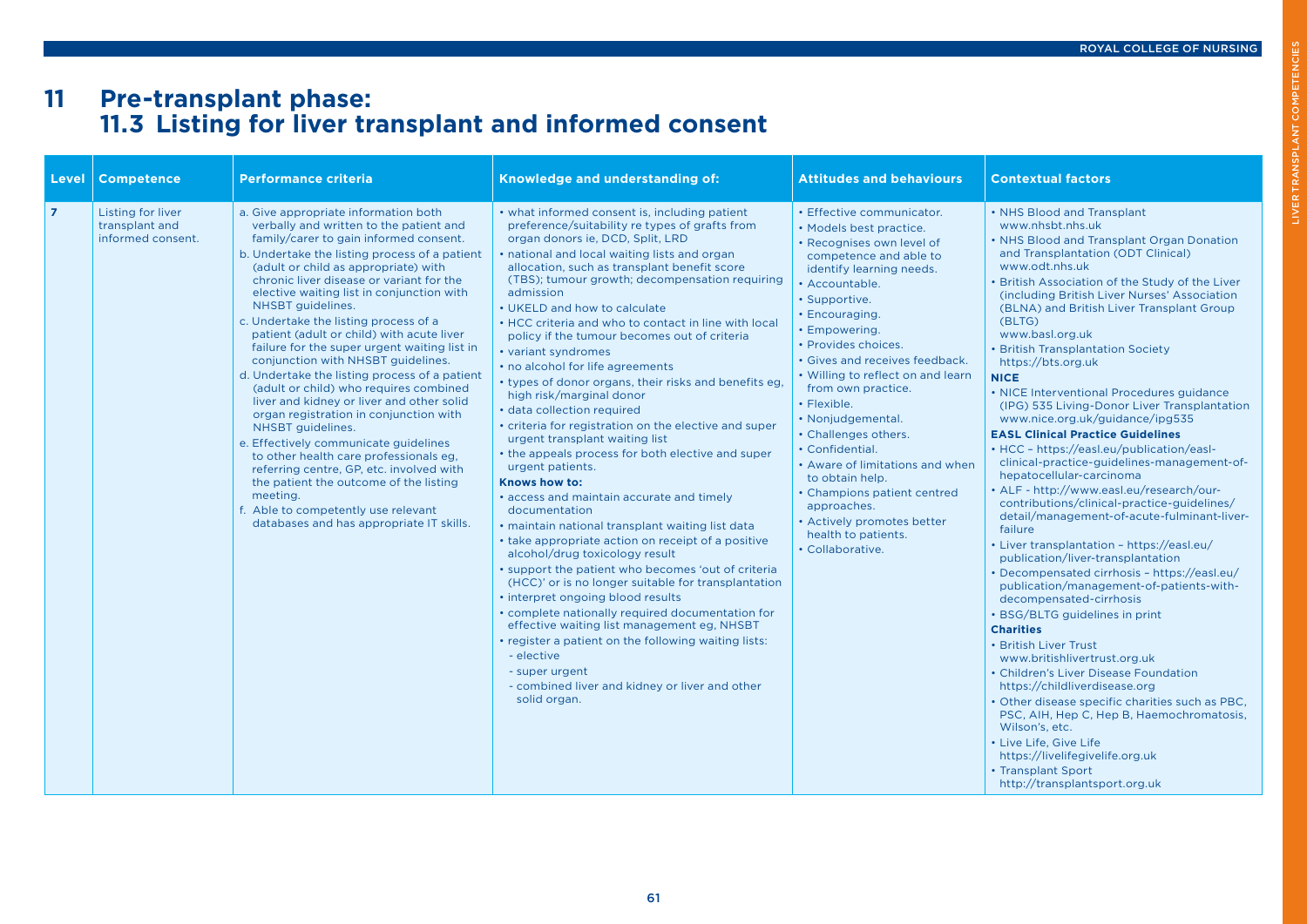# 11 Pre-transplant phase:
## 11.3 Listing for liver transplant and informed consent

| Level | Competence | Performance criteria | Knowledge and understanding of: | Attitudes and behaviours | Contextual factors |
|---|---|---|---|---|---|
| 7 | Listing for liver transplant and informed consent. | a. Give appropriate information both verbally and written to the patient and family/carer to gain informed consent.<br>b. Undertake the listing process of a patient (adult or child as appropriate) with chronic liver disease or variant for the elective waiting list in conjunction with NHSBT guidelines.<br>c. Undertake the listing process of a patient (adult or child) with acute liver failure for the super urgent waiting list in conjunction with NHSBT guidelines.<br>d. Undertake the listing process of a patient (adult or child) who requires combined liver and kidney or liver and other solid organ registration in conjunction with NHSBT guidelines.<br>e. Effectively communicate guidelines to other health care professionals eg, referring centre, GP, etc. involved with the patient the outcome of the listing meeting.<br>f. Able to competently use relevant databases and has appropriate IT skills. | • what informed consent is, including patient preference/suitability re types of grafts from organ donors ie, DCD, Split, LRD<br>• national and local waiting lists and organ allocation, such as transplant benefit score (TBS); tumour growth; decompensation requiring admission<br>• UKELD and how to calculate<br>• HCC criteria and who to contact in line with local policy if the tumour becomes out of criteria<br>• variant syndromes<br>• no alcohol for life agreements<br>• types of donor organs, their risks and benefits eg, high risk/marginal donor<br>• data collection required<br>• criteria for registration on the elective and super urgent transplant waiting list<br>• the appeals process for both elective and super urgent patients.<br>**Knows how to:**<br>• access and maintain accurate and timely documentation<br>• maintain national transplant waiting list data<br>• take appropriate action on receipt of a positive alcohol/drug toxicology result<br>• support the patient who becomes 'out of criteria (HCC)' or is no longer suitable for transplantation<br>• interpret ongoing blood results<br>• complete nationally required documentation for effective waiting list management eg, NHSBT<br>• register a patient on the following waiting lists:<br>- elective<br>- super urgent<br>- combined liver and kidney or liver and other solid organ. | • Effective communicator.<br>• Models best practice.<br>• Recognises own level of competence and able to identify learning needs.<br>• Accountable.<br>• Supportive.<br>• Encouraging.<br>• Empowering.<br>• Provides choices.<br>• Gives and receives feedback.<br>• Willing to reflect on and learn from own practice.<br>• Flexible.<br>• Nonjudgemental.<br>• Challenges others.<br>• Confidential.<br>• Aware of limitations and when to obtain help.<br>• Champions patient centred approaches.<br>• Actively promotes better health to patients.<br>• Collaborative. | • NHS Blood and Transplant www.nhsbt.nhs.uk<br>• NHS Blood and Transplant Organ Donation and Transplantation (ODT Clinical) www.odt.nhs.uk<br>• British Association of the Study of the Liver (including British Liver Nurses' Association (BLNA) and British Liver Transplant Group (BLTG) www.basl.org.uk<br>• British Transplantation Society https://bts.org.uk<br>**NICE**<br>• NICE Interventional Procedures guidance (IPG) 535 Living-Donor Liver Transplantation www.nice.org.uk/guidance/ipg535<br>**EASL Clinical Practice Guidelines**<br>• HCC – https://easl.eu/publication/easl-clinical-practice-guidelines-management-of-hepatocellular-carcinoma<br>• ALF - http://www.easl.eu/research/our-contributions/clinical-practice-guidelines/detail/management-of-acute-fulminant-liver-failure<br>• Liver transplantation – https://easl.eu/publication/liver-transplantation<br>• Decompensated cirrhosis – https://easl.eu/publication/management-of-patients-with-decompensated-cirrhosis<br>• BSG/BLTG guidelines in print<br>**Charities**<br>• British Liver Trust www.britishlivertrust.org.uk<br>• Children's Liver Disease Foundation https://childliverdisease.org<br>• Other disease specific charities such as PBC, PSC, AIH, Hep C, Hep B, Haemochromatosis, Wilson's, etc.<br>• Live Life, Give Life https://livelifegivelife.org.uk<br>• Transplant Sport http://transplantsport.org.uk |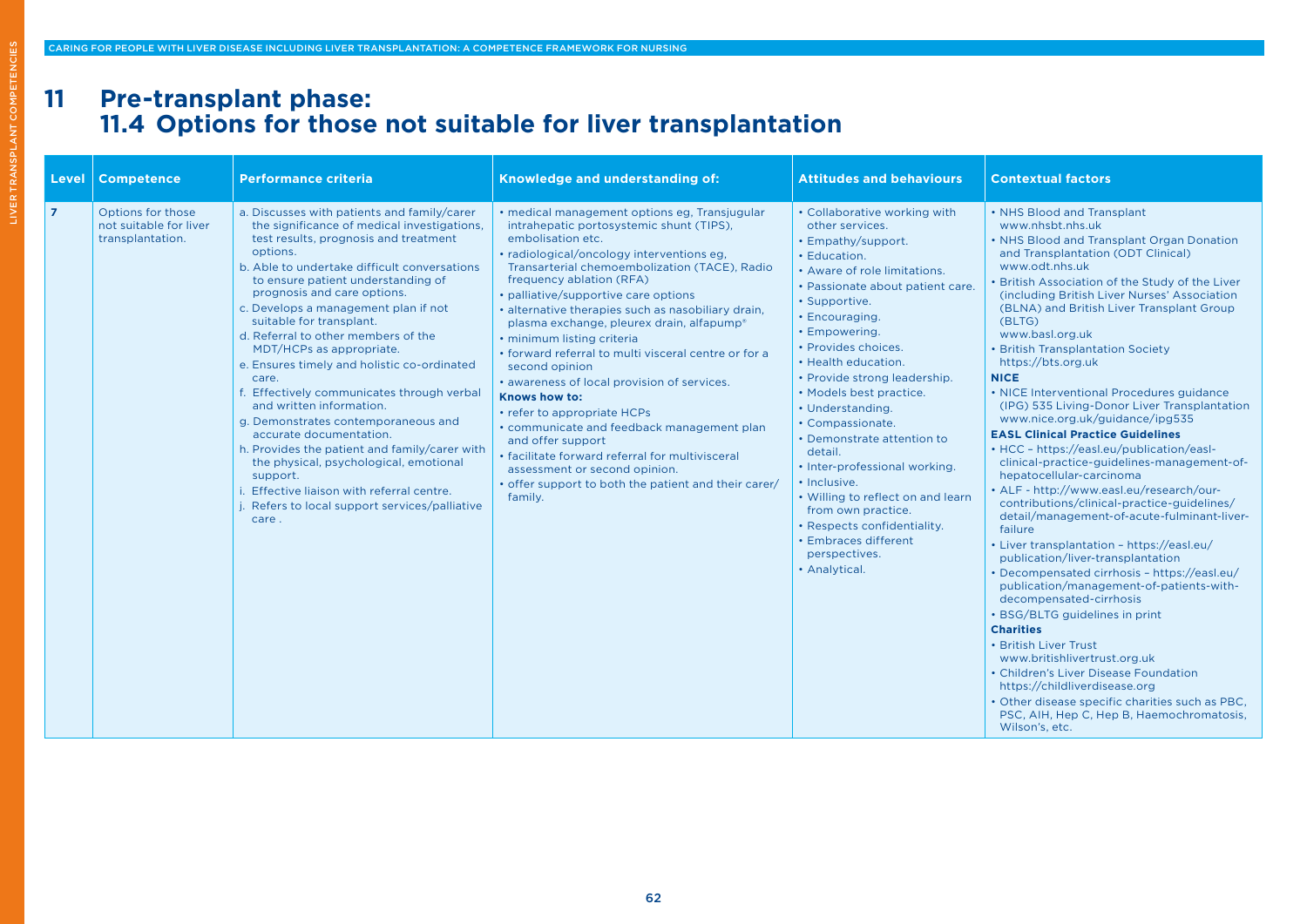# 11 Pre-transplant phase:
## 11.4 Options for those not suitable for liver transplantation

| Level | Competence | Performance criteria | Knowledge and understanding of: | Attitudes and behaviours | Contextual factors |
|---|---|---|---|---|---|
| 7 | Options for those not suitable for liver transplantation. | a. Discusses with patients and family/carer the significance of medical investigations, test results, prognosis and treatment options.<br>b. Able to undertake difficult conversations to ensure patient understanding of prognosis and care options.<br>c. Develops a management plan if not suitable for transplant.<br>d. Referral to other members of the MDT/HCPs as appropriate.<br>e. Ensures timely and holistic co-ordinated care.<br>f. Effectively communicates through verbal and written information.<br>g. Demonstrates contemporaneous and accurate documentation.<br>h. Provides the patient and family/carer with the physical, psychological, emotional support.<br>i. Effective liaison with referral centre.<br>j. Refers to local support services/palliative care . | • medical management options eg, Transjugular intrahepatic portosystemic shunt (TIPS), embolisation etc.<br>• radiological/oncology interventions eg, Transarterial chemoembolization (TACE), Radio frequency ablation (RFA)<br>• palliative/supportive care options<br>• alternative therapies such as nasobiliary drain, plasma exchange, pleurex drain, alfapump®<br>• minimum listing criteria<br>• forward referral to multi visceral centre or for a second opinion<br>• awareness of local provision of services.<br>**Knows how to:**<br>• refer to appropriate HCPs<br>• communicate and feedback management plan and offer support<br>• facilitate forward referral for multivisceral assessment or second opinion.<br>• offer support to both the patient and their carer/family. | • Collaborative working with other services.<br>• Empathy/support.<br>• Education.<br>• Aware of role limitations.<br>• Passionate about patient care.<br>• Supportive.<br>• Encouraging.<br>• Empowering.<br>• Provides choices.<br>• Health education.<br>• Provide strong leadership.<br>• Models best practice.<br>• Understanding.<br>• Compassionate.<br>• Demonstrate attention to detail.<br>• Inter-professional working.<br>• Inclusive.<br>• Willing to reflect on and learn from own practice.<br>• Respects confidentiality.<br>• Embraces different perspectives.<br>• Analytical. | • NHS Blood and Transplant www.nhsbt.nhs.uk<br>• NHS Blood and Transplant Organ Donation and Transplantation (ODT Clinical) www.odt.nhs.uk<br>• British Association of the Study of the Liver (including British Liver Nurses' Association (BLNA) and British Liver Transplant Group (BLTG) www.basl.org.uk<br>• British Transplantation Society https://bts.org.uk<br>**NICE**<br>• NICE Interventional Procedures guidance (IPG) 535 Living-Donor Liver Transplantation www.nice.org.uk/guidance/ipg535<br>**EASL Clinical Practice Guidelines**<br>• HCC – https://easl.eu/publication/easl-clinical-practice-guidelines-management-of-hepatocellular-carcinoma<br>• ALF - http://www.easl.eu/research/our-contributions/clinical-practice-guidelines/detail/management-of-acute-fulminant-liver-failure<br>• Liver transplantation – https://easl.eu/publication/liver-transplantation<br>• Decompensated cirrhosis – https://easl.eu/publication/management-of-patients-with-decompensated-cirrhosis<br>• BSG/BLTG guidelines in print<br>**Charities**<br>• British Liver Trust www.britishlivertrust.org.uk<br>• Children's Liver Disease Foundation https://childliverdisease.org<br>• Other disease specific charities such as PBC, PSC, AIH, Hep C, Hep B, Haemochromatosis, Wilson's, etc. |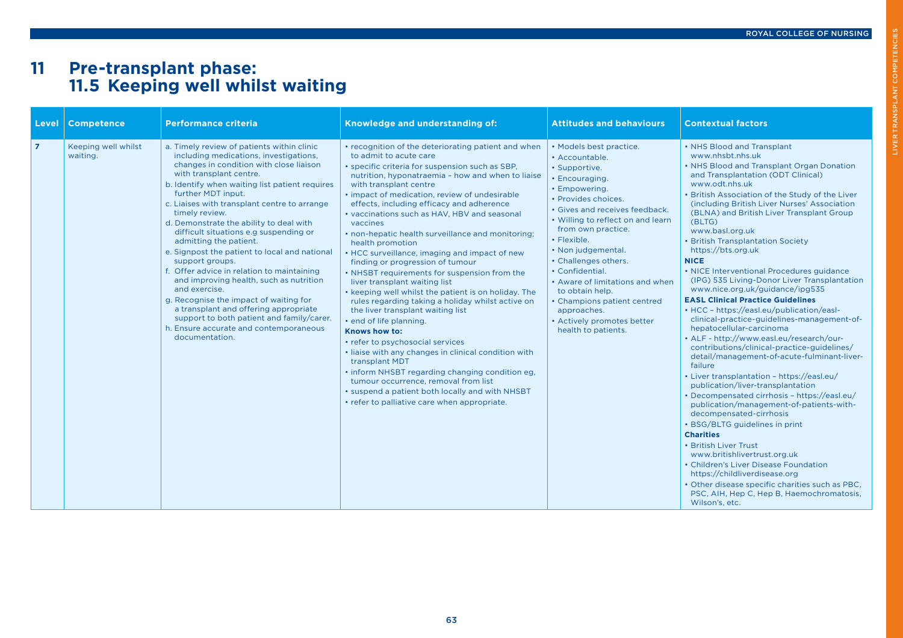# 11 Pre-transplant phase: 11.5 Keeping well whilst waiting

| Level | Competence | Performance criteria | Knowledge and understanding of: | Attitudes and behaviours | Contextual factors |
|---|---|---|---|---|---|
| 7 | Keeping well whilst waiting. | a. Timely review of patients within clinic including medications, investigations, changes in condition with close liaison with transplant centre.<br>b. Identify when waiting list patient requires further MDT input.<br>c. Liaises with transplant centre to arrange timely review.<br>d. Demonstrate the ability to deal with difficult situations e.g suspending or admitting the patient.<br>e. Signpost the patient to local and national support groups.<br>f. Offer advice in relation to maintaining and improving health, such as nutrition and exercise.<br>g. Recognise the impact of waiting for a transplant and offering appropriate support to both patient and family/carer.<br>h. Ensure accurate and contemporaneous documentation. | • recognition of the deteriorating patient and when to admit to acute care<br>• specific criteria for suspension such as SBP, nutrition, hyponatraemia – how and when to liaise with transplant centre<br>• impact of medication, review of undesirable effects, including efficacy and adherence<br>• vaccinations such as HAV, HBV and seasonal vaccines<br>• non-hepatic health surveillance and monitoring; health promotion<br>• HCC surveillance, imaging and impact of new finding or progression of tumour<br>• NHSBT requirements for suspension from the liver transplant waiting list<br>• keeping well whilst the patient is on holiday. The rules regarding taking a holiday whilst active on the liver transplant waiting list<br>• end of life planning.<br>**Knows how to:**<br>• refer to psychosocial services<br>• liaise with any changes in clinical condition with transplant MDT<br>• inform NHSBT regarding changing condition eg, tumour occurrence, removal from list<br>• suspend a patient both locally and with NHSBT<br>• refer to palliative care when appropriate. | • Models best practice.<br>• Accountable.<br>• Supportive.<br>• Encouraging.<br>• Empowering.<br>• Provides choices.<br>• Gives and receives feedback.<br>• Willing to reflect on and learn from own practice.<br>• Flexible.<br>• Non judgemental.<br>• Challenges others.<br>• Confidential.<br>• Aware of limitations and when to obtain help.<br>• Champions patient centred approaches.<br>• Actively promotes better health to patients. | • NHS Blood and Transplant www.nhsbt.nhs.uk<br>• NHS Blood and Transplant Organ Donation and Transplantation (ODT Clinical) www.odt.nhs.uk<br>• British Association of the Study of the Liver (including British Liver Nurses' Association (BLNA) and British Liver Transplant Group (BLTG) www.basl.org.uk<br>• British Transplantation Society https://bts.org.uk<br>**NICE**<br>• NICE Interventional Procedures guidance (IPG) 535 Living-Donor Liver Transplantation www.nice.org.uk/guidance/ipg535<br>**EASL Clinical Practice Guidelines**<br>• HCC – https://easl.eu/publication/easl-clinical-practice-guidelines-management-of-hepatocellular-carcinoma<br>• ALF - http://www.easl.eu/research/our-contributions/clinical-practice-guidelines/detail/management-of-acute-fulminant-liver-failure<br>• Liver transplantation – https://easl.eu/publication/liver-transplantation<br>• Decompensated cirrhosis – https://easl.eu/publication/management-of-patients-with-decompensated-cirrhosis<br>• BSG/BLTG guidelines in print<br>**Charities**<br>• British Liver Trust www.britishlivertrust.org.uk<br>• Children's Liver Disease Foundation https://childliverdisease.org<br>• Other disease specific charities such as PBC, PSC, AIH, Hep C, Hep B, Haemochromatosis, Wilson's, etc. |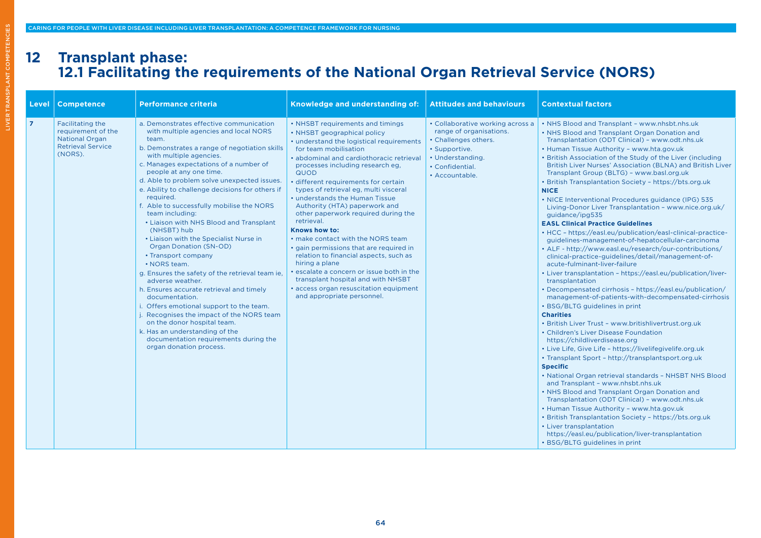# 12 Transplant phase:
## 12.1 Facilitating the requirements of the National Organ Retrieval Service (NORS)

| Level | Competence | Performance criteria | Knowledge and understanding of: | Attitudes and behaviours | Contextual factors |
|---|---|---|---|---|---|
| 7 | Facilitating the requirement of the National Organ Retrieval Service (NORS). | a. Demonstrates effective communication with multiple agencies and local NORS team.<br>b. Demonstrates a range of negotiation skills with multiple agencies.<br>c. Manages expectations of a number of people at any one time.<br>d. Able to problem solve unexpected issues.<br>e. Ability to challenge decisions for others if required.<br>f. Able to successfully mobilise the NORS team including:<br>• Liaison with NHS Blood and Transplant (NHSBT) hub<br>• Liaison with the Specialist Nurse in Organ Donation (SN-OD)<br>• Transport company<br>• NORS team.<br>g. Ensures the safety of the retrieval team ie, adverse weather.<br>h. Ensures accurate retrieval and timely documentation.<br>i. Offers emotional support to the team.<br>j. Recognises the impact of the NORS team on the donor hospital team.<br>k. Has an understanding of the documentation requirements during the organ donation process. | • NHSBT requirements and timings<br>• NHSBT geographical policy<br>• understand the logistical requirements for team mobilisation<br>• abdominal and cardiothoracic retrieval processes including research eg, QUOD<br>• different requirements for certain types of retrieval eg, multi visceral<br>• understands the Human Tissue Authority (HTA) paperwork and other paperwork required during the retrieval.<br>**Knows how to:**<br>• make contact with the NORS team<br>• gain permissions that are required in relation to financial aspects, such as hiring a plane<br>• escalate a concern or issue both in the transplant hospital and with NHSBT<br>• access organ resuscitation equipment and appropriate personnel. | • Collaborative working across a range of organisations.<br>• Challenges others.<br>• Supportive.<br>• Understanding.<br>• Confidential.<br>• Accountable. | • NHS Blood and Transplant – www.nhsbt.nhs.uk<br>• NHS Blood and Transplant Organ Donation and Transplantation (ODT Clinical) – www.odt.nhs.uk<br>• Human Tissue Authority – www.hta.gov.uk<br>• British Association of the Study of the Liver (including British Liver Nurses' Association (BLNA) and British Liver Transplant Group (BLTG) – www.basl.org.uk<br>• British Transplantation Society – https://bts.org.uk<br>**NICE**<br>• NICE Interventional Procedures guidance (IPG) 535 Living-Donor Liver Transplantation – www.nice.org.uk/guidance/ipg535<br>**EASL Clinical Practice Guidelines**<br>• HCC – https://easl.eu/publication/easl-clinical-practice-guidelines-management-of-hepatocellular-carcinoma<br>• ALF - http://www.easl.eu/research/our-contributions/clinical-practice-guidelines/detail/management-of-acute-fulminant-liver-failure<br>• Liver transplantation – https://easl.eu/publication/liver-transplantation<br>• Decompensated cirrhosis – https://easl.eu/publication/management-of-patients-with-decompensated-cirrhosis<br>• BSG/BLTG guidelines in print<br>**Charities**<br>• British Liver Trust – www.britishlivertrust.org.uk<br>• Children's Liver Disease Foundation https://childliverdisease.org<br>• Live Life, Give Life – https://livelifegivelife.org.uk<br>• Transplant Sport – http://transplantsport.org.uk<br>**Specific**<br>• National Organ retrieval standards – NHSBT NHS Blood and Transplant – www.nhsbt.nhs.uk<br>• NHS Blood and Transplant Organ Donation and Transplantation (ODT Clinical) – www.odt.nhs.uk<br>• Human Tissue Authority – www.hta.gov.uk<br>• British Transplantation Society – https://bts.org.uk<br>• Liver transplantation https://easl.eu/publication/liver-transplantation<br>• BSG/BLTG guidelines in print |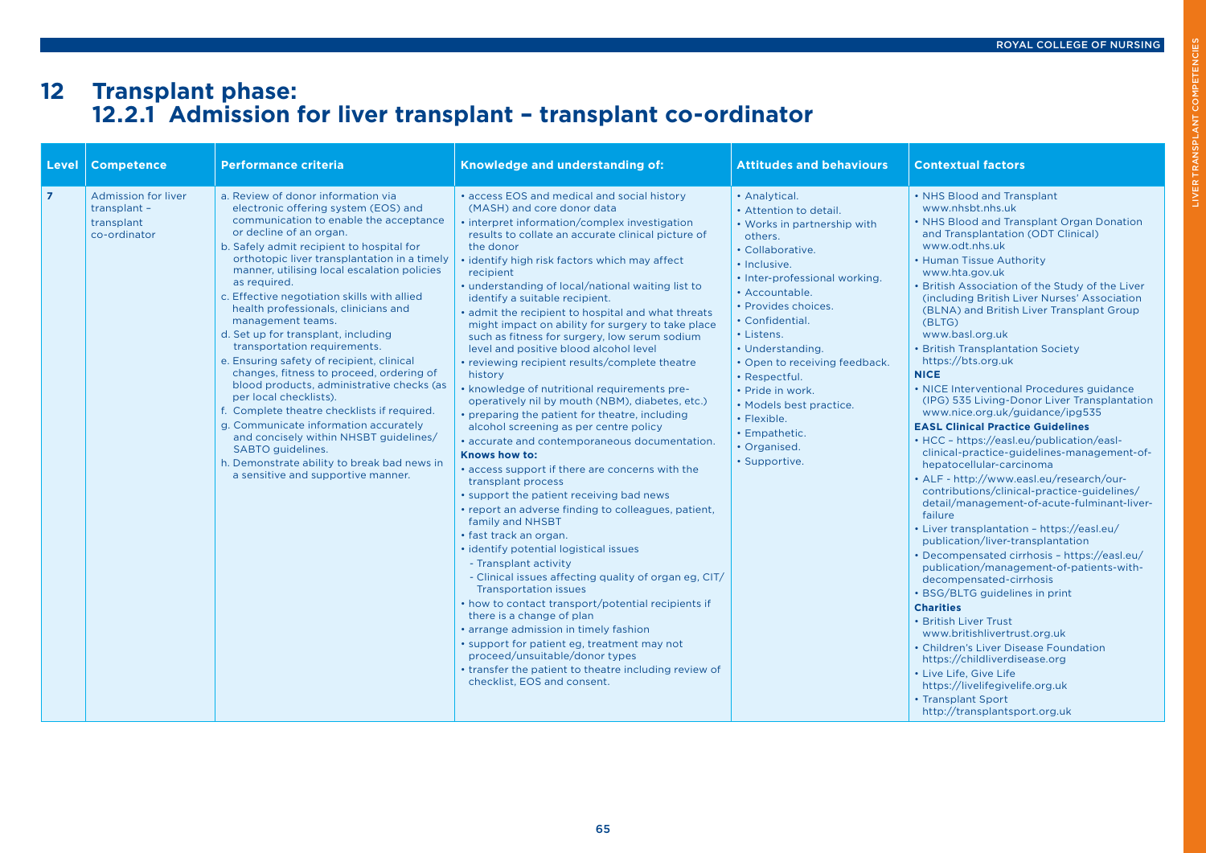# 12 Transplant phase:
## 12.2.1 Admission for liver transplant – transplant co-ordinator

| Level | Competence | Performance criteria | Knowledge and understanding of: | Attitudes and behaviours | Contextual factors |
|---|---|---|---|---|---|
| 7 | Admission for liver transplant – transplant co-ordinator | a. Review of donor information via electronic offering system (EOS) and communication to enable the acceptance or decline of an organ.<br>b. Safely admit recipient to hospital for orthotopic liver transplantation in a timely manner, utilising local escalation policies as required.<br>c. Effective negotiation skills with allied health professionals, clinicians and management teams.<br>d. Set up for transplant, including transportation requirements.<br>e. Ensuring safety of recipient, clinical changes, fitness to proceed, ordering of blood products, administrative checks (as per local checklists).<br>f. Complete theatre checklists if required.<br>g. Communicate information accurately and concisely within NHSBT guidelines/ SABTO guidelines.<br>h. Demonstrate ability to break bad news in a sensitive and supportive manner. | • access EOS and medical and social history (MASH) and core donor data<br>• interpret information/complex investigation results to collate an accurate clinical picture of the donor<br>• identify high risk factors which may affect recipient<br>• understanding of local/national waiting list to identify a suitable recipient.<br>• admit the recipient to hospital and what threats might impact on ability for surgery to take place such as fitness for surgery, low serum sodium level and positive blood alcohol level<br>• reviewing recipient results/complete theatre history<br>• knowledge of nutritional requirements pre-operatively nil by mouth (NBM), diabetes, etc.)<br>• preparing the patient for theatre, including alcohol screening as per centre policy<br>• accurate and contemporaneous documentation.<br>**Knows how to:**<br>• access support if there are concerns with the transplant process<br>• support the patient receiving bad news<br>• report an adverse finding to colleagues, patient, family and NHSBT<br>• fast track an organ.<br>• identify potential logistical issues<br>- Transplant activity<br>- Clinical issues affecting quality of organ eg, CIT/ Transportation issues<br>• how to contact transport/potential recipients if there is a change of plan<br>• arrange admission in timely fashion<br>• support for patient eg, treatment may not proceed/unsuitable/donor types<br>• transfer the patient to theatre including review of checklist, EOS and consent. | • Analytical.<br>• Attention to detail.<br>• Works in partnership with others.<br>• Collaborative.<br>• Inclusive.<br>• Inter-professional working.<br>• Accountable.<br>• Provides choices.<br>• Confidential.<br>• Listens.<br>• Understanding.<br>• Open to receiving feedback.<br>• Respectful.<br>• Pride in work.<br>• Models best practice.<br>• Flexible.<br>• Empathetic.<br>• Organised.<br>• Supportive. | • NHS Blood and Transplant www.nhsbt.nhs.uk<br>• NHS Blood and Transplant Organ Donation and Transplantation (ODT Clinical) www.odt.nhs.uk<br>• Human Tissue Authority www.hta.gov.uk<br>• British Association of the Study of the Liver (including British Liver Nurses' Association (BLNA) and British Liver Transplant Group (BLTG) www.basl.org.uk<br>• British Transplantation Society https://bts.org.uk<br>**NICE**<br>• NICE Interventional Procedures guidance (IPG) 535 Living-Donor Liver Transplantation www.nice.org.uk/guidance/ipg535<br>**EASL Clinical Practice Guidelines**<br>• HCC – https://easl.eu/publication/easl-clinical-practice-guidelines-management-of-hepatocellular-carcinoma<br>• ALF - http://www.easl.eu/research/our-contributions/clinical-practice-guidelines/detail/management-of-acute-fulminant-liver-failure<br>• Liver transplantation – https://easl.eu/publication/liver-transplantation<br>• Decompensated cirrhosis – https://easl.eu/publication/management-of-patients-with-decompensated-cirrhosis<br>• BSG/BLTG guidelines in print<br>**Charities**<br>• British Liver Trust www.britishlivertrust.org.uk<br>• Children's Liver Disease Foundation https://childliverdisease.org<br>• Live Life, Give Life https://livelifegivelife.org.uk<br>• Transplant Sport http://transplantsport.org.uk |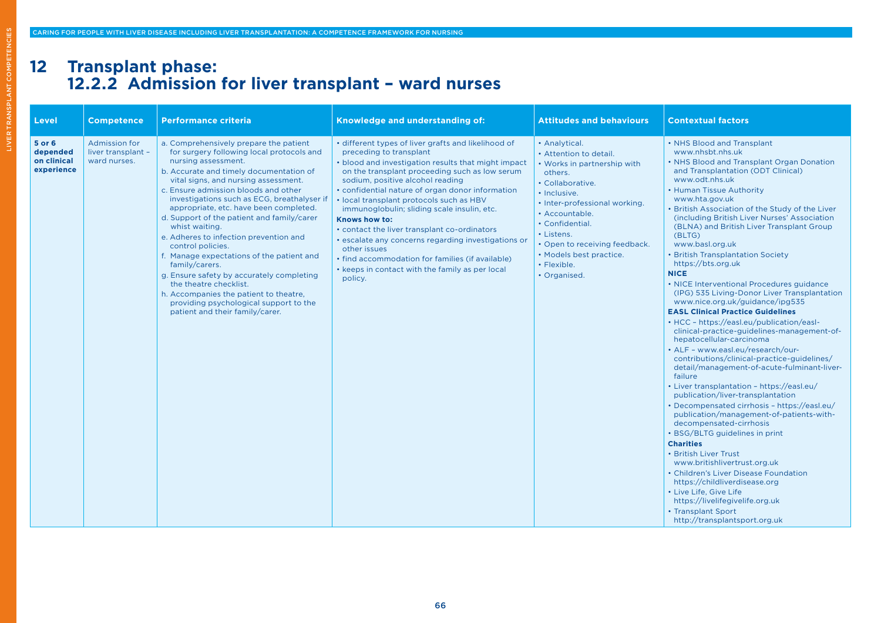# 12 Transplant phase: 12.2.2 Admission for liver transplant – ward nurses

| Level | Competence | Performance criteria | Knowledge and understanding of: | Attitudes and behaviours | Contextual factors |
|---|---|---|---|---|---|
| **5 or 6 depended on clinical experience** | Admission for liver transplant – ward nurses. | a. Comprehensively prepare the patient for surgery following local protocols and nursing assessment.<br>b. Accurate and timely documentation of vital signs, and nursing assessment.<br>c. Ensure admission bloods and other investigations such as ECG, breathalyser if appropriate, etc. have been completed.<br>d. Support of the patient and family/carer whist waiting.<br>e. Adheres to infection prevention and control policies.<br>f. Manage expectations of the patient and family/carers.<br>g. Ensure safety by accurately completing the theatre checklist.<br>h. Accompanies the patient to theatre, providing psychological support to the patient and their family/carer. | • different types of liver grafts and likelihood of preceding to transplant<br>• blood and investigation results that might impact on the transplant proceeding such as low serum sodium, positive alcohol reading<br>• confidential nature of organ donor information<br>• local transplant protocols such as HBV immunoglobulin; sliding scale insulin, etc.<br>**Knows how to:**<br>• contact the liver transplant co-ordinators<br>• escalate any concerns regarding investigations or other issues<br>• find accommodation for families (if available)<br>• keeps in contact with the family as per local policy. | • Analytical.<br>• Attention to detail.<br>• Works in partnership with others.<br>• Collaborative.<br>• Inclusive.<br>• Inter-professional working.<br>• Accountable.<br>• Confidential.<br>• Listens.<br>• Open to receiving feedback.<br>• Models best practice.<br>• Flexible.<br>• Organised. | • NHS Blood and Transplant www.nhsbt.nhs.uk<br>• NHS Blood and Transplant Organ Donation and Transplantation (ODT Clinical) www.odt.nhs.uk<br>• Human Tissue Authority www.hta.gov.uk<br>• British Association of the Study of the Liver (including British Liver Nurses' Association (BLNA) and British Liver Transplant Group (BLTG) www.basl.org.uk<br>• British Transplantation Society https://bts.org.uk<br>**NICE**<br>• NICE Interventional Procedures guidance (IPG) 535 Living-Donor Liver Transplantation www.nice.org.uk/guidance/ipg535<br>**EASL Clinical Practice Guidelines**<br>• HCC – https://easl.eu/publication/easl-clinical-practice-guidelines-management-of-hepatocellular-carcinoma<br>• ALF – www.easl.eu/research/our-contributions/clinical-practice-guidelines/detail/management-of-acute-fulminant-liver-failure<br>• Liver transplantation – https://easl.eu/publication/liver-transplantation<br>• Decompensated cirrhosis – https://easl.eu/publication/management-of-patients-with-decompensated-cirrhosis<br>• BSG/BLTG guidelines in print<br>**Charities**<br>• British Liver Trust www.britishlivertrust.org.uk<br>• Children's Liver Disease Foundation https://childliverdisease.org<br>• Live Life, Give Life https://livelifegivelife.org.uk<br>• Transplant Sport http://transplantsport.org.uk |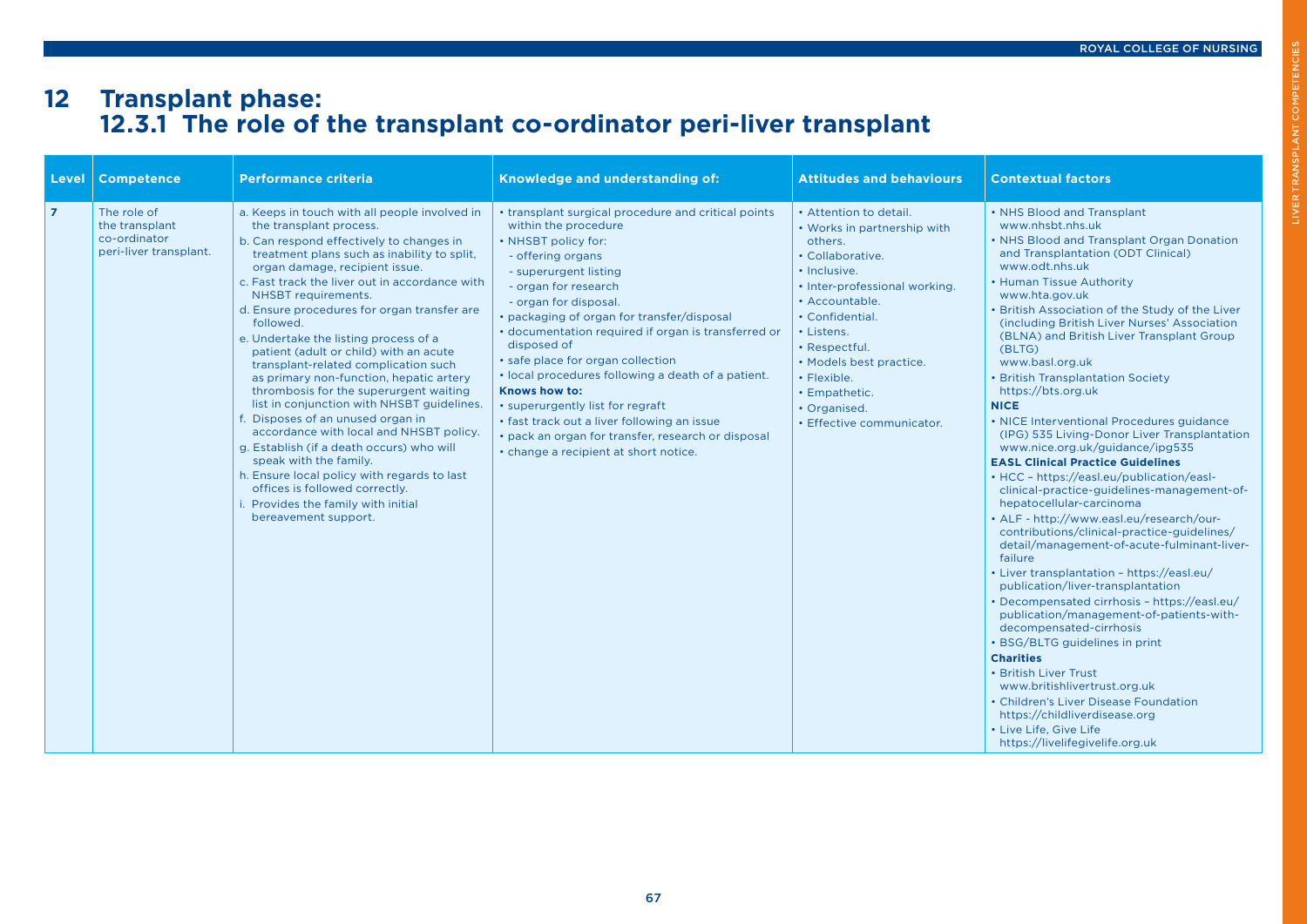# 12 Transplant phase:
## 12.3.1 The role of the transplant co-ordinator peri-liver transplant

| Level | Competence | Performance criteria | Knowledge and understanding of: | Attitudes and behaviours | Contextual factors |
|---|---|---|---|---|---|
| 7 | The role of the transplant co-ordinator peri-liver transplant. | a. Keeps in touch with all people involved in the transplant process.<br>b. Can respond effectively to changes in treatment plans such as inability to split, organ damage, recipient issue.<br>c. Fast track the liver out in accordance with NHSBT requirements.<br>d. Ensure procedures for organ transfer are followed.<br>e. Undertake the listing process of a patient (adult or child) with an acute transplant-related complication such as primary non-function, hepatic artery thrombosis for the superurgent waiting list in conjunction with NHSBT guidelines.<br>f. Disposes of an unused organ in accordance with local and NHSBT policy.<br>g. Establish (if a death occurs) who will speak with the family.<br>h. Ensure local policy with regards to last offices is followed correctly.<br>i. Provides the family with initial bereavement support. | • transplant surgical procedure and critical points within the procedure<br>• NHSBT policy for:<br>- offering organs<br>- superurgent listing<br>- organ for research<br>- organ for disposal.<br>• packaging of organ for transfer/disposal<br>• documentation required if organ is transferred or disposed of<br>• safe place for organ collection<br>• local procedures following a death of a patient.<br>**Knows how to:**<br>• superurgently list for regraft<br>• fast track out a liver following an issue<br>• pack an organ for transfer, research or disposal<br>• change a recipient at short notice. | • Attention to detail.<br>• Works in partnership with others.<br>• Collaborative.<br>• Inclusive.<br>• Inter-professional working.<br>• Accountable.<br>• Confidential.<br>• Listens.<br>• Respectful.<br>• Models best practice.<br>• Flexible.<br>• Empathetic.<br>• Organised.<br>• Effective communicator. | • NHS Blood and Transplant www.nhsbt.nhs.uk<br>• NHS Blood and Transplant Organ Donation and Transplantation (ODT Clinical) www.odt.nhs.uk<br>• Human Tissue Authority www.hta.gov.uk<br>• British Association of the Study of the Liver (including British Liver Nurses' Association (BLNA) and British Liver Transplant Group (BLTG) www.basl.org.uk<br>• British Transplantation Society https://bts.org.uk<br>**NICE**<br>• NICE Interventional Procedures guidance (IPG) 535 Living-Donor Liver Transplantation www.nice.org.uk/guidance/ipg535<br>**EASL Clinical Practice Guidelines**<br>• HCC – https://easl.eu/publication/easl-clinical-practice-guidelines-management-of-hepatocellular-carcinoma<br>• ALF - http://www.easl.eu/research/our-contributions/clinical-practice-guidelines/detail/management-of-acute-fulminant-liver-failure<br>• Liver transplantation – https://easl.eu/publication/liver-transplantation<br>• Decompensated cirrhosis – https://easl.eu/publication/management-of-patients-with-decompensated-cirrhosis<br>• BSG/BLTG guidelines in print<br>**Charities**<br>• British Liver Trust www.britishlivertrust.org.uk<br>• Children's Liver Disease Foundation https://childliverdisease.org<br>• Live Life, Give Life https://livelifegivelife.org.uk |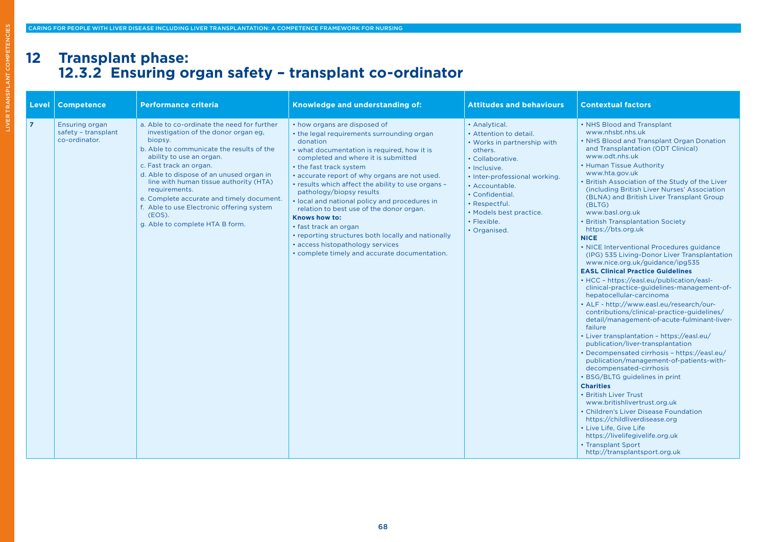# 12 Transplant phase: 12.3.2 Ensuring organ safety – transplant co-ordinator

| Level | Competence | Performance criteria | Knowledge and understanding of: | Attitudes and behaviours | Contextual factors |
|---|---|---|---|---|---|
| 7 | Ensuring organ safety – transplant co-ordinator. | a. Able to co-ordinate the need for further investigation of the donor organ eg, biopsy.<br>b. Able to communicate the results of the ability to use an organ.<br>c. Fast track an organ.<br>d. Able to dispose of an unused organ in line with human tissue authority (HTA) requirements.<br>e. Complete accurate and timely document.<br>f. Able to use Electronic offering system (EOS).<br>g. Able to complete HTA B form. | • how organs are disposed of<br>• the legal requirements surrounding organ donation<br>• what documentation is required, how it is completed and where it is submitted<br>• the fast track system<br>• accurate report of why organs are not used.<br>• results which affect the ability to use organs – pathology/biopsy results<br>• local and national policy and procedures in relation to best use of the donor organ.<br>**Knows how to:**<br>• fast track an organ<br>• reporting structures both locally and nationally<br>• access histopathology services<br>• complete timely and accurate documentation. | • Analytical.<br>• Attention to detail.<br>• Works in partnership with others.<br>• Collaborative.<br>• Inclusive.<br>• Inter-professional working.<br>• Accountable.<br>• Confidential.<br>• Respectful.<br>• Models best practice.<br>• Flexible.<br>• Organised. | • NHS Blood and Transplant www.nhsbt.nhs.uk<br>• NHS Blood and Transplant Organ Donation and Transplantation (ODT Clinical) www.odt.nhs.uk<br>• Human Tissue Authority www.hta.gov.uk<br>• British Association of the Study of the Liver (including British Liver Nurses' Association (BLNA) and British Liver Transplant Group (BLTG) www.basl.org.uk<br>• British Transplantation Society https://bts.org.uk<br>**NICE**<br>• NICE Interventional Procedures guidance (IPG) 535 Living-Donor Liver Transplantation www.nice.org.uk/guidance/ipg535<br>**EASL Clinical Practice Guidelines**<br>• HCC – https://easl.eu/publication/easl-clinical-practice-guidelines-management-of-hepatocellular-carcinoma<br>• ALF - http://www.easl.eu/research/our-contributions/clinical-practice-guidelines/detail/management-of-acute-fulminant-liver-failure<br>• Liver transplantation – https://easl.eu/publication/liver-transplantation<br>• Decompensated cirrhosis – https://easl.eu/publication/management-of-patients-with-decompensated-cirrhosis<br>• BSG/BLTG guidelines in print<br>**Charities**<br>• British Liver Trust www.britishlivertrust.org.uk<br>• Children's Liver Disease Foundation https://childliverdisease.org<br>• Live Life, Give Life https://livelifegivelife.org.uk<br>• Transplant Sport http://transplantsport.org.uk |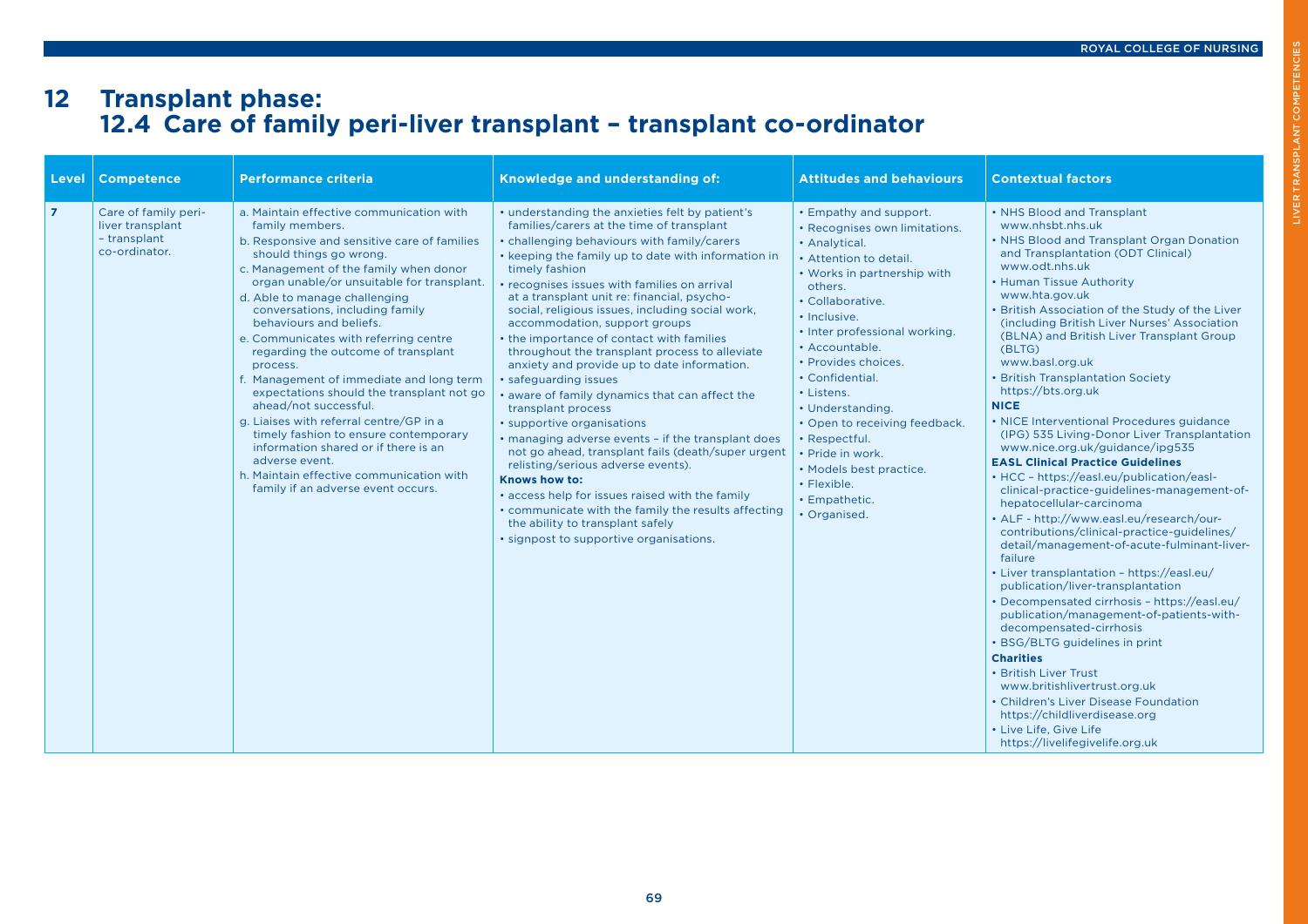# 12 Transplant phase:
## 12.4 Care of family peri-liver transplant – transplant co-ordinator

| Level | Competence | Performance criteria | Knowledge and understanding of: | Attitudes and behaviours | Contextual factors |
|---|---|---|---|---|---|
| 7 | Care of family peri-liver transplant – transplant co-ordinator. | a. Maintain effective communication with family members.<br>b. Responsive and sensitive care of families should things go wrong.<br>c. Management of the family when donor organ unable/or unsuitable for transplant.<br>d. Able to manage challenging conversations, including family behaviours and beliefs.<br>e. Communicates with referring centre regarding the outcome of transplant process.<br>f. Management of immediate and long term expectations should the transplant not go ahead/not successful.<br>g. Liaises with referral centre/GP in a timely fashion to ensure contemporary information shared or if there is an adverse event.<br>h. Maintain effective communication with family if an adverse event occurs. | • understanding the anxieties felt by patient's families/carers at the time of transplant<br>• challenging behaviours with family/carers<br>• keeping the family up to date with information in timely fashion<br>• recognises issues with families on arrival at a transplant unit re: financial, psycho-social, religious issues, including social work, accommodation, support groups<br>• the importance of contact with families throughout the transplant process to alleviate anxiety and provide up to date information.<br>• safeguarding issues<br>• aware of family dynamics that can affect the transplant process<br>• supportive organisations<br>• managing adverse events – if the transplant does not go ahead, transplant fails (death/super urgent relisting/serious adverse events).<br>**Knows how to:**<br>• access help for issues raised with the family<br>• communicate with the family the results affecting the ability to transplant safely<br>• signpost to supportive organisations. | • Empathy and support.<br>• Recognises own limitations.<br>• Analytical.<br>• Attention to detail.<br>• Works in partnership with others.<br>• Collaborative.<br>• Inclusive.<br>• Inter professional working.<br>• Accountable.<br>• Provides choices.<br>• Confidential.<br>• Listens.<br>• Understanding.<br>• Open to receiving feedback.<br>• Respectful.<br>• Pride in work.<br>• Models best practice.<br>• Flexible.<br>• Empathetic.<br>• Organised. | • NHS Blood and Transplant www.nhsbt.nhs.uk<br>• NHS Blood and Transplant Organ Donation and Transplantation (ODT Clinical) www.odt.nhs.uk<br>• Human Tissue Authority www.hta.gov.uk<br>• British Association of the Study of the Liver (including British Liver Nurses' Association (BLNA) and British Liver Transplant Group (BLTG) www.basl.org.uk<br>• British Transplantation Society https://bts.org.uk<br>**NICE**<br>• NICE Interventional Procedures guidance (IPG) 535 Living-Donor Liver Transplantation www.nice.org.uk/guidance/ipg535<br>**EASL Clinical Practice Guidelines**<br>• HCC – https://easl.eu/publication/easl-clinical-practice-guidelines-management-of-hepatocellular-carcinoma<br>• ALF - http://www.easl.eu/research/our-contributions/clinical-practice-guidelines/detail/management-of-acute-fulminant-liver-failure<br>• Liver transplantation – https://easl.eu/publication/liver-transplantation<br>• Decompensated cirrhosis – https://easl.eu/publication/management-of-patients-with-decompensated-cirrhosis<br>• BSG/BLTG guidelines in print<br>**Charities**<br>• British Liver Trust www.britishlivertrust.org.uk<br>• Children's Liver Disease Foundation https://childliverdisease.org<br>• Live Life, Give Life https://livelifegivelife.org.uk |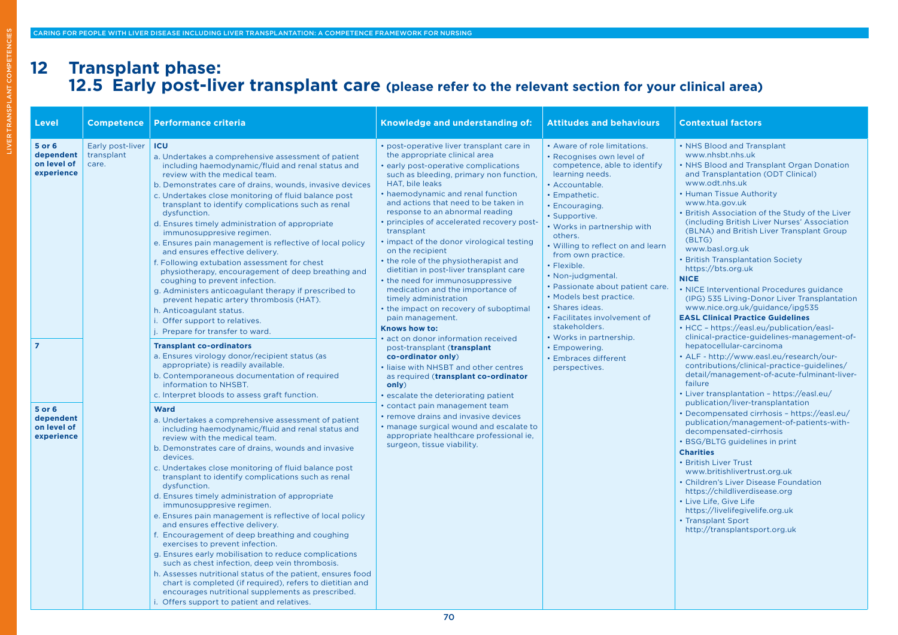# 12 Transplant phase:

## 12.5 Early post-liver transplant care (please refer to the relevant section for your clinical area)

| Level | Competence | Performance criteria | Knowledge and understanding of: | Attitudes and behaviours | Contextual factors |
|---|---|---|---|---|---|
| **5 or 6 dependent on level of experience** | Early post-liver transplant care. | **ICU**<br>a. Undertakes a comprehensive assessment of patient including haemodynamic/fluid and renal status and review with the medical team.<br>b. Demonstrates care of drains, wounds, invasive devices<br>c. Undertakes close monitoring of fluid balance post transplant to identify complications such as renal dysfunction.<br>d. Ensures timely administration of appropriate immunosuppresive regimen.<br>e. Ensures pain management is reflective of local policy and ensures effective delivery.<br>f. Following extubation assessment for chest physiotherapy, encouragement of deep breathing and coughing to prevent infection.<br>g. Administers anticoagulant therapy if prescribed to prevent hepatic artery thrombosis (HAT).<br>h. Anticoagulant status.<br>i. Offer support to relatives.<br>j. Prepare for transfer to ward. | • post-operative liver transplant care in the appropriate clinical area<br>• early post-operative complications such as bleeding, primary non function, HAT, bile leaks<br>• haemodynamic and renal function and actions that need to be taken in response to an abnormal reading<br>• principles of accelerated recovery post-transplant<br>• impact of the donor virological testing on the recipient<br>• the role of the physiotherapist and dietitian in post-liver transplant care<br>• the need for immunosuppressive medication and the importance of timely administration<br>• the impact on recovery of suboptimal pain management.<br>**Knows how to:**<br>• act on donor information received post-transplant (**transplant co-ordinator only**)<br>• liaise with NHSBT and other centres as required (**transplant co-ordinator only**)<br>• escalate the deteriorating patient<br>• contact pain management team<br>• remove drains and invasive devices<br>• manage surgical wound and escalate to appropriate healthcare professional ie, surgeon, tissue viability. | • Aware of role limitations.<br>• Recognises own level of competence, able to identify learning needs.<br>• Accountable.<br>• Empathetic.<br>• Encouraging.<br>• Supportive.<br>• Works in partnership with others.<br>• Willing to reflect on and learn from own practice.<br>• Flexible.<br>• Non-judgmental.<br>• Passionate about patient care.<br>• Models best practice.<br>• Shares ideas.<br>• Facilitates involvement of stakeholders.<br>• Works in partnership.<br>• Empowering.<br>• Embraces different perspectives. | • NHS Blood and Transplant www.nhsbt.nhs.uk<br>• NHS Blood and Transplant Organ Donation and Transplantation (ODT Clinical) www.odt.nhs.uk<br>• Human Tissue Authority www.hta.gov.uk<br>• British Association of the Study of the Liver (including British Liver Nurses' Association (BLNA) and British Liver Transplant Group (BLTG) www.basl.org.uk<br>• British Transplantation Society https://bts.org.uk<br>**NICE**<br>• NICE Interventional Procedures guidance (IPG) 535 Living-Donor Liver Transplantation www.nice.org.uk/guidance/ipg535<br>**EASL Clinical Practice Guidelines**<br>• HCC – https://easl.eu/publication/easl-clinical-practice-guidelines-management-of-hepatocellular-carcinoma<br>• ALF - http://www.easl.eu/research/our-contributions/clinical-practice-guidelines/detail/management-of-acute-fulminant-liver-failure<br>• Liver transplantation – https://easl.eu/publication/liver-transplantation<br>• Decompensated cirrhosis – https://easl.eu/publication/management-of-patients-with-decompensated-cirrhosis<br>• BSG/BLTG guidelines in print<br>**Charities**<br>• British Liver Trust www.britishlivertrust.org.uk<br>• Children's Liver Disease Foundation https://childliverdisease.org<br>• Live Life, Give Life https://livelifegivelife.org.uk<br>• Transplant Sport http://transplantsport.org.uk |
| **7** | | **Transplant co-ordinators**<br>a. Ensures virology donor/recipient status (as appropriate) is readily available.<br>b. Contemporaneous documentation of required information to NHSBT.<br>c. Interpret bloods to assess graft function. | | | |
| **5 or 6 dependent on level of experience** | | **Ward**<br>a. Undertakes a comprehensive assessment of patient including haemodynamic/fluid and renal status and review with the medical team.<br>b. Demonstrates care of drains, wounds and invasive devices.<br>c. Undertakes close monitoring of fluid balance post transplant to identify complications such as renal dysfunction.<br>d. Ensures timely administration of appropriate immunosuppresive regimen.<br>e. Ensures pain management is reflective of local policy and ensures effective delivery.<br>f. Encouragement of deep breathing and coughing exercises to prevent infection.<br>g. Ensures early mobilisation to reduce complications such as chest infection, deep vein thrombosis.<br>h. Assesses nutritional status of the patient, ensures food chart is completed (if required), refers to dietitian and encourages nutritional supplements as prescribed.<br>i. Offers support to patient and relatives. | | | |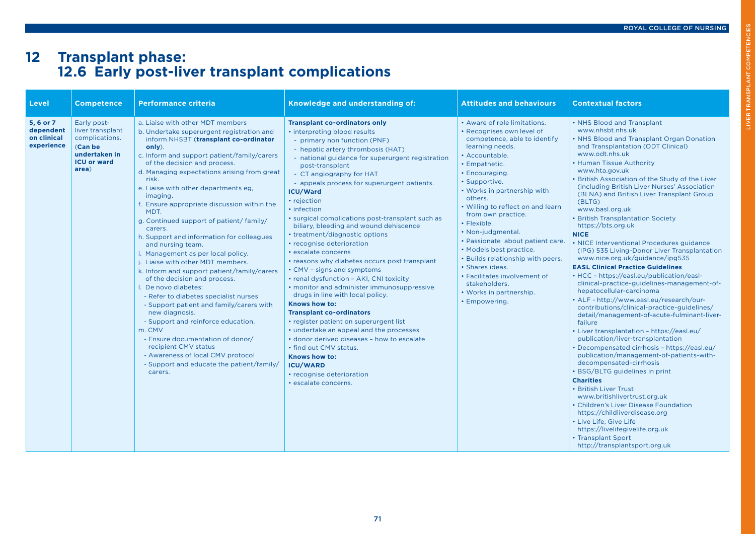# 12 Transplant phase:
## 12.6 Early post-liver transplant complications

| Level | Competence | Performance criteria | Knowledge and understanding of: | Attitudes and behaviours | Contextual factors |
|---|---|---|---|---|---|
| **5, 6 or 7 dependent on clinical experience** | Early post-liver transplant complications. (**Can be undertaken in ICU or ward area**) | a. Liaise with other MDT members<br>b. Undertake superurgent registration and inform NHSBT (**transplant co-ordinator only**).<br>c. Inform and support patient/family/carers of the decision and process.<br>d. Managing expectations arising from great risk.<br>e. Liaise with other departments eg, imaging.<br>f. Ensure appropriate discussion within the MDT.<br>g. Continued support of patient/ family/ carers.<br>h. Support and information for colleagues and nursing team.<br>i. Management as per local policy.<br>j. Liaise with other MDT members.<br>k. Inform and support patient/family/carers of the decision and process.<br>l. De novo diabetes:<br>- Refer to diabetes specialist nurses<br>- Support patient and family/carers with new diagnosis.<br>- Support and reinforce education.<br>m. CMV<br>- Ensure documentation of donor/ recipient CMV status<br>- Awareness of local CMV protocol<br>- Support and educate the patient/family/ carers. | **Transplant co-ordinators only**<br>• interpreting blood results<br>- primary non function (PNF)<br>- hepatic artery thrombosis (HAT)<br>- national guidance for superurgent registration post-transplant<br>- CT angiography for HAT<br>- appeals process for superurgent patients.<br>**ICU/Ward**<br>• rejection<br>• infection<br>• surgical complications post-transplant such as biliary, bleeding and wound dehiscence<br>• treatment/diagnostic options<br>• recognise deterioration<br>• escalate concerns<br>• reasons why diabetes occurs post transplant<br>• CMV – signs and symptoms<br>• renal dysfunction – AKI, CNI toxicity<br>• monitor and administer immunosuppressive drugs in line with local policy.<br>**Knows how to:**<br>**Transplant co-ordinators**<br>• register patient on superurgent list<br>• undertake an appeal and the processes<br>• donor derived diseases – how to escalate<br>• find out CMV status.<br>**Knows how to:**<br>**ICU/WARD**<br>• recognise deterioration<br>• escalate concerns. | • Aware of role limitations.<br>• Recognises own level of competence, able to identify learning needs.<br>• Accountable.<br>• Empathetic.<br>• Encouraging.<br>• Supportive.<br>• Works in partnership with others.<br>• Willing to reflect on and learn from own practice.<br>• Flexible.<br>• Non-judgmental.<br>• Passionate about patient care.<br>• Models best practice.<br>• Builds relationship with peers.<br>• Shares ideas.<br>• Facilitates involvement of stakeholders.<br>• Works in partnership.<br>• Empowering. | • NHS Blood and Transplant www.nhsbt.nhs.uk<br>• NHS Blood and Transplant Organ Donation and Transplantation (ODT Clinical) www.odt.nhs.uk<br>• Human Tissue Authority www.hta.gov.uk<br>• British Association of the Study of the Liver (including British Liver Nurses' Association (BLNA) and British Liver Transplant Group (BLTG) www.basl.org.uk<br>• British Transplantation Society https://bts.org.uk<br>**NICE**<br>• NICE Interventional Procedures guidance (IPG) 535 Living-Donor Liver Transplantation www.nice.org.uk/guidance/ipg535<br>**EASL Clinical Practice Guidelines**<br>• HCC – https://easl.eu/publication/easl-clinical-practice-guidelines-management-of-hepatocellular-carcinoma<br>• ALF - http://www.easl.eu/research/our-contributions/clinical-practice-guidelines/detail/management-of-acute-fulminant-liver-failure<br>• Liver transplantation – https://easl.eu/publication/liver-transplantation<br>• Decompensated cirrhosis – https://easl.eu/publication/management-of-patients-with-decompensated-cirrhosis<br>• BSG/BLTG guidelines in print<br>**Charities**<br>• British Liver Trust www.britishlivertrust.org.uk<br>• Children's Liver Disease Foundation https://childliverdisease.org<br>• Live Life, Give Life https://livelifegivelife.org.uk<br>• Transplant Sport http://transplantsport.org.uk |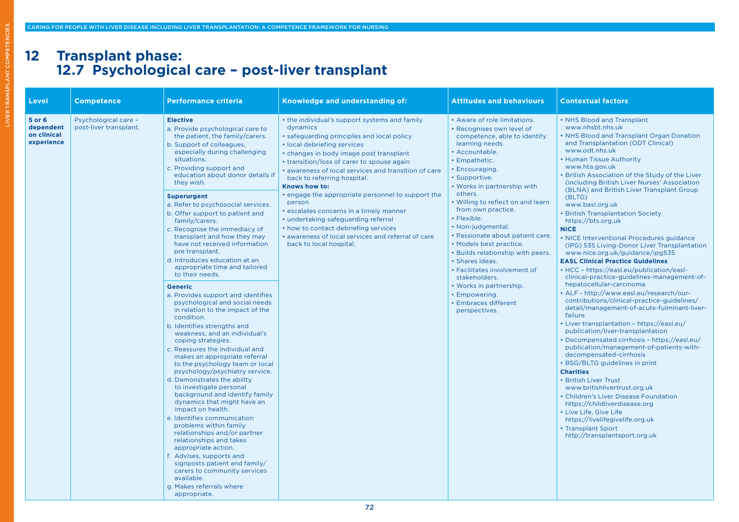# 12 Transplant phase:
## 12.7 Psychological care – post-liver transplant

| Level | Competence | Performance criteria | Knowledge and understanding of: | Attitudes and behaviours | Contextual factors |
|---|---|---|---|---|---|
| **5 or 6 dependent on clinical experience** | Psychological care – post-liver transplant. | **Elective**<br>a. Provide psychological care to the patient, the family/carers.<br>b. Support of colleagues, especially during challenging situations.<br>c. Providing support and education about donor details if they wish.<br><br>**Superurgent**<br>a. Refer to psychosocial services.<br>b. Offer support to patient and family/carers.<br>c. Recognise the immediacy of transplant and how they may have not received information pre transplant.<br>d. Introduces education at an appropriate time and tailored to their needs.<br><br>**Generic**<br>a. Provides support and identifies psychological and social needs in relation to the impact of the condition.<br>b. Identifies strengths and weakness, and an individual's coping strategies.<br>c. Reassures the individual and makes an appropriate referral to the psychology team or local psychology/psychiatry service.<br>d. Demonstrates the ability to investigate personal background and identify family dynamics that might have an impact on health.<br>e. Identifies communication problems within family relationships and/or partner relationships and takes appropriate action.<br>f. Advises, supports and signposts patient and family/carers to community services available.<br>g. Makes referrals where appropriate. | • the individual's support systems and family dynamics<br>• safeguarding principles and local policy<br>• local debriefing services<br>• changes in body image post transplant<br>• transition/loss of carer to spouse again<br>• awareness of local services and transition of care back to referring hospital.<br>**Knows how to:**<br>• engage the appropriate personnel to support the person<br>• escalates concerns in a timely manner<br>• undertaking safeguarding referral<br>• how to contact debriefing services<br>• awareness of local services and referral of care back to local hospital. | • Aware of role limitations.<br>• Recognises own level of competence, able to identify learning needs.<br>• Accountable.<br>• Empathetic.<br>• Encouraging.<br>• Supportive.<br>• Works in partnership with others.<br>• Willing to reflect on and learn from own practice.<br>• Flexible.<br>• Non-judgmental.<br>• Passionate about patient care.<br>• Models best practice.<br>• Builds relationship with peers.<br>• Shares ideas.<br>• Facilitates involvement of stakeholders.<br>• Works in partnership.<br>• Empowering.<br>• Embraces different perspectives. | • NHS Blood and Transplant www.nhsbt.nhs.uk<br>• NHS Blood and Transplant Organ Donation and Transplantation (ODT Clinical) www.odt.nhs.uk<br>• Human Tissue Authority www.hta.gov.uk<br>• British Association of the Study of the Liver (including British Liver Nurses' Association (BLNA) and British Liver Transplant Group (BLTG) www.basl.org.uk<br>• British Transplantation Society https://bts.org.uk<br>**NICE**<br>• NICE Interventional Procedures guidance (IPG) 535 Living-Donor Liver Transplantation www.nice.org.uk/guidance/ipg535<br>**EASL Clinical Practice Guidelines**<br>• HCC – https://easl.eu/publication/easl-clinical-practice-guidelines-management-of-hepatocellular-carcinoma<br>• ALF - http://www.easl.eu/research/our-contributions/clinical-practice-guidelines/detail/management-of-acute-fulminant-liver-failure<br>• Liver transplantation – https://easl.eu/publication/liver-transplantation<br>• Decompensated cirrhosis – https://easl.eu/publication/management-of-patients-with-decompensated-cirrhosis<br>• BSG/BLTG guidelines in print<br>**Charities**<br>• British Liver Trust www.britishlivertrust.org.uk<br>• Children's Liver Disease Foundation https://childliverdisease.org<br>• Live Life, Give Life https://livelifegivelife.org.uk<br>• Transplant Sport http://transplantsport.org.uk |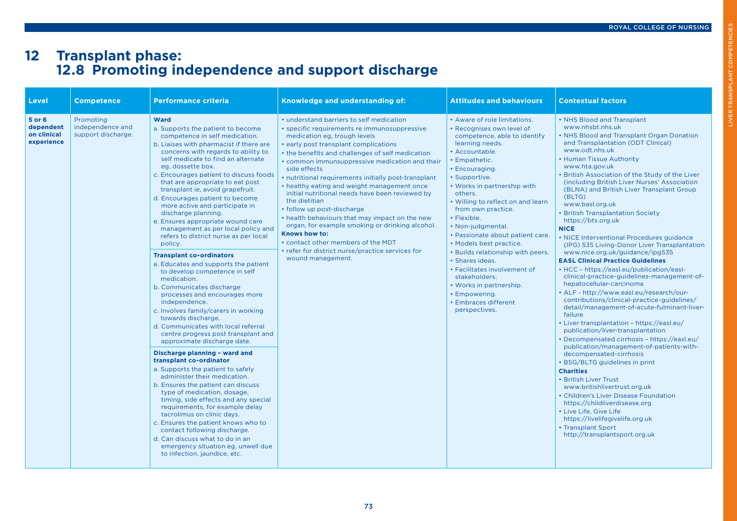# 12 Transplant phase:
## 12.8 Promoting independence and support discharge

| Level | Competence | Performance criteria | Knowledge and understanding of: | Attitudes and behaviours | Contextual factors |
|---|---|---|---|---|---|
| **5 or 6 dependent on clinical experience** | Promoting independence and support discharge. | **Ward**<br>a. Supports the patient to become competence in self medication.<br>b. Liaises with pharmacist if there are concerns with regards to ability to self medicate to find an alternate eg, dossette box.<br>c. Encourages patient to discuss foods that are appropriate to eat post transplant ie, avoid grapefruit.<br>d. Encourages patient to become more active and participate in discharge planning.<br>e. Ensures appropriate wound care management as per local policy and refers to district nurse as per local policy.<br>**Transplant co-ordinators**<br>a. Educates and supports the patient to develop competence in self medication.<br>b. Communicates discharge processes and encourages more independence.<br>c. Involves family/carers in working towards discharge.<br>d. Communicates with local referral centre progress post transplant and approximate discharge date.<br>**Discharge planning – ward and transplant co-ordinator**<br>a. Supports the patient to safely administer their medication.<br>b. Ensures the patient can discuss type of medication, dosage, timing, side effects and any special requirements, for example delay tacrolimus on clinic days.<br>c. Ensures the patient knows who to contact following discharge.<br>d. Can discuss what to do in an emergency situation eg, unwell due to infection, jaundice, etc. | • understand barriers to self medication<br>• specific requirements re immunosuppressive medication eg, trough levels<br>• early post transplant complications<br>• the benefits and challenges of self medication<br>• common immunsuppressive medication and their side effects<br>• nutritional requirements initially post-transplant<br>• healthy eating and weight management once initial nutritional needs have been reviewed by the dietitian<br>• follow up post-discharge<br>• health behaviours that may impact on the new organ, for example smoking or drinking alcohol.<br>**Knows how to:**<br>• contact other members of the MDT<br>• refer for district nurse/practice services for wound management. | • Aware of role limitations.<br>• Recognises own level of competence, able to identify learning needs.<br>• Accountable.<br>• Empathetic.<br>• Encouraging.<br>• Supportive.<br>• Works in partnership with others.<br>• Willing to reflect on and learn from own practice.<br>• Flexible.<br>• Non-judgmental.<br>• Passionate about patient care.<br>• Models best practice.<br>• Builds relationship with peers.<br>• Shares ideas.<br>• Facilitates involvement of stakeholders.<br>• Works in partnership.<br>• Empowering.<br>• Embraces different perspectives. | • NHS Blood and Transplant www.nhsbt.nhs.uk<br>• NHS Blood and Transplant Organ Donation and Transplantation (ODT Clinical) www.odt.nhs.uk<br>• Human Tissue Authority www.hta.gov.uk<br>• British Association of the Study of the Liver (including British Liver Nurses' Association (BLNA) and British Liver Transplant Group (BLTG) www.basl.org.uk<br>• British Transplantation Society https://bts.org.uk<br>**NICE**<br>• NICE Interventional Procedures guidance (IPG) 535 Living-Donor Liver Transplantation www.nice.org.uk/guidance/ipg535<br>**EASL Clinical Practice Guidelines**<br>• HCC – https://easl.eu/publication/easl-clinical-practice-guidelines-management-of-hepatocellular-carcinoma<br>• ALF - http://www.easl.eu/research/our-contributions/clinical-practice-guidelines/detail/management-of-acute-fulminant-liver-failure<br>• Liver transplantation – https://easl.eu/publication/liver-transplantation<br>• Decompensated cirrhosis – https://easl.eu/publication/management-of-patients-with-decompensated-cirrhosis<br>• BSG/BLTG guidelines in print<br>**Charities**<br>• British Liver Trust www.britishlivertrust.org.uk<br>• Children's Liver Disease Foundation https://childliverdisease.org<br>• Live Life, Give Life https://livelifegivelife.org.uk<br>• Transplant Sport http://transplantsport.org.uk |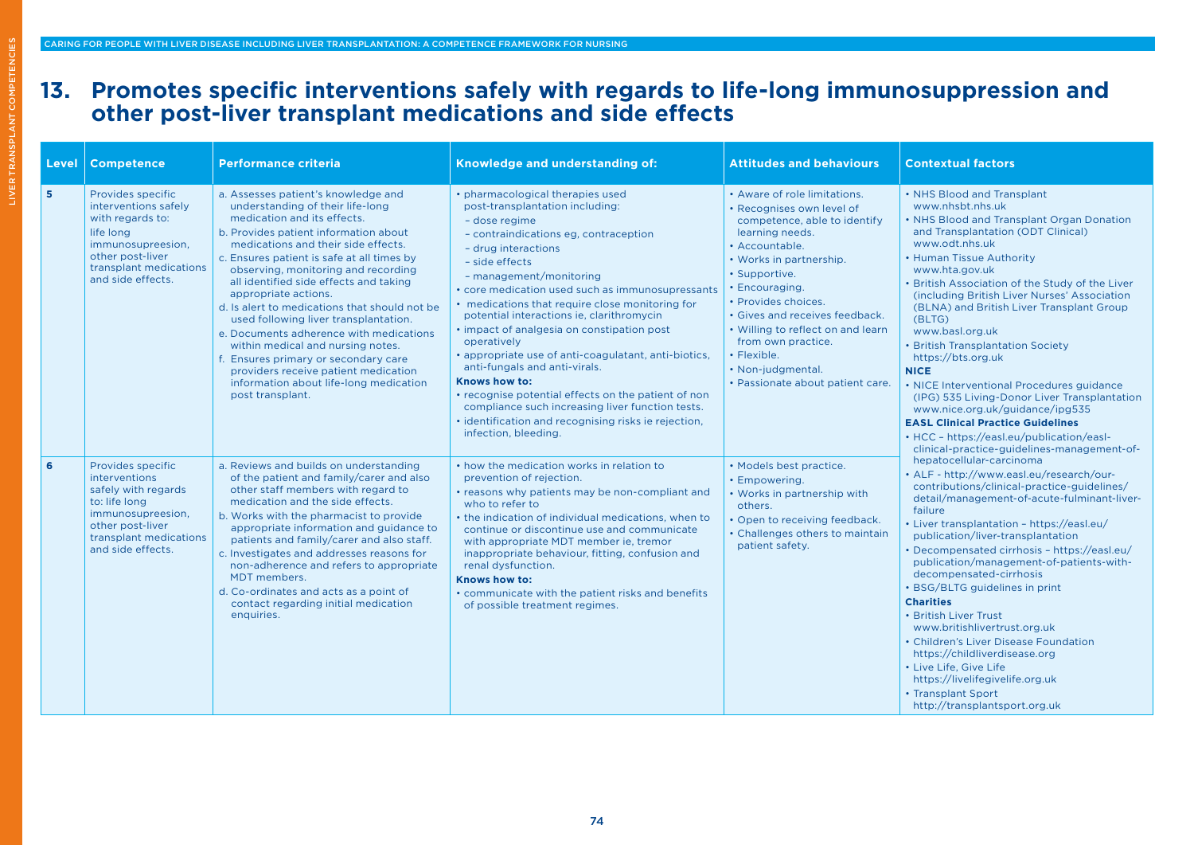## 13. Promotes specific interventions safely with regards to life-long immunosuppression and other post-liver transplant medications and side effects

| Level | Competence | Performance criteria | Knowledge and understanding of: | Attitudes and behaviours | Contextual factors |
|---|---|---|---|---|---|
| 5 | Provides specific interventions safely with regards to: life long immunosupreesion, other post-liver transplant medications and side effects. | a. Assesses patient's knowledge and understanding of their life-long medication and its effects.<br>b. Provides patient information about medications and their side effects.<br>c. Ensures patient is safe at all times by observing, monitoring and recording all identified side effects and taking appropriate actions.<br>d. Is alert to medications that should not be used following liver transplantation.<br>e. Documents adherence with medications within medical and nursing notes.<br>f. Ensures primary or secondary care providers receive patient medication information about life-long medication post transplant. | • pharmacological therapies used post-transplantation including:<br>– dose regime<br>– contraindications eg, contraception<br>– drug interactions<br>– side effects<br>– management/monitoring<br>• core medication used such as immunosupressants<br>• medications that require close monitoring for potential interactions ie, clarithromycin<br>• impact of analgesia on constipation post operatively<br>• appropriate use of anti-coagulatant, anti-biotics, anti-fungals and anti-virals.<br>**Knows how to:**<br>• recognise potential effects on the patient of non compliance such increasing liver function tests.<br>• identification and recognising risks ie rejection, infection, bleeding. | • Aware of role limitations.<br>• Recognises own level of competence, able to identify learning needs.<br>• Accountable.<br>• Works in partnership.<br>• Supportive.<br>• Encouraging.<br>• Provides choices.<br>• Gives and receives feedback.<br>• Willing to reflect on and learn from own practice.<br>• Flexible.<br>• Non-judgmental.<br>• Passionate about patient care. | • NHS Blood and Transplant www.nhsbt.nhs.uk<br>• NHS Blood and Transplant Organ Donation and Transplantation (ODT Clinical) www.odt.nhs.uk<br>• Human Tissue Authority www.hta.gov.uk<br>• British Association of the Study of the Liver (including British Liver Nurses' Association (BLNA) and British Liver Transplant Group (BLTG) www.basl.org.uk<br>• British Transplantation Society https://bts.org.uk<br>**NICE**<br>• NICE Interventional Procedures guidance (IPG) 535 Living-Donor Liver Transplantation www.nice.org.uk/guidance/ipg535<br>**EASL Clinical Practice Guidelines**<br>• HCC – https://easl.eu/publication/easl-clinical-practice-guidelines-management-of-hepatocellular-carcinoma<br>• ALF - http://www.easl.eu/research/our-contributions/clinical-practice-guidelines/detail/management-of-acute-fulminant-liver-failure<br>• Liver transplantation – https://easl.eu/publication/liver-transplantation<br>• Decompensated cirrhosis – https://easl.eu/publication/management-of-patients-with-decompensated-cirrhosis<br>• BSG/BLTG guidelines in print<br>**Charities**<br>• British Liver Trust www.britishlivertrust.org.uk<br>• Children's Liver Disease Foundation https://childliverdisease.org<br>• Live Life, Give Life https://livelifegivelife.org.uk<br>• Transplant Sport http://transplantsport.org.uk |
| 6 | Provides specific interventions safely with regards to: life long immunosupreesion, other post-liver transplant medications and side effects. | a. Reviews and builds on understanding of the patient and family/carer and also other staff members with regard to medication and the side effects.<br>b. Works with the pharmacist to provide appropriate information and guidance to patients and family/carer and also staff.<br>c. Investigates and addresses reasons for non-adherence and refers to appropriate MDT members.<br>d. Co-ordinates and acts as a point of contact regarding initial medication enquiries. | • how the medication works in relation to prevention of rejection.<br>• reasons why patients may be non-compliant and who to refer to<br>• the indication of individual medications, when to continue or discontinue use and communicate with appropriate MDT member ie, tremor inappropriate behaviour, fitting, confusion and renal dysfunction.<br>**Knows how to:**<br>• communicate with the patient risks and benefits of possible treatment regimes. | • Models best practice.<br>• Empowering.<br>• Works in partnership with others.<br>• Open to receiving feedback.<br>• Challenges others to maintain patient safety. | |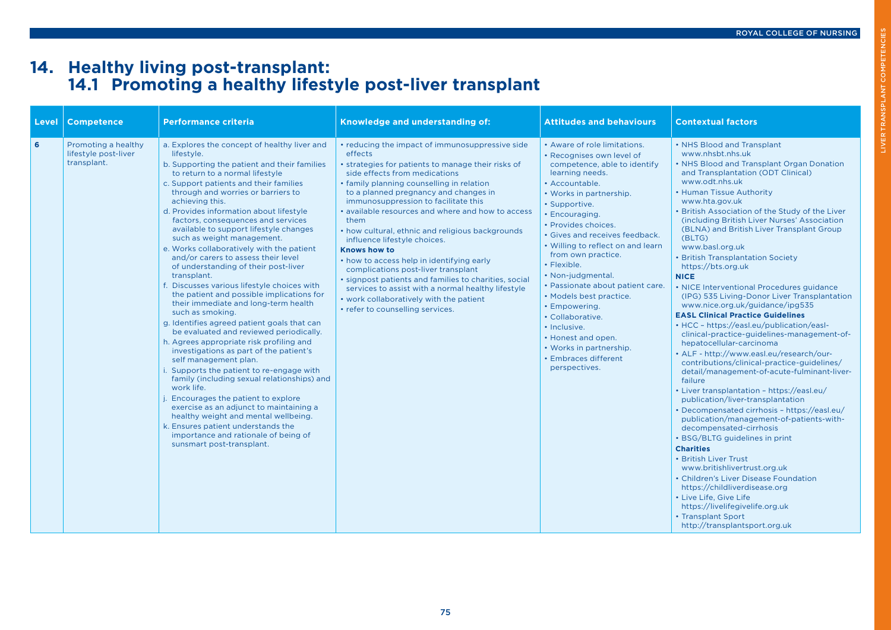# 14. Healthy living post-transplant:

## 14.1 Promoting a healthy lifestyle post-liver transplant

| Level | Competence | Performance criteria | Knowledge and understanding of: | Attitudes and behaviours | Contextual factors |
|---|---|---|---|---|---|
| 6 | Promoting a healthy lifestyle post-liver transplant. | a. Explores the concept of healthy liver and lifestyle.<br>b. Supporting the patient and their families to return to a normal lifestyle<br>c. Support patients and their families through and worries or barriers to achieving this.<br>d. Provides information about lifestyle factors, consequences and services available to support lifestyle changes such as weight management.<br>e. Works collaboratively with the patient and/or carers to assess their level of understanding of their post-liver transplant.<br>f. Discusses various lifestyle choices with the patient and possible implications for their immediate and long-term health such as smoking.<br>g. Identifies agreed patient goals that can be evaluated and reviewed periodically.<br>h. Agrees appropriate risk profiling and investigations as part of the patient's self management plan.<br>i. Supports the patient to re-engage with family (including sexual relationships) and work life.<br>j. Encourages the patient to explore exercise as an adjunct to maintaining a healthy weight and mental wellbeing.<br>k. Ensures patient understands the importance and rationale of being of sunsmart post-transplant. | • reducing the impact of immunosuppressive side effects<br>• strategies for patients to manage their risks of side effects from medications<br>• family planning counselling in relation to a planned pregnancy and changes in immunosuppression to facilitate this<br>• available resources and where and how to access them<br>• how cultural, ethnic and religious backgrounds influence lifestyle choices.<br>**Knows how to**<br>• how to access help in identifying early complications post-liver transplant<br>• signpost patients and families to charities, social services to assist with a normal healthy lifestyle<br>• work collaboratively with the patient<br>• refer to counselling services. | • Aware of role limitations.<br>• Recognises own level of competence, able to identify learning needs.<br>• Accountable.<br>• Works in partnership.<br>• Supportive.<br>• Encouraging.<br>• Provides choices.<br>• Gives and receives feedback.<br>• Willing to reflect on and learn from own practice.<br>• Flexible.<br>• Non-judgmental.<br>• Passionate about patient care.<br>• Models best practice.<br>• Empowering.<br>• Collaborative.<br>• Inclusive.<br>• Honest and open.<br>• Works in partnership.<br>• Embraces different perspectives. | • NHS Blood and Transplant www.nhsbt.nhs.uk<br>• NHS Blood and Transplant Organ Donation and Transplantation (ODT Clinical) www.odt.nhs.uk<br>• Human Tissue Authority www.hta.gov.uk<br>• British Association of the Study of the Liver (including British Liver Nurses' Association (BLNA) and British Liver Transplant Group (BLTG) www.basl.org.uk<br>• British Transplantation Society https://bts.org.uk<br>**NICE**<br>• NICE Interventional Procedures guidance (IPG) 535 Living-Donor Liver Transplantation www.nice.org.uk/guidance/ipg535<br>**EASL Clinical Practice Guidelines**<br>• HCC – https://easl.eu/publication/easl-clinical-practice-guidelines-management-of-hepatocellular-carcinoma<br>• ALF - http://www.easl.eu/research/our-contributions/clinical-practice-guidelines/detail/management-of-acute-fulminant-liver-failure<br>• Liver transplantation – https://easl.eu/publication/liver-transplantation<br>• Decompensated cirrhosis – https://easl.eu/publication/management-of-patients-with-decompensated-cirrhosis<br>• BSG/BLTG guidelines in print<br>**Charities**<br>• British Liver Trust www.britishlivertrust.org.uk<br>• Children's Liver Disease Foundation https://childliverdisease.org<br>• Live Life, Give Life https://livelifegivelife.org.uk<br>• Transplant Sport http://transplantsport.org.uk |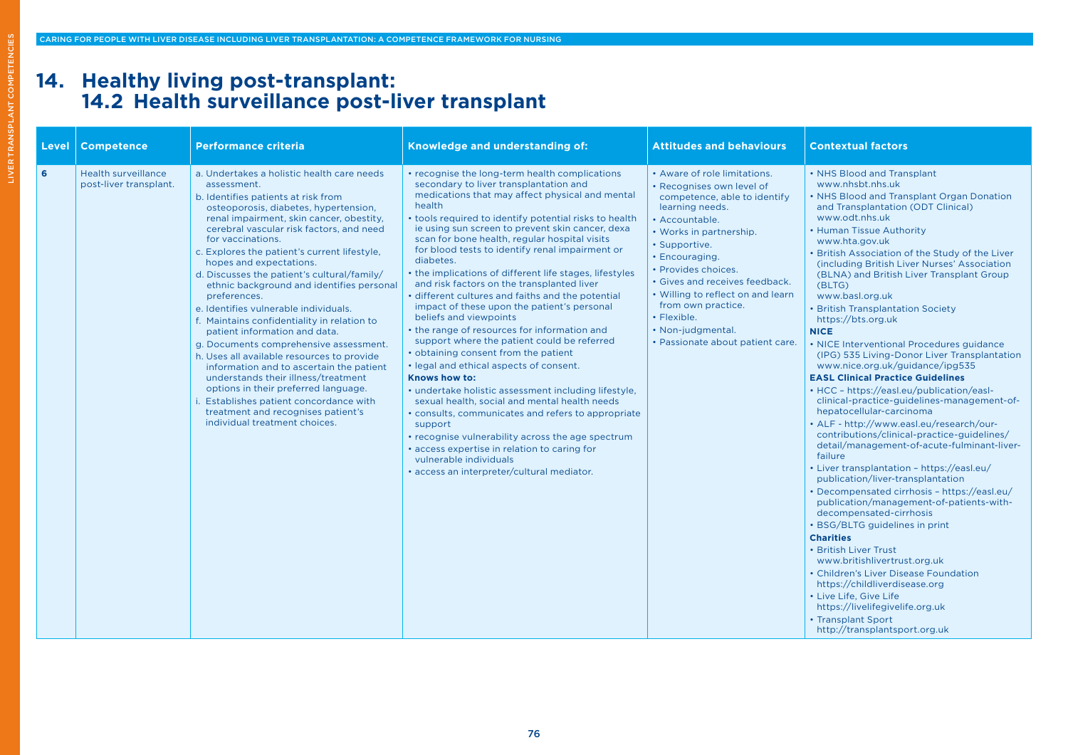# 14. Healthy living post-transplant:
## 14.2 Health surveillance post-liver transplant

| Level | Competence | Performance criteria | Knowledge and understanding of: | Attitudes and behaviours | Contextual factors |
|---|---|---|---|---|---|
| 6 | Health surveillance post-liver transplant. | a. Undertakes a holistic health care needs assessment.<br>b. Identifies patients at risk from osteoporosis, diabetes, hypertension, renal impairment, skin cancer, obestity, cerebral vascular risk factors, and need for vaccinations.<br>c. Explores the patient's current lifestyle, hopes and expectations.<br>d. Discusses the patient's cultural/family/ethnic background and identifies personal preferences.<br>e. Identifies vulnerable individuals.<br>f. Maintains confidentiality in relation to patient information and data.<br>g. Documents comprehensive assessment.<br>h. Uses all available resources to provide information and to ascertain the patient understands their illness/treatment options in their preferred language.<br>i. Establishes patient concordance with treatment and recognises patient's individual treatment choices. | • recognise the long-term health complications secondary to liver transplantation and medications that may affect physical and mental health<br>• tools required to identify potential risks to health ie using sun screen to prevent skin cancer, dexa scan for bone health, regular hospital visits for blood tests to identify renal impairment or diabetes.<br>• the implications of different life stages, lifestyles and risk factors on the transplanted liver<br>• different cultures and faiths and the potential impact of these upon the patient's personal beliefs and viewpoints<br>• the range of resources for information and support where the patient could be referred<br>• obtaining consent from the patient<br>• legal and ethical aspects of consent.<br>**Knows how to:**<br>• undertake holistic assessment including lifestyle, sexual health, social and mental health needs<br>• consults, communicates and refers to appropriate support<br>• recognise vulnerability across the age spectrum<br>• access expertise in relation to caring for vulnerable individuals<br>• access an interpreter/cultural mediator. | • Aware of role limitations.<br>• Recognises own level of competence, able to identify learning needs.<br>• Accountable.<br>• Works in partnership.<br>• Supportive.<br>• Encouraging.<br>• Provides choices.<br>• Gives and receives feedback.<br>• Willing to reflect on and learn from own practice.<br>• Flexible.<br>• Non-judgmental.<br>• Passionate about patient care. | • NHS Blood and Transplant www.nhsbt.nhs.uk<br>• NHS Blood and Transplant Organ Donation and Transplantation (ODT Clinical) www.odt.nhs.uk<br>• Human Tissue Authority www.hta.gov.uk<br>• British Association of the Study of the Liver (including British Liver Nurses' Association (BLNA) and British Liver Transplant Group (BLTG) www.basl.org.uk<br>• British Transplantation Society https://bts.org.uk<br>**NICE**<br>• NICE Interventional Procedures guidance (IPG) 535 Living-Donor Liver Transplantation www.nice.org.uk/guidance/ipg535<br>**EASL Clinical Practice Guidelines**<br>• HCC – https://easl.eu/publication/easl-clinical-practice-guidelines-management-of-hepatocellular-carcinoma<br>• ALF - http://www.easl.eu/research/our-contributions/clinical-practice-guidelines/detail/management-of-acute-fulminant-liver-failure<br>• Liver transplantation – https://easl.eu/publication/liver-transplantation<br>• Decompensated cirrhosis – https://easl.eu/publication/management-of-patients-with-decompensated-cirrhosis<br>• BSG/BLTG guidelines in print<br>**Charities**<br>• British Liver Trust www.britishlivertrust.org.uk<br>• Children's Liver Disease Foundation https://childliverdisease.org<br>• Live Life, Give Life https://livelifegivelife.org.uk<br>• Transplant Sport http://transplantsport.org.uk |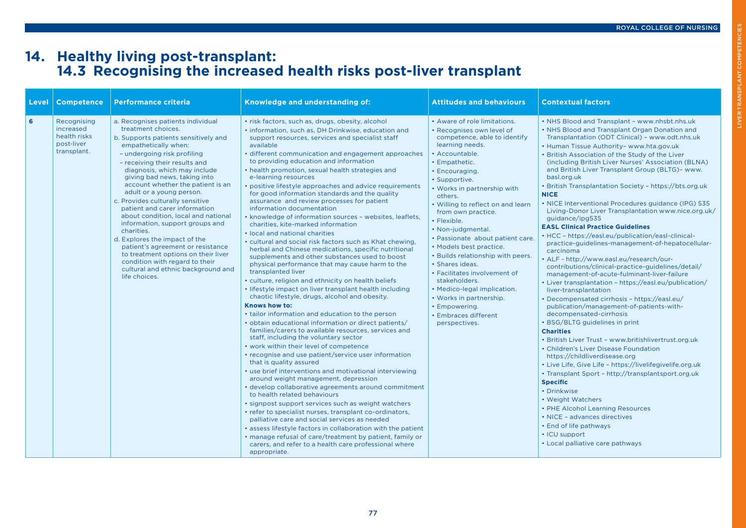# 14. Healthy living post-transplant:
## 14.3 Recognising the increased health risks post-liver transplant

| Level | Competence | Performance criteria | Knowledge and understanding of: | Attitudes and behaviours | Contextual factors |
|---|---|---|---|---|---|
| 6 | Recognising increased health risks post-liver transplant. | a. Recognises patients individual treatment choices.<br>b. Supports patients sensitively and empathetically when:<br>– undergoing risk profiling<br>– receiving their results and diagnosis, which may include giving bad news, taking into account whether the patient is an adult or a young person.<br>c. Provides culturally sensitive patient and carer information about condition, local and national information, support groups and charities.<br>d. Explores the impact of the patient's agreement or resistance to treatment options on their liver condition with regard to their cultural and ethnic background and life choices. | • risk factors, such as, drugs, obesity, alcohol<br>• information, such as, DH Drinkwise, education and support resources, services and specialist staff available<br>• different communication and engagement approaches to providing education and information<br>• health promotion, sexual health strategies and e-learning resources<br>• positive lifestyle approaches and advice requirements for good information standards and the quality assurance and review processes for patient information documentation<br>• knowledge of information sources – websites, leaflets, charities, kite-marked information<br>• local and national charities<br>• cultural and social risk factors such as Khat chewing, herbal and Chinese medications, specific nutritional supplements and other substances used to boost physical performance that may cause harm to the transplanted liver<br>• culture, religion and ethnicity on health beliefs<br>• lifestyle impact on liver transplant health including chaotic lifestyle, drugs, alcohol and obesity.<br>**Knows how to:**<br>• tailor information and education to the person<br>• obtain educational information or direct patients/families/carers to available resources, services and staff, including the voluntary sector<br>• work within their level of competence<br>• recognise and use patient/service user information that is quality assured<br>• use brief interventions and motivational interviewing around weight management, depression<br>• develop collaborative agreements around commitment to health related behaviours<br>• signpost support services such as weight watchers<br>• refer to specialist nurses, transplant co-ordinators, palliative care and social services as needed<br>• assess lifestyle factors in collaboration with the patient<br>• manage refusal of care/treatment by patient, family or carers, and refer to a health care professional where appropriate. | • Aware of role limitations.<br>• Recognises own level of competence, able to identify learning needs.<br>• Accountable.<br>• Empathetic.<br>• Encouraging.<br>• Supportive.<br>• Works in partnership with others.<br>• Willing to reflect on and learn from own practice.<br>• Flexible.<br>• Non-judgmental.<br>• Passionate about patient care.<br>• Models best practice.<br>• Builds relationship with peers.<br>• Shares ideas.<br>• Facilitates involvement of stakeholders.<br>• Medico-legal implication.<br>• Works in partnership.<br>• Empowering.<br>• Embraces different perspectives. | • NHS Blood and Transplant – www.nhsbt.nhs.uk<br>• NHS Blood and Transplant Organ Donation and Transplantation (ODT Clinical) – www.odt.nhs.uk<br>• Human Tissue Authority– www.hta.gov.uk<br>• British Association of the Study of the Liver (including British Liver Nurses' Association (BLNA) and British Liver Transplant Group (BLTG)– www.basl.org.uk<br>• British Transplantation Society – https://bts.org.uk<br>**NICE**<br>• NICE Interventional Procedures guidance (IPG) 535 Living-Donor Liver Transplantation www.nice.org.uk/guidance/ipg535<br>**EASL Clinical Practice Guidelines**<br>• HCC – https://easl.eu/publication/easl-clinical-practice-guidelines-management-of-hepatocellular-carcinoma<br>• ALF - http://www.easl.eu/research/our-contributions/clinical-practice-guidelines/detail/management-of-acute-fulminant-liver-failure<br>• Liver transplantation – https://easl.eu/publication/liver-transplantation<br>• Decompensated cirrhosis – https://easl.eu/publication/management-of-patients-with-decompensated-cirrhosis<br>• BSG/BLTG guidelines in print<br>**Charities**<br>• British Liver Trust – www.britishlivertrust.org.uk<br>• Children's Liver Disease Foundation https://childliverdisease.org<br>• Live Life, Give Life – https://livelifegivelife.org.uk<br>• Transplant Sport – http://transplantsport.org.uk<br>**Specific**<br>• Drinkwise<br>• Weight Watchers<br>• PHE Alcohol Learning Resources<br>• NICE – advances directives<br>• End of life pathways<br>• ICU support<br>• Local palliative care pathways |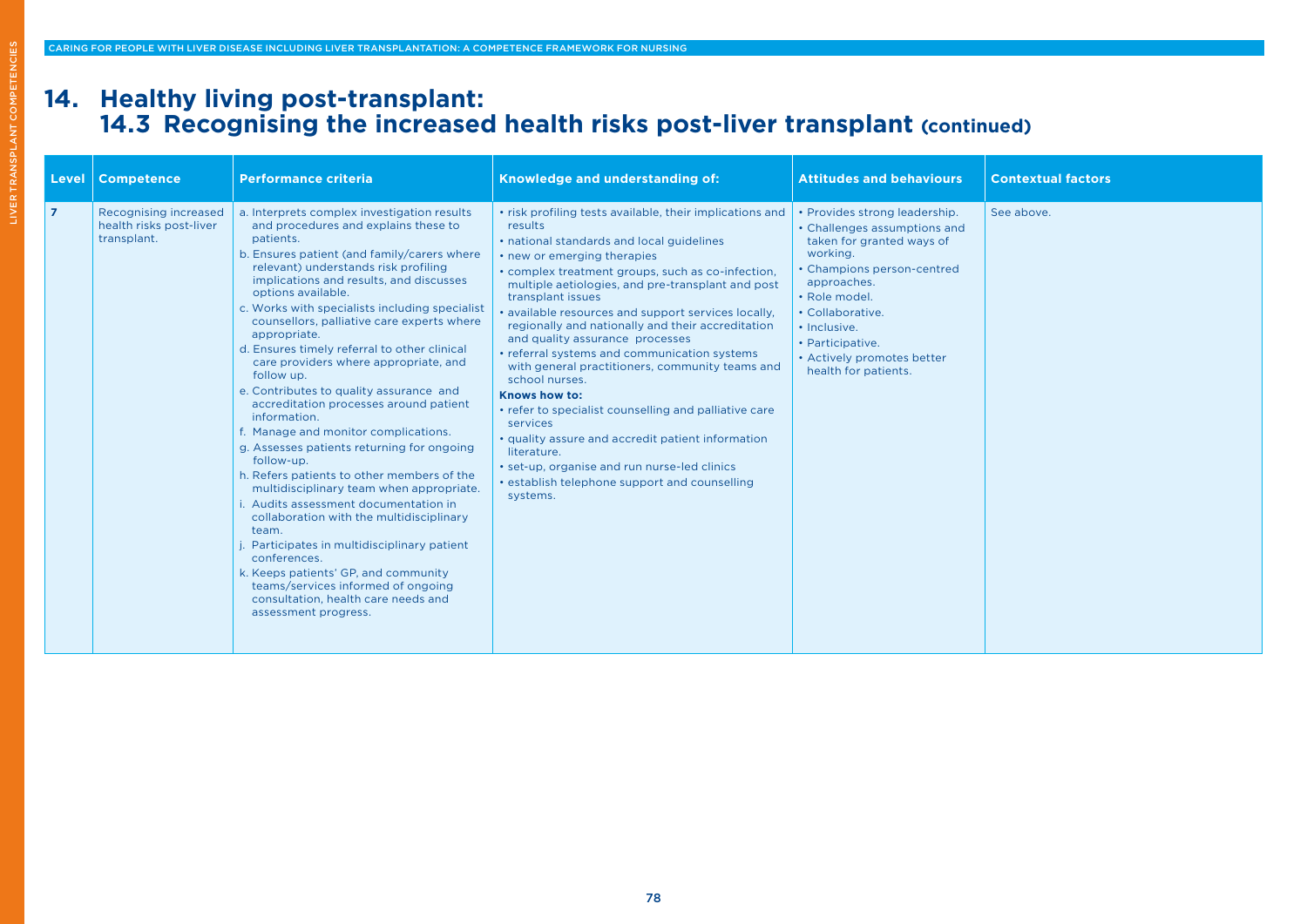# 14. Healthy living post-transplant:

## 14.3 Recognising the increased health risks post-liver transplant (continued)

| Level | Competence | Performance criteria | Knowledge and understanding of: | Attitudes and behaviours | Contextual factors |
|---|---|---|---|---|---|
| 7 | Recognising increased health risks post-liver transplant. | a. Interprets complex investigation results and procedures and explains these to patients.<br>b. Ensures patient (and family/carers where relevant) understands risk profiling implications and results, and discusses options available.<br>c. Works with specialists including specialist counsellors, palliative care experts where appropriate.<br>d. Ensures timely referral to other clinical care providers where appropriate, and follow up.<br>e. Contributes to quality assurance and accreditation processes around patient information.<br>f. Manage and monitor complications.<br>g. Assesses patients returning for ongoing follow-up.<br>h. Refers patients to other members of the multidisciplinary team when appropriate.<br>i. Audits assessment documentation in collaboration with the multidisciplinary team.<br>j. Participates in multidisciplinary patient conferences.<br>k. Keeps patients' GP, and community teams/services informed of ongoing consultation, health care needs and assessment progress. | • risk profiling tests available, their implications and results<br>• national standards and local guidelines<br>• new or emerging therapies<br>• complex treatment groups, such as co-infection, multiple aetiologies, and pre-transplant and post transplant issues<br>• available resources and support services locally, regionally and nationally and their accreditation and quality assurance processes<br>• referral systems and communication systems with general practitioners, community teams and school nurses.<br>**Knows how to:**<br>• refer to specialist counselling and palliative care services<br>• quality assure and accredit patient information literature.<br>• set-up, organise and run nurse-led clinics<br>• establish telephone support and counselling systems. | • Provides strong leadership.<br>• Challenges assumptions and taken for granted ways of working.<br>• Champions person-centred approaches.<br>• Role model.<br>• Collaborative.<br>• Inclusive.<br>• Participative.<br>• Actively promotes better health for patients. | See above. |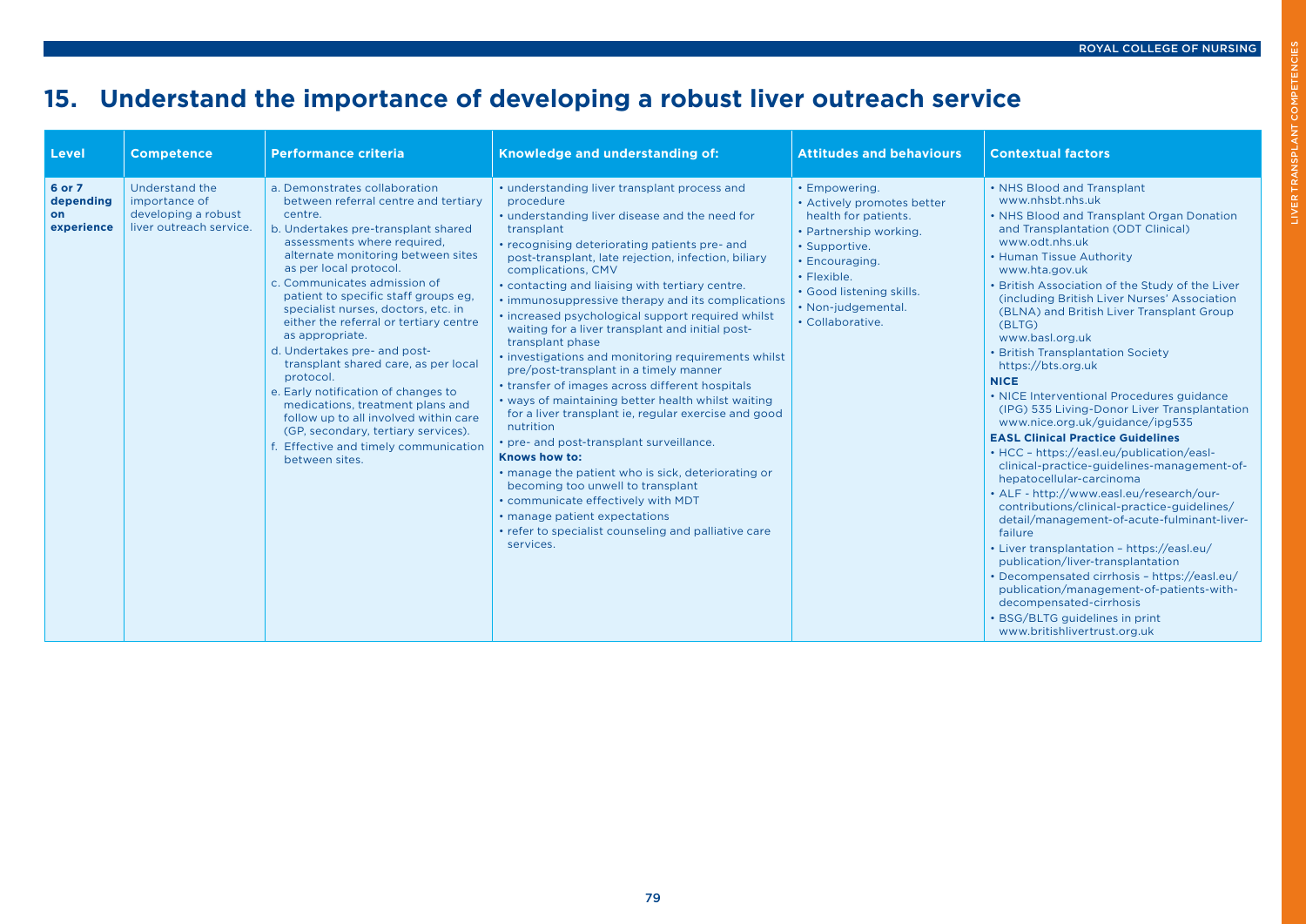## 15. Understand the importance of developing a robust liver outreach service

| Level | Competence | Performance criteria | Knowledge and understanding of: | Attitudes and behaviours | Contextual factors |
|---|---|---|---|---|---|
| **6 or 7 depending on experience** | Understand the importance of developing a robust liver outreach service. | a. Demonstrates collaboration between referral centre and tertiary centre.<br>b. Undertakes pre-transplant shared assessments where required, alternate monitoring between sites as per local protocol.<br>c. Communicates admission of patient to specific staff groups eg, specialist nurses, doctors, etc. in either the referral or tertiary centre as appropriate.<br>d. Undertakes pre- and post-transplant shared care, as per local protocol.<br>e. Early notification of changes to medications, treatment plans and follow up to all involved within care (GP, secondary, tertiary services).<br>f. Effective and timely communication between sites. | • understanding liver transplant process and procedure<br>• understanding liver disease and the need for transplant<br>• recognising deteriorating patients pre- and post-transplant, late rejection, infection, biliary complications, CMV<br>• contacting and liaising with tertiary centre.<br>• immunosuppressive therapy and its complications<br>• increased psychological support required whilst waiting for a liver transplant and initial post-transplant phase<br>• investigations and monitoring requirements whilst pre/post-transplant in a timely manner<br>• transfer of images across different hospitals<br>• ways of maintaining better health whilst waiting for a liver transplant ie, regular exercise and good nutrition<br>• pre- and post-transplant surveillance.<br>**Knows how to:**<br>• manage the patient who is sick, deteriorating or becoming too unwell to transplant<br>• communicate effectively with MDT<br>• manage patient expectations<br>• refer to specialist counseling and palliative care services. | • Empowering.<br>• Actively promotes better health for patients.<br>• Partnership working.<br>• Supportive.<br>• Encouraging.<br>• Flexible.<br>• Good listening skills.<br>• Non-judgemental.<br>• Collaborative. | • NHS Blood and Transplant www.nhsbt.nhs.uk<br>• NHS Blood and Transplant Organ Donation and Transplantation (ODT Clinical) www.odt.nhs.uk<br>• Human Tissue Authority www.hta.gov.uk<br>• British Association of the Study of the Liver (including British Liver Nurses' Association (BLNA) and British Liver Transplant Group (BLTG) www.basl.org.uk<br>• British Transplantation Society https://bts.org.uk<br>**NICE**<br>• NICE Interventional Procedures guidance (IPG) 535 Living-Donor Liver Transplantation www.nice.org.uk/guidance/ipg535<br>**EASL Clinical Practice Guidelines**<br>• HCC – https://easl.eu/publication/easl-clinical-practice-guidelines-management-of-hepatocellular-carcinoma<br>• ALF - http://www.easl.eu/research/our-contributions/clinical-practice-guidelines/detail/management-of-acute-fulminant-liver-failure<br>• Liver transplantation – https://easl.eu/publication/liver-transplantation<br>• Decompensated cirrhosis – https://easl.eu/publication/management-of-patients-with-decompensated-cirrhosis<br>• BSG/BLTG guidelines in print www.britishlivertrust.org.uk |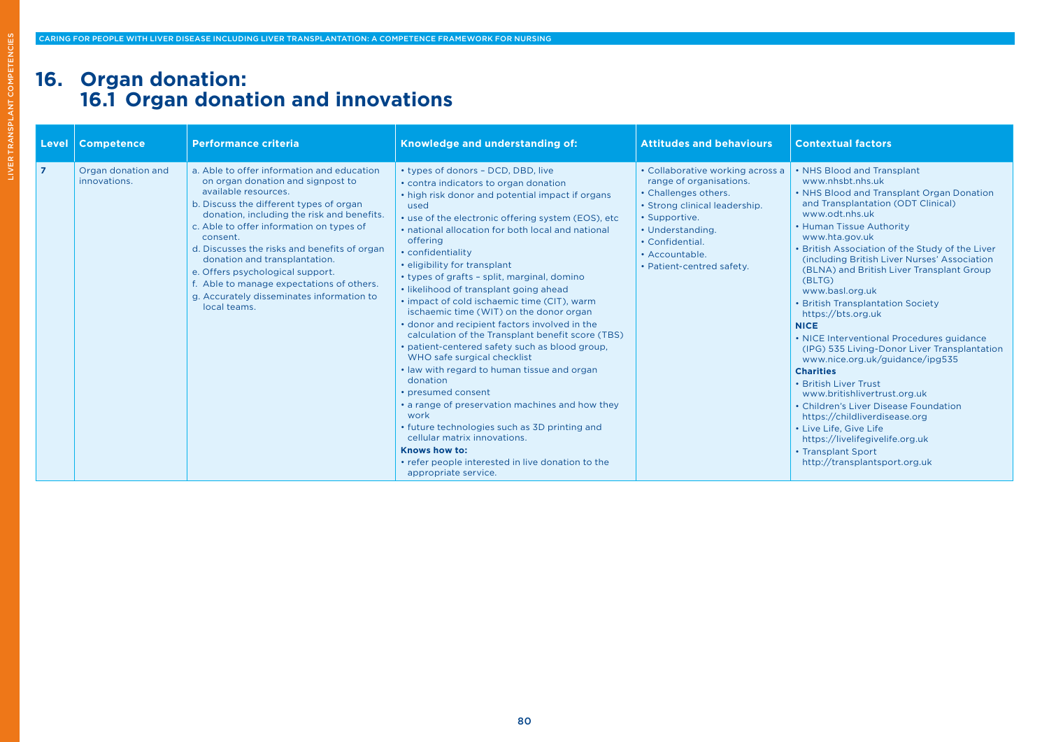# 16. Organ donation:

## 16.1 Organ donation and innovations

| Level | Competence | Performance criteria | Knowledge and understanding of: | Attitudes and behaviours | Contextual factors |
|---|---|---|---|---|---|
| 7 | Organ donation and innovations. | a. Able to offer information and education on organ donation and signpost to available resources.<br>b. Discuss the different types of organ donation, including the risk and benefits.<br>c. Able to offer information on types of consent.<br>d. Discusses the risks and benefits of organ donation and transplantation.<br>e. Offers psychological support.<br>f. Able to manage expectations of others.<br>g. Accurately disseminates information to local teams. | • types of donors – DCD, DBD, live<br>• contra indicators to organ donation<br>• high risk donor and potential impact if organs used<br>• use of the electronic offering system (EOS), etc<br>• national allocation for both local and national offering<br>• confidentiality<br>• eligibility for transplant<br>• types of grafts – split, marginal, domino<br>• likelihood of transplant going ahead<br>• impact of cold ischaemic time (CIT), warm ischaemic time (WIT) on the donor organ<br>• donor and recipient factors involved in the calculation of the Transplant benefit score (TBS)<br>• patient-centered safety such as blood group, WHO safe surgical checklist<br>• law with regard to human tissue and organ donation<br>• presumed consent<br>• a range of preservation machines and how they work<br>• future technologies such as 3D printing and cellular matrix innovations.<br>**Knows how to:**<br>• refer people interested in live donation to the appropriate service. | • Collaborative working across a range of organisations.<br>• Challenges others.<br>• Strong clinical leadership.<br>• Supportive.<br>• Understanding.<br>• Confidential.<br>• Accountable.<br>• Patient-centred safety. | • NHS Blood and Transplant www.nhsbt.nhs.uk<br>• NHS Blood and Transplant Organ Donation and Transplantation (ODT Clinical) www.odt.nhs.uk<br>• Human Tissue Authority www.hta.gov.uk<br>• British Association of the Study of the Liver (including British Liver Nurses' Association (BLNA) and British Liver Transplant Group (BLTG) www.basl.org.uk<br>• British Transplantation Society https://bts.org.uk<br>**NICE**<br>• NICE Interventional Procedures guidance (IPG) 535 Living-Donor Liver Transplantation www.nice.org.uk/guidance/ipg535<br>**Charities**<br>• British Liver Trust www.britishlivertrust.org.uk<br>• Children's Liver Disease Foundation https://childliverdisease.org<br>• Live Life, Give Life https://livelifegivelife.org.uk<br>• Transplant Sport http://transplantsport.org.uk |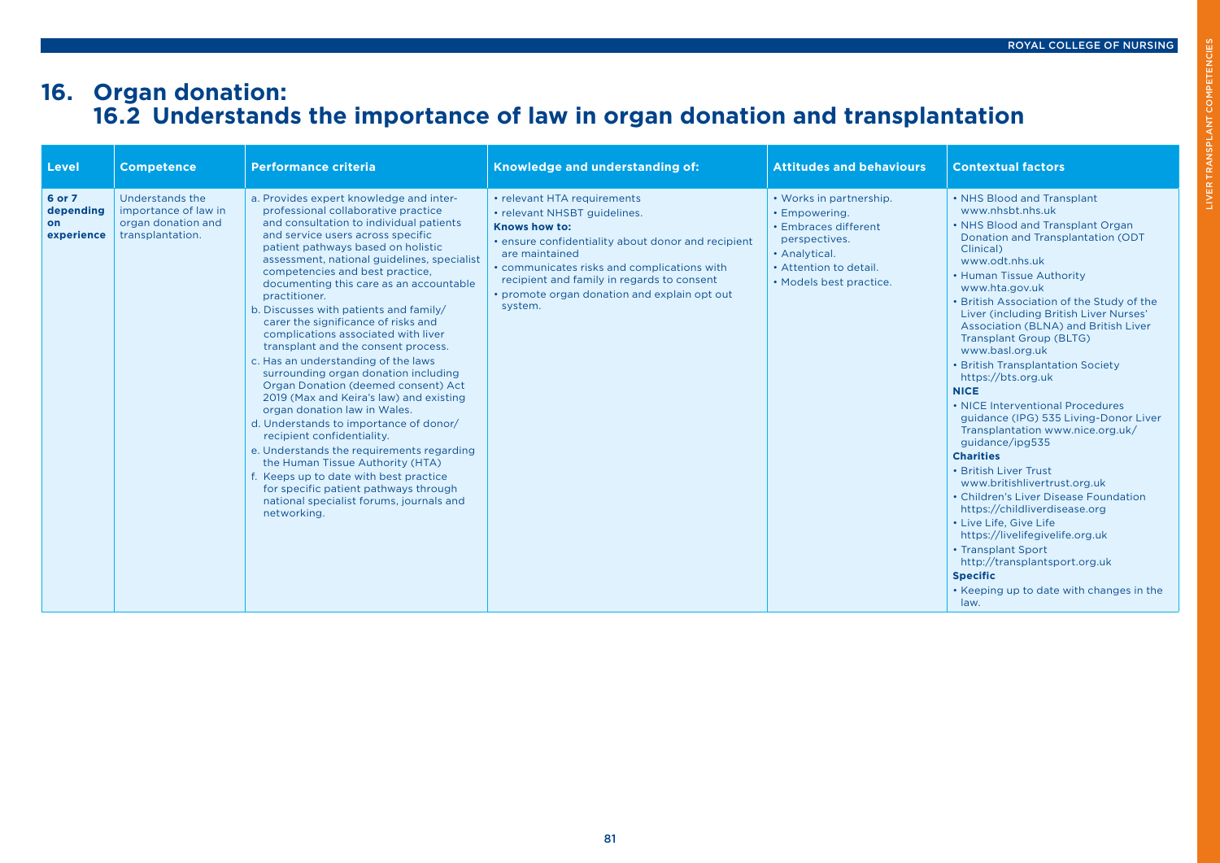# 16. Organ donation:
## 16.2 Understands the importance of law in organ donation and transplantation

| Level | Competence | Performance criteria | Knowledge and understanding of: | Attitudes and behaviours | Contextual factors |
| --- | --- | --- | --- | --- | --- |
| **6 or 7 depending on experience** | Understands the importance of law in organ donation and transplantation. | a. Provides expert knowledge and inter-professional collaborative practice and consultation to individual patients and service users across specific patient pathways based on holistic assessment, national guidelines, specialist competencies and best practice, documenting this care as an accountable practitioner.<br>b. Discusses with patients and family/carer the significance of risks and complications associated with liver transplant and the consent process.<br>c. Has an understanding of the laws surrounding organ donation including Organ Donation (deemed consent) Act 2019 (Max and Keira's law) and existing organ donation law in Wales.<br>d. Understands to importance of donor/recipient confidentiality.<br>e. Understands the requirements regarding the Human Tissue Authority (HTA)<br>f. Keeps up to date with best practice for specific patient pathways through national specialist forums, journals and networking. | • relevant HTA requirements<br>• relevant NHSBT guidelines.<br>**Knows how to:**<br>• ensure confidentiality about donor and recipient are maintained<br>• communicates risks and complications with recipient and family in regards to consent<br>• promote organ donation and explain opt out system. | • Works in partnership.<br>• Empowering.<br>• Embraces different perspectives.<br>• Analytical.<br>• Attention to detail.<br>• Models best practice. | • NHS Blood and Transplant www.nhsbt.nhs.uk<br>• NHS Blood and Transplant Organ Donation and Transplantation (ODT Clinical) www.odt.nhs.uk<br>• Human Tissue Authority www.hta.gov.uk<br>• British Association of the Study of the Liver (including British Liver Nurses' Association (BLNA) and British Liver Transplant Group (BLTG) www.basl.org.uk<br>• British Transplantation Society https://bts.org.uk<br>**NICE**<br>• NICE Interventional Procedures guidance (IPG) 535 Living-Donor Liver Transplantation www.nice.org.uk/guidance/ipg535<br>**Charities**<br>• British Liver Trust www.britishlivertrust.org.uk<br>• Children's Liver Disease Foundation https://childliverdisease.org<br>• Live Life, Give Life https://livelifegivelife.org.uk<br>• Transplant Sport http://transplantsport.org.uk<br>**Specific**<br>• Keeping up to date with changes in the law. |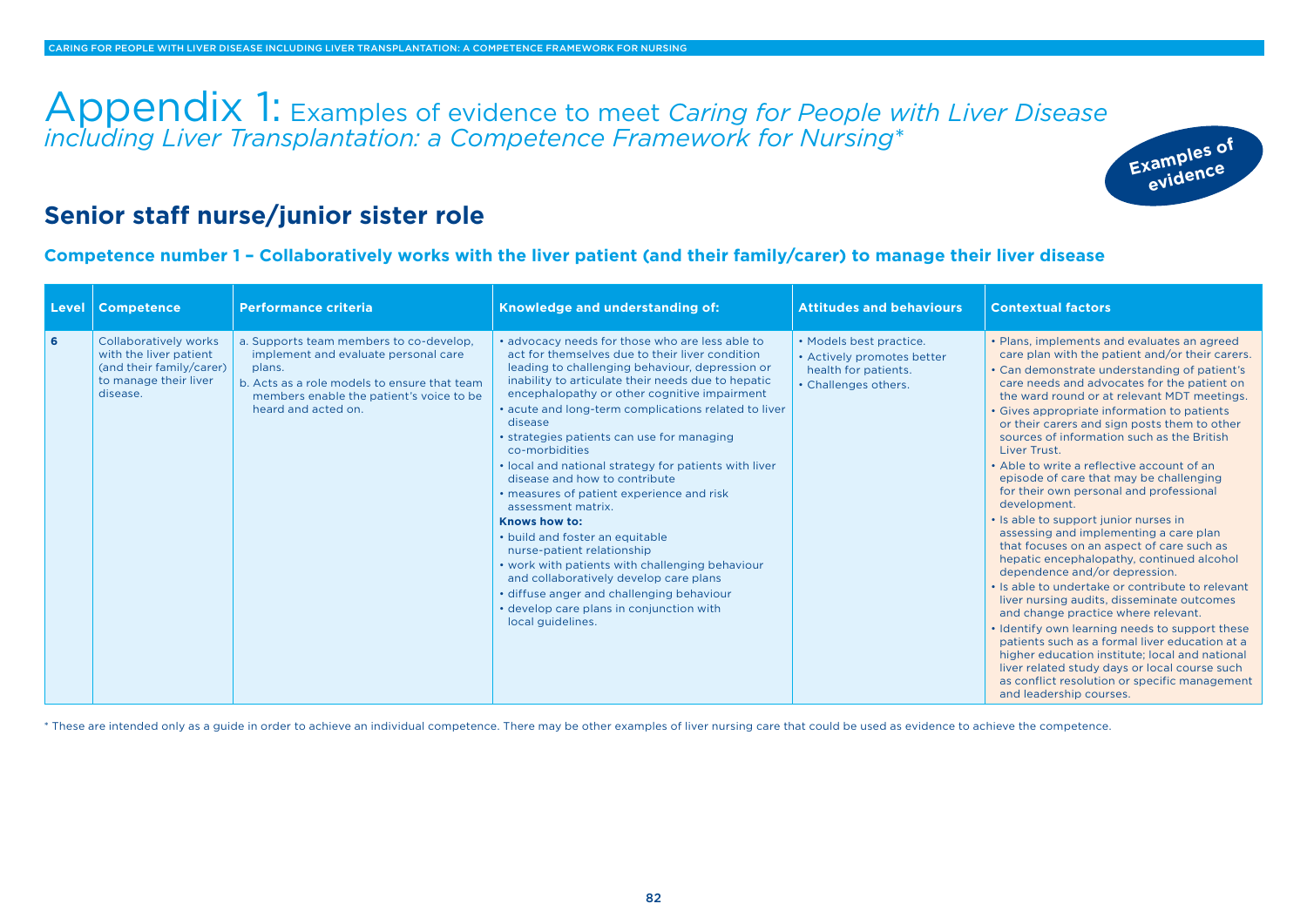# Appendix 1: Examples of evidence to meet *Caring for People with Liver Disease including Liver Transplantation: a Competence Framework for Nursing\**

Examples of evidence

## Senior staff nurse/junior sister role

### Competence number 1 – Collaboratively works with the liver patient (and their family/carer) to manage their liver disease

| Level | Competence | Performance criteria | Knowledge and understanding of: | Attitudes and behaviours | Contextual factors |
|---|---|---|---|---|---|
| 6 | Collaboratively works with the liver patient (and their family/carer) to manage their liver disease. | a. Supports team members to co-develop, implement and evaluate personal care plans.<br>b. Acts as a role models to ensure that team members enable the patient's voice to be heard and acted on. | • advocacy needs for those who are less able to act for themselves due to their liver condition leading to challenging behaviour, depression or inability to articulate their needs due to hepatic encephalopathy or other cognitive impairment<br>• acute and long-term complications related to liver disease<br>• strategies patients can use for managing co-morbidities<br>• local and national strategy for patients with liver disease and how to contribute<br>• measures of patient experience and risk assessment matrix.<br>**Knows how to:**<br>• build and foster an equitable nurse-patient relationship<br>• work with patients with challenging behaviour and collaboratively develop care plans<br>• diffuse anger and challenging behaviour<br>• develop care plans in conjunction with local guidelines. | • Models best practice.<br>• Actively promotes better health for patients.<br>• Challenges others. | • Plans, implements and evaluates an agreed care plan with the patient and/or their carers.<br>• Can demonstrate understanding of patient's care needs and advocates for the patient on the ward round or at relevant MDT meetings.<br>• Gives appropriate information to patients or their carers and sign posts them to other sources of information such as the British Liver Trust.<br>• Able to write a reflective account of an episode of care that may be challenging for their own personal and professional development.<br>• Is able to support junior nurses in assessing and implementing a care plan that focuses on an aspect of care such as hepatic encephalopathy, continued alcohol dependence and/or depression.<br>• Is able to undertake or contribute to relevant liver nursing audits, disseminate outcomes and change practice where relevant.<br>• Identify own learning needs to support these patients such as a formal liver education at a higher education institute; local and national liver related study days or local course such as conflict resolution or specific management and leadership courses. |

\* These are intended only as a guide in order to achieve an individual competence. There may be other examples of liver nursing care that could be used as evidence to achieve the competence.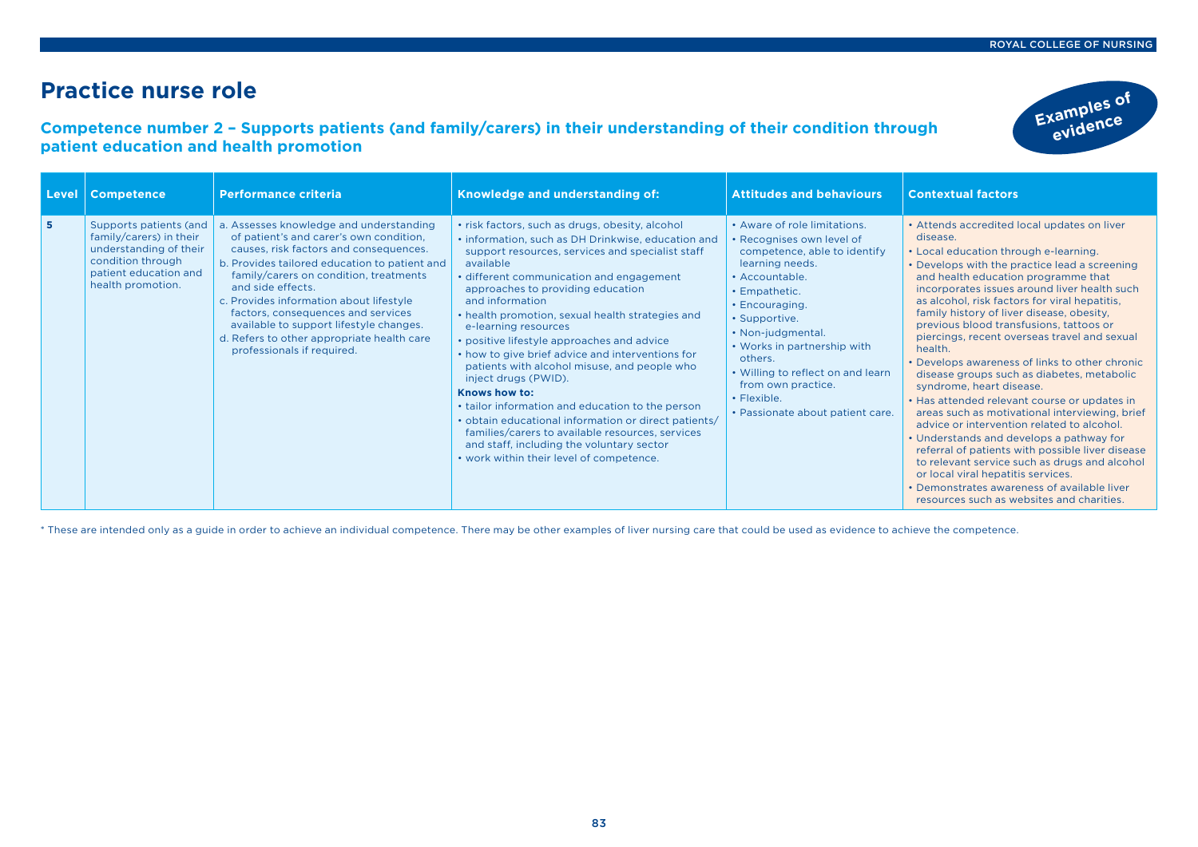# Practice nurse role

## Competence number 2 – Supports patients (and family/carers) in their understanding of their condition through patient education and health promotion

Examples of evidence

| Level | Competence | Performance criteria | Knowledge and understanding of: | Attitudes and behaviours | Contextual factors |
|---|---|---|---|---|---|
| 5 | Supports patients (and family/carers) in their understanding of their condition through patient education and health promotion. | a. Assesses knowledge and understanding of patient's and carer's own condition, causes, risk factors and consequences.<br>b. Provides tailored education to patient and family/carers on condition, treatments and side effects.<br>c. Provides information about lifestyle factors, consequences and services available to support lifestyle changes.<br>d. Refers to other appropriate health care professionals if required. | • risk factors, such as drugs, obesity, alcohol<br>• information, such as DH Drinkwise, education and support resources, services and specialist staff available<br>• different communication and engagement approaches to providing education and information<br>• health promotion, sexual health strategies and e-learning resources<br>• positive lifestyle approaches and advice<br>• how to give brief advice and interventions for patients with alcohol misuse, and people who inject drugs (PWID).<br>**Knows how to:**<br>• tailor information and education to the person<br>• obtain educational information or direct patients/families/carers to available resources, services and staff, including the voluntary sector<br>• work within their level of competence. | • Aware of role limitations.<br>• Recognises own level of competence, able to identify learning needs.<br>• Accountable.<br>• Empathetic.<br>• Encouraging.<br>• Supportive.<br>• Non-judgmental.<br>• Works in partnership with others.<br>• Willing to reflect on and learn from own practice.<br>• Flexible.<br>• Passionate about patient care. | • Attends accredited local updates on liver disease.<br>• Local education through e-learning.<br>• Develops with the practice lead a screening and health education programme that incorporates issues around liver health such as alcohol, risk factors for viral hepatitis, family history of liver disease, obesity, previous blood transfusions, tattoos or piercings, recent overseas travel and sexual health.<br>• Develops awareness of links to other chronic disease groups such as diabetes, metabolic syndrome, heart disease.<br>• Has attended relevant course or updates in areas such as motivational interviewing, brief advice or intervention related to alcohol.<br>• Understands and develops a pathway for referral of patients with possible liver disease to relevant service such as drugs and alcohol or local viral hepatitis services.<br>• Demonstrates awareness of available liver resources such as websites and charities. |

* These are intended only as a guide in order to achieve an individual competence. There may be other examples of liver nursing care that could be used as evidence to achieve the competence.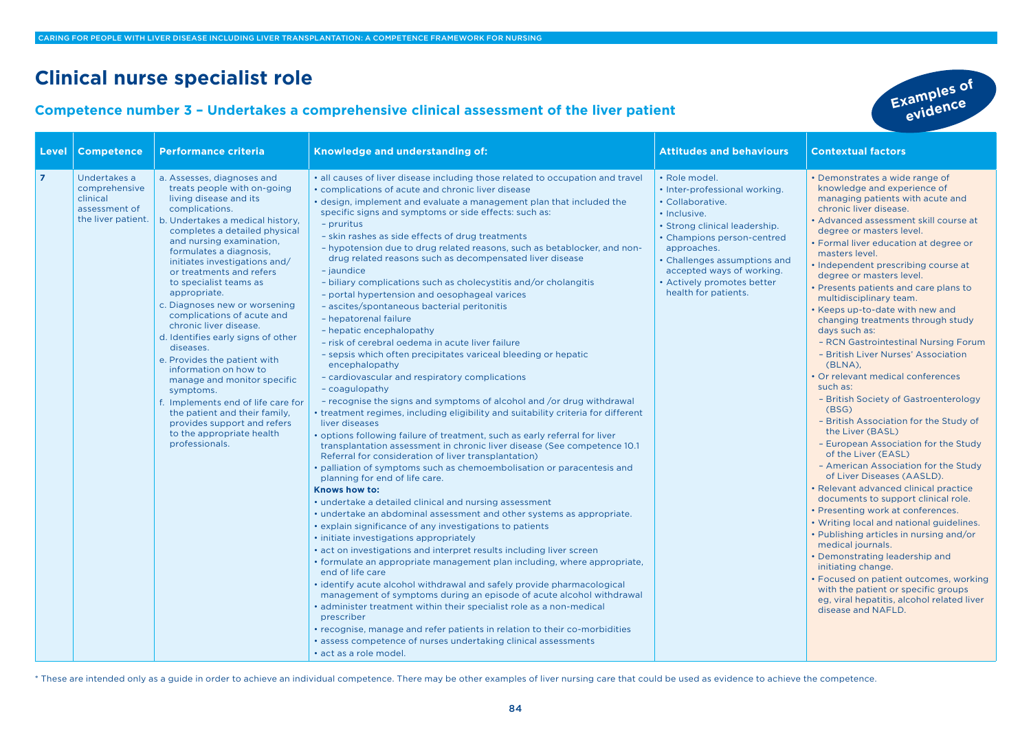# Clinical nurse specialist role

## Competence number 3 – Undertakes a comprehensive clinical assessment of the liver patient

Examples of evidence

| Level | Competence | Performance criteria | Knowledge and understanding of: | Attitudes and behaviours | Contextual factors |
|---|---|---|---|---|---|
| 7 | Undertakes a comprehensive clinical assessment of the liver patient. | a. Assesses, diagnoses and treats people with on-going living disease and its complications.<br>b. Undertakes a medical history, completes a detailed physical and nursing examination, formulates a diagnosis, initiates investigations and/or treatments and refers to specialist teams as appropriate.<br>c. Diagnoses new or worsening complications of acute and chronic liver disease.<br>d. Identifies early signs of other diseases.<br>e. Provides the patient with information on how to manage and monitor specific symptoms.<br>f. Implements end of life care for the patient and their family, provides support and refers to the appropriate health professionals. | • all causes of liver disease including those related to occupation and travel<br>• complications of acute and chronic liver disease<br>• design, implement and evaluate a management plan that included the specific signs and symptoms or side effects: such as:<br>– pruritus<br>– skin rashes as side effects of drug treatments<br>– hypotension due to drug related reasons, such as betablocker, and non-drug related reasons such as decompensated liver disease<br>– jaundice<br>– biliary complications such as cholecystitis and/or cholangitis<br>– portal hypertension and oesophageal varices<br>– ascites/spontaneous bacterial peritonitis<br>– hepatorenal failure<br>– hepatic encephalopathy<br>– risk of cerebral oedema in acute liver failure<br>– sepsis which often precipitates variceal bleeding or hepatic encephalopathy<br>– cardiovascular and respiratory complications<br>– coagulopathy<br>– recognise the signs and symptoms of alcohol and /or drug withdrawal<br>• treatment regimes, including eligibility and suitability criteria for different liver diseases<br>• options following failure of treatment, such as early referral for liver transplantation assessment in chronic liver disease (See competence 10.1 Referral for consideration of liver transplantation)<br>• palliation of symptoms such as chemoembolisation or paracentesis and planning for end of life care.<br>**Knows how to:**<br>• undertake a detailed clinical and nursing assessment<br>• undertake an abdominal assessment and other systems as appropriate.<br>• explain significance of any investigations to patients<br>• initiate investigations appropriately<br>• act on investigations and interpret results including liver screen<br>• formulate an appropriate management plan including, where appropriate, end of life care<br>• identify acute alcohol withdrawal and safely provide pharmacological management of symptoms during an episode of acute alcohol withdrawal<br>• administer treatment within their specialist role as a non-medical prescriber<br>• recognise, manage and refer patients in relation to their co-morbidities<br>• assess competence of nurses undertaking clinical assessments<br>• act as a role model. | • Role model.<br>• Inter-professional working.<br>• Collaborative.<br>• Inclusive.<br>• Strong clinical leadership.<br>• Champions person-centred approaches.<br>• Challenges assumptions and accepted ways of working.<br>• Actively promotes better health for patients. | • Demonstrates a wide range of knowledge and experience of managing patients with acute and chronic liver disease.<br>• Advanced assessment skill course at degree or masters level.<br>• Formal liver education at degree or masters level.<br>• Independent prescribing course at degree or masters level.<br>• Presents patients and care plans to multidisciplinary team.<br>• Keeps up-to-date with new and changing treatments through study days such as:<br>– RCN Gastrointestinal Nursing Forum<br>– British Liver Nurses' Association (BLNA),<br>• Or relevant medical conferences such as:<br>– British Society of Gastroenterology (BSG)<br>– British Association for the Study of the Liver (BASL)<br>– European Association for the Study of the Liver (EASL)<br>– American Association for the Study of Liver Diseases (AASLD).<br>• Relevant advanced clinical practice documents to support clinical role.<br>• Presenting work at conferences.<br>• Writing local and national guidelines.<br>• Publishing articles in nursing and/or medical journals.<br>• Demonstrating leadership and initiating change.<br>• Focused on patient outcomes, working with the patient or specific groups eg, viral hepatitis, alcohol related liver disease and NAFLD. |

\* These are intended only as a guide in order to achieve an individual competence. There may be other examples of liver nursing care that could be used as evidence to achieve the competence.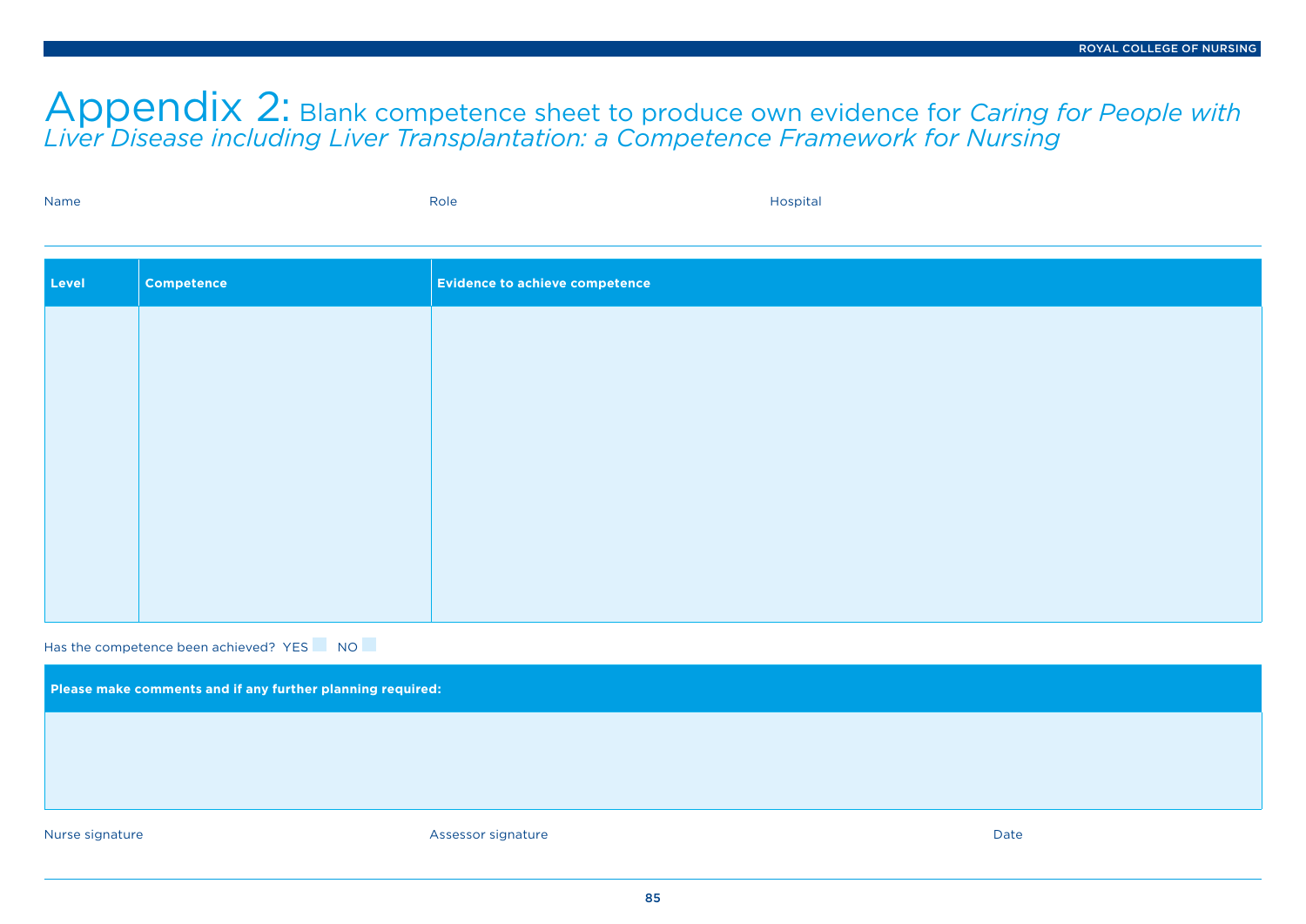# Appendix 2: Blank competence sheet to produce own evidence for *Caring for People with Liver Disease including Liver Transplantation: a Competence Framework for Nursing*

Name Role Hospital

| Level | Competence | Evidence to achieve competence |
|---|---|---|
| | | |

Has the competence been achieved? YES ☐ NO ☐

| **Please make comments and if any further planning required:** |
|---|
| |

Nurse signature Assessor signature Date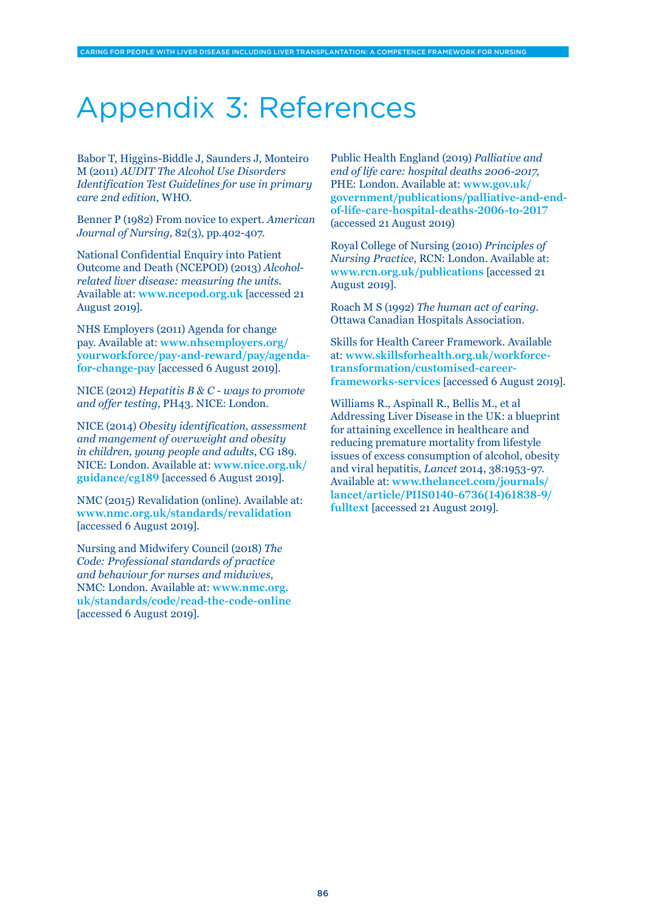# Appendix 3: References

Babor T, Higgins-Biddle J, Saunders J, Monteiro M (2011) *AUDIT The Alcohol Use Disorders Identification Test Guidelines for use in primary care 2nd edition*, WHO.

Benner P (1982) From novice to expert. *American Journal of Nursing*, 82(3), pp.402-407.

National Confidential Enquiry into Patient Outcome and Death (NCEPOD) (2013) *Alcohol-related liver disease: measuring the units.* Available at: **www.ncepod.org.uk** [accessed 21 August 2019].

NHS Employers (2011) Agenda for change pay. Available at: **www.nhsemployers.org/yourworkforce/pay-and-reward/pay/agenda-for-change-pay** [accessed 6 August 2019].

NICE (2012) *Hepatitis B & C - ways to promote and offer testing*, PH43. NICE: London.

NICE (2014) *Obesity identification, assessment and mangement of overweight and obesity in children, young people and adults*, CG 189. NICE: London. Available at: **www.nice.org.uk/guidance/cg189** [accessed 6 August 2019].

NMC (2015) Revalidation (online). Available at: **www.nmc.org.uk/standards/revalidation** [accessed 6 August 2019].

Nursing and Midwifery Council (2018) *The Code: Professional standards of practice and behaviour for nurses and midwives*, NMC: London. Available at: **www.nmc.org.uk/standards/code/read-the-code-online** [accessed 6 August 2019].

Public Health England (2019) *Palliative and end of life care: hospital deaths 2006-2017*, PHE: London. Available at: **www.gov.uk/government/publications/palliative-and-end-of-life-care-hospital-deaths-2006-to-2017** (accessed 21 August 2019)

Royal College of Nursing (2010) *Principles of Nursing Practice*, RCN: London. Available at: **www.rcn.org.uk/publications** [accessed 21 August 2019].

Roach M S (1992) *The human act of caring.* Ottawa Canadian Hospitals Association.

Skills for Health Career Framework. Available at: **www.skillsforhealth.org.uk/workforce-transformation/customised-career-frameworks-services** [accessed 6 August 2019].

Williams R., Aspinall R., Bellis M., et al Addressing Liver Disease in the UK: a blueprint for attaining excellence in healthcare and reducing premature mortality from lifestyle issues of excess consumption of alcohol, obesity and viral hepatitis, *Lancet* 2014, 38:1953-97. Available at: **www.thelancet.com/journals/lancet/article/PIIS0140-6736(14)61838-9/fulltext** [accessed 21 August 2019].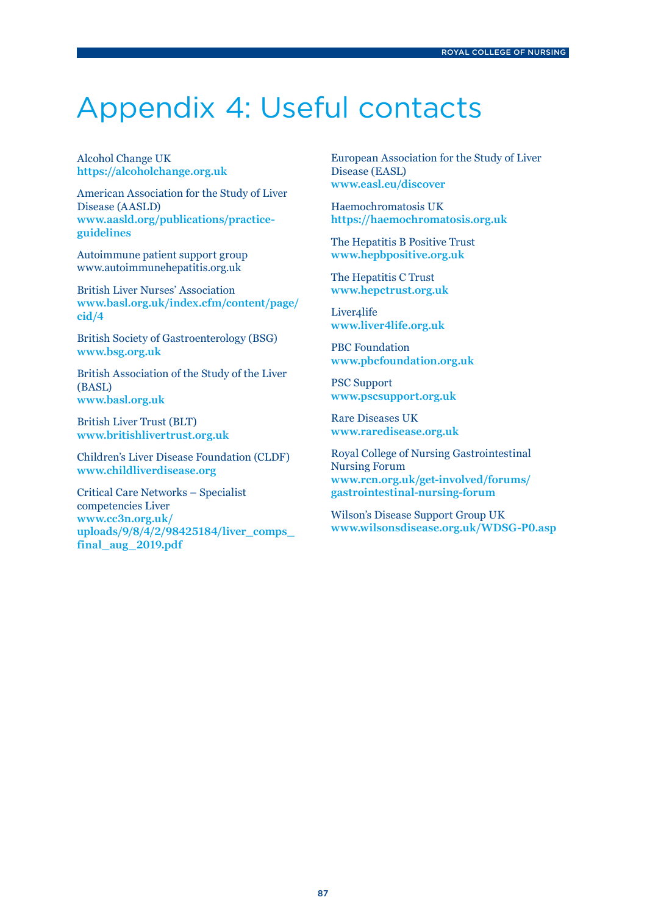# Appendix 4: Useful contacts

Alcohol Change UK
**https://alcoholchange.org.uk**

American Association for the Study of Liver Disease (AASLD)
**www.aasld.org/publications/practice-guidelines**

Autoimmune patient support group
www.autoimmunehepatitis.org.uk

British Liver Nurses' Association
**www.basl.org.uk/index.cfm/content/page/cid/4**

British Society of Gastroenterology (BSG)
**www.bsg.org.uk**

British Association of the Study of the Liver (BASL)
**www.basl.org.uk**

British Liver Trust (BLT)
**www.britishlivertrust.org.uk**

Children's Liver Disease Foundation (CLDF)
**www.childliverdisease.org**

Critical Care Networks – Specialist competencies Liver
**www.cc3n.org.uk/uploads/9/8/4/2/98425184/liver_comps_final_aug_2019.pdf**

European Association for the Study of Liver Disease (EASL)
**www.easl.eu/discover**

Haemochromatosis UK
**https://haemochromatosis.org.uk**

The Hepatitis B Positive Trust
**www.hepbpositive.org.uk**

The Hepatitis C Trust
**www.hepctrust.org.uk**

Liver4life
**www.liver4life.org.uk**

PBC Foundation
**www.pbcfoundation.org.uk**

PSC Support
**www.pscsupport.org.uk**

Rare Diseases UK
**www.raredisease.org.uk**

Royal College of Nursing Gastrointestinal Nursing Forum
**www.rcn.org.uk/get-involved/forums/gastrointestinal-nursing-forum**

Wilson's Disease Support Group UK
**www.wilsonsdisease.org.uk/WDSG-P0.asp**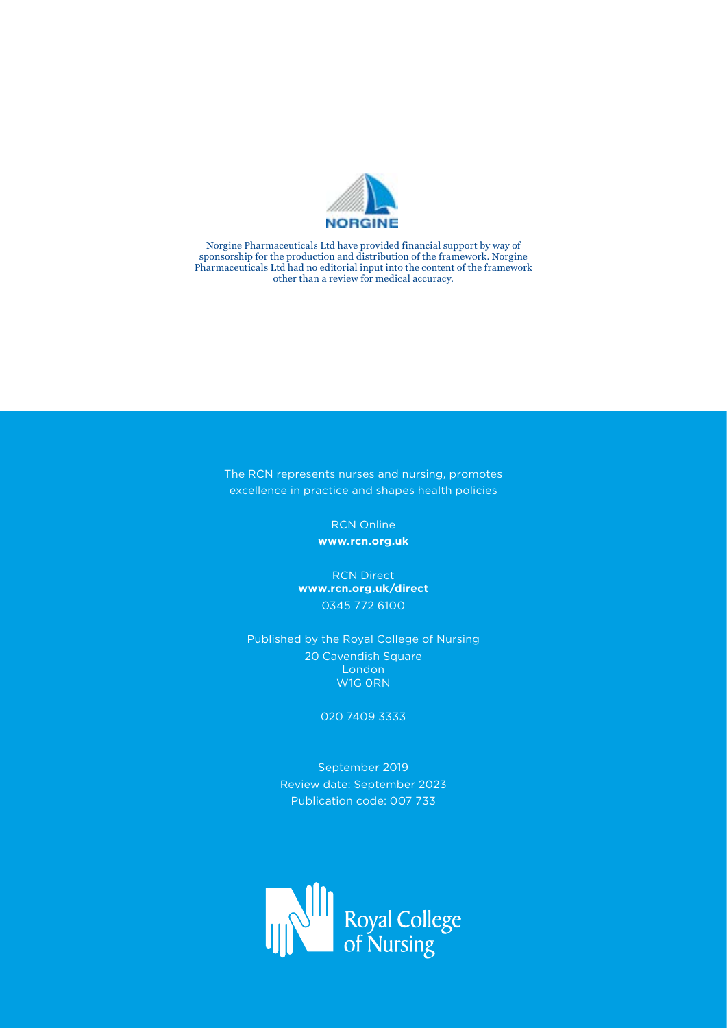NORGINE

Norgine Pharmaceuticals Ltd have provided financial support by way of sponsorship for the production and distribution of the framework. Norgine Pharmaceuticals Ltd had no editorial input into the content of the framework other than a review for medical accuracy.

The RCN represents nurses and nursing, promotes excellence in practice and shapes health policies

RCN Online
**www.rcn.org.uk**

RCN Direct
**www.rcn.org.uk/direct**
0345 772 6100

Published by the Royal College of Nursing
20 Cavendish Square
London
W1G 0RN

020 7409 3333

September 2019
Review date: September 2023
Publication code: 007 733

Royal College of Nursing